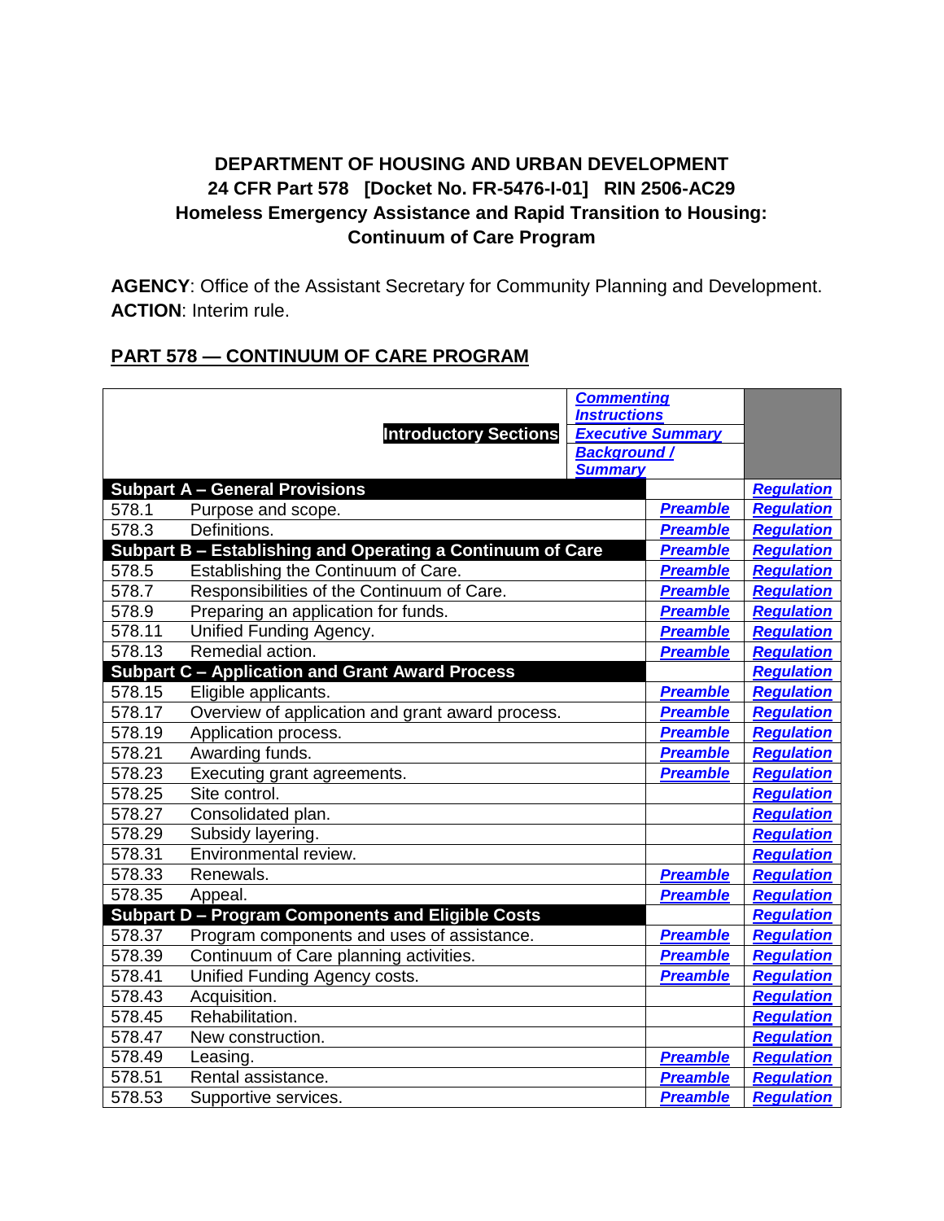**DEPARTMENT OF HOUSING AND URBAN DEVELOPMENT**
**24 CFR Part 578 [Docket No. FR-5476-I-01] RIN 2506-AC29**
**Homeless Emergency Assistance and Rapid Transition to Housing: Continuum of Care Program**

**AGENCY**: Office of the Assistant Secretary for Community Planning and Development.
**ACTION**: Interim rule.

## PART 578 — CONTINUUM OF CARE PROGRAM

| | | | |
|---|---|---|---|
| | **Introductory Sections** | ***Commenting Instructions*** / ***Executive Summary*** / ***Background / Summary*** | |
| **Subpart A – General Provisions** | | | ***Regulation*** |
| 578.1 | Purpose and scope. | ***Preamble*** | ***Regulation*** |
| 578.3 | Definitions. | ***Preamble*** | ***Regulation*** |
| **Subpart B – Establishing and Operating a Continuum of Care** | | ***Preamble*** | ***Regulation*** |
| 578.5 | Establishing the Continuum of Care. | ***Preamble*** | ***Regulation*** |
| 578.7 | Responsibilities of the Continuum of Care. | ***Preamble*** | ***Regulation*** |
| 578.9 | Preparing an application for funds. | ***Preamble*** | ***Regulation*** |
| 578.11 | Unified Funding Agency. | ***Preamble*** | ***Regulation*** |
| 578.13 | Remedial action. | ***Preamble*** | ***Regulation*** |
| **Subpart C – Application and Grant Award Process** | | | ***Regulation*** |
| 578.15 | Eligible applicants. | ***Preamble*** | ***Regulation*** |
| 578.17 | Overview of application and grant award process. | ***Preamble*** | ***Regulation*** |
| 578.19 | Application process. | ***Preamble*** | ***Regulation*** |
| 578.21 | Awarding funds. | ***Preamble*** | ***Regulation*** |
| 578.23 | Executing grant agreements. | ***Preamble*** | ***Regulation*** |
| 578.25 | Site control. | | ***Regulation*** |
| 578.27 | Consolidated plan. | | ***Regulation*** |
| 578.29 | Subsidy layering. | | ***Regulation*** |
| 578.31 | Environmental review. | | ***Regulation*** |
| 578.33 | Renewals. | ***Preamble*** | ***Regulation*** |
| 578.35 | Appeal. | ***Preamble*** | ***Regulation*** |
| **Subpart D – Program Components and Eligible Costs** | | | ***Regulation*** |
| 578.37 | Program components and uses of assistance. | ***Preamble*** | ***Regulation*** |
| 578.39 | Continuum of Care planning activities. | ***Preamble*** | ***Regulation*** |
| 578.41 | Unified Funding Agency costs. | ***Preamble*** | ***Regulation*** |
| 578.43 | Acquisition. | | ***Regulation*** |
| 578.45 | Rehabilitation. | | ***Regulation*** |
| 578.47 | New construction. | | ***Regulation*** |
| 578.49 | Leasing. | ***Preamble*** | ***Regulation*** |
| 578.51 | Rental assistance. | ***Preamble*** | ***Regulation*** |
| 578.53 | Supportive services. | ***Preamble*** | ***Regulation*** |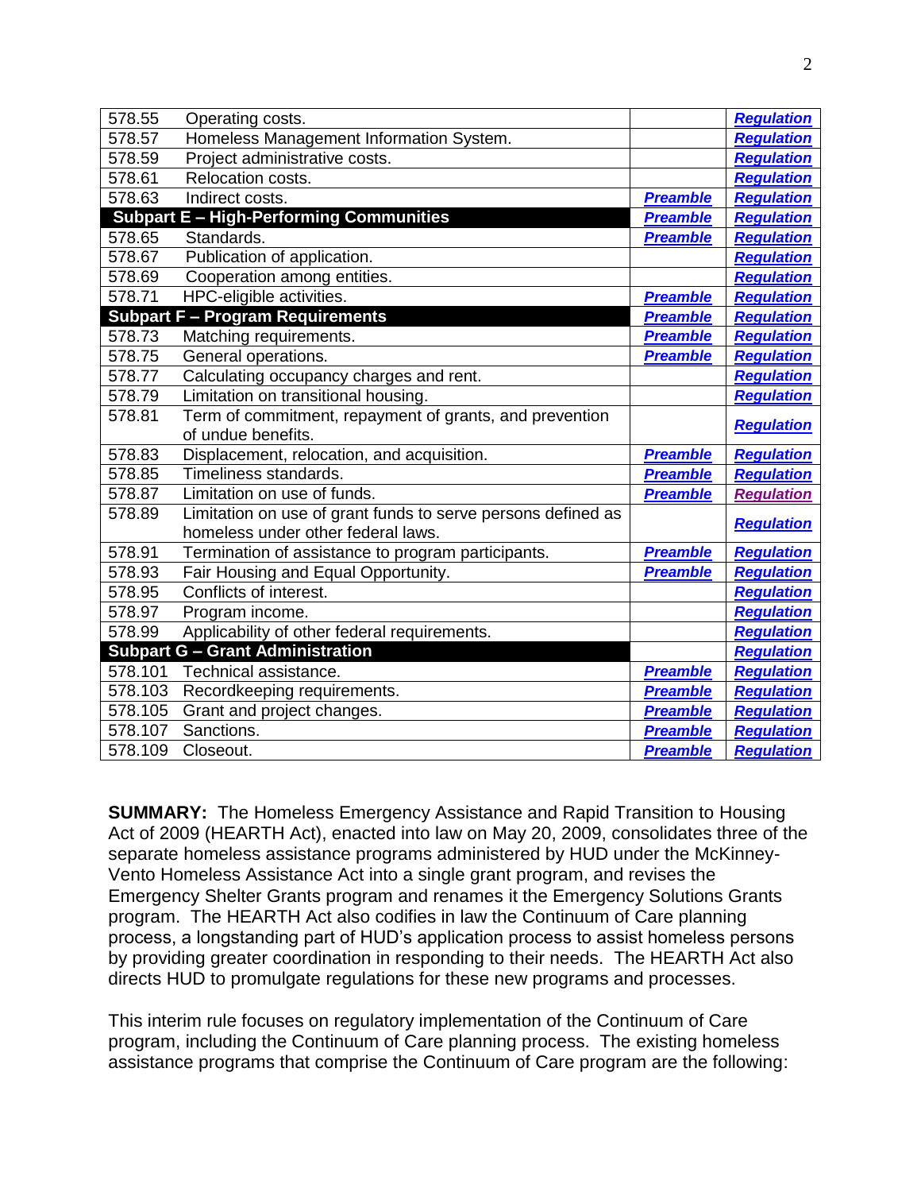| | | | |
|---|---|---|---|
| 578.55 | Operating costs. | | ***Regulation*** |
| 578.57 | Homeless Management Information System. | | ***Regulation*** |
| 578.59 | Project administrative costs. | | ***Regulation*** |
| 578.61 | Relocation costs. | | ***Regulation*** |
| 578.63 | Indirect costs. | ***Preamble*** | ***Regulation*** |
| **Subpart E – High-Performing Communities** | | ***Preamble*** | ***Regulation*** |
| 578.65 | Standards. | ***Preamble*** | ***Regulation*** |
| 578.67 | Publication of application. | | ***Regulation*** |
| 578.69 | Cooperation among entities. | | ***Regulation*** |
| 578.71 | HPC-eligible activities. | ***Preamble*** | ***Regulation*** |
| **Subpart F – Program Requirements** | | ***Preamble*** | ***Regulation*** |
| 578.73 | Matching requirements. | ***Preamble*** | ***Regulation*** |
| 578.75 | General operations. | ***Preamble*** | ***Regulation*** |
| 578.77 | Calculating occupancy charges and rent. | | ***Regulation*** |
| 578.79 | Limitation on transitional housing. | | ***Regulation*** |
| 578.81 | Term of commitment, repayment of grants, and prevention of undue benefits. | | ***Regulation*** |
| 578.83 | Displacement, relocation, and acquisition. | ***Preamble*** | ***Regulation*** |
| 578.85 | Timeliness standards. | ***Preamble*** | ***Regulation*** |
| 578.87 | Limitation on use of funds. | ***Preamble*** | ***Regulation*** |
| 578.89 | Limitation on use of grant funds to serve persons defined as homeless under other federal laws. | | ***Regulation*** |
| 578.91 | Termination of assistance to program participants. | ***Preamble*** | ***Regulation*** |
| 578.93 | Fair Housing and Equal Opportunity. | ***Preamble*** | ***Regulation*** |
| 578.95 | Conflicts of interest. | | ***Regulation*** |
| 578.97 | Program income. | | ***Regulation*** |
| 578.99 | Applicability of other federal requirements. | | ***Regulation*** |
| **Subpart G – Grant Administration** | | | ***Regulation*** |
| 578.101 | Technical assistance. | ***Preamble*** | ***Regulation*** |
| 578.103 | Recordkeeping requirements. | ***Preamble*** | ***Regulation*** |
| 578.105 | Grant and project changes. | ***Preamble*** | ***Regulation*** |
| 578.107 | Sanctions. | ***Preamble*** | ***Regulation*** |
| 578.109 | Closeout. | ***Preamble*** | ***Regulation*** |

**SUMMARY:** The Homeless Emergency Assistance and Rapid Transition to Housing Act of 2009 (HEARTH Act), enacted into law on May 20, 2009, consolidates three of the separate homeless assistance programs administered by HUD under the McKinney-Vento Homeless Assistance Act into a single grant program, and revises the Emergency Shelter Grants program and renames it the Emergency Solutions Grants program. The HEARTH Act also codifies in law the Continuum of Care planning process, a longstanding part of HUD's application process to assist homeless persons by providing greater coordination in responding to their needs. The HEARTH Act also directs HUD to promulgate regulations for these new programs and processes.

This interim rule focuses on regulatory implementation of the Continuum of Care program, including the Continuum of Care planning process. The existing homeless assistance programs that comprise the Continuum of Care program are the following: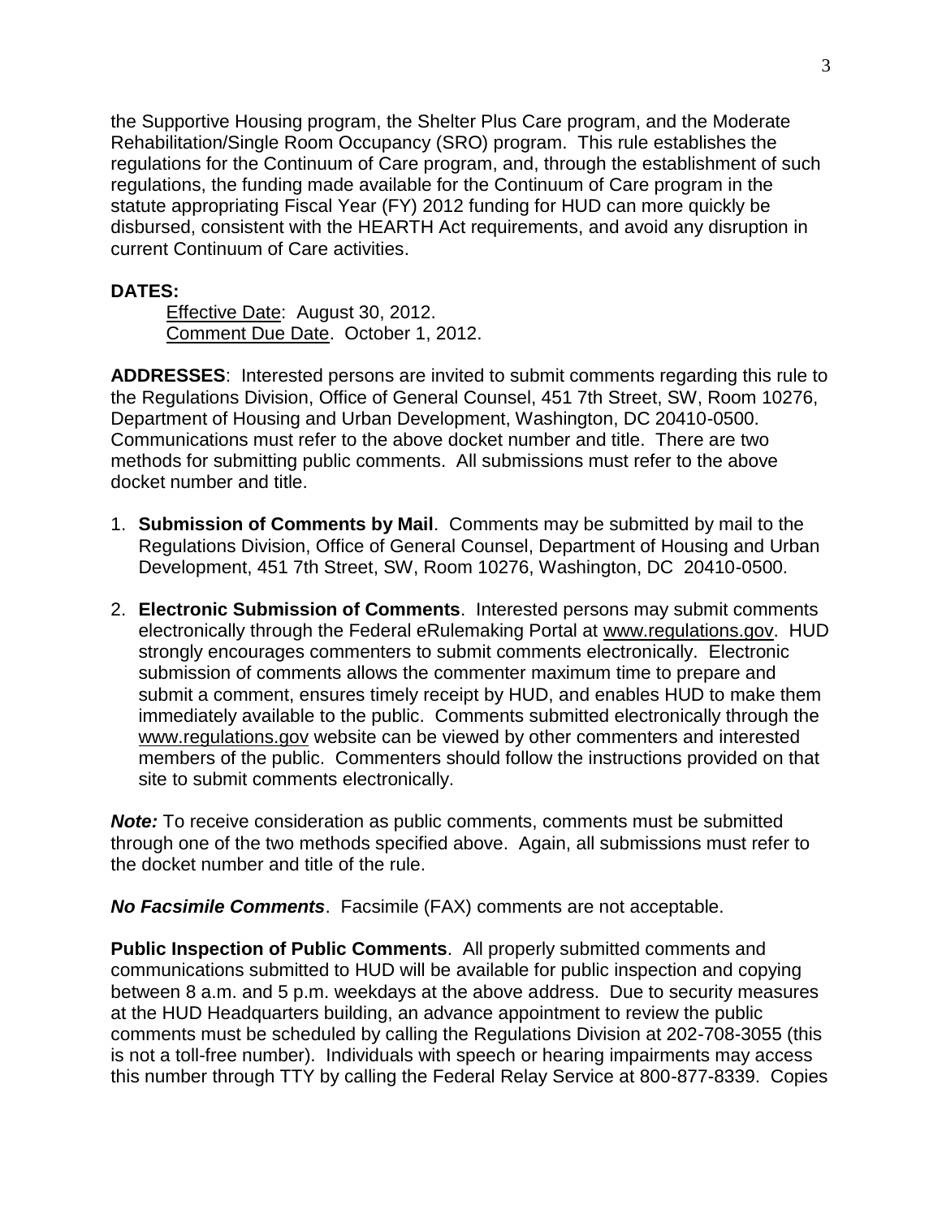the Supportive Housing program, the Shelter Plus Care program, and the Moderate Rehabilitation/Single Room Occupancy (SRO) program. This rule establishes the regulations for the Continuum of Care program, and, through the establishment of such regulations, the funding made available for the Continuum of Care program in the statute appropriating Fiscal Year (FY) 2012 funding for HUD can more quickly be disbursed, consistent with the HEARTH Act requirements, and avoid any disruption in current Continuum of Care activities.

**DATES:**

Effective Date: August 30, 2012.
Comment Due Date. October 1, 2012.

**ADDRESSES**: Interested persons are invited to submit comments regarding this rule to the Regulations Division, Office of General Counsel, 451 7th Street, SW, Room 10276, Department of Housing and Urban Development, Washington, DC 20410-0500. Communications must refer to the above docket number and title. There are two methods for submitting public comments. All submissions must refer to the above docket number and title.

1. **Submission of Comments by Mail**. Comments may be submitted by mail to the Regulations Division, Office of General Counsel, Department of Housing and Urban Development, 451 7th Street, SW, Room 10276, Washington, DC 20410-0500.

2. **Electronic Submission of Comments**. Interested persons may submit comments electronically through the Federal eRulemaking Portal at www.regulations.gov. HUD strongly encourages commenters to submit comments electronically. Electronic submission of comments allows the commenter maximum time to prepare and submit a comment, ensures timely receipt by HUD, and enables HUD to make them immediately available to the public. Comments submitted electronically through the www.regulations.gov website can be viewed by other commenters and interested members of the public. Commenters should follow the instructions provided on that site to submit comments electronically.

***Note:*** To receive consideration as public comments, comments must be submitted through one of the two methods specified above. Again, all submissions must refer to the docket number and title of the rule.

***No Facsimile Comments***. Facsimile (FAX) comments are not acceptable.

**Public Inspection of Public Comments**. All properly submitted comments and communications submitted to HUD will be available for public inspection and copying between 8 a.m. and 5 p.m. weekdays at the above address. Due to security measures at the HUD Headquarters building, an advance appointment to review the public comments must be scheduled by calling the Regulations Division at 202-708-3055 (this is not a toll-free number). Individuals with speech or hearing impairments may access this number through TTY by calling the Federal Relay Service at 800-877-8339. Copies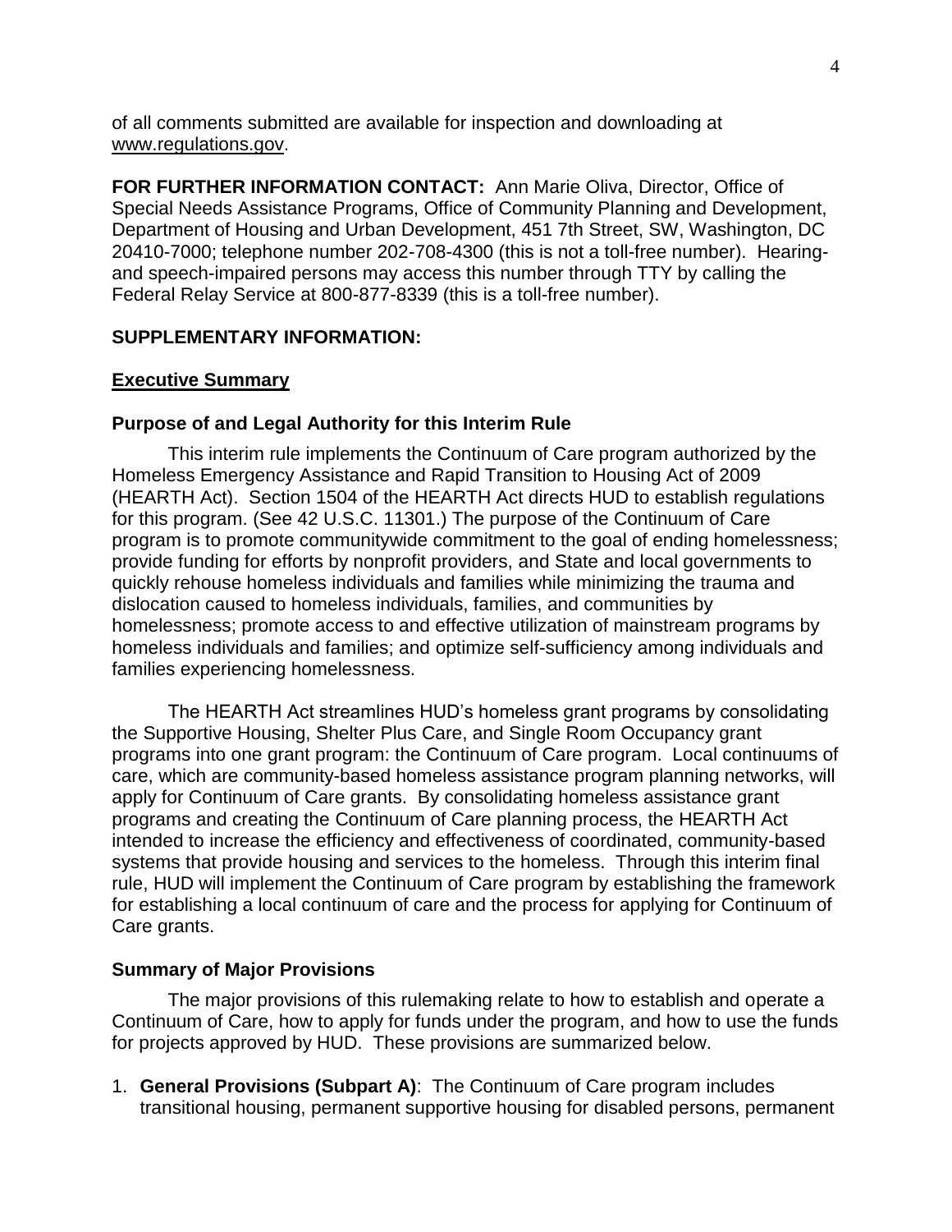of all comments submitted are available for inspection and downloading at www.regulations.gov.

**FOR FURTHER INFORMATION CONTACT:** Ann Marie Oliva, Director, Office of Special Needs Assistance Programs, Office of Community Planning and Development, Department of Housing and Urban Development, 451 7th Street, SW, Washington, DC 20410-7000; telephone number 202-708-4300 (this is not a toll-free number). Hearing- and speech-impaired persons may access this number through TTY by calling the Federal Relay Service at 800-877-8339 (this is a toll-free number).

**SUPPLEMENTARY INFORMATION:**

**Executive Summary**

**Purpose of and Legal Authority for this Interim Rule**

This interim rule implements the Continuum of Care program authorized by the Homeless Emergency Assistance and Rapid Transition to Housing Act of 2009 (HEARTH Act). Section 1504 of the HEARTH Act directs HUD to establish regulations for this program. (See 42 U.S.C. 11301.) The purpose of the Continuum of Care program is to promote communitywide commitment to the goal of ending homelessness; provide funding for efforts by nonprofit providers, and State and local governments to quickly rehouse homeless individuals and families while minimizing the trauma and dislocation caused to homeless individuals, families, and communities by homelessness; promote access to and effective utilization of mainstream programs by homeless individuals and families; and optimize self-sufficiency among individuals and families experiencing homelessness.

The HEARTH Act streamlines HUD's homeless grant programs by consolidating the Supportive Housing, Shelter Plus Care, and Single Room Occupancy grant programs into one grant program: the Continuum of Care program. Local continuums of care, which are community-based homeless assistance program planning networks, will apply for Continuum of Care grants. By consolidating homeless assistance grant programs and creating the Continuum of Care planning process, the HEARTH Act intended to increase the efficiency and effectiveness of coordinated, community-based systems that provide housing and services to the homeless. Through this interim final rule, HUD will implement the Continuum of Care program by establishing the framework for establishing a local continuum of care and the process for applying for Continuum of Care grants.

**Summary of Major Provisions**

The major provisions of this rulemaking relate to how to establish and operate a Continuum of Care, how to apply for funds under the program, and how to use the funds for projects approved by HUD. These provisions are summarized below.

1. **General Provisions (Subpart A)**: The Continuum of Care program includes transitional housing, permanent supportive housing for disabled persons, permanent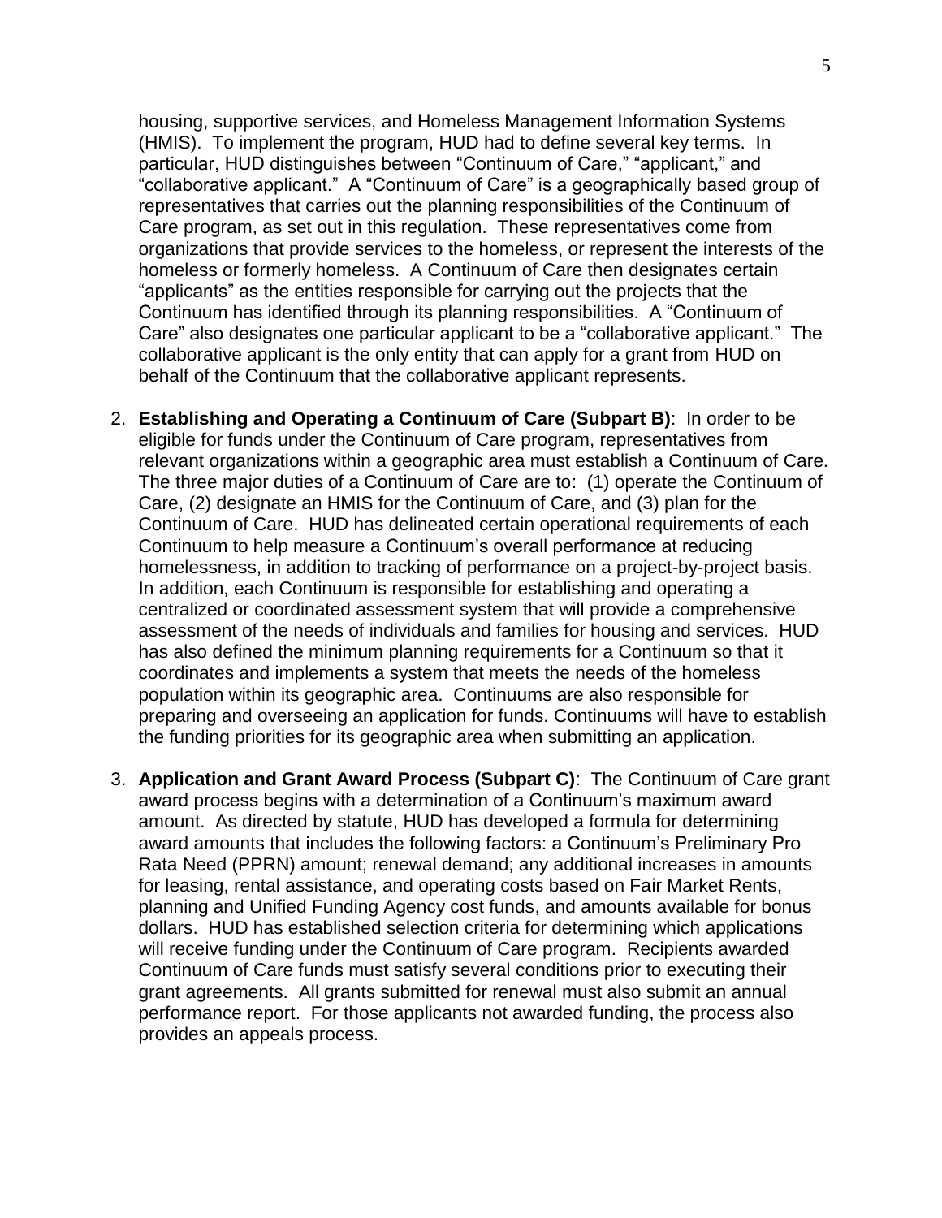housing, supportive services, and Homeless Management Information Systems (HMIS). To implement the program, HUD had to define several key terms. In particular, HUD distinguishes between "Continuum of Care," "applicant," and "collaborative applicant." A "Continuum of Care" is a geographically based group of representatives that carries out the planning responsibilities of the Continuum of Care program, as set out in this regulation. These representatives come from organizations that provide services to the homeless, or represent the interests of the homeless or formerly homeless. A Continuum of Care then designates certain "applicants" as the entities responsible for carrying out the projects that the Continuum has identified through its planning responsibilities. A "Continuum of Care" also designates one particular applicant to be a "collaborative applicant." The collaborative applicant is the only entity that can apply for a grant from HUD on behalf of the Continuum that the collaborative applicant represents.

2. **Establishing and Operating a Continuum of Care (Subpart B)**: In order to be eligible for funds under the Continuum of Care program, representatives from relevant organizations within a geographic area must establish a Continuum of Care. The three major duties of a Continuum of Care are to: (1) operate the Continuum of Care, (2) designate an HMIS for the Continuum of Care, and (3) plan for the Continuum of Care. HUD has delineated certain operational requirements of each Continuum to help measure a Continuum's overall performance at reducing homelessness, in addition to tracking of performance on a project-by-project basis. In addition, each Continuum is responsible for establishing and operating a centralized or coordinated assessment system that will provide a comprehensive assessment of the needs of individuals and families for housing and services. HUD has also defined the minimum planning requirements for a Continuum so that it coordinates and implements a system that meets the needs of the homeless population within its geographic area. Continuums are also responsible for preparing and overseeing an application for funds. Continuums will have to establish the funding priorities for its geographic area when submitting an application.

3. **Application and Grant Award Process (Subpart C)**: The Continuum of Care grant award process begins with a determination of a Continuum's maximum award amount. As directed by statute, HUD has developed a formula for determining award amounts that includes the following factors: a Continuum's Preliminary Pro Rata Need (PPRN) amount; renewal demand; any additional increases in amounts for leasing, rental assistance, and operating costs based on Fair Market Rents, planning and Unified Funding Agency cost funds, and amounts available for bonus dollars. HUD has established selection criteria for determining which applications will receive funding under the Continuum of Care program. Recipients awarded Continuum of Care funds must satisfy several conditions prior to executing their grant agreements. All grants submitted for renewal must also submit an annual performance report. For those applicants not awarded funding, the process also provides an appeals process.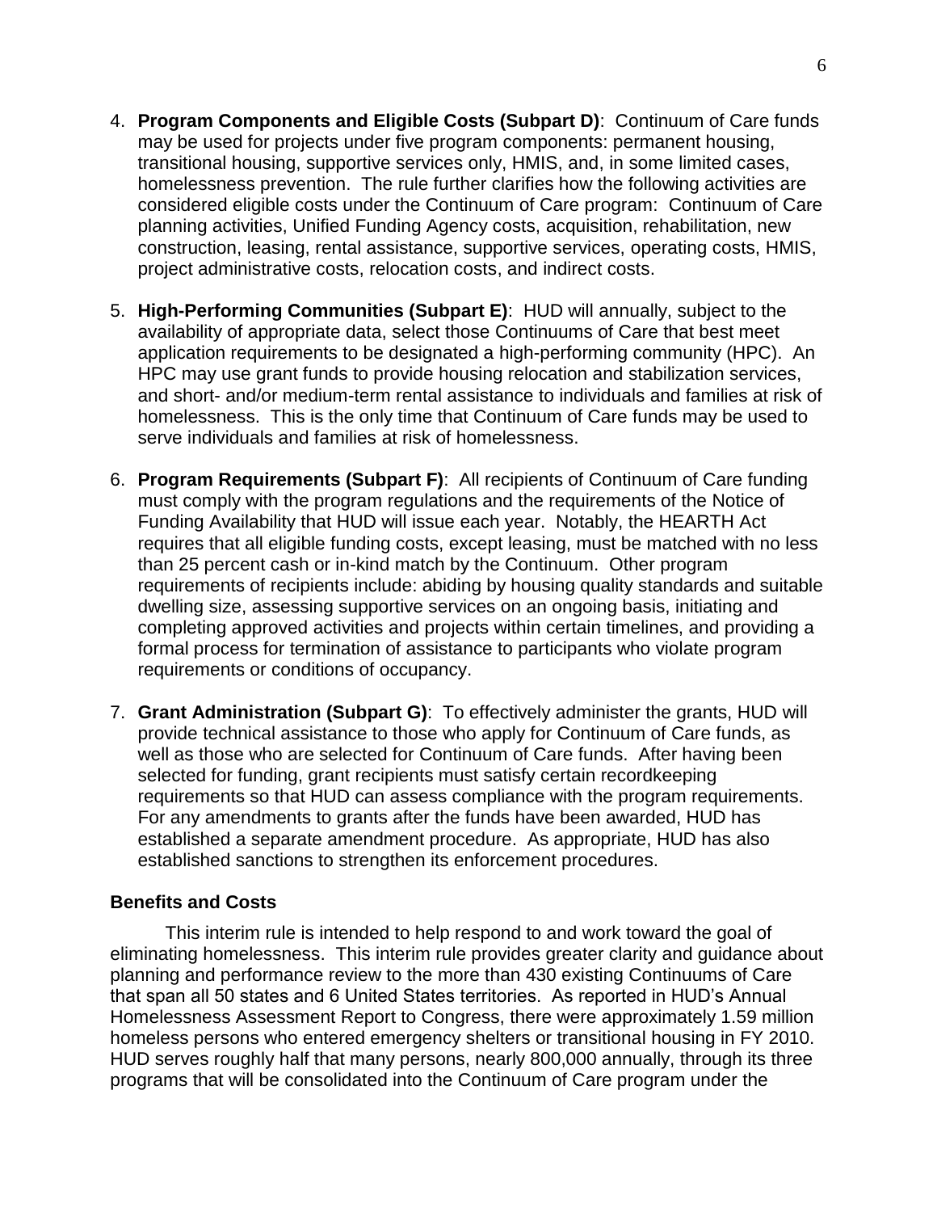4. **Program Components and Eligible Costs (Subpart D)**: Continuum of Care funds may be used for projects under five program components: permanent housing, transitional housing, supportive services only, HMIS, and, in some limited cases, homelessness prevention. The rule further clarifies how the following activities are considered eligible costs under the Continuum of Care program: Continuum of Care planning activities, Unified Funding Agency costs, acquisition, rehabilitation, new construction, leasing, rental assistance, supportive services, operating costs, HMIS, project administrative costs, relocation costs, and indirect costs.

5. **High-Performing Communities (Subpart E)**: HUD will annually, subject to the availability of appropriate data, select those Continuums of Care that best meet application requirements to be designated a high-performing community (HPC). An HPC may use grant funds to provide housing relocation and stabilization services, and short- and/or medium-term rental assistance to individuals and families at risk of homelessness. This is the only time that Continuum of Care funds may be used to serve individuals and families at risk of homelessness.

6. **Program Requirements (Subpart F)**: All recipients of Continuum of Care funding must comply with the program regulations and the requirements of the Notice of Funding Availability that HUD will issue each year. Notably, the HEARTH Act requires that all eligible funding costs, except leasing, must be matched with no less than 25 percent cash or in-kind match by the Continuum. Other program requirements of recipients include: abiding by housing quality standards and suitable dwelling size, assessing supportive services on an ongoing basis, initiating and completing approved activities and projects within certain timelines, and providing a formal process for termination of assistance to participants who violate program requirements or conditions of occupancy.

7. **Grant Administration (Subpart G)**: To effectively administer the grants, HUD will provide technical assistance to those who apply for Continuum of Care funds, as well as those who are selected for Continuum of Care funds. After having been selected for funding, grant recipients must satisfy certain recordkeeping requirements so that HUD can assess compliance with the program requirements. For any amendments to grants after the funds have been awarded, HUD has established a separate amendment procedure. As appropriate, HUD has also established sanctions to strengthen its enforcement procedures.

**Benefits and Costs**

This interim rule is intended to help respond to and work toward the goal of eliminating homelessness. This interim rule provides greater clarity and guidance about planning and performance review to the more than 430 existing Continuums of Care that span all 50 states and 6 United States territories. As reported in HUD's Annual Homelessness Assessment Report to Congress, there were approximately 1.59 million homeless persons who entered emergency shelters or transitional housing in FY 2010. HUD serves roughly half that many persons, nearly 800,000 annually, through its three programs that will be consolidated into the Continuum of Care program under the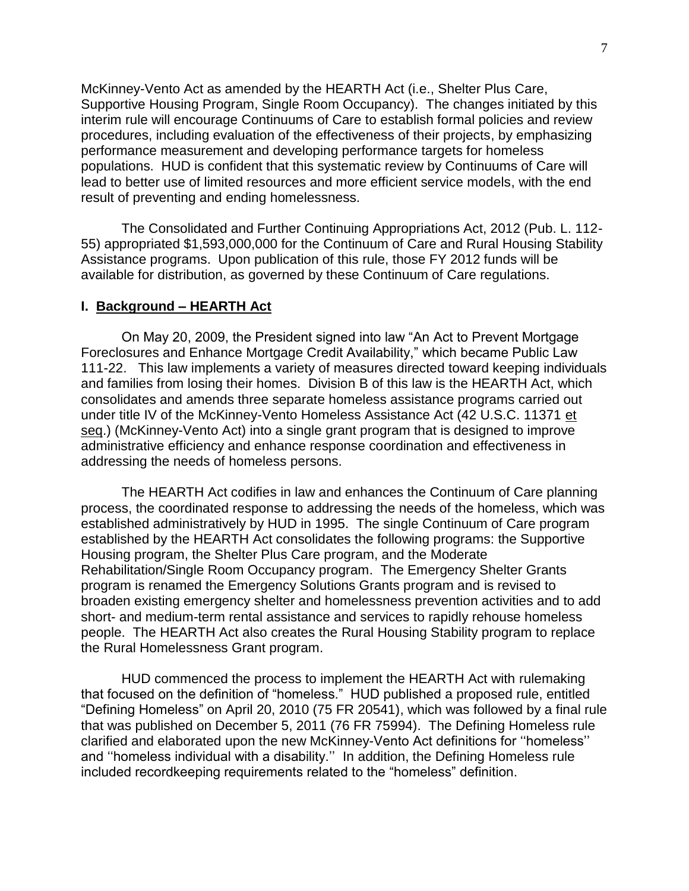McKinney-Vento Act as amended by the HEARTH Act (i.e., Shelter Plus Care, Supportive Housing Program, Single Room Occupancy). The changes initiated by this interim rule will encourage Continuums of Care to establish formal policies and review procedures, including evaluation of the effectiveness of their projects, by emphasizing performance measurement and developing performance targets for homeless populations. HUD is confident that this systematic review by Continuums of Care will lead to better use of limited resources and more efficient service models, with the end result of preventing and ending homelessness.

The Consolidated and Further Continuing Appropriations Act, 2012 (Pub. L. 112-55) appropriated $1,593,000,000 for the Continuum of Care and Rural Housing Stability Assistance programs. Upon publication of this rule, those FY 2012 funds will be available for distribution, as governed by these Continuum of Care regulations.

## I. Background – HEARTH Act

On May 20, 2009, the President signed into law "An Act to Prevent Mortgage Foreclosures and Enhance Mortgage Credit Availability," which became Public Law 111-22. This law implements a variety of measures directed toward keeping individuals and families from losing their homes. Division B of this law is the HEARTH Act, which consolidates and amends three separate homeless assistance programs carried out under title IV of the McKinney-Vento Homeless Assistance Act (42 U.S.C. 11371 et seq.) (McKinney-Vento Act) into a single grant program that is designed to improve administrative efficiency and enhance response coordination and effectiveness in addressing the needs of homeless persons.

The HEARTH Act codifies in law and enhances the Continuum of Care planning process, the coordinated response to addressing the needs of the homeless, which was established administratively by HUD in 1995. The single Continuum of Care program established by the HEARTH Act consolidates the following programs: the Supportive Housing program, the Shelter Plus Care program, and the Moderate Rehabilitation/Single Room Occupancy program. The Emergency Shelter Grants program is renamed the Emergency Solutions Grants program and is revised to broaden existing emergency shelter and homelessness prevention activities and to add short- and medium-term rental assistance and services to rapidly rehouse homeless people. The HEARTH Act also creates the Rural Housing Stability program to replace the Rural Homelessness Grant program.

HUD commenced the process to implement the HEARTH Act with rulemaking that focused on the definition of "homeless." HUD published a proposed rule, entitled "Defining Homeless" on April 20, 2010 (75 FR 20541), which was followed by a final rule that was published on December 5, 2011 (76 FR 75994). The Defining Homeless rule clarified and elaborated upon the new McKinney-Vento Act definitions for ''homeless'' and ''homeless individual with a disability.'' In addition, the Defining Homeless rule included recordkeeping requirements related to the "homeless" definition.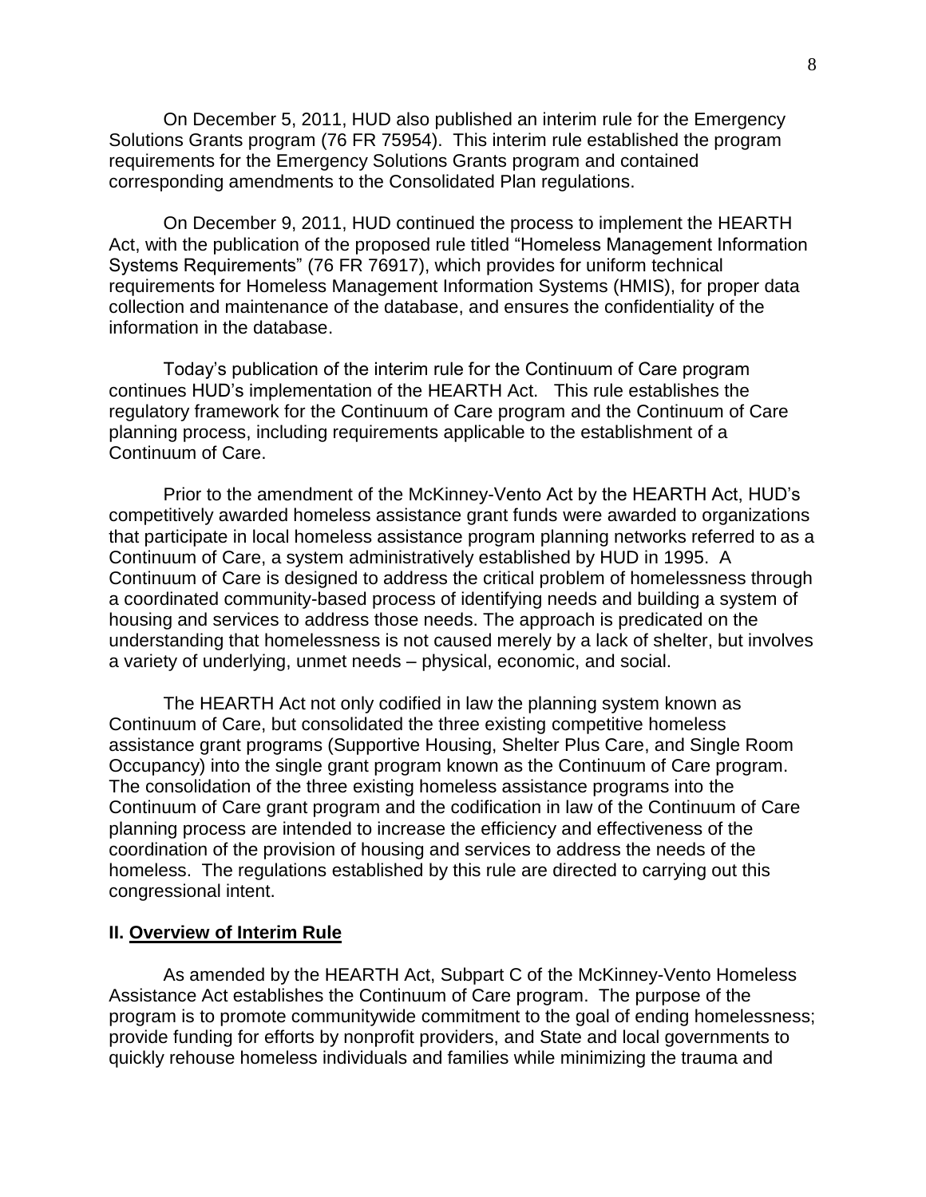On December 5, 2011, HUD also published an interim rule for the Emergency Solutions Grants program (76 FR 75954). This interim rule established the program requirements for the Emergency Solutions Grants program and contained corresponding amendments to the Consolidated Plan regulations.

On December 9, 2011, HUD continued the process to implement the HEARTH Act, with the publication of the proposed rule titled "Homeless Management Information Systems Requirements" (76 FR 76917), which provides for uniform technical requirements for Homeless Management Information Systems (HMIS), for proper data collection and maintenance of the database, and ensures the confidentiality of the information in the database.

Today's publication of the interim rule for the Continuum of Care program continues HUD's implementation of the HEARTH Act. This rule establishes the regulatory framework for the Continuum of Care program and the Continuum of Care planning process, including requirements applicable to the establishment of a Continuum of Care.

Prior to the amendment of the McKinney-Vento Act by the HEARTH Act, HUD's competitively awarded homeless assistance grant funds were awarded to organizations that participate in local homeless assistance program planning networks referred to as a Continuum of Care, a system administratively established by HUD in 1995. A Continuum of Care is designed to address the critical problem of homelessness through a coordinated community-based process of identifying needs and building a system of housing and services to address those needs. The approach is predicated on the understanding that homelessness is not caused merely by a lack of shelter, but involves a variety of underlying, unmet needs – physical, economic, and social.

The HEARTH Act not only codified in law the planning system known as Continuum of Care, but consolidated the three existing competitive homeless assistance grant programs (Supportive Housing, Shelter Plus Care, and Single Room Occupancy) into the single grant program known as the Continuum of Care program. The consolidation of the three existing homeless assistance programs into the Continuum of Care grant program and the codification in law of the Continuum of Care planning process are intended to increase the efficiency and effectiveness of the coordination of the provision of housing and services to address the needs of the homeless. The regulations established by this rule are directed to carrying out this congressional intent.

## II. Overview of Interim Rule

As amended by the HEARTH Act, Subpart C of the McKinney-Vento Homeless Assistance Act establishes the Continuum of Care program. The purpose of the program is to promote communitywide commitment to the goal of ending homelessness; provide funding for efforts by nonprofit providers, and State and local governments to quickly rehouse homeless individuals and families while minimizing the trauma and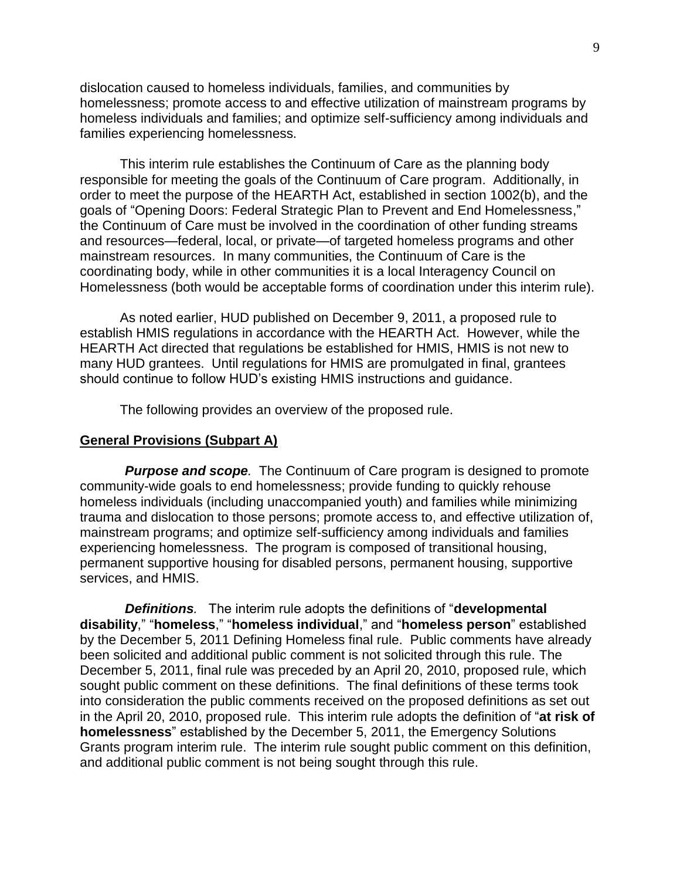dislocation caused to homeless individuals, families, and communities by homelessness; promote access to and effective utilization of mainstream programs by homeless individuals and families; and optimize self-sufficiency among individuals and families experiencing homelessness.

This interim rule establishes the Continuum of Care as the planning body responsible for meeting the goals of the Continuum of Care program. Additionally, in order to meet the purpose of the HEARTH Act, established in section 1002(b), and the goals of "Opening Doors: Federal Strategic Plan to Prevent and End Homelessness," the Continuum of Care must be involved in the coordination of other funding streams and resources—federal, local, or private—of targeted homeless programs and other mainstream resources. In many communities, the Continuum of Care is the coordinating body, while in other communities it is a local Interagency Council on Homelessness (both would be acceptable forms of coordination under this interim rule).

As noted earlier, HUD published on December 9, 2011, a proposed rule to establish HMIS regulations in accordance with the HEARTH Act. However, while the HEARTH Act directed that regulations be established for HMIS, HMIS is not new to many HUD grantees. Until regulations for HMIS are promulgated in final, grantees should continue to follow HUD's existing HMIS instructions and guidance.

The following provides an overview of the proposed rule.

**General Provisions (Subpart A)**

***Purpose and scope.*** The Continuum of Care program is designed to promote community-wide goals to end homelessness; provide funding to quickly rehouse homeless individuals (including unaccompanied youth) and families while minimizing trauma and dislocation to those persons; promote access to, and effective utilization of, mainstream programs; and optimize self-sufficiency among individuals and families experiencing homelessness. The program is composed of transitional housing, permanent supportive housing for disabled persons, permanent housing, supportive services, and HMIS.

***Definitions.*** The interim rule adopts the definitions of "**developmental disability**," "**homeless**," "**homeless individual**," and "**homeless person**" established by the December 5, 2011 Defining Homeless final rule. Public comments have already been solicited and additional public comment is not solicited through this rule. The December 5, 2011, final rule was preceded by an April 20, 2010, proposed rule, which sought public comment on these definitions. The final definitions of these terms took into consideration the public comments received on the proposed definitions as set out in the April 20, 2010, proposed rule. This interim rule adopts the definition of "**at risk of homelessness**" established by the December 5, 2011, the Emergency Solutions Grants program interim rule. The interim rule sought public comment on this definition, and additional public comment is not being sought through this rule.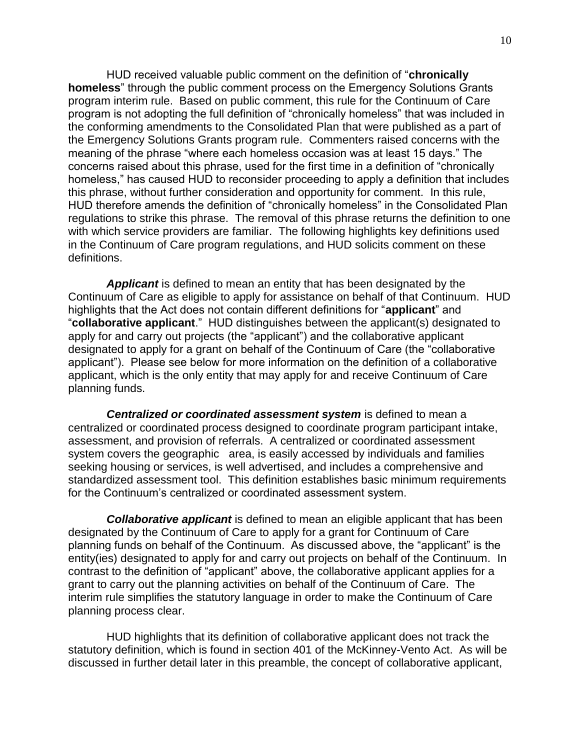HUD received valuable public comment on the definition of "**chronically homeless**" through the public comment process on the Emergency Solutions Grants program interim rule. Based on public comment, this rule for the Continuum of Care program is not adopting the full definition of "chronically homeless" that was included in the conforming amendments to the Consolidated Plan that were published as a part of the Emergency Solutions Grants program rule. Commenters raised concerns with the meaning of the phrase "where each homeless occasion was at least 15 days." The concerns raised about this phrase, used for the first time in a definition of "chronically homeless," has caused HUD to reconsider proceeding to apply a definition that includes this phrase, without further consideration and opportunity for comment. In this rule, HUD therefore amends the definition of "chronically homeless" in the Consolidated Plan regulations to strike this phrase. The removal of this phrase returns the definition to one with which service providers are familiar. The following highlights key definitions used in the Continuum of Care program regulations, and HUD solicits comment on these definitions.

***Applicant*** is defined to mean an entity that has been designated by the Continuum of Care as eligible to apply for assistance on behalf of that Continuum. HUD highlights that the Act does not contain different definitions for "**applicant**" and "**collaborative applicant**." HUD distinguishes between the applicant(s) designated to apply for and carry out projects (the "applicant") and the collaborative applicant designated to apply for a grant on behalf of the Continuum of Care (the "collaborative applicant"). Please see below for more information on the definition of a collaborative applicant, which is the only entity that may apply for and receive Continuum of Care planning funds.

***Centralized or coordinated assessment system*** is defined to mean a centralized or coordinated process designed to coordinate program participant intake, assessment, and provision of referrals. A centralized or coordinated assessment system covers the geographic area, is easily accessed by individuals and families seeking housing or services, is well advertised, and includes a comprehensive and standardized assessment tool. This definition establishes basic minimum requirements for the Continuum's centralized or coordinated assessment system.

***Collaborative applicant*** is defined to mean an eligible applicant that has been designated by the Continuum of Care to apply for a grant for Continuum of Care planning funds on behalf of the Continuum. As discussed above, the "applicant" is the entity(ies) designated to apply for and carry out projects on behalf of the Continuum. In contrast to the definition of "applicant" above, the collaborative applicant applies for a grant to carry out the planning activities on behalf of the Continuum of Care. The interim rule simplifies the statutory language in order to make the Continuum of Care planning process clear.

HUD highlights that its definition of collaborative applicant does not track the statutory definition, which is found in section 401 of the McKinney-Vento Act. As will be discussed in further detail later in this preamble, the concept of collaborative applicant,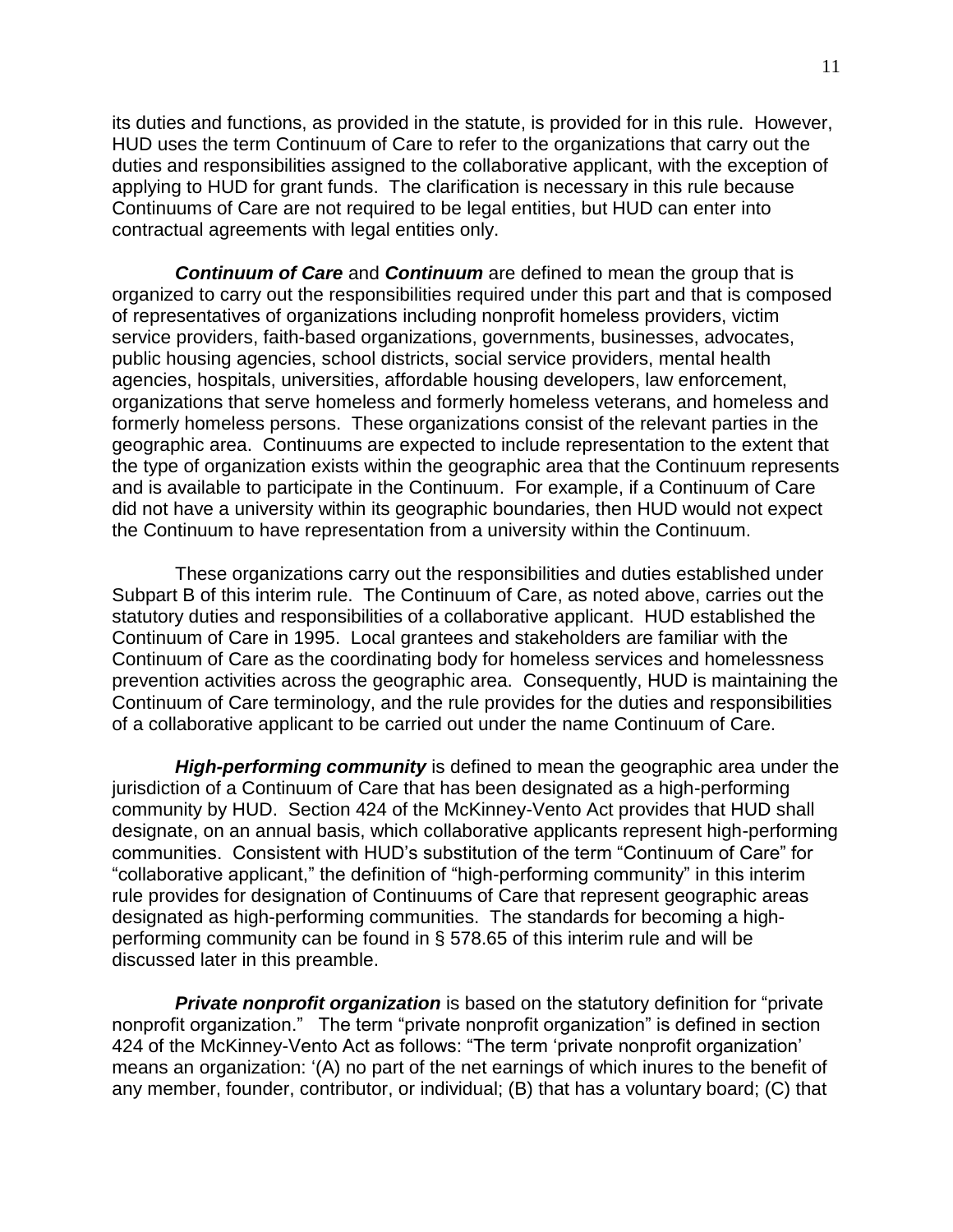its duties and functions, as provided in the statute, is provided for in this rule. However, HUD uses the term Continuum of Care to refer to the organizations that carry out the duties and responsibilities assigned to the collaborative applicant, with the exception of applying to HUD for grant funds. The clarification is necessary in this rule because Continuums of Care are not required to be legal entities, but HUD can enter into contractual agreements with legal entities only.

***Continuum of Care*** and ***Continuum*** are defined to mean the group that is organized to carry out the responsibilities required under this part and that is composed of representatives of organizations including nonprofit homeless providers, victim service providers, faith-based organizations, governments, businesses, advocates, public housing agencies, school districts, social service providers, mental health agencies, hospitals, universities, affordable housing developers, law enforcement, organizations that serve homeless and formerly homeless veterans, and homeless and formerly homeless persons. These organizations consist of the relevant parties in the geographic area. Continuums are expected to include representation to the extent that the type of organization exists within the geographic area that the Continuum represents and is available to participate in the Continuum. For example, if a Continuum of Care did not have a university within its geographic boundaries, then HUD would not expect the Continuum to have representation from a university within the Continuum.

These organizations carry out the responsibilities and duties established under Subpart B of this interim rule. The Continuum of Care, as noted above, carries out the statutory duties and responsibilities of a collaborative applicant. HUD established the Continuum of Care in 1995. Local grantees and stakeholders are familiar with the Continuum of Care as the coordinating body for homeless services and homelessness prevention activities across the geographic area. Consequently, HUD is maintaining the Continuum of Care terminology, and the rule provides for the duties and responsibilities of a collaborative applicant to be carried out under the name Continuum of Care.

***High-performing community*** is defined to mean the geographic area under the jurisdiction of a Continuum of Care that has been designated as a high-performing community by HUD. Section 424 of the McKinney-Vento Act provides that HUD shall designate, on an annual basis, which collaborative applicants represent high-performing communities. Consistent with HUD's substitution of the term "Continuum of Care" for "collaborative applicant," the definition of "high-performing community" in this interim rule provides for designation of Continuums of Care that represent geographic areas designated as high-performing communities. The standards for becoming a high-performing community can be found in § 578.65 of this interim rule and will be discussed later in this preamble.

***Private nonprofit organization*** is based on the statutory definition for "private nonprofit organization." The term "private nonprofit organization" is defined in section 424 of the McKinney-Vento Act as follows: "The term 'private nonprofit organization' means an organization: '(A) no part of the net earnings of which inures to the benefit of any member, founder, contributor, or individual; (B) that has a voluntary board; (C) that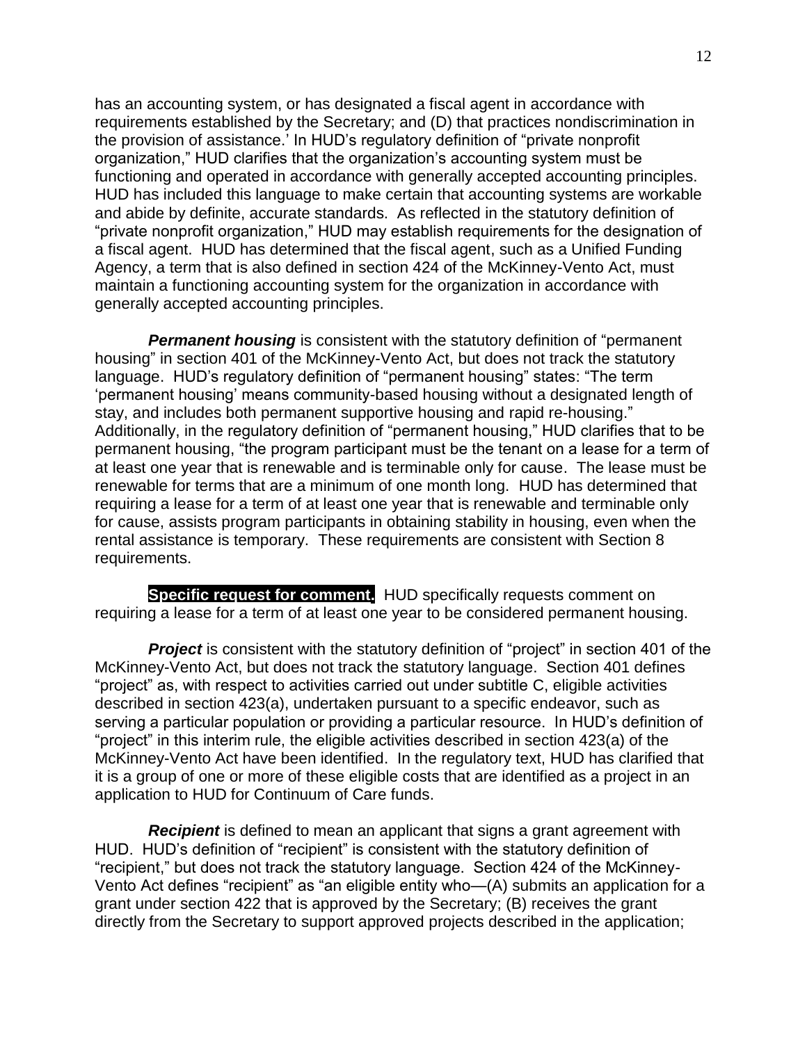has an accounting system, or has designated a fiscal agent in accordance with requirements established by the Secretary; and (D) that practices nondiscrimination in the provision of assistance.' In HUD's regulatory definition of "private nonprofit organization," HUD clarifies that the organization's accounting system must be functioning and operated in accordance with generally accepted accounting principles. HUD has included this language to make certain that accounting systems are workable and abide by definite, accurate standards. As reflected in the statutory definition of "private nonprofit organization," HUD may establish requirements for the designation of a fiscal agent. HUD has determined that the fiscal agent, such as a Unified Funding Agency, a term that is also defined in section 424 of the McKinney-Vento Act, must maintain a functioning accounting system for the organization in accordance with generally accepted accounting principles.

***Permanent housing*** is consistent with the statutory definition of "permanent housing" in section 401 of the McKinney-Vento Act, but does not track the statutory language. HUD's regulatory definition of "permanent housing" states: "The term 'permanent housing' means community-based housing without a designated length of stay, and includes both permanent supportive housing and rapid re-housing." Additionally, in the regulatory definition of "permanent housing," HUD clarifies that to be permanent housing, "the program participant must be the tenant on a lease for a term of at least one year that is renewable and is terminable only for cause. The lease must be renewable for terms that are a minimum of one month long. HUD has determined that requiring a lease for a term of at least one year that is renewable and terminable only for cause, assists program participants in obtaining stability in housing, even when the rental assistance is temporary. These requirements are consistent with Section 8 requirements.

**Specific request for comment.** HUD specifically requests comment on requiring a lease for a term of at least one year to be considered permanent housing.

***Project*** is consistent with the statutory definition of "project" in section 401 of the McKinney-Vento Act, but does not track the statutory language. Section 401 defines "project" as, with respect to activities carried out under subtitle C, eligible activities described in section 423(a), undertaken pursuant to a specific endeavor, such as serving a particular population or providing a particular resource. In HUD's definition of "project" in this interim rule, the eligible activities described in section 423(a) of the McKinney-Vento Act have been identified. In the regulatory text, HUD has clarified that it is a group of one or more of these eligible costs that are identified as a project in an application to HUD for Continuum of Care funds.

***Recipient*** is defined to mean an applicant that signs a grant agreement with HUD. HUD's definition of "recipient" is consistent with the statutory definition of "recipient," but does not track the statutory language. Section 424 of the McKinney-Vento Act defines "recipient" as "an eligible entity who—(A) submits an application for a grant under section 422 that is approved by the Secretary; (B) receives the grant directly from the Secretary to support approved projects described in the application;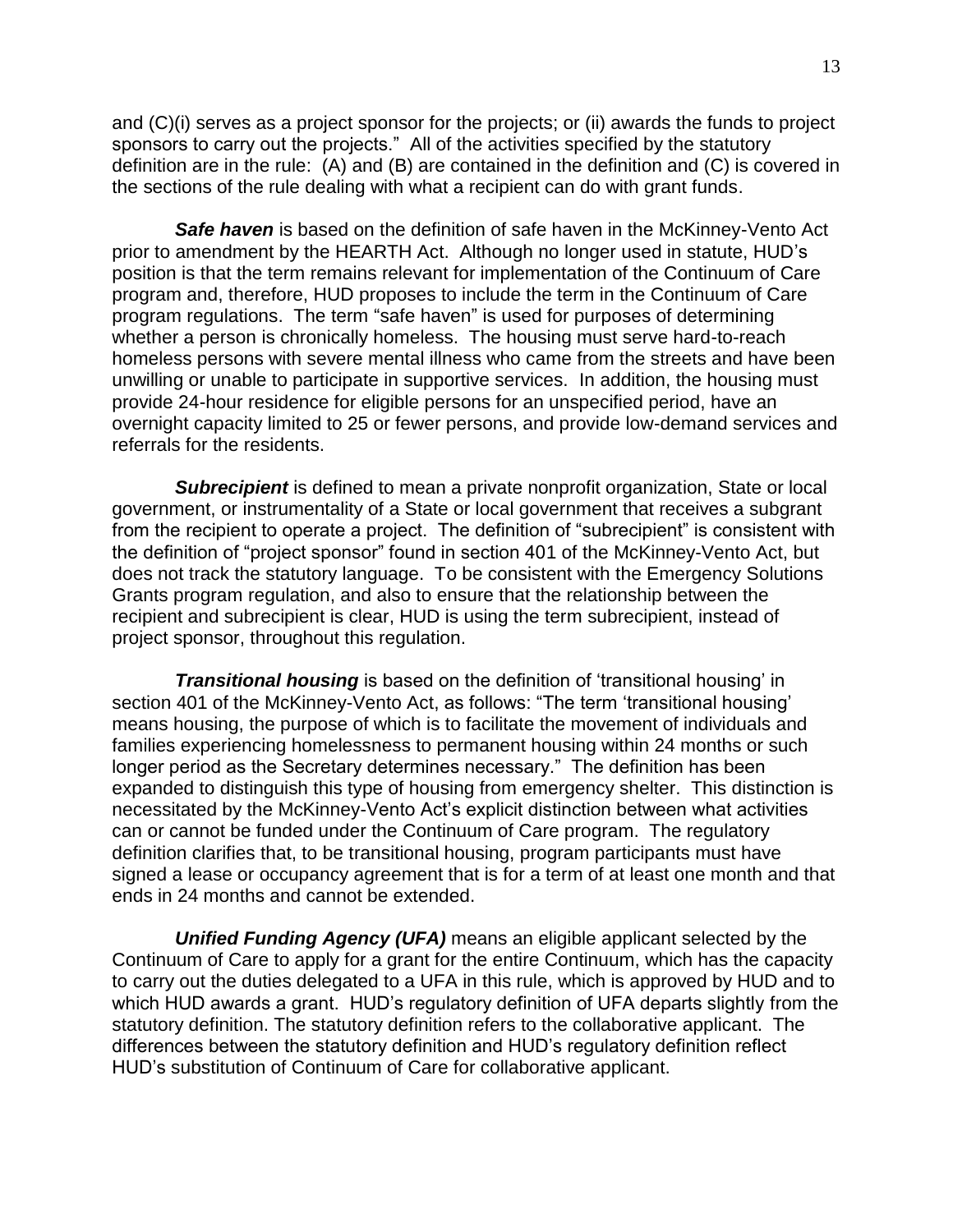and (C)(i) serves as a project sponsor for the projects; or (ii) awards the funds to project sponsors to carry out the projects." All of the activities specified by the statutory definition are in the rule: (A) and (B) are contained in the definition and (C) is covered in the sections of the rule dealing with what a recipient can do with grant funds.

***Safe haven*** is based on the definition of safe haven in the McKinney-Vento Act prior to amendment by the HEARTH Act. Although no longer used in statute, HUD's position is that the term remains relevant for implementation of the Continuum of Care program and, therefore, HUD proposes to include the term in the Continuum of Care program regulations. The term "safe haven" is used for purposes of determining whether a person is chronically homeless. The housing must serve hard-to-reach homeless persons with severe mental illness who came from the streets and have been unwilling or unable to participate in supportive services. In addition, the housing must provide 24-hour residence for eligible persons for an unspecified period, have an overnight capacity limited to 25 or fewer persons, and provide low-demand services and referrals for the residents.

***Subrecipient*** is defined to mean a private nonprofit organization, State or local government, or instrumentality of a State or local government that receives a subgrant from the recipient to operate a project. The definition of "subrecipient" is consistent with the definition of "project sponsor" found in section 401 of the McKinney-Vento Act, but does not track the statutory language. To be consistent with the Emergency Solutions Grants program regulation, and also to ensure that the relationship between the recipient and subrecipient is clear, HUD is using the term subrecipient, instead of project sponsor, throughout this regulation.

***Transitional housing*** is based on the definition of 'transitional housing' in section 401 of the McKinney-Vento Act, as follows: "The term 'transitional housing' means housing, the purpose of which is to facilitate the movement of individuals and families experiencing homelessness to permanent housing within 24 months or such longer period as the Secretary determines necessary." The definition has been expanded to distinguish this type of housing from emergency shelter. This distinction is necessitated by the McKinney-Vento Act's explicit distinction between what activities can or cannot be funded under the Continuum of Care program. The regulatory definition clarifies that, to be transitional housing, program participants must have signed a lease or occupancy agreement that is for a term of at least one month and that ends in 24 months and cannot be extended.

***Unified Funding Agency (UFA)*** means an eligible applicant selected by the Continuum of Care to apply for a grant for the entire Continuum, which has the capacity to carry out the duties delegated to a UFA in this rule, which is approved by HUD and to which HUD awards a grant. HUD's regulatory definition of UFA departs slightly from the statutory definition. The statutory definition refers to the collaborative applicant. The differences between the statutory definition and HUD's regulatory definition reflect HUD's substitution of Continuum of Care for collaborative applicant.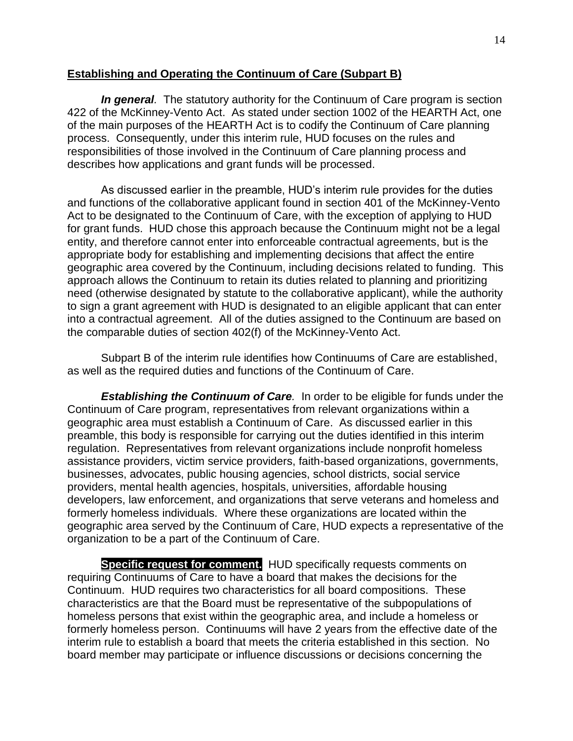**Establishing and Operating the Continuum of Care (Subpart B)**

***In general***. The statutory authority for the Continuum of Care program is section 422 of the McKinney-Vento Act. As stated under section 1002 of the HEARTH Act, one of the main purposes of the HEARTH Act is to codify the Continuum of Care planning process. Consequently, under this interim rule, HUD focuses on the rules and responsibilities of those involved in the Continuum of Care planning process and describes how applications and grant funds will be processed.

As discussed earlier in the preamble, HUD's interim rule provides for the duties and functions of the collaborative applicant found in section 401 of the McKinney-Vento Act to be designated to the Continuum of Care, with the exception of applying to HUD for grant funds. HUD chose this approach because the Continuum might not be a legal entity, and therefore cannot enter into enforceable contractual agreements, but is the appropriate body for establishing and implementing decisions that affect the entire geographic area covered by the Continuum, including decisions related to funding. This approach allows the Continuum to retain its duties related to planning and prioritizing need (otherwise designated by statute to the collaborative applicant), while the authority to sign a grant agreement with HUD is designated to an eligible applicant that can enter into a contractual agreement. All of the duties assigned to the Continuum are based on the comparable duties of section 402(f) of the McKinney-Vento Act.

Subpart B of the interim rule identifies how Continuums of Care are established, as well as the required duties and functions of the Continuum of Care.

***Establishing the Continuum of Care***. In order to be eligible for funds under the Continuum of Care program, representatives from relevant organizations within a geographic area must establish a Continuum of Care. As discussed earlier in this preamble, this body is responsible for carrying out the duties identified in this interim regulation. Representatives from relevant organizations include nonprofit homeless assistance providers, victim service providers, faith-based organizations, governments, businesses, advocates, public housing agencies, school districts, social service providers, mental health agencies, hospitals, universities, affordable housing developers, law enforcement, and organizations that serve veterans and homeless and formerly homeless individuals. Where these organizations are located within the geographic area served by the Continuum of Care, HUD expects a representative of the organization to be a part of the Continuum of Care.

**Specific request for comment.** HUD specifically requests comments on requiring Continuums of Care to have a board that makes the decisions for the Continuum. HUD requires two characteristics for all board compositions. These characteristics are that the Board must be representative of the subpopulations of homeless persons that exist within the geographic area, and include a homeless or formerly homeless person. Continuums will have 2 years from the effective date of the interim rule to establish a board that meets the criteria established in this section. No board member may participate or influence discussions or decisions concerning the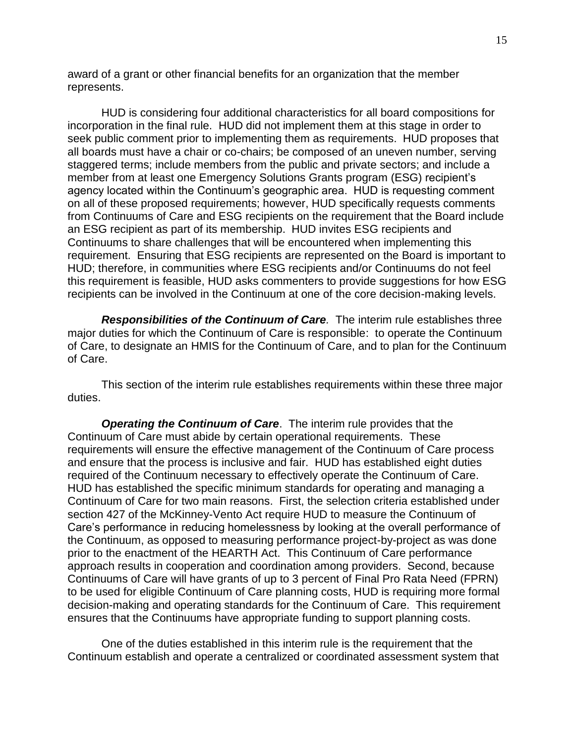award of a grant or other financial benefits for an organization that the member represents.

HUD is considering four additional characteristics for all board compositions for incorporation in the final rule. HUD did not implement them at this stage in order to seek public comment prior to implementing them as requirements. HUD proposes that all boards must have a chair or co-chairs; be composed of an uneven number, serving staggered terms; include members from the public and private sectors; and include a member from at least one Emergency Solutions Grants program (ESG) recipient's agency located within the Continuum's geographic area. HUD is requesting comment on all of these proposed requirements; however, HUD specifically requests comments from Continuums of Care and ESG recipients on the requirement that the Board include an ESG recipient as part of its membership. HUD invites ESG recipients and Continuums to share challenges that will be encountered when implementing this requirement. Ensuring that ESG recipients are represented on the Board is important to HUD; therefore, in communities where ESG recipients and/or Continuums do not feel this requirement is feasible, HUD asks commenters to provide suggestions for how ESG recipients can be involved in the Continuum at one of the core decision-making levels.

***Responsibilities of the Continuum of Care****.* The interim rule establishes three major duties for which the Continuum of Care is responsible: to operate the Continuum of Care, to designate an HMIS for the Continuum of Care, and to plan for the Continuum of Care.

This section of the interim rule establishes requirements within these three major duties.

***Operating the Continuum of Care***. The interim rule provides that the Continuum of Care must abide by certain operational requirements. These requirements will ensure the effective management of the Continuum of Care process and ensure that the process is inclusive and fair. HUD has established eight duties required of the Continuum necessary to effectively operate the Continuum of Care. HUD has established the specific minimum standards for operating and managing a Continuum of Care for two main reasons. First, the selection criteria established under section 427 of the McKinney-Vento Act require HUD to measure the Continuum of Care's performance in reducing homelessness by looking at the overall performance of the Continuum, as opposed to measuring performance project-by-project as was done prior to the enactment of the HEARTH Act. This Continuum of Care performance approach results in cooperation and coordination among providers. Second, because Continuums of Care will have grants of up to 3 percent of Final Pro Rata Need (FPRN) to be used for eligible Continuum of Care planning costs, HUD is requiring more formal decision-making and operating standards for the Continuum of Care. This requirement ensures that the Continuums have appropriate funding to support planning costs.

One of the duties established in this interim rule is the requirement that the Continuum establish and operate a centralized or coordinated assessment system that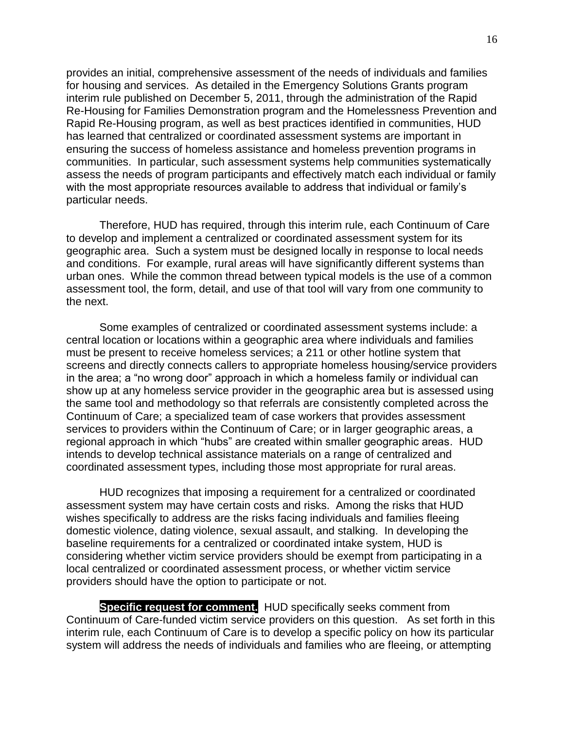provides an initial, comprehensive assessment of the needs of individuals and families for housing and services. As detailed in the Emergency Solutions Grants program interim rule published on December 5, 2011, through the administration of the Rapid Re-Housing for Families Demonstration program and the Homelessness Prevention and Rapid Re-Housing program, as well as best practices identified in communities, HUD has learned that centralized or coordinated assessment systems are important in ensuring the success of homeless assistance and homeless prevention programs in communities. In particular, such assessment systems help communities systematically assess the needs of program participants and effectively match each individual or family with the most appropriate resources available to address that individual or family's particular needs.

Therefore, HUD has required, through this interim rule, each Continuum of Care to develop and implement a centralized or coordinated assessment system for its geographic area. Such a system must be designed locally in response to local needs and conditions. For example, rural areas will have significantly different systems than urban ones. While the common thread between typical models is the use of a common assessment tool, the form, detail, and use of that tool will vary from one community to the next.

Some examples of centralized or coordinated assessment systems include: a central location or locations within a geographic area where individuals and families must be present to receive homeless services; a 211 or other hotline system that screens and directly connects callers to appropriate homeless housing/service providers in the area; a "no wrong door" approach in which a homeless family or individual can show up at any homeless service provider in the geographic area but is assessed using the same tool and methodology so that referrals are consistently completed across the Continuum of Care; a specialized team of case workers that provides assessment services to providers within the Continuum of Care; or in larger geographic areas, a regional approach in which "hubs" are created within smaller geographic areas. HUD intends to develop technical assistance materials on a range of centralized and coordinated assessment types, including those most appropriate for rural areas.

HUD recognizes that imposing a requirement for a centralized or coordinated assessment system may have certain costs and risks. Among the risks that HUD wishes specifically to address are the risks facing individuals and families fleeing domestic violence, dating violence, sexual assault, and stalking. In developing the baseline requirements for a centralized or coordinated intake system, HUD is considering whether victim service providers should be exempt from participating in a local centralized or coordinated assessment process, or whether victim service providers should have the option to participate or not.

**Specific request for comment.** HUD specifically seeks comment from Continuum of Care-funded victim service providers on this question. As set forth in this interim rule, each Continuum of Care is to develop a specific policy on how its particular system will address the needs of individuals and families who are fleeing, or attempting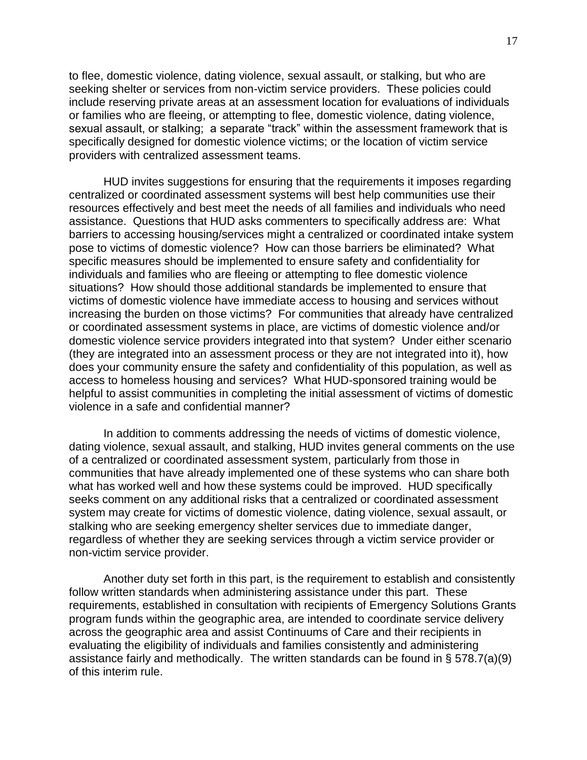to flee, domestic violence, dating violence, sexual assault, or stalking, but who are seeking shelter or services from non-victim service providers. These policies could include reserving private areas at an assessment location for evaluations of individuals or families who are fleeing, or attempting to flee, domestic violence, dating violence, sexual assault, or stalking; a separate "track" within the assessment framework that is specifically designed for domestic violence victims; or the location of victim service providers with centralized assessment teams.

HUD invites suggestions for ensuring that the requirements it imposes regarding centralized or coordinated assessment systems will best help communities use their resources effectively and best meet the needs of all families and individuals who need assistance. Questions that HUD asks commenters to specifically address are: What barriers to accessing housing/services might a centralized or coordinated intake system pose to victims of domestic violence? How can those barriers be eliminated? What specific measures should be implemented to ensure safety and confidentiality for individuals and families who are fleeing or attempting to flee domestic violence situations? How should those additional standards be implemented to ensure that victims of domestic violence have immediate access to housing and services without increasing the burden on those victims? For communities that already have centralized or coordinated assessment systems in place, are victims of domestic violence and/or domestic violence service providers integrated into that system? Under either scenario (they are integrated into an assessment process or they are not integrated into it), how does your community ensure the safety and confidentiality of this population, as well as access to homeless housing and services? What HUD-sponsored training would be helpful to assist communities in completing the initial assessment of victims of domestic violence in a safe and confidential manner?

In addition to comments addressing the needs of victims of domestic violence, dating violence, sexual assault, and stalking, HUD invites general comments on the use of a centralized or coordinated assessment system, particularly from those in communities that have already implemented one of these systems who can share both what has worked well and how these systems could be improved. HUD specifically seeks comment on any additional risks that a centralized or coordinated assessment system may create for victims of domestic violence, dating violence, sexual assault, or stalking who are seeking emergency shelter services due to immediate danger, regardless of whether they are seeking services through a victim service provider or non-victim service provider.

Another duty set forth in this part, is the requirement to establish and consistently follow written standards when administering assistance under this part. These requirements, established in consultation with recipients of Emergency Solutions Grants program funds within the geographic area, are intended to coordinate service delivery across the geographic area and assist Continuums of Care and their recipients in evaluating the eligibility of individuals and families consistently and administering assistance fairly and methodically. The written standards can be found in § 578.7(a)(9) of this interim rule.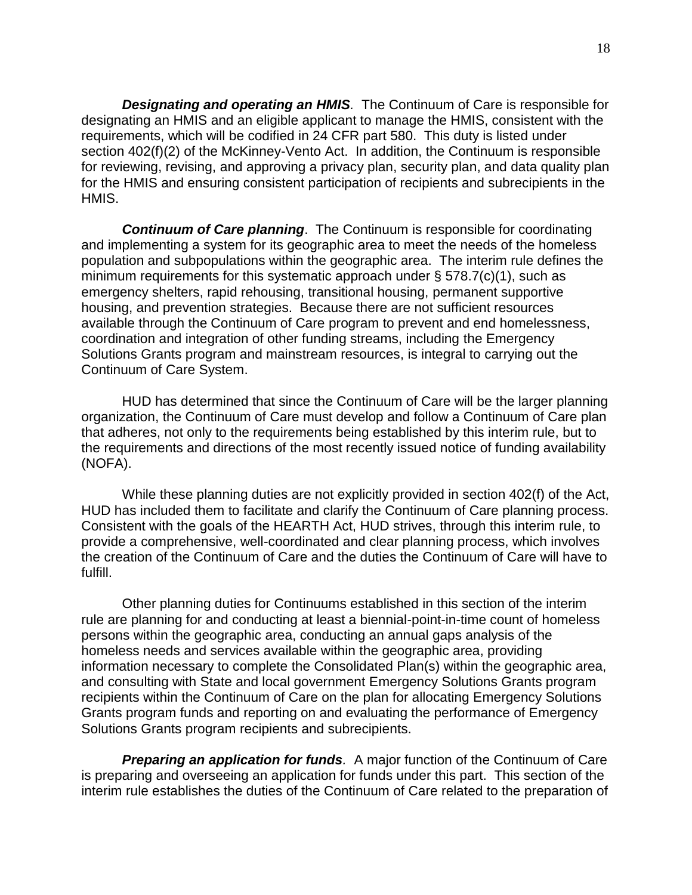***Designating and operating an HMIS****.* The Continuum of Care is responsible for designating an HMIS and an eligible applicant to manage the HMIS, consistent with the requirements, which will be codified in 24 CFR part 580. This duty is listed under section 402(f)(2) of the McKinney-Vento Act. In addition, the Continuum is responsible for reviewing, revising, and approving a privacy plan, security plan, and data quality plan for the HMIS and ensuring consistent participation of recipients and subrecipients in the HMIS.

***Continuum of Care planning***. The Continuum is responsible for coordinating and implementing a system for its geographic area to meet the needs of the homeless population and subpopulations within the geographic area. The interim rule defines the minimum requirements for this systematic approach under § 578.7(c)(1), such as emergency shelters, rapid rehousing, transitional housing, permanent supportive housing, and prevention strategies. Because there are not sufficient resources available through the Continuum of Care program to prevent and end homelessness, coordination and integration of other funding streams, including the Emergency Solutions Grants program and mainstream resources, is integral to carrying out the Continuum of Care System.

HUD has determined that since the Continuum of Care will be the larger planning organization, the Continuum of Care must develop and follow a Continuum of Care plan that adheres, not only to the requirements being established by this interim rule, but to the requirements and directions of the most recently issued notice of funding availability (NOFA).

While these planning duties are not explicitly provided in section 402(f) of the Act, HUD has included them to facilitate and clarify the Continuum of Care planning process. Consistent with the goals of the HEARTH Act, HUD strives, through this interim rule, to provide a comprehensive, well-coordinated and clear planning process, which involves the creation of the Continuum of Care and the duties the Continuum of Care will have to fulfill.

Other planning duties for Continuums established in this section of the interim rule are planning for and conducting at least a biennial-point-in-time count of homeless persons within the geographic area, conducting an annual gaps analysis of the homeless needs and services available within the geographic area, providing information necessary to complete the Consolidated Plan(s) within the geographic area, and consulting with State and local government Emergency Solutions Grants program recipients within the Continuum of Care on the plan for allocating Emergency Solutions Grants program funds and reporting on and evaluating the performance of Emergency Solutions Grants program recipients and subrecipients.

***Preparing an application for funds****.* A major function of the Continuum of Care is preparing and overseeing an application for funds under this part. This section of the interim rule establishes the duties of the Continuum of Care related to the preparation of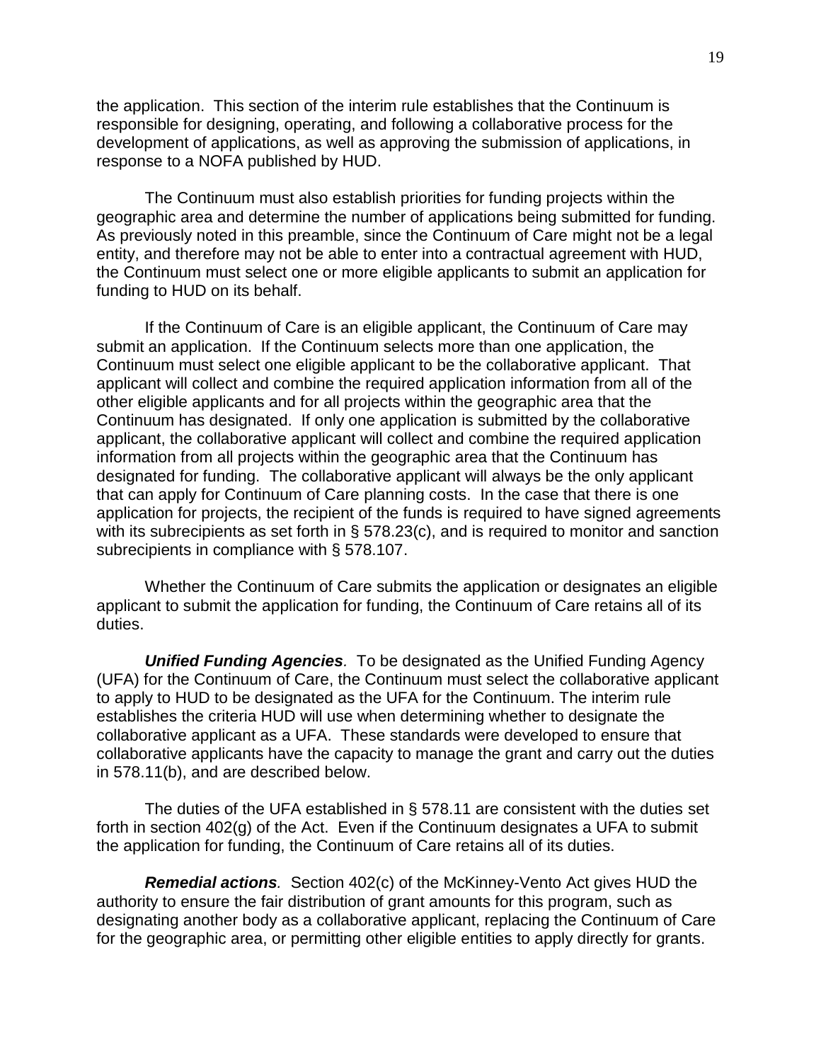the application. This section of the interim rule establishes that the Continuum is responsible for designing, operating, and following a collaborative process for the development of applications, as well as approving the submission of applications, in response to a NOFA published by HUD.

The Continuum must also establish priorities for funding projects within the geographic area and determine the number of applications being submitted for funding. As previously noted in this preamble, since the Continuum of Care might not be a legal entity, and therefore may not be able to enter into a contractual agreement with HUD, the Continuum must select one or more eligible applicants to submit an application for funding to HUD on its behalf.

If the Continuum of Care is an eligible applicant, the Continuum of Care may submit an application. If the Continuum selects more than one application, the Continuum must select one eligible applicant to be the collaborative applicant. That applicant will collect and combine the required application information from all of the other eligible applicants and for all projects within the geographic area that the Continuum has designated. If only one application is submitted by the collaborative applicant, the collaborative applicant will collect and combine the required application information from all projects within the geographic area that the Continuum has designated for funding. The collaborative applicant will always be the only applicant that can apply for Continuum of Care planning costs. In the case that there is one application for projects, the recipient of the funds is required to have signed agreements with its subrecipients as set forth in § 578.23(c), and is required to monitor and sanction subrecipients in compliance with § 578.107.

Whether the Continuum of Care submits the application or designates an eligible applicant to submit the application for funding, the Continuum of Care retains all of its duties.

***Unified Funding Agencies**.* To be designated as the Unified Funding Agency (UFA) for the Continuum of Care, the Continuum must select the collaborative applicant to apply to HUD to be designated as the UFA for the Continuum. The interim rule establishes the criteria HUD will use when determining whether to designate the collaborative applicant as a UFA. These standards were developed to ensure that collaborative applicants have the capacity to manage the grant and carry out the duties in 578.11(b), and are described below.

The duties of the UFA established in § 578.11 are consistent with the duties set forth in section 402(g) of the Act. Even if the Continuum designates a UFA to submit the application for funding, the Continuum of Care retains all of its duties.

***Remedial actions**.* Section 402(c) of the McKinney-Vento Act gives HUD the authority to ensure the fair distribution of grant amounts for this program, such as designating another body as a collaborative applicant, replacing the Continuum of Care for the geographic area, or permitting other eligible entities to apply directly for grants.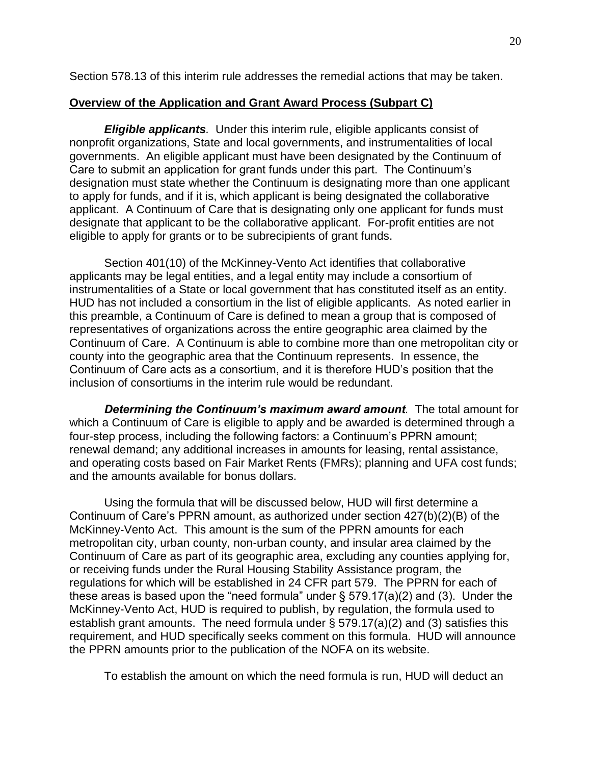Section 578.13 of this interim rule addresses the remedial actions that may be taken.

**Overview of the Application and Grant Award Process (Subpart C)**

***Eligible applicants**.* Under this interim rule, eligible applicants consist of nonprofit organizations, State and local governments, and instrumentalities of local governments. An eligible applicant must have been designated by the Continuum of Care to submit an application for grant funds under this part. The Continuum's designation must state whether the Continuum is designating more than one applicant to apply for funds, and if it is, which applicant is being designated the collaborative applicant. A Continuum of Care that is designating only one applicant for funds must designate that applicant to be the collaborative applicant. For-profit entities are not eligible to apply for grants or to be subrecipients of grant funds.

Section 401(10) of the McKinney-Vento Act identifies that collaborative applicants may be legal entities, and a legal entity may include a consortium of instrumentalities of a State or local government that has constituted itself as an entity. HUD has not included a consortium in the list of eligible applicants. As noted earlier in this preamble, a Continuum of Care is defined to mean a group that is composed of representatives of organizations across the entire geographic area claimed by the Continuum of Care. A Continuum is able to combine more than one metropolitan city or county into the geographic area that the Continuum represents. In essence, the Continuum of Care acts as a consortium, and it is therefore HUD's position that the inclusion of consortiums in the interim rule would be redundant.

***Determining the Continuum's maximum award amount**.* The total amount for which a Continuum of Care is eligible to apply and be awarded is determined through a four-step process, including the following factors: a Continuum's PPRN amount; renewal demand; any additional increases in amounts for leasing, rental assistance, and operating costs based on Fair Market Rents (FMRs); planning and UFA cost funds; and the amounts available for bonus dollars.

Using the formula that will be discussed below, HUD will first determine a Continuum of Care's PPRN amount, as authorized under section 427(b)(2)(B) of the McKinney-Vento Act. This amount is the sum of the PPRN amounts for each metropolitan city, urban county, non-urban county, and insular area claimed by the Continuum of Care as part of its geographic area, excluding any counties applying for, or receiving funds under the Rural Housing Stability Assistance program, the regulations for which will be established in 24 CFR part 579. The PPRN for each of these areas is based upon the "need formula" under § 579.17(a)(2) and (3). Under the McKinney-Vento Act, HUD is required to publish, by regulation, the formula used to establish grant amounts. The need formula under § 579.17(a)(2) and (3) satisfies this requirement, and HUD specifically seeks comment on this formula. HUD will announce the PPRN amounts prior to the publication of the NOFA on its website.

To establish the amount on which the need formula is run, HUD will deduct an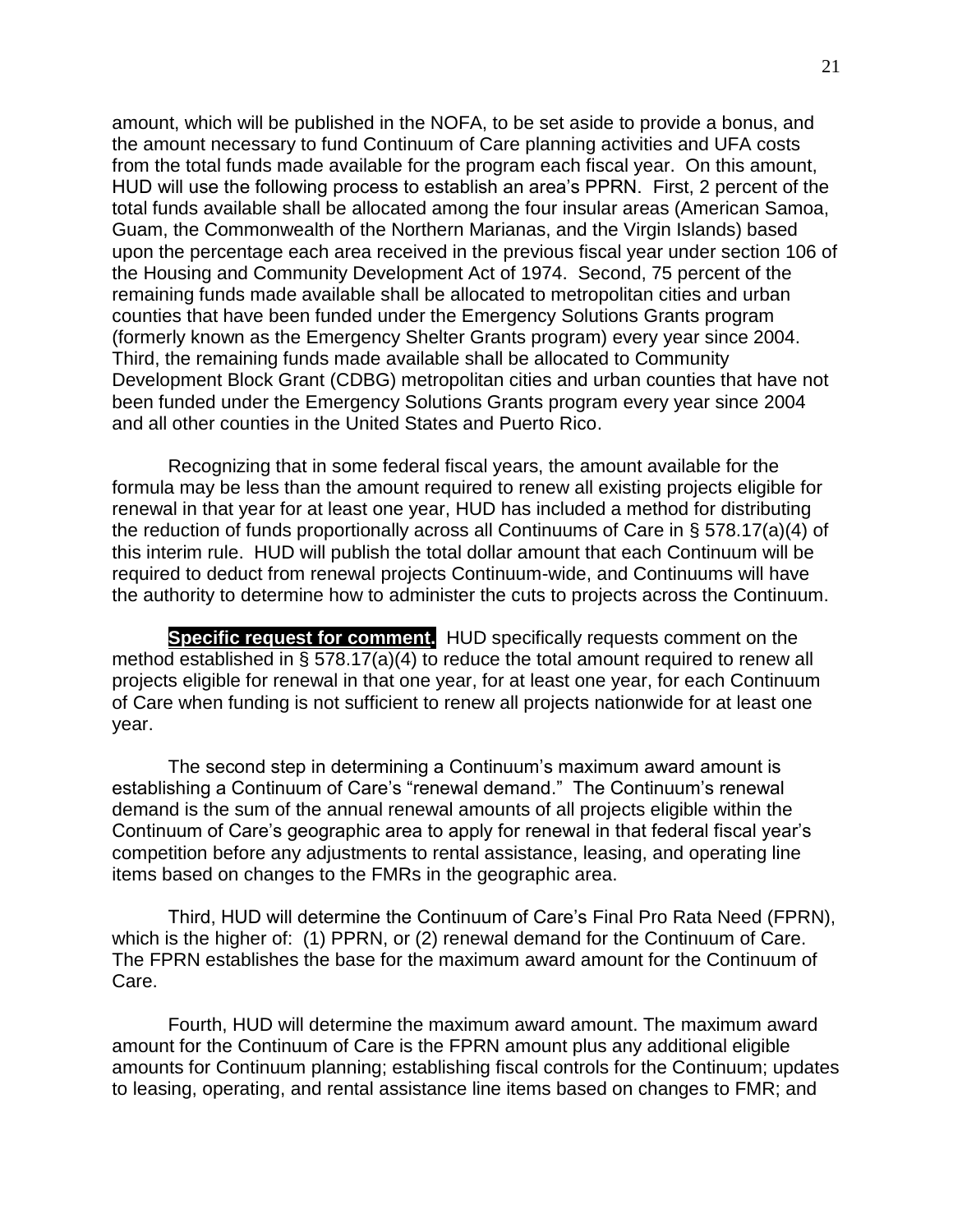amount, which will be published in the NOFA, to be set aside to provide a bonus, and the amount necessary to fund Continuum of Care planning activities and UFA costs from the total funds made available for the program each fiscal year. On this amount, HUD will use the following process to establish an area's PPRN. First, 2 percent of the total funds available shall be allocated among the four insular areas (American Samoa, Guam, the Commonwealth of the Northern Marianas, and the Virgin Islands) based upon the percentage each area received in the previous fiscal year under section 106 of the Housing and Community Development Act of 1974. Second, 75 percent of the remaining funds made available shall be allocated to metropolitan cities and urban counties that have been funded under the Emergency Solutions Grants program (formerly known as the Emergency Shelter Grants program) every year since 2004. Third, the remaining funds made available shall be allocated to Community Development Block Grant (CDBG) metropolitan cities and urban counties that have not been funded under the Emergency Solutions Grants program every year since 2004 and all other counties in the United States and Puerto Rico.

Recognizing that in some federal fiscal years, the amount available for the formula may be less than the amount required to renew all existing projects eligible for renewal in that year for at least one year, HUD has included a method for distributing the reduction of funds proportionally across all Continuums of Care in § 578.17(a)(4) of this interim rule. HUD will publish the total dollar amount that each Continuum will be required to deduct from renewal projects Continuum-wide, and Continuums will have the authority to determine how to administer the cuts to projects across the Continuum.

**Specific request for comment.** HUD specifically requests comment on the method established in § 578.17(a)(4) to reduce the total amount required to renew all projects eligible for renewal in that one year, for at least one year, for each Continuum of Care when funding is not sufficient to renew all projects nationwide for at least one year.

The second step in determining a Continuum's maximum award amount is establishing a Continuum of Care's "renewal demand." The Continuum's renewal demand is the sum of the annual renewal amounts of all projects eligible within the Continuum of Care's geographic area to apply for renewal in that federal fiscal year's competition before any adjustments to rental assistance, leasing, and operating line items based on changes to the FMRs in the geographic area.

Third, HUD will determine the Continuum of Care's Final Pro Rata Need (FPRN), which is the higher of: (1) PPRN, or (2) renewal demand for the Continuum of Care. The FPRN establishes the base for the maximum award amount for the Continuum of Care.

Fourth, HUD will determine the maximum award amount. The maximum award amount for the Continuum of Care is the FPRN amount plus any additional eligible amounts for Continuum planning; establishing fiscal controls for the Continuum; updates to leasing, operating, and rental assistance line items based on changes to FMR; and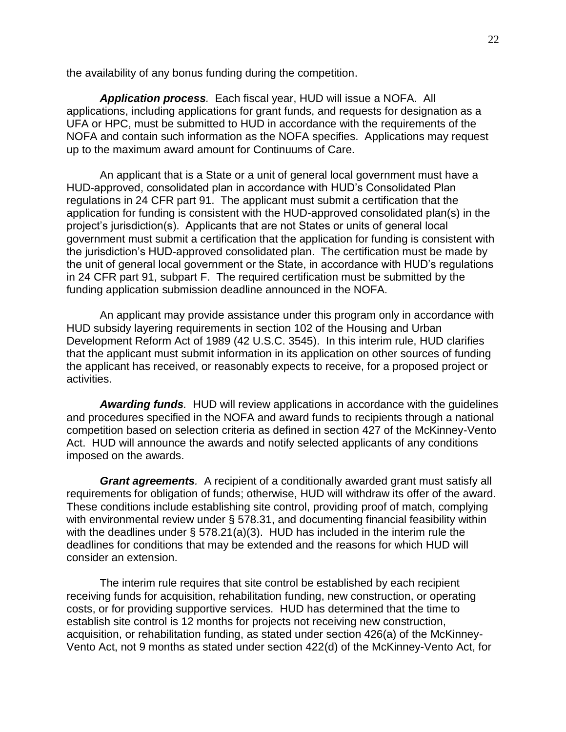the availability of any bonus funding during the competition.

***Application process****.* Each fiscal year, HUD will issue a NOFA. All applications, including applications for grant funds, and requests for designation as a UFA or HPC, must be submitted to HUD in accordance with the requirements of the NOFA and contain such information as the NOFA specifies. Applications may request up to the maximum award amount for Continuums of Care.

An applicant that is a State or a unit of general local government must have a HUD-approved, consolidated plan in accordance with HUD's Consolidated Plan regulations in 24 CFR part 91. The applicant must submit a certification that the application for funding is consistent with the HUD-approved consolidated plan(s) in the project's jurisdiction(s). Applicants that are not States or units of general local government must submit a certification that the application for funding is consistent with the jurisdiction's HUD-approved consolidated plan. The certification must be made by the unit of general local government or the State, in accordance with HUD's regulations in 24 CFR part 91, subpart F. The required certification must be submitted by the funding application submission deadline announced in the NOFA.

An applicant may provide assistance under this program only in accordance with HUD subsidy layering requirements in section 102 of the Housing and Urban Development Reform Act of 1989 (42 U.S.C. 3545). In this interim rule, HUD clarifies that the applicant must submit information in its application on other sources of funding the applicant has received, or reasonably expects to receive, for a proposed project or activities.

***Awarding funds****.* HUD will review applications in accordance with the guidelines and procedures specified in the NOFA and award funds to recipients through a national competition based on selection criteria as defined in section 427 of the McKinney-Vento Act. HUD will announce the awards and notify selected applicants of any conditions imposed on the awards.

***Grant agreements****.* A recipient of a conditionally awarded grant must satisfy all requirements for obligation of funds; otherwise, HUD will withdraw its offer of the award. These conditions include establishing site control, providing proof of match, complying with environmental review under § 578.31, and documenting financial feasibility within with the deadlines under § 578.21(a)(3). HUD has included in the interim rule the deadlines for conditions that may be extended and the reasons for which HUD will consider an extension.

The interim rule requires that site control be established by each recipient receiving funds for acquisition, rehabilitation funding, new construction, or operating costs, or for providing supportive services. HUD has determined that the time to establish site control is 12 months for projects not receiving new construction, acquisition, or rehabilitation funding, as stated under section 426(a) of the McKinney-Vento Act, not 9 months as stated under section 422(d) of the McKinney-Vento Act, for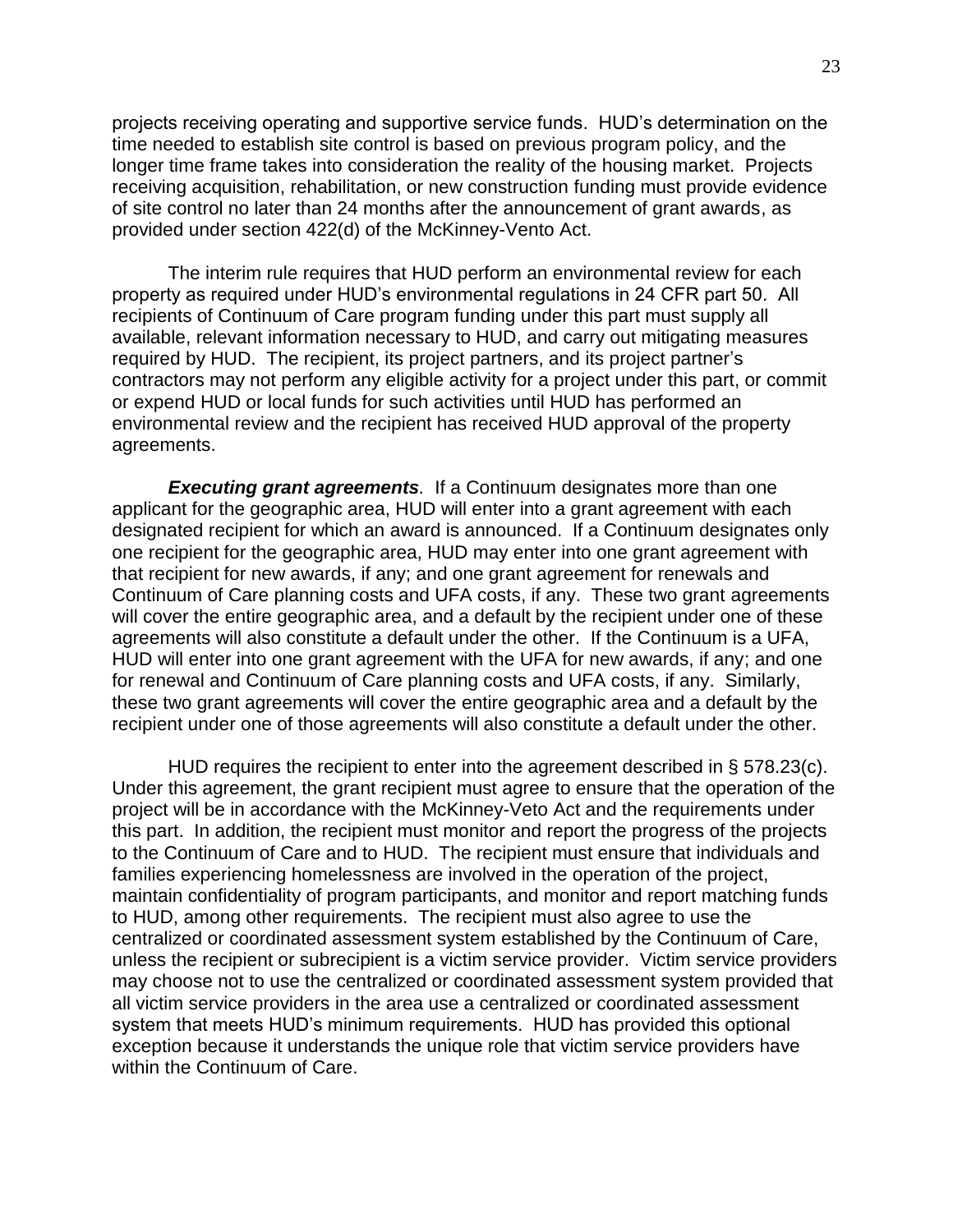projects receiving operating and supportive service funds. HUD's determination on the time needed to establish site control is based on previous program policy, and the longer time frame takes into consideration the reality of the housing market. Projects receiving acquisition, rehabilitation, or new construction funding must provide evidence of site control no later than 24 months after the announcement of grant awards, as provided under section 422(d) of the McKinney-Vento Act.

The interim rule requires that HUD perform an environmental review for each property as required under HUD's environmental regulations in 24 CFR part 50. All recipients of Continuum of Care program funding under this part must supply all available, relevant information necessary to HUD, and carry out mitigating measures required by HUD. The recipient, its project partners, and its project partner's contractors may not perform any eligible activity for a project under this part, or commit or expend HUD or local funds for such activities until HUD has performed an environmental review and the recipient has received HUD approval of the property agreements.

***Executing grant agreements****.* If a Continuum designates more than one applicant for the geographic area, HUD will enter into a grant agreement with each designated recipient for which an award is announced. If a Continuum designates only one recipient for the geographic area, HUD may enter into one grant agreement with that recipient for new awards, if any; and one grant agreement for renewals and Continuum of Care planning costs and UFA costs, if any. These two grant agreements will cover the entire geographic area, and a default by the recipient under one of these agreements will also constitute a default under the other. If the Continuum is a UFA, HUD will enter into one grant agreement with the UFA for new awards, if any; and one for renewal and Continuum of Care planning costs and UFA costs, if any. Similarly, these two grant agreements will cover the entire geographic area and a default by the recipient under one of those agreements will also constitute a default under the other.

HUD requires the recipient to enter into the agreement described in § 578.23(c). Under this agreement, the grant recipient must agree to ensure that the operation of the project will be in accordance with the McKinney-Veto Act and the requirements under this part. In addition, the recipient must monitor and report the progress of the projects to the Continuum of Care and to HUD. The recipient must ensure that individuals and families experiencing homelessness are involved in the operation of the project, maintain confidentiality of program participants, and monitor and report matching funds to HUD, among other requirements. The recipient must also agree to use the centralized or coordinated assessment system established by the Continuum of Care, unless the recipient or subrecipient is a victim service provider. Victim service providers may choose not to use the centralized or coordinated assessment system provided that all victim service providers in the area use a centralized or coordinated assessment system that meets HUD's minimum requirements. HUD has provided this optional exception because it understands the unique role that victim service providers have within the Continuum of Care.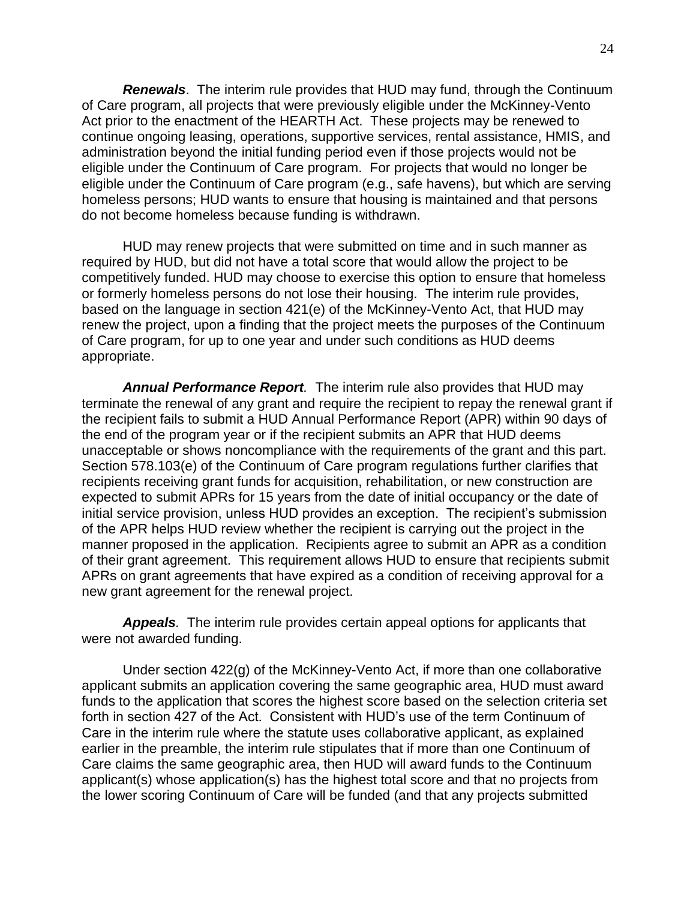***Renewals***. The interim rule provides that HUD may fund, through the Continuum of Care program, all projects that were previously eligible under the McKinney-Vento Act prior to the enactment of the HEARTH Act. These projects may be renewed to continue ongoing leasing, operations, supportive services, rental assistance, HMIS, and administration beyond the initial funding period even if those projects would not be eligible under the Continuum of Care program. For projects that would no longer be eligible under the Continuum of Care program (e.g., safe havens), but which are serving homeless persons; HUD wants to ensure that housing is maintained and that persons do not become homeless because funding is withdrawn.

HUD may renew projects that were submitted on time and in such manner as required by HUD, but did not have a total score that would allow the project to be competitively funded. HUD may choose to exercise this option to ensure that homeless or formerly homeless persons do not lose their housing. The interim rule provides, based on the language in section 421(e) of the McKinney-Vento Act, that HUD may renew the project, upon a finding that the project meets the purposes of the Continuum of Care program, for up to one year and under such conditions as HUD deems appropriate.

***Annual Performance Report.*** The interim rule also provides that HUD may terminate the renewal of any grant and require the recipient to repay the renewal grant if the recipient fails to submit a HUD Annual Performance Report (APR) within 90 days of the end of the program year or if the recipient submits an APR that HUD deems unacceptable or shows noncompliance with the requirements of the grant and this part. Section 578.103(e) of the Continuum of Care program regulations further clarifies that recipients receiving grant funds for acquisition, rehabilitation, or new construction are expected to submit APRs for 15 years from the date of initial occupancy or the date of initial service provision, unless HUD provides an exception. The recipient's submission of the APR helps HUD review whether the recipient is carrying out the project in the manner proposed in the application. Recipients agree to submit an APR as a condition of their grant agreement. This requirement allows HUD to ensure that recipients submit APRs on grant agreements that have expired as a condition of receiving approval for a new grant agreement for the renewal project.

***Appeals.*** The interim rule provides certain appeal options for applicants that were not awarded funding.

Under section 422(g) of the McKinney-Vento Act, if more than one collaborative applicant submits an application covering the same geographic area, HUD must award funds to the application that scores the highest score based on the selection criteria set forth in section 427 of the Act. Consistent with HUD's use of the term Continuum of Care in the interim rule where the statute uses collaborative applicant, as explained earlier in the preamble, the interim rule stipulates that if more than one Continuum of Care claims the same geographic area, then HUD will award funds to the Continuum applicant(s) whose application(s) has the highest total score and that no projects from the lower scoring Continuum of Care will be funded (and that any projects submitted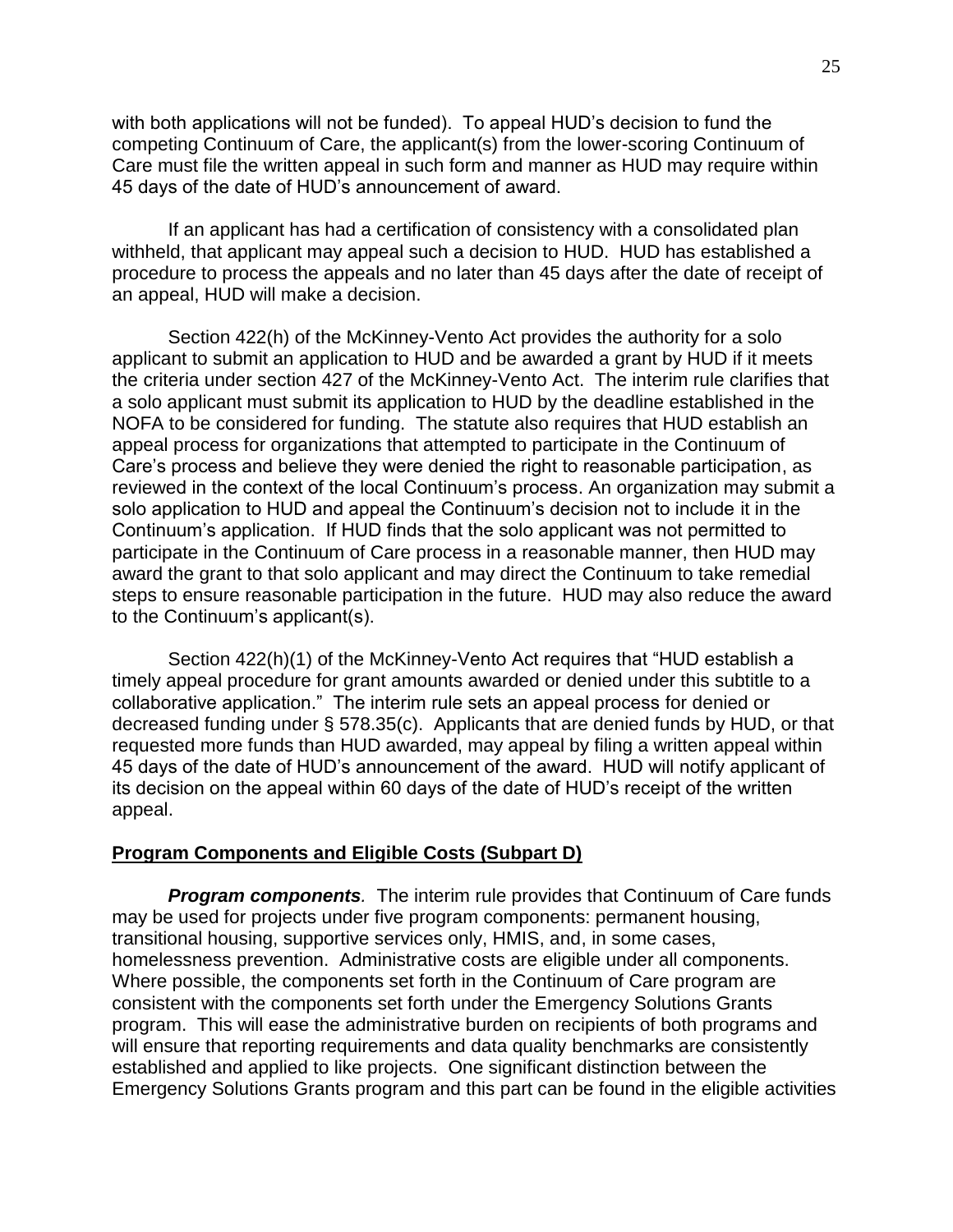with both applications will not be funded). To appeal HUD's decision to fund the competing Continuum of Care, the applicant(s) from the lower-scoring Continuum of Care must file the written appeal in such form and manner as HUD may require within 45 days of the date of HUD's announcement of award.

If an applicant has had a certification of consistency with a consolidated plan withheld, that applicant may appeal such a decision to HUD. HUD has established a procedure to process the appeals and no later than 45 days after the date of receipt of an appeal, HUD will make a decision.

Section 422(h) of the McKinney-Vento Act provides the authority for a solo applicant to submit an application to HUD and be awarded a grant by HUD if it meets the criteria under section 427 of the McKinney-Vento Act. The interim rule clarifies that a solo applicant must submit its application to HUD by the deadline established in the NOFA to be considered for funding. The statute also requires that HUD establish an appeal process for organizations that attempted to participate in the Continuum of Care's process and believe they were denied the right to reasonable participation, as reviewed in the context of the local Continuum's process. An organization may submit a solo application to HUD and appeal the Continuum's decision not to include it in the Continuum's application. If HUD finds that the solo applicant was not permitted to participate in the Continuum of Care process in a reasonable manner, then HUD may award the grant to that solo applicant and may direct the Continuum to take remedial steps to ensure reasonable participation in the future. HUD may also reduce the award to the Continuum's applicant(s).

Section 422(h)(1) of the McKinney-Vento Act requires that "HUD establish a timely appeal procedure for grant amounts awarded or denied under this subtitle to a collaborative application." The interim rule sets an appeal process for denied or decreased funding under § 578.35(c). Applicants that are denied funds by HUD, or that requested more funds than HUD awarded, may appeal by filing a written appeal within 45 days of the date of HUD's announcement of the award. HUD will notify applicant of its decision on the appeal within 60 days of the date of HUD's receipt of the written appeal.

**Program Components and Eligible Costs (Subpart D)**

***Program components***. The interim rule provides that Continuum of Care funds may be used for projects under five program components: permanent housing, transitional housing, supportive services only, HMIS, and, in some cases, homelessness prevention. Administrative costs are eligible under all components. Where possible, the components set forth in the Continuum of Care program are consistent with the components set forth under the Emergency Solutions Grants program. This will ease the administrative burden on recipients of both programs and will ensure that reporting requirements and data quality benchmarks are consistently established and applied to like projects. One significant distinction between the Emergency Solutions Grants program and this part can be found in the eligible activities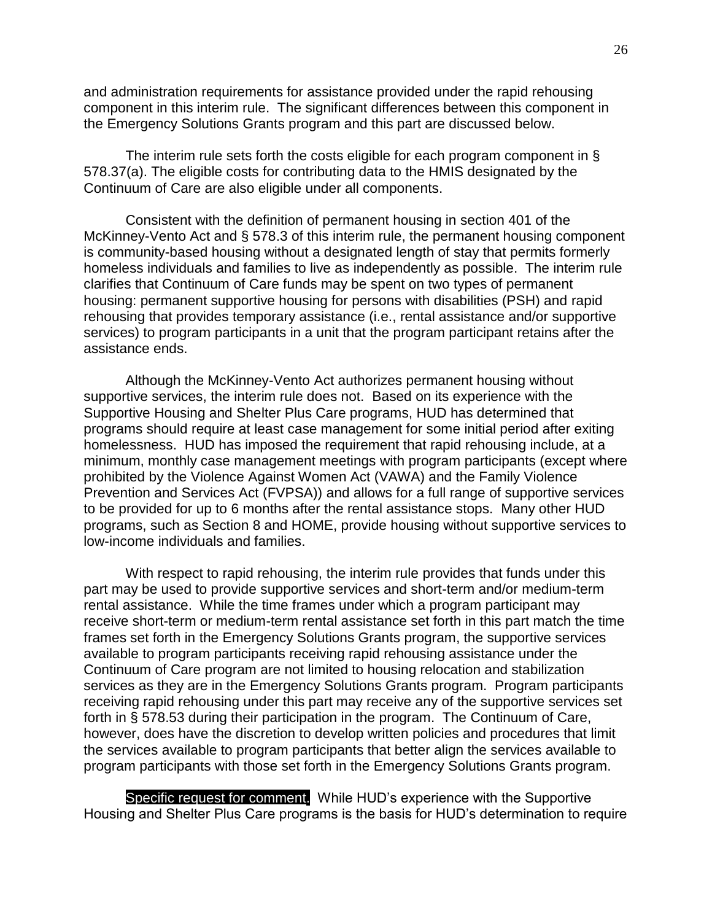and administration requirements for assistance provided under the rapid rehousing component in this interim rule. The significant differences between this component in the Emergency Solutions Grants program and this part are discussed below.

The interim rule sets forth the costs eligible for each program component in § 578.37(a). The eligible costs for contributing data to the HMIS designated by the Continuum of Care are also eligible under all components.

Consistent with the definition of permanent housing in section 401 of the McKinney-Vento Act and § 578.3 of this interim rule, the permanent housing component is community-based housing without a designated length of stay that permits formerly homeless individuals and families to live as independently as possible. The interim rule clarifies that Continuum of Care funds may be spent on two types of permanent housing: permanent supportive housing for persons with disabilities (PSH) and rapid rehousing that provides temporary assistance (i.e., rental assistance and/or supportive services) to program participants in a unit that the program participant retains after the assistance ends.

Although the McKinney-Vento Act authorizes permanent housing without supportive services, the interim rule does not. Based on its experience with the Supportive Housing and Shelter Plus Care programs, HUD has determined that programs should require at least case management for some initial period after exiting homelessness. HUD has imposed the requirement that rapid rehousing include, at a minimum, monthly case management meetings with program participants (except where prohibited by the Violence Against Women Act (VAWA) and the Family Violence Prevention and Services Act (FVPSA)) and allows for a full range of supportive services to be provided for up to 6 months after the rental assistance stops. Many other HUD programs, such as Section 8 and HOME, provide housing without supportive services to low-income individuals and families.

With respect to rapid rehousing, the interim rule provides that funds under this part may be used to provide supportive services and short-term and/or medium-term rental assistance. While the time frames under which a program participant may receive short-term or medium-term rental assistance set forth in this part match the time frames set forth in the Emergency Solutions Grants program, the supportive services available to program participants receiving rapid rehousing assistance under the Continuum of Care program are not limited to housing relocation and stabilization services as they are in the Emergency Solutions Grants program. Program participants receiving rapid rehousing under this part may receive any of the supportive services set forth in § 578.53 during their participation in the program. The Continuum of Care, however, does have the discretion to develop written policies and procedures that limit the services available to program participants that better align the services available to program participants with those set forth in the Emergency Solutions Grants program.

**Specific request for comment.** While HUD's experience with the Supportive Housing and Shelter Plus Care programs is the basis for HUD's determination to require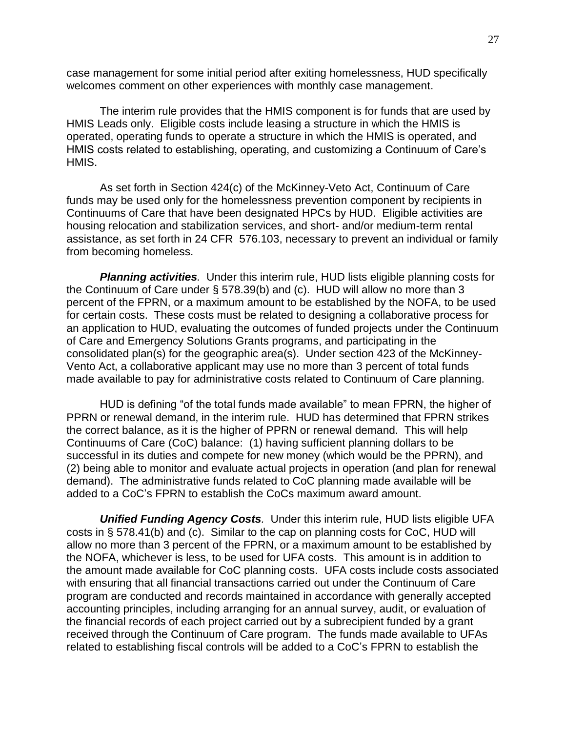case management for some initial period after exiting homelessness, HUD specifically welcomes comment on other experiences with monthly case management.

The interim rule provides that the HMIS component is for funds that are used by HMIS Leads only. Eligible costs include leasing a structure in which the HMIS is operated, operating funds to operate a structure in which the HMIS is operated, and HMIS costs related to establishing, operating, and customizing a Continuum of Care's HMIS.

As set forth in Section 424(c) of the McKinney-Veto Act, Continuum of Care funds may be used only for the homelessness prevention component by recipients in Continuums of Care that have been designated HPCs by HUD. Eligible activities are housing relocation and stabilization services, and short- and/or medium-term rental assistance, as set forth in 24 CFR 576.103, necessary to prevent an individual or family from becoming homeless.

***Planning activities****.* Under this interim rule, HUD lists eligible planning costs for the Continuum of Care under § 578.39(b) and (c). HUD will allow no more than 3 percent of the FPRN, or a maximum amount to be established by the NOFA, to be used for certain costs. These costs must be related to designing a collaborative process for an application to HUD, evaluating the outcomes of funded projects under the Continuum of Care and Emergency Solutions Grants programs, and participating in the consolidated plan(s) for the geographic area(s). Under section 423 of the McKinney-Vento Act, a collaborative applicant may use no more than 3 percent of total funds made available to pay for administrative costs related to Continuum of Care planning.

HUD is defining "of the total funds made available" to mean FPRN, the higher of PPRN or renewal demand, in the interim rule. HUD has determined that FPRN strikes the correct balance, as it is the higher of PPRN or renewal demand. This will help Continuums of Care (CoC) balance: (1) having sufficient planning dollars to be successful in its duties and compete for new money (which would be the PPRN), and (2) being able to monitor and evaluate actual projects in operation (and plan for renewal demand). The administrative funds related to CoC planning made available will be added to a CoC's FPRN to establish the CoCs maximum award amount.

***Unified Funding Agency Costs****.* Under this interim rule, HUD lists eligible UFA costs in § 578.41(b) and (c). Similar to the cap on planning costs for CoC, HUD will allow no more than 3 percent of the FPRN, or a maximum amount to be established by the NOFA, whichever is less, to be used for UFA costs. This amount is in addition to the amount made available for CoC planning costs. UFA costs include costs associated with ensuring that all financial transactions carried out under the Continuum of Care program are conducted and records maintained in accordance with generally accepted accounting principles, including arranging for an annual survey, audit, or evaluation of the financial records of each project carried out by a subrecipient funded by a grant received through the Continuum of Care program. The funds made available to UFAs related to establishing fiscal controls will be added to a CoC's FPRN to establish the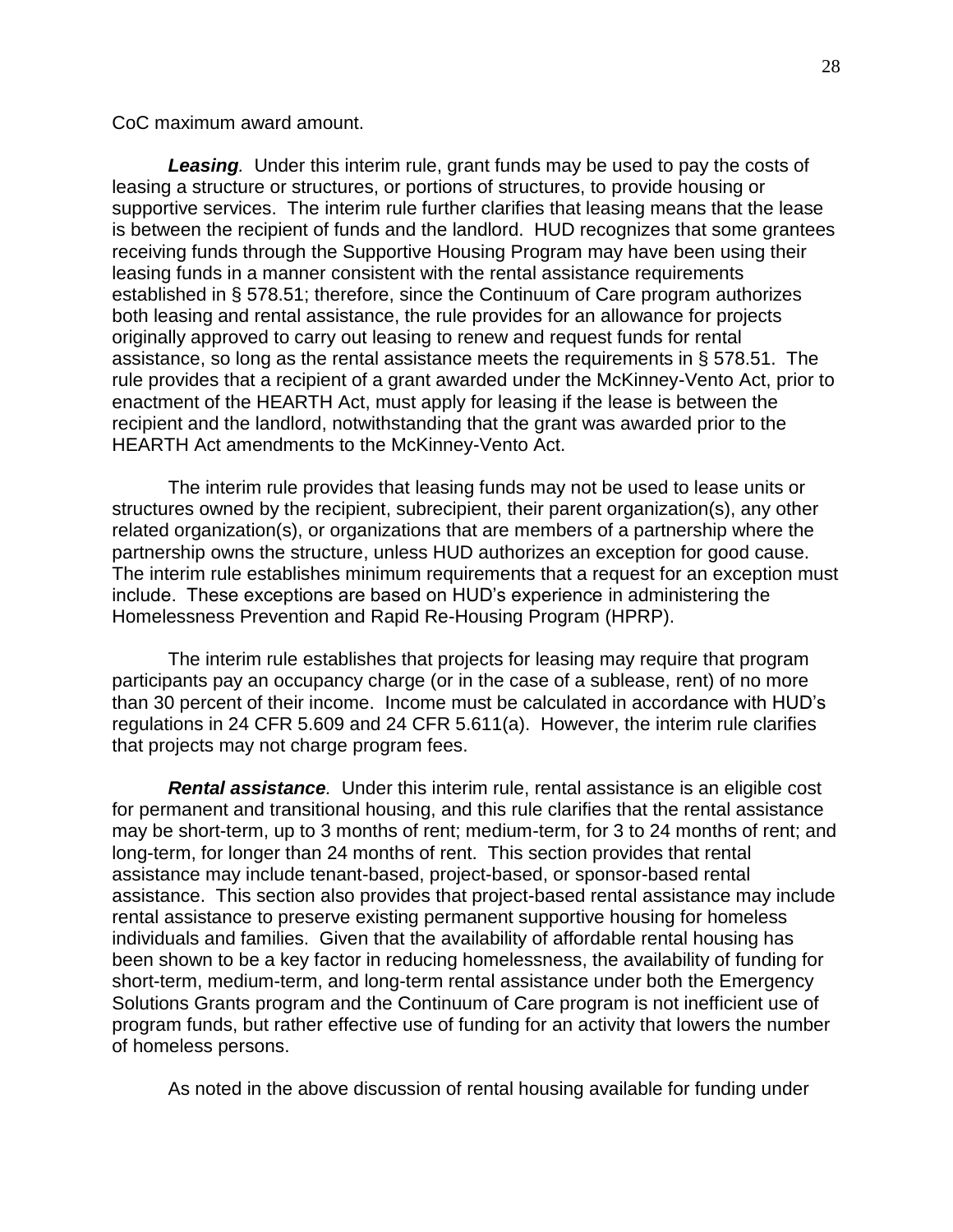CoC maximum award amount.

***Leasing***. Under this interim rule, grant funds may be used to pay the costs of leasing a structure or structures, or portions of structures, to provide housing or supportive services. The interim rule further clarifies that leasing means that the lease is between the recipient of funds and the landlord. HUD recognizes that some grantees receiving funds through the Supportive Housing Program may have been using their leasing funds in a manner consistent with the rental assistance requirements established in § 578.51; therefore, since the Continuum of Care program authorizes both leasing and rental assistance, the rule provides for an allowance for projects originally approved to carry out leasing to renew and request funds for rental assistance, so long as the rental assistance meets the requirements in § 578.51. The rule provides that a recipient of a grant awarded under the McKinney-Vento Act, prior to enactment of the HEARTH Act, must apply for leasing if the lease is between the recipient and the landlord, notwithstanding that the grant was awarded prior to the HEARTH Act amendments to the McKinney-Vento Act.

The interim rule provides that leasing funds may not be used to lease units or structures owned by the recipient, subrecipient, their parent organization(s), any other related organization(s), or organizations that are members of a partnership where the partnership owns the structure, unless HUD authorizes an exception for good cause. The interim rule establishes minimum requirements that a request for an exception must include. These exceptions are based on HUD's experience in administering the Homelessness Prevention and Rapid Re-Housing Program (HPRP).

The interim rule establishes that projects for leasing may require that program participants pay an occupancy charge (or in the case of a sublease, rent) of no more than 30 percent of their income. Income must be calculated in accordance with HUD's regulations in 24 CFR 5.609 and 24 CFR 5.611(a). However, the interim rule clarifies that projects may not charge program fees.

***Rental assistance***. Under this interim rule, rental assistance is an eligible cost for permanent and transitional housing, and this rule clarifies that the rental assistance may be short-term, up to 3 months of rent; medium-term, for 3 to 24 months of rent; and long-term, for longer than 24 months of rent. This section provides that rental assistance may include tenant-based, project-based, or sponsor-based rental assistance. This section also provides that project-based rental assistance may include rental assistance to preserve existing permanent supportive housing for homeless individuals and families. Given that the availability of affordable rental housing has been shown to be a key factor in reducing homelessness, the availability of funding for short-term, medium-term, and long-term rental assistance under both the Emergency Solutions Grants program and the Continuum of Care program is not inefficient use of program funds, but rather effective use of funding for an activity that lowers the number of homeless persons.

As noted in the above discussion of rental housing available for funding under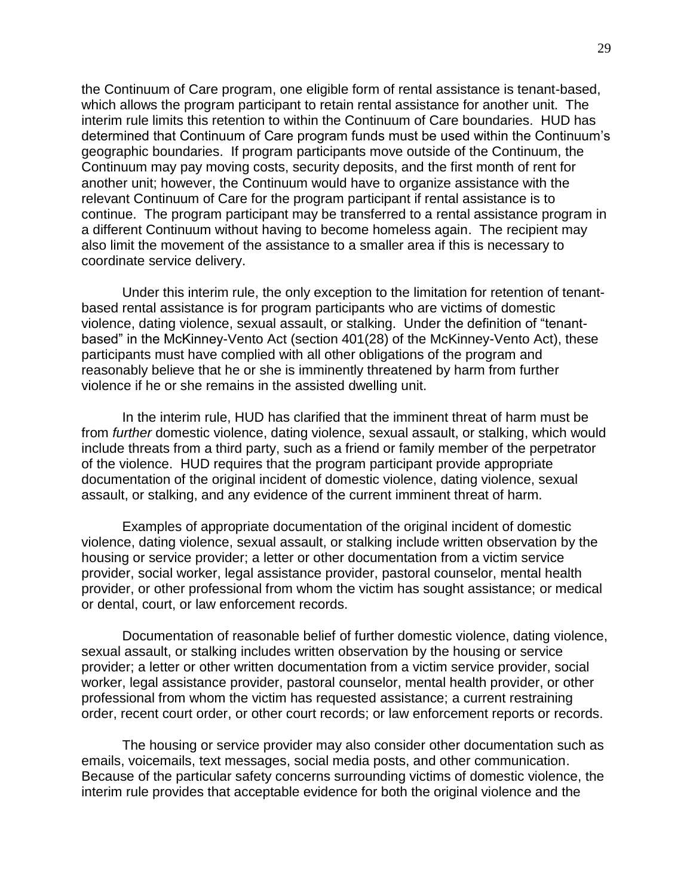the Continuum of Care program, one eligible form of rental assistance is tenant-based, which allows the program participant to retain rental assistance for another unit. The interim rule limits this retention to within the Continuum of Care boundaries. HUD has determined that Continuum of Care program funds must be used within the Continuum's geographic boundaries. If program participants move outside of the Continuum, the Continuum may pay moving costs, security deposits, and the first month of rent for another unit; however, the Continuum would have to organize assistance with the relevant Continuum of Care for the program participant if rental assistance is to continue. The program participant may be transferred to a rental assistance program in a different Continuum without having to become homeless again. The recipient may also limit the movement of the assistance to a smaller area if this is necessary to coordinate service delivery.

Under this interim rule, the only exception to the limitation for retention of tenant-based rental assistance is for program participants who are victims of domestic violence, dating violence, sexual assault, or stalking. Under the definition of "tenant-based" in the McKinney-Vento Act (section 401(28) of the McKinney-Vento Act), these participants must have complied with all other obligations of the program and reasonably believe that he or she is imminently threatened by harm from further violence if he or she remains in the assisted dwelling unit.

In the interim rule, HUD has clarified that the imminent threat of harm must be from *further* domestic violence, dating violence, sexual assault, or stalking, which would include threats from a third party, such as a friend or family member of the perpetrator of the violence. HUD requires that the program participant provide appropriate documentation of the original incident of domestic violence, dating violence, sexual assault, or stalking, and any evidence of the current imminent threat of harm.

Examples of appropriate documentation of the original incident of domestic violence, dating violence, sexual assault, or stalking include written observation by the housing or service provider; a letter or other documentation from a victim service provider, social worker, legal assistance provider, pastoral counselor, mental health provider, or other professional from whom the victim has sought assistance; or medical or dental, court, or law enforcement records.

Documentation of reasonable belief of further domestic violence, dating violence, sexual assault, or stalking includes written observation by the housing or service provider; a letter or other written documentation from a victim service provider, social worker, legal assistance provider, pastoral counselor, mental health provider, or other professional from whom the victim has requested assistance; a current restraining order, recent court order, or other court records; or law enforcement reports or records.

The housing or service provider may also consider other documentation such as emails, voicemails, text messages, social media posts, and other communication. Because of the particular safety concerns surrounding victims of domestic violence, the interim rule provides that acceptable evidence for both the original violence and the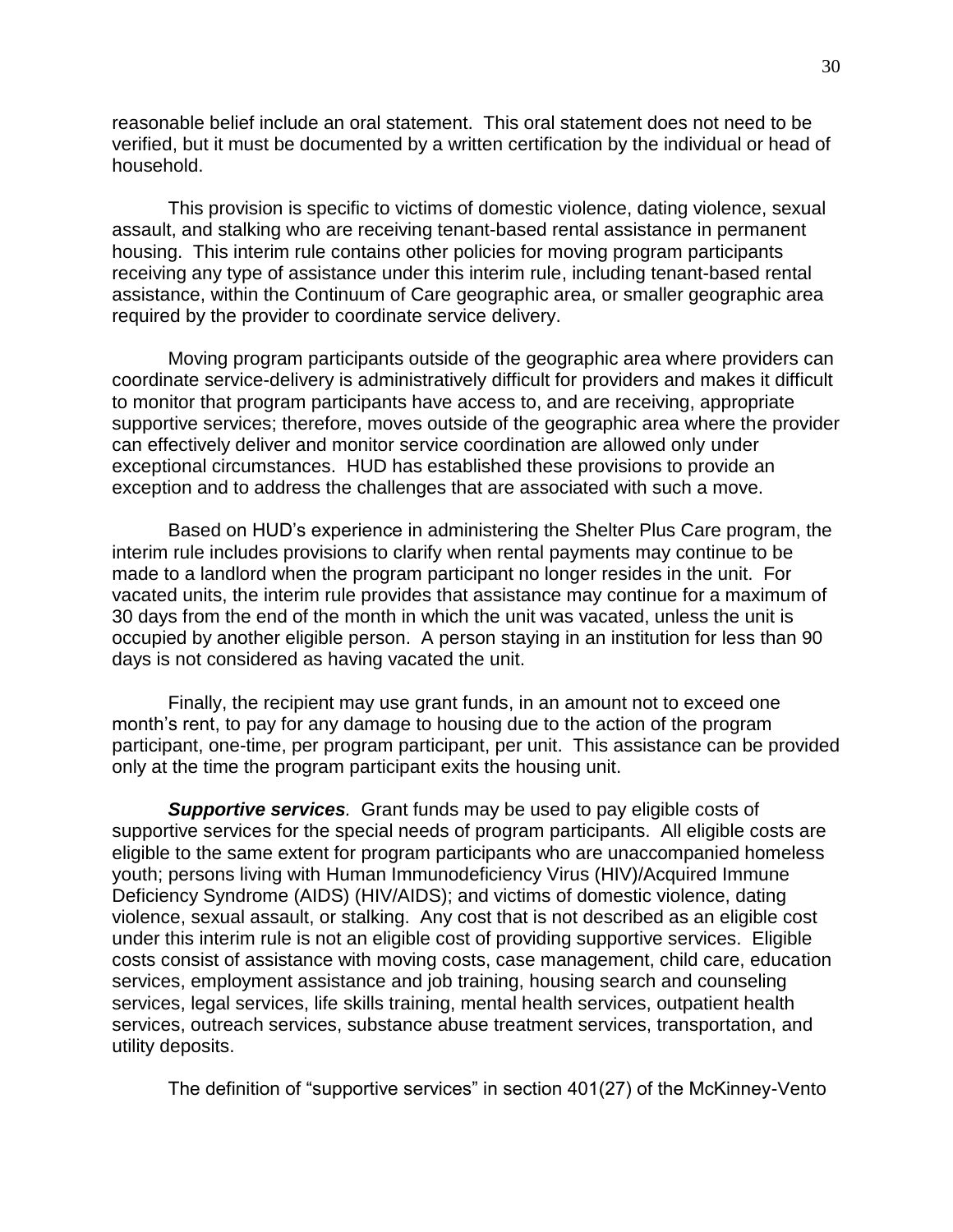reasonable belief include an oral statement. This oral statement does not need to be verified, but it must be documented by a written certification by the individual or head of household.

This provision is specific to victims of domestic violence, dating violence, sexual assault, and stalking who are receiving tenant-based rental assistance in permanent housing. This interim rule contains other policies for moving program participants receiving any type of assistance under this interim rule, including tenant-based rental assistance, within the Continuum of Care geographic area, or smaller geographic area required by the provider to coordinate service delivery.

Moving program participants outside of the geographic area where providers can coordinate service-delivery is administratively difficult for providers and makes it difficult to monitor that program participants have access to, and are receiving, appropriate supportive services; therefore, moves outside of the geographic area where the provider can effectively deliver and monitor service coordination are allowed only under exceptional circumstances. HUD has established these provisions to provide an exception and to address the challenges that are associated with such a move.

Based on HUD's experience in administering the Shelter Plus Care program, the interim rule includes provisions to clarify when rental payments may continue to be made to a landlord when the program participant no longer resides in the unit. For vacated units, the interim rule provides that assistance may continue for a maximum of 30 days from the end of the month in which the unit was vacated, unless the unit is occupied by another eligible person. A person staying in an institution for less than 90 days is not considered as having vacated the unit.

Finally, the recipient may use grant funds, in an amount not to exceed one month's rent, to pay for any damage to housing due to the action of the program participant, one-time, per program participant, per unit. This assistance can be provided only at the time the program participant exits the housing unit.

***Supportive services**.* Grant funds may be used to pay eligible costs of supportive services for the special needs of program participants. All eligible costs are eligible to the same extent for program participants who are unaccompanied homeless youth; persons living with Human Immunodeficiency Virus (HIV)/Acquired Immune Deficiency Syndrome (AIDS) (HIV/AIDS); and victims of domestic violence, dating violence, sexual assault, or stalking. Any cost that is not described as an eligible cost under this interim rule is not an eligible cost of providing supportive services. Eligible costs consist of assistance with moving costs, case management, child care, education services, employment assistance and job training, housing search and counseling services, legal services, life skills training, mental health services, outpatient health services, outreach services, substance abuse treatment services, transportation, and utility deposits.

The definition of "supportive services" in section 401(27) of the McKinney-Vento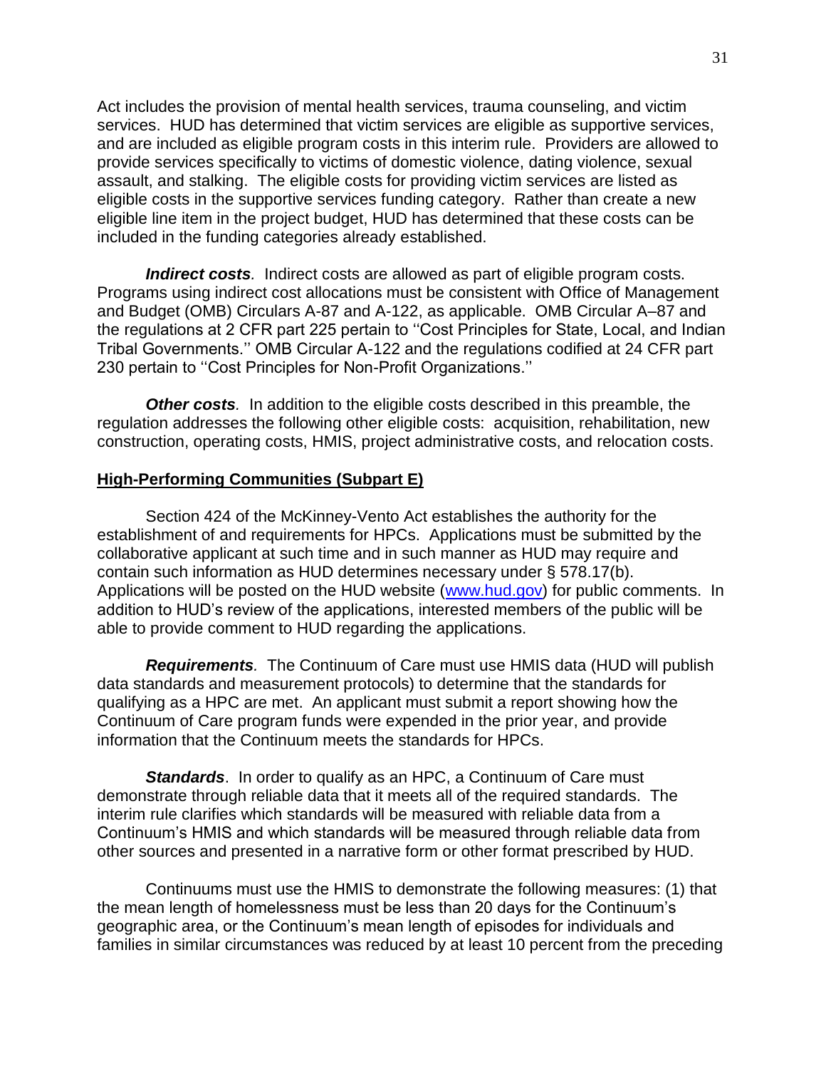Act includes the provision of mental health services, trauma counseling, and victim services. HUD has determined that victim services are eligible as supportive services, and are included as eligible program costs in this interim rule. Providers are allowed to provide services specifically to victims of domestic violence, dating violence, sexual assault, and stalking. The eligible costs for providing victim services are listed as eligible costs in the supportive services funding category. Rather than create a new eligible line item in the project budget, HUD has determined that these costs can be included in the funding categories already established.

***Indirect costs****.* Indirect costs are allowed as part of eligible program costs. Programs using indirect cost allocations must be consistent with Office of Management and Budget (OMB) Circulars A-87 and A-122, as applicable. OMB Circular A–87 and the regulations at 2 CFR part 225 pertain to ''Cost Principles for State, Local, and Indian Tribal Governments.'' OMB Circular A-122 and the regulations codified at 24 CFR part 230 pertain to ''Cost Principles for Non-Profit Organizations.''

***Other costs****.* In addition to the eligible costs described in this preamble, the regulation addresses the following other eligible costs: acquisition, rehabilitation, new construction, operating costs, HMIS, project administrative costs, and relocation costs.

**High-Performing Communities (Subpart E)**

Section 424 of the McKinney-Vento Act establishes the authority for the establishment of and requirements for HPCs. Applications must be submitted by the collaborative applicant at such time and in such manner as HUD may require and contain such information as HUD determines necessary under § 578.17(b). Applications will be posted on the HUD website (www.hud.gov) for public comments. In addition to HUD's review of the applications, interested members of the public will be able to provide comment to HUD regarding the applications.

***Requirements****.* The Continuum of Care must use HMIS data (HUD will publish data standards and measurement protocols) to determine that the standards for qualifying as a HPC are met. An applicant must submit a report showing how the Continuum of Care program funds were expended in the prior year, and provide information that the Continuum meets the standards for HPCs.

***Standards***. In order to qualify as an HPC, a Continuum of Care must demonstrate through reliable data that it meets all of the required standards. The interim rule clarifies which standards will be measured with reliable data from a Continuum's HMIS and which standards will be measured through reliable data from other sources and presented in a narrative form or other format prescribed by HUD.

Continuums must use the HMIS to demonstrate the following measures: (1) that the mean length of homelessness must be less than 20 days for the Continuum's geographic area, or the Continuum's mean length of episodes for individuals and families in similar circumstances was reduced by at least 10 percent from the preceding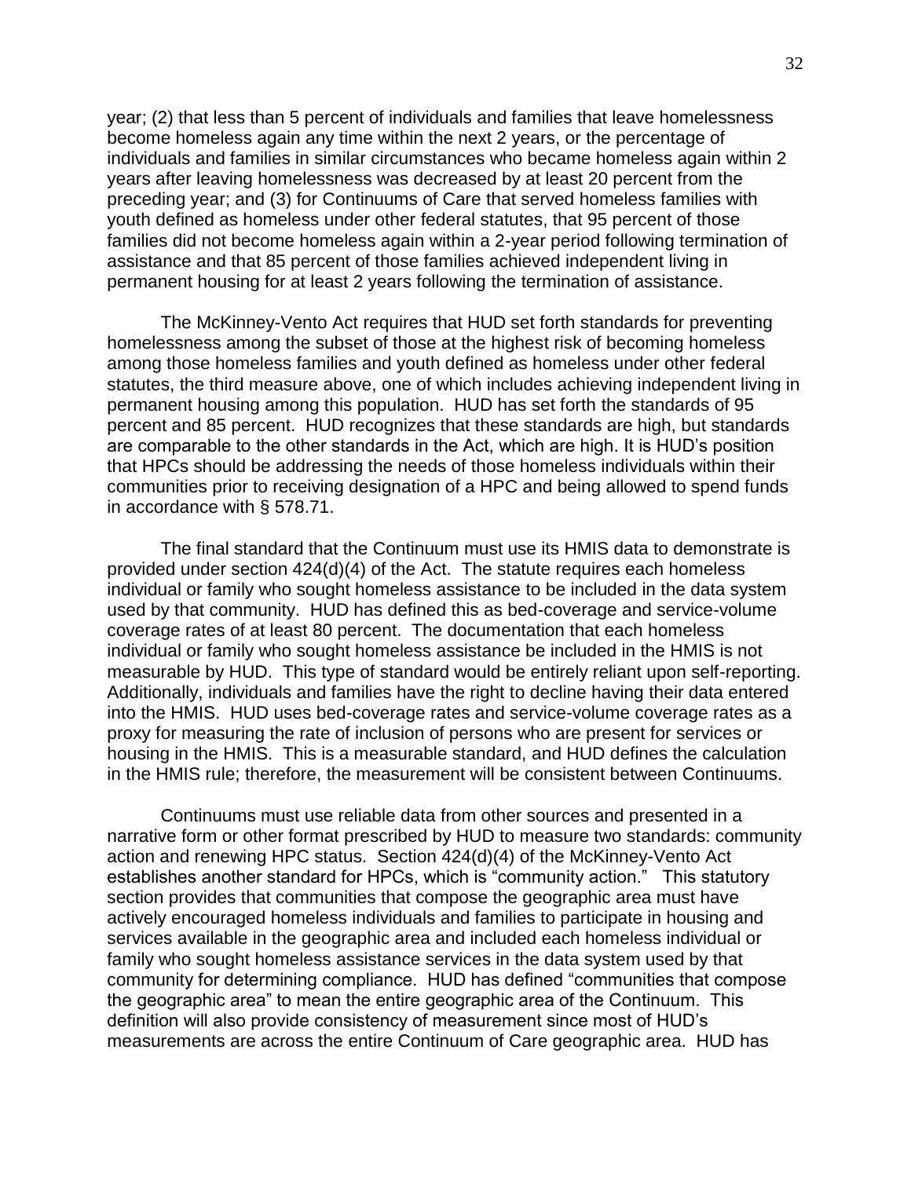year; (2) that less than 5 percent of individuals and families that leave homelessness become homeless again any time within the next 2 years, or the percentage of individuals and families in similar circumstances who became homeless again within 2 years after leaving homelessness was decreased by at least 20 percent from the preceding year; and (3) for Continuums of Care that served homeless families with youth defined as homeless under other federal statutes, that 95 percent of those families did not become homeless again within a 2-year period following termination of assistance and that 85 percent of those families achieved independent living in permanent housing for at least 2 years following the termination of assistance.

The McKinney-Vento Act requires that HUD set forth standards for preventing homelessness among the subset of those at the highest risk of becoming homeless among those homeless families and youth defined as homeless under other federal statutes, the third measure above, one of which includes achieving independent living in permanent housing among this population. HUD has set forth the standards of 95 percent and 85 percent. HUD recognizes that these standards are high, but standards are comparable to the other standards in the Act, which are high. It is HUD's position that HPCs should be addressing the needs of those homeless individuals within their communities prior to receiving designation of a HPC and being allowed to spend funds in accordance with § 578.71.

The final standard that the Continuum must use its HMIS data to demonstrate is provided under section 424(d)(4) of the Act. The statute requires each homeless individual or family who sought homeless assistance to be included in the data system used by that community. HUD has defined this as bed-coverage and service-volume coverage rates of at least 80 percent. The documentation that each homeless individual or family who sought homeless assistance be included in the HMIS is not measurable by HUD. This type of standard would be entirely reliant upon self-reporting. Additionally, individuals and families have the right to decline having their data entered into the HMIS. HUD uses bed-coverage rates and service-volume coverage rates as a proxy for measuring the rate of inclusion of persons who are present for services or housing in the HMIS. This is a measurable standard, and HUD defines the calculation in the HMIS rule; therefore, the measurement will be consistent between Continuums.

Continuums must use reliable data from other sources and presented in a narrative form or other format prescribed by HUD to measure two standards: community action and renewing HPC status. Section 424(d)(4) of the McKinney-Vento Act establishes another standard for HPCs, which is "community action." This statutory section provides that communities that compose the geographic area must have actively encouraged homeless individuals and families to participate in housing and services available in the geographic area and included each homeless individual or family who sought homeless assistance services in the data system used by that community for determining compliance. HUD has defined "communities that compose the geographic area" to mean the entire geographic area of the Continuum. This definition will also provide consistency of measurement since most of HUD's measurements are across the entire Continuum of Care geographic area. HUD has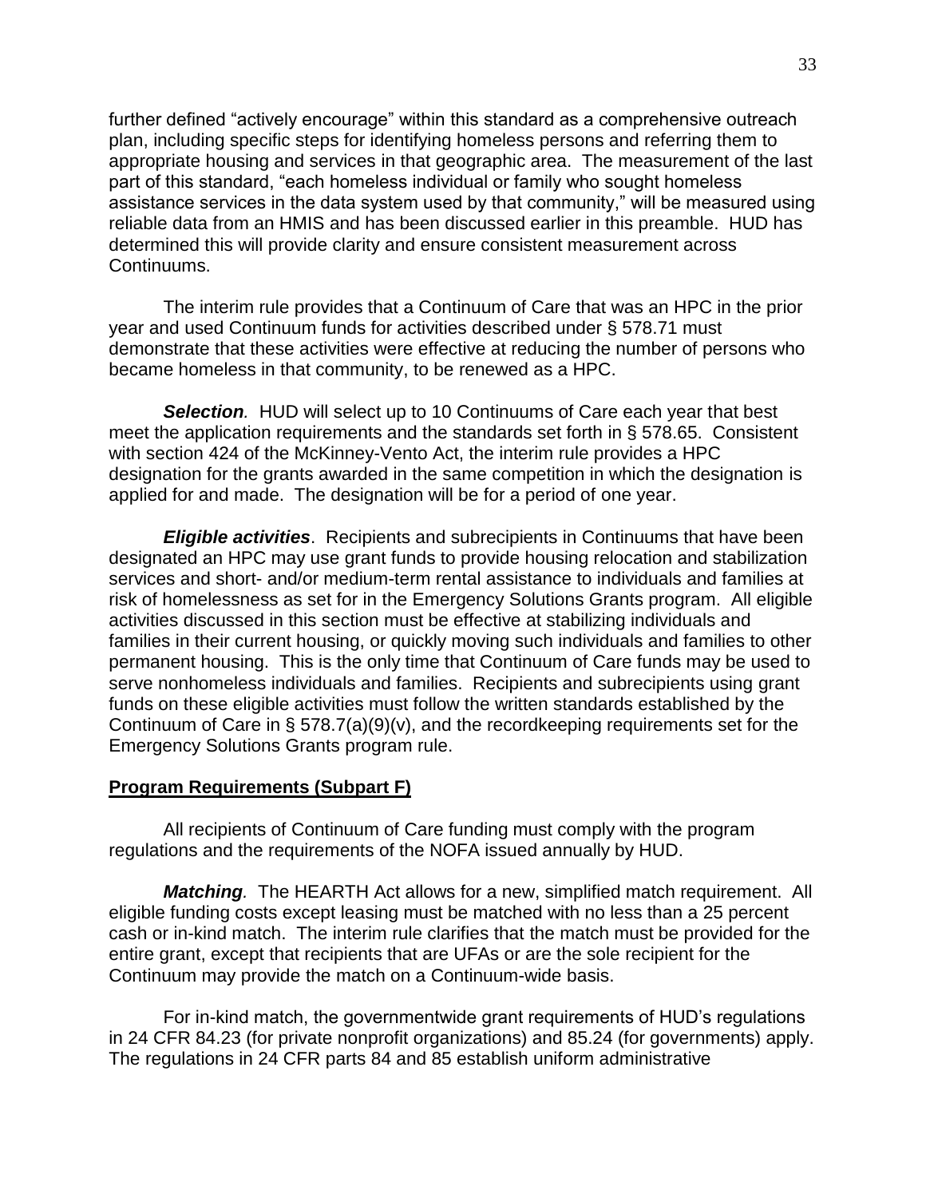further defined "actively encourage" within this standard as a comprehensive outreach plan, including specific steps for identifying homeless persons and referring them to appropriate housing and services in that geographic area. The measurement of the last part of this standard, "each homeless individual or family who sought homeless assistance services in the data system used by that community," will be measured using reliable data from an HMIS and has been discussed earlier in this preamble. HUD has determined this will provide clarity and ensure consistent measurement across Continuums.

The interim rule provides that a Continuum of Care that was an HPC in the prior year and used Continuum funds for activities described under § 578.71 must demonstrate that these activities were effective at reducing the number of persons who became homeless in that community, to be renewed as a HPC.

***Selection.*** HUD will select up to 10 Continuums of Care each year that best meet the application requirements and the standards set forth in § 578.65. Consistent with section 424 of the McKinney-Vento Act, the interim rule provides a HPC designation for the grants awarded in the same competition in which the designation is applied for and made. The designation will be for a period of one year.

***Eligible activities***. Recipients and subrecipients in Continuums that have been designated an HPC may use grant funds to provide housing relocation and stabilization services and short- and/or medium-term rental assistance to individuals and families at risk of homelessness as set for in the Emergency Solutions Grants program. All eligible activities discussed in this section must be effective at stabilizing individuals and families in their current housing, or quickly moving such individuals and families to other permanent housing. This is the only time that Continuum of Care funds may be used to serve nonhomeless individuals and families. Recipients and subrecipients using grant funds on these eligible activities must follow the written standards established by the Continuum of Care in § 578.7(a)(9)(v), and the recordkeeping requirements set for the Emergency Solutions Grants program rule.

**Program Requirements (Subpart F)**

All recipients of Continuum of Care funding must comply with the program regulations and the requirements of the NOFA issued annually by HUD.

***Matching.*** The HEARTH Act allows for a new, simplified match requirement. All eligible funding costs except leasing must be matched with no less than a 25 percent cash or in-kind match. The interim rule clarifies that the match must be provided for the entire grant, except that recipients that are UFAs or are the sole recipient for the Continuum may provide the match on a Continuum-wide basis.

For in-kind match, the governmentwide grant requirements of HUD's regulations in 24 CFR 84.23 (for private nonprofit organizations) and 85.24 (for governments) apply. The regulations in 24 CFR parts 84 and 85 establish uniform administrative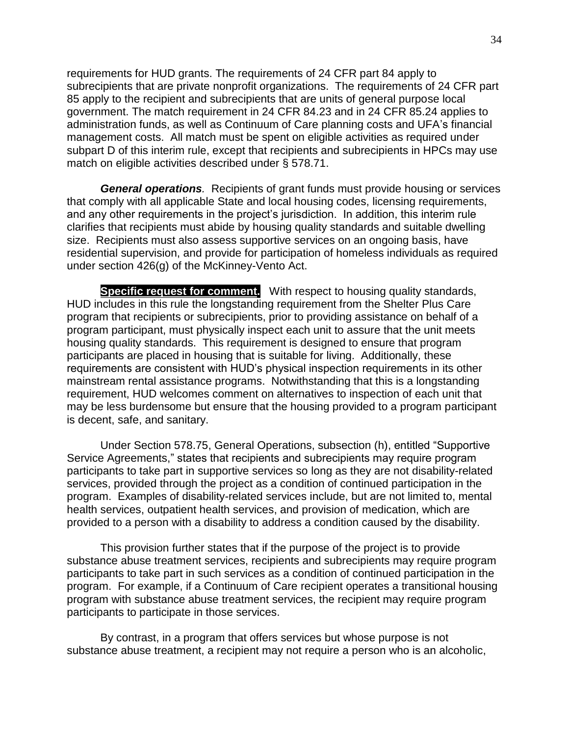requirements for HUD grants. The requirements of 24 CFR part 84 apply to subrecipients that are private nonprofit organizations. The requirements of 24 CFR part 85 apply to the recipient and subrecipients that are units of general purpose local government. The match requirement in 24 CFR 84.23 and in 24 CFR 85.24 applies to administration funds, as well as Continuum of Care planning costs and UFA's financial management costs. All match must be spent on eligible activities as required under subpart D of this interim rule, except that recipients and subrecipients in HPCs may use match on eligible activities described under § 578.71.

***General operations.*** Recipients of grant funds must provide housing or services that comply with all applicable State and local housing codes, licensing requirements, and any other requirements in the project's jurisdiction. In addition, this interim rule clarifies that recipients must abide by housing quality standards and suitable dwelling size. Recipients must also assess supportive services on an ongoing basis, have residential supervision, and provide for participation of homeless individuals as required under section 426(g) of the McKinney-Vento Act.

**Specific request for comment.** With respect to housing quality standards, HUD includes in this rule the longstanding requirement from the Shelter Plus Care program that recipients or subrecipients, prior to providing assistance on behalf of a program participant, must physically inspect each unit to assure that the unit meets housing quality standards. This requirement is designed to ensure that program participants are placed in housing that is suitable for living. Additionally, these requirements are consistent with HUD's physical inspection requirements in its other mainstream rental assistance programs. Notwithstanding that this is a longstanding requirement, HUD welcomes comment on alternatives to inspection of each unit that may be less burdensome but ensure that the housing provided to a program participant is decent, safe, and sanitary.

Under Section 578.75, General Operations, subsection (h), entitled "Supportive Service Agreements," states that recipients and subrecipients may require program participants to take part in supportive services so long as they are not disability-related services, provided through the project as a condition of continued participation in the program. Examples of disability-related services include, but are not limited to, mental health services, outpatient health services, and provision of medication, which are provided to a person with a disability to address a condition caused by the disability.

This provision further states that if the purpose of the project is to provide substance abuse treatment services, recipients and subrecipients may require program participants to take part in such services as a condition of continued participation in the program. For example, if a Continuum of Care recipient operates a transitional housing program with substance abuse treatment services, the recipient may require program participants to participate in those services.

By contrast, in a program that offers services but whose purpose is not substance abuse treatment, a recipient may not require a person who is an alcoholic,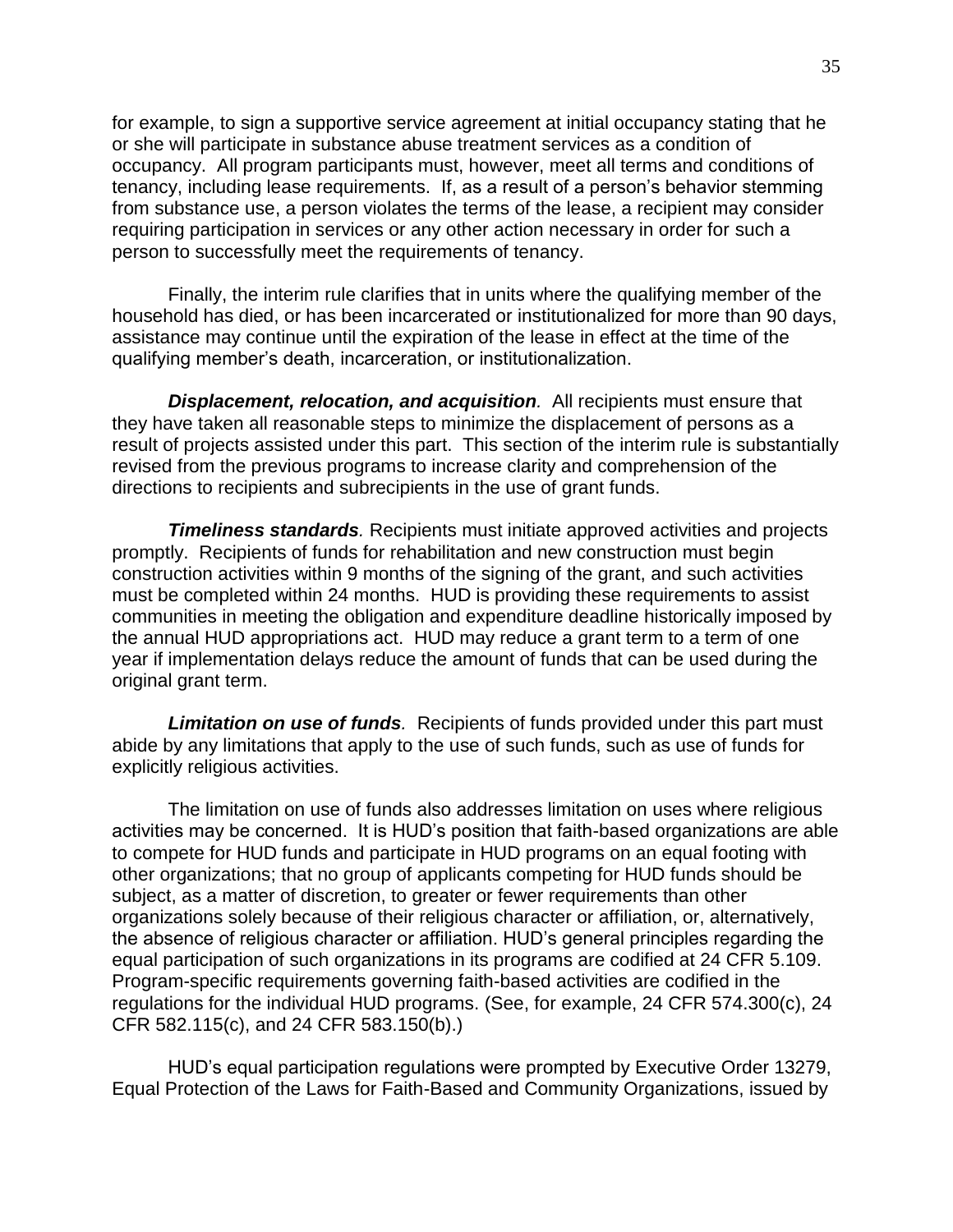for example, to sign a supportive service agreement at initial occupancy stating that he or she will participate in substance abuse treatment services as a condition of occupancy. All program participants must, however, meet all terms and conditions of tenancy, including lease requirements. If, as a result of a person's behavior stemming from substance use, a person violates the terms of the lease, a recipient may consider requiring participation in services or any other action necessary in order for such a person to successfully meet the requirements of tenancy.

Finally, the interim rule clarifies that in units where the qualifying member of the household has died, or has been incarcerated or institutionalized for more than 90 days, assistance may continue until the expiration of the lease in effect at the time of the qualifying member's death, incarceration, or institutionalization.

***Displacement, relocation, and acquisition****.* All recipients must ensure that they have taken all reasonable steps to minimize the displacement of persons as a result of projects assisted under this part. This section of the interim rule is substantially revised from the previous programs to increase clarity and comprehension of the directions to recipients and subrecipients in the use of grant funds.

***Timeliness standards****.* Recipients must initiate approved activities and projects promptly. Recipients of funds for rehabilitation and new construction must begin construction activities within 9 months of the signing of the grant, and such activities must be completed within 24 months. HUD is providing these requirements to assist communities in meeting the obligation and expenditure deadline historically imposed by the annual HUD appropriations act. HUD may reduce a grant term to a term of one year if implementation delays reduce the amount of funds that can be used during the original grant term.

***Limitation on use of funds****.* Recipients of funds provided under this part must abide by any limitations that apply to the use of such funds, such as use of funds for explicitly religious activities.

The limitation on use of funds also addresses limitation on uses where religious activities may be concerned. It is HUD's position that faith-based organizations are able to compete for HUD funds and participate in HUD programs on an equal footing with other organizations; that no group of applicants competing for HUD funds should be subject, as a matter of discretion, to greater or fewer requirements than other organizations solely because of their religious character or affiliation, or, alternatively, the absence of religious character or affiliation. HUD's general principles regarding the equal participation of such organizations in its programs are codified at 24 CFR 5.109. Program-specific requirements governing faith-based activities are codified in the regulations for the individual HUD programs. (See, for example, 24 CFR 574.300(c), 24 CFR 582.115(c), and 24 CFR 583.150(b).)

HUD's equal participation regulations were prompted by Executive Order 13279, Equal Protection of the Laws for Faith-Based and Community Organizations, issued by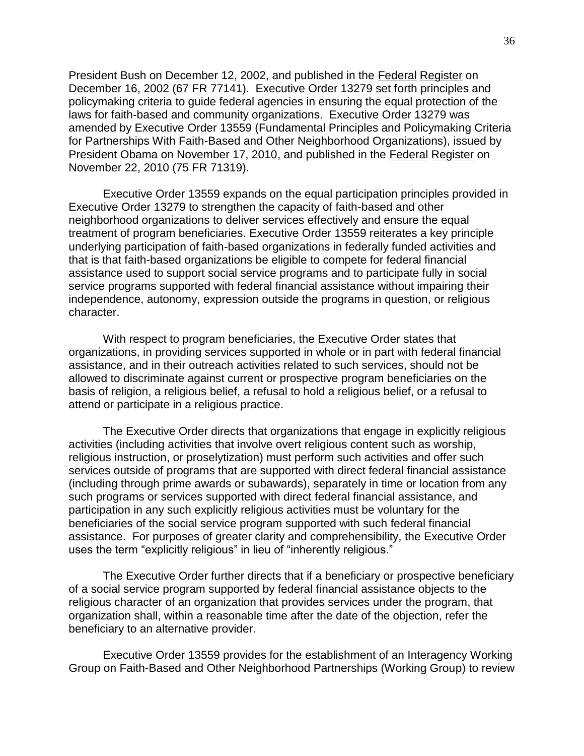President Bush on December 12, 2002, and published in the Federal Register on December 16, 2002 (67 FR 77141). Executive Order 13279 set forth principles and policymaking criteria to guide federal agencies in ensuring the equal protection of the laws for faith-based and community organizations. Executive Order 13279 was amended by Executive Order 13559 (Fundamental Principles and Policymaking Criteria for Partnerships With Faith-Based and Other Neighborhood Organizations), issued by President Obama on November 17, 2010, and published in the Federal Register on November 22, 2010 (75 FR 71319).

Executive Order 13559 expands on the equal participation principles provided in Executive Order 13279 to strengthen the capacity of faith-based and other neighborhood organizations to deliver services effectively and ensure the equal treatment of program beneficiaries. Executive Order 13559 reiterates a key principle underlying participation of faith-based organizations in federally funded activities and that is that faith-based organizations be eligible to compete for federal financial assistance used to support social service programs and to participate fully in social service programs supported with federal financial assistance without impairing their independence, autonomy, expression outside the programs in question, or religious character.

With respect to program beneficiaries, the Executive Order states that organizations, in providing services supported in whole or in part with federal financial assistance, and in their outreach activities related to such services, should not be allowed to discriminate against current or prospective program beneficiaries on the basis of religion, a religious belief, a refusal to hold a religious belief, or a refusal to attend or participate in a religious practice.

The Executive Order directs that organizations that engage in explicitly religious activities (including activities that involve overt religious content such as worship, religious instruction, or proselytization) must perform such activities and offer such services outside of programs that are supported with direct federal financial assistance (including through prime awards or subawards), separately in time or location from any such programs or services supported with direct federal financial assistance, and participation in any such explicitly religious activities must be voluntary for the beneficiaries of the social service program supported with such federal financial assistance. For purposes of greater clarity and comprehensibility, the Executive Order uses the term "explicitly religious" in lieu of "inherently religious."

The Executive Order further directs that if a beneficiary or prospective beneficiary of a social service program supported by federal financial assistance objects to the religious character of an organization that provides services under the program, that organization shall, within a reasonable time after the date of the objection, refer the beneficiary to an alternative provider.

Executive Order 13559 provides for the establishment of an Interagency Working Group on Faith-Based and Other Neighborhood Partnerships (Working Group) to review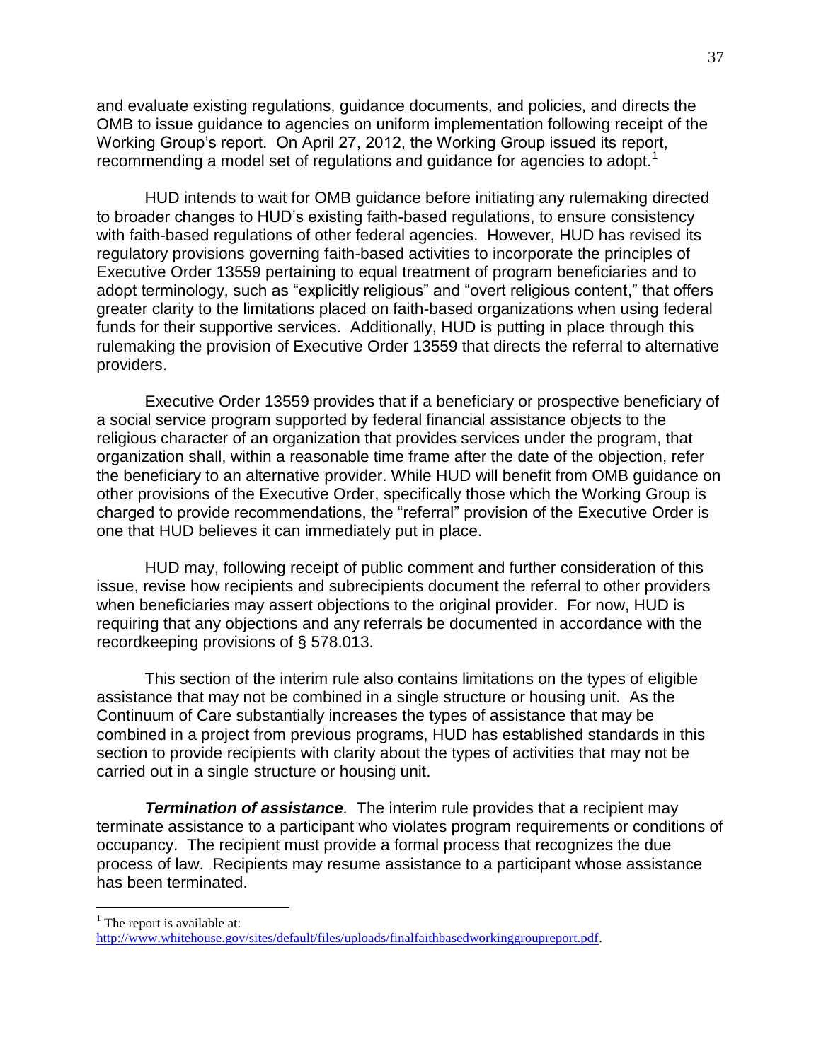and evaluate existing regulations, guidance documents, and policies, and directs the OMB to issue guidance to agencies on uniform implementation following receipt of the Working Group's report. On April 27, 2012, the Working Group issued its report, recommending a model set of regulations and guidance for agencies to adopt.[1]

HUD intends to wait for OMB guidance before initiating any rulemaking directed to broader changes to HUD's existing faith-based regulations, to ensure consistency with faith-based regulations of other federal agencies. However, HUD has revised its regulatory provisions governing faith-based activities to incorporate the principles of Executive Order 13559 pertaining to equal treatment of program beneficiaries and to adopt terminology, such as "explicitly religious" and "overt religious content," that offers greater clarity to the limitations placed on faith-based organizations when using federal funds for their supportive services. Additionally, HUD is putting in place through this rulemaking the provision of Executive Order 13559 that directs the referral to alternative providers.

Executive Order 13559 provides that if a beneficiary or prospective beneficiary of a social service program supported by federal financial assistance objects to the religious character of an organization that provides services under the program, that organization shall, within a reasonable time frame after the date of the objection, refer the beneficiary to an alternative provider. While HUD will benefit from OMB guidance on other provisions of the Executive Order, specifically those which the Working Group is charged to provide recommendations, the "referral" provision of the Executive Order is one that HUD believes it can immediately put in place.

HUD may, following receipt of public comment and further consideration of this issue, revise how recipients and subrecipients document the referral to other providers when beneficiaries may assert objections to the original provider. For now, HUD is requiring that any objections and any referrals be documented in accordance with the recordkeeping provisions of § 578.013.

This section of the interim rule also contains limitations on the types of eligible assistance that may not be combined in a single structure or housing unit. As the Continuum of Care substantially increases the types of assistance that may be combined in a project from previous programs, HUD has established standards in this section to provide recipients with clarity about the types of activities that may not be carried out in a single structure or housing unit.

***Termination of assistance.*** The interim rule provides that a recipient may terminate assistance to a participant who violates program requirements or conditions of occupancy. The recipient must provide a formal process that recognizes the due process of law. Recipients may resume assistance to a participant whose assistance has been terminated.

---

[1] The report is available at: http://www.whitehouse.gov/sites/default/files/uploads/finalfaithbasedworkinggroupreport.pdf.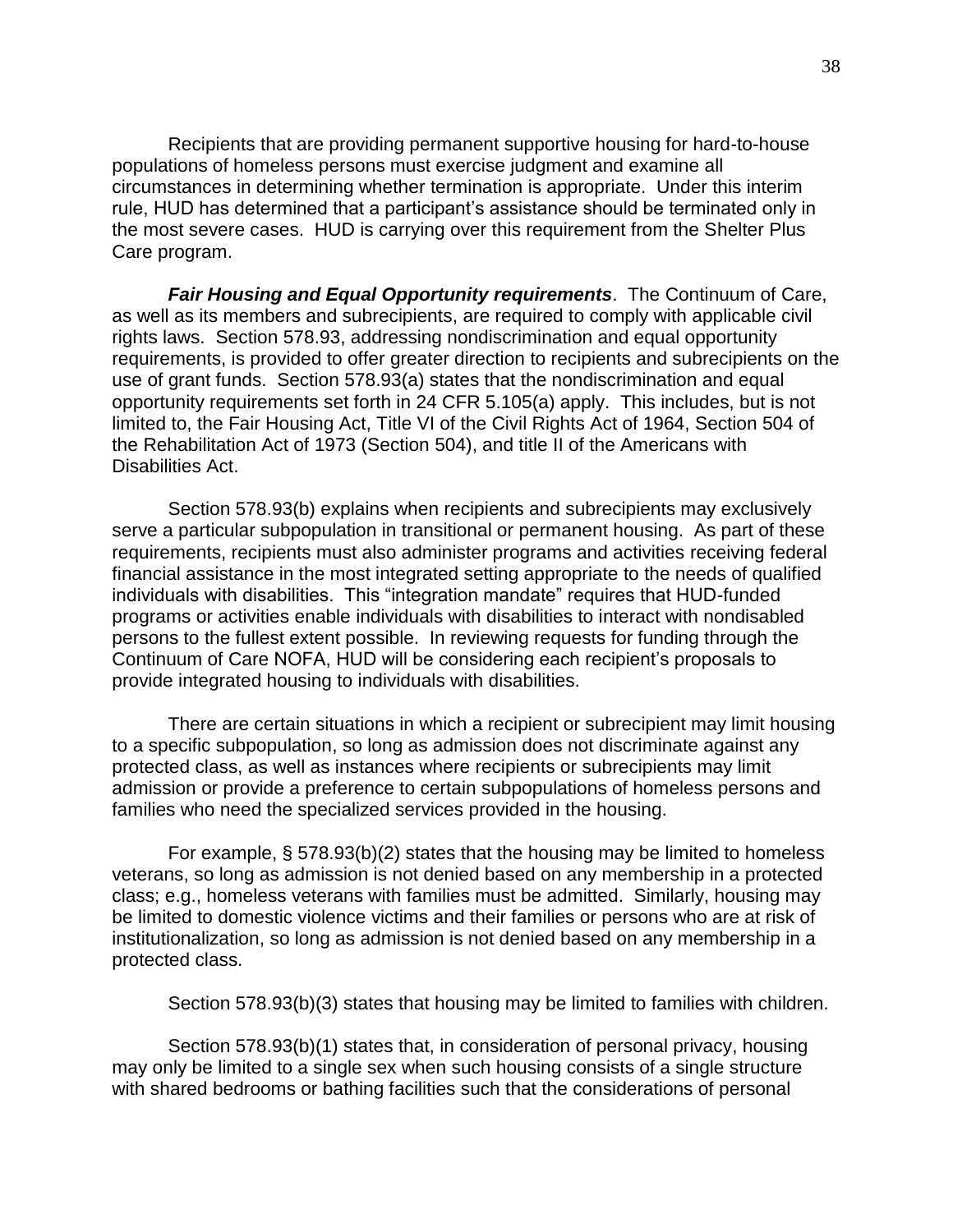Recipients that are providing permanent supportive housing for hard-to-house populations of homeless persons must exercise judgment and examine all circumstances in determining whether termination is appropriate. Under this interim rule, HUD has determined that a participant's assistance should be terminated only in the most severe cases. HUD is carrying over this requirement from the Shelter Plus Care program.

***Fair Housing and Equal Opportunity requirements***. The Continuum of Care, as well as its members and subrecipients, are required to comply with applicable civil rights laws. Section 578.93, addressing nondiscrimination and equal opportunity requirements, is provided to offer greater direction to recipients and subrecipients on the use of grant funds. Section 578.93(a) states that the nondiscrimination and equal opportunity requirements set forth in 24 CFR 5.105(a) apply. This includes, but is not limited to, the Fair Housing Act, Title VI of the Civil Rights Act of 1964, Section 504 of the Rehabilitation Act of 1973 (Section 504), and title II of the Americans with Disabilities Act.

Section 578.93(b) explains when recipients and subrecipients may exclusively serve a particular subpopulation in transitional or permanent housing. As part of these requirements, recipients must also administer programs and activities receiving federal financial assistance in the most integrated setting appropriate to the needs of qualified individuals with disabilities. This "integration mandate" requires that HUD-funded programs or activities enable individuals with disabilities to interact with nondisabled persons to the fullest extent possible. In reviewing requests for funding through the Continuum of Care NOFA, HUD will be considering each recipient's proposals to provide integrated housing to individuals with disabilities.

There are certain situations in which a recipient or subrecipient may limit housing to a specific subpopulation, so long as admission does not discriminate against any protected class, as well as instances where recipients or subrecipients may limit admission or provide a preference to certain subpopulations of homeless persons and families who need the specialized services provided in the housing.

For example, § 578.93(b)(2) states that the housing may be limited to homeless veterans, so long as admission is not denied based on any membership in a protected class; e.g., homeless veterans with families must be admitted. Similarly, housing may be limited to domestic violence victims and their families or persons who are at risk of institutionalization, so long as admission is not denied based on any membership in a protected class.

Section 578.93(b)(3) states that housing may be limited to families with children.

Section 578.93(b)(1) states that, in consideration of personal privacy, housing may only be limited to a single sex when such housing consists of a single structure with shared bedrooms or bathing facilities such that the considerations of personal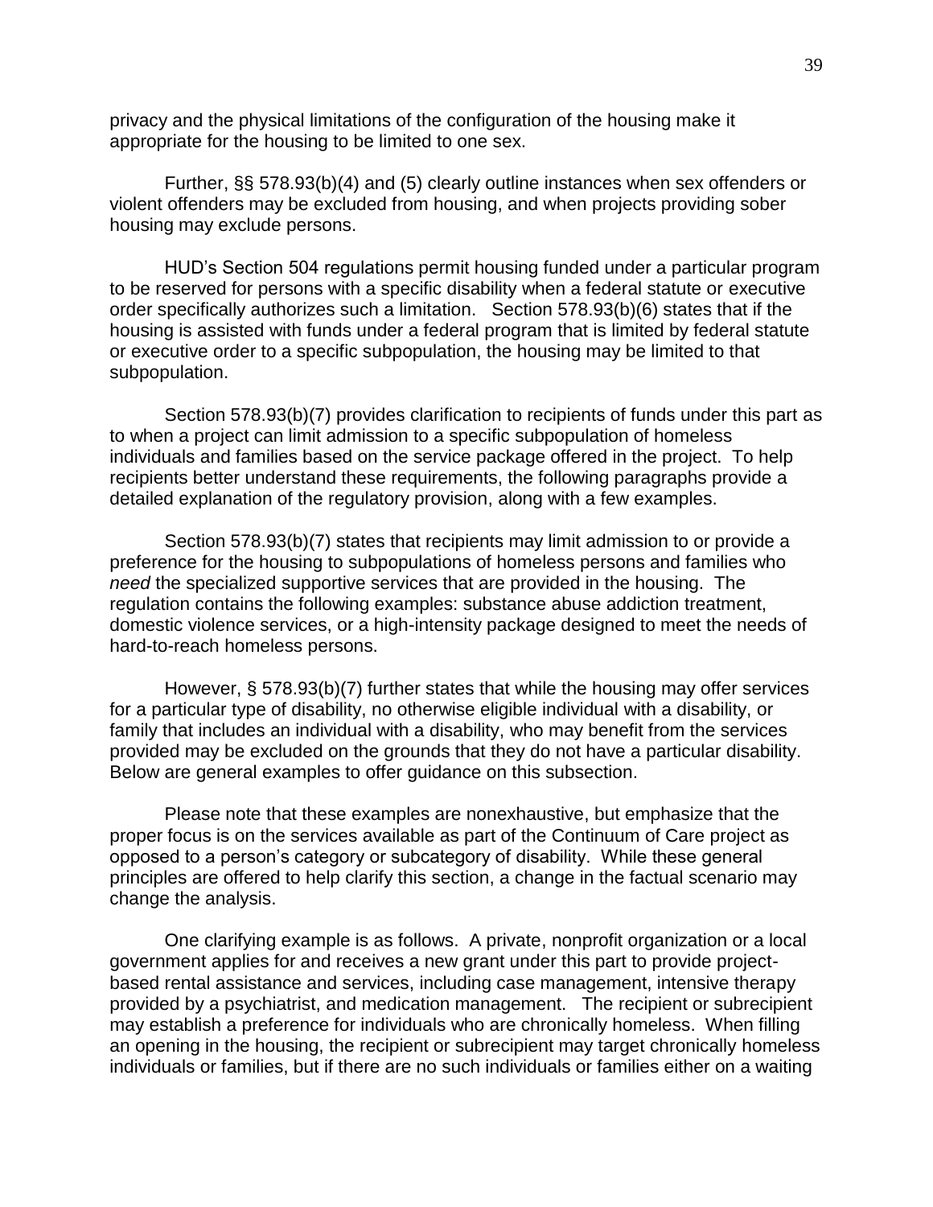privacy and the physical limitations of the configuration of the housing make it appropriate for the housing to be limited to one sex.

Further, §§ 578.93(b)(4) and (5) clearly outline instances when sex offenders or violent offenders may be excluded from housing, and when projects providing sober housing may exclude persons.

HUD's Section 504 regulations permit housing funded under a particular program to be reserved for persons with a specific disability when a federal statute or executive order specifically authorizes such a limitation. Section 578.93(b)(6) states that if the housing is assisted with funds under a federal program that is limited by federal statute or executive order to a specific subpopulation, the housing may be limited to that subpopulation.

Section 578.93(b)(7) provides clarification to recipients of funds under this part as to when a project can limit admission to a specific subpopulation of homeless individuals and families based on the service package offered in the project. To help recipients better understand these requirements, the following paragraphs provide a detailed explanation of the regulatory provision, along with a few examples.

Section 578.93(b)(7) states that recipients may limit admission to or provide a preference for the housing to subpopulations of homeless persons and families who *need* the specialized supportive services that are provided in the housing. The regulation contains the following examples: substance abuse addiction treatment, domestic violence services, or a high-intensity package designed to meet the needs of hard-to-reach homeless persons.

However, § 578.93(b)(7) further states that while the housing may offer services for a particular type of disability, no otherwise eligible individual with a disability, or family that includes an individual with a disability, who may benefit from the services provided may be excluded on the grounds that they do not have a particular disability. Below are general examples to offer guidance on this subsection.

Please note that these examples are nonexhaustive, but emphasize that the proper focus is on the services available as part of the Continuum of Care project as opposed to a person's category or subcategory of disability. While these general principles are offered to help clarify this section, a change in the factual scenario may change the analysis.

One clarifying example is as follows. A private, nonprofit organization or a local government applies for and receives a new grant under this part to provide project-based rental assistance and services, including case management, intensive therapy provided by a psychiatrist, and medication management. The recipient or subrecipient may establish a preference for individuals who are chronically homeless. When filling an opening in the housing, the recipient or subrecipient may target chronically homeless individuals or families, but if there are no such individuals or families either on a waiting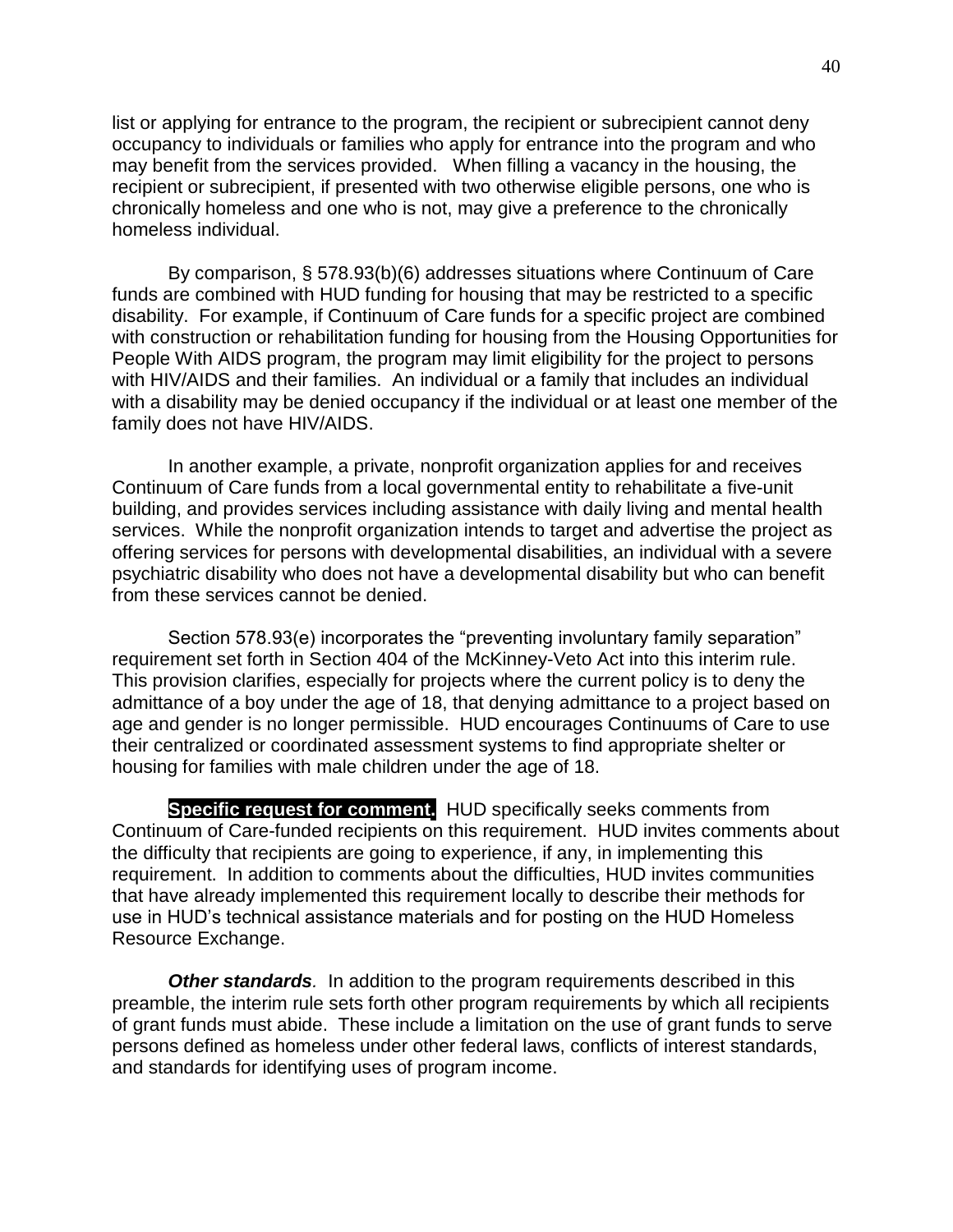list or applying for entrance to the program, the recipient or subrecipient cannot deny occupancy to individuals or families who apply for entrance into the program and who may benefit from the services provided. When filling a vacancy in the housing, the recipient or subrecipient, if presented with two otherwise eligible persons, one who is chronically homeless and one who is not, may give a preference to the chronically homeless individual.

By comparison, § 578.93(b)(6) addresses situations where Continuum of Care funds are combined with HUD funding for housing that may be restricted to a specific disability. For example, if Continuum of Care funds for a specific project are combined with construction or rehabilitation funding for housing from the Housing Opportunities for People With AIDS program, the program may limit eligibility for the project to persons with HIV/AIDS and their families. An individual or a family that includes an individual with a disability may be denied occupancy if the individual or at least one member of the family does not have HIV/AIDS.

In another example, a private, nonprofit organization applies for and receives Continuum of Care funds from a local governmental entity to rehabilitate a five-unit building, and provides services including assistance with daily living and mental health services. While the nonprofit organization intends to target and advertise the project as offering services for persons with developmental disabilities, an individual with a severe psychiatric disability who does not have a developmental disability but who can benefit from these services cannot be denied.

Section 578.93(e) incorporates the "preventing involuntary family separation" requirement set forth in Section 404 of the McKinney-Veto Act into this interim rule. This provision clarifies, especially for projects where the current policy is to deny the admittance of a boy under the age of 18, that denying admittance to a project based on age and gender is no longer permissible. HUD encourages Continuums of Care to use their centralized or coordinated assessment systems to find appropriate shelter or housing for families with male children under the age of 18.

**Specific request for comment.** HUD specifically seeks comments from Continuum of Care-funded recipients on this requirement. HUD invites comments about the difficulty that recipients are going to experience, if any, in implementing this requirement. In addition to comments about the difficulties, HUD invites communities that have already implemented this requirement locally to describe their methods for use in HUD's technical assistance materials and for posting on the HUD Homeless Resource Exchange.

***Other standards***. In addition to the program requirements described in this preamble, the interim rule sets forth other program requirements by which all recipients of grant funds must abide. These include a limitation on the use of grant funds to serve persons defined as homeless under other federal laws, conflicts of interest standards, and standards for identifying uses of program income.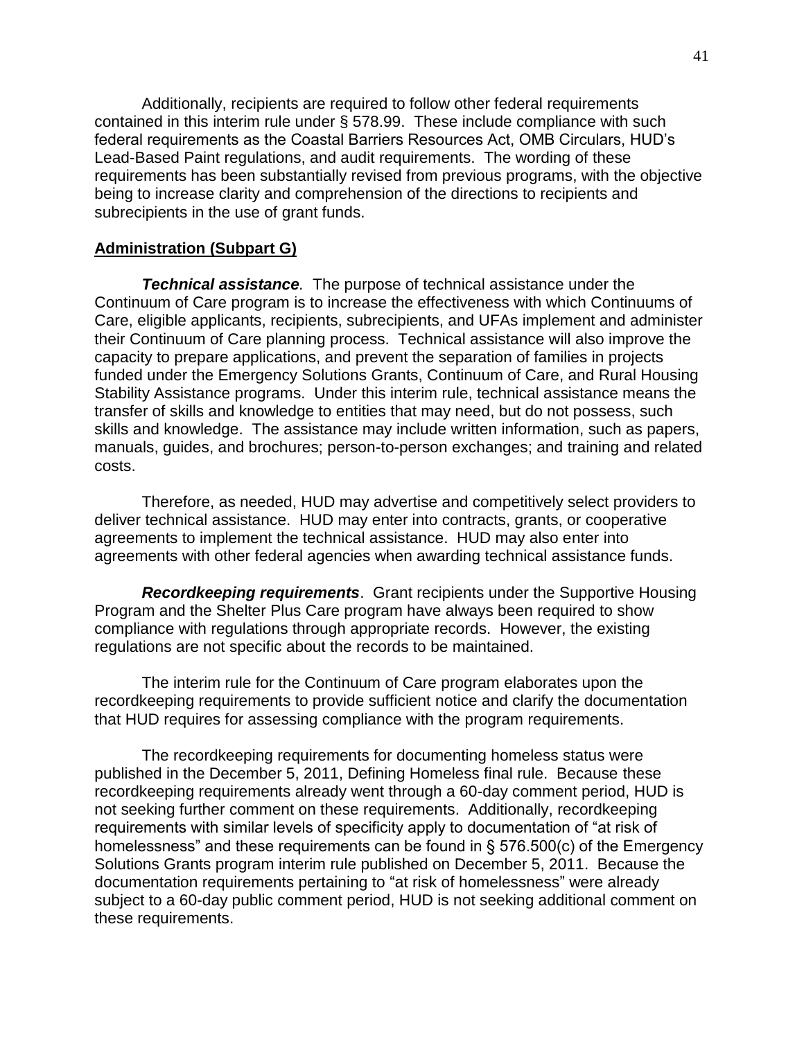Additionally, recipients are required to follow other federal requirements contained in this interim rule under § 578.99. These include compliance with such federal requirements as the Coastal Barriers Resources Act, OMB Circulars, HUD's Lead-Based Paint regulations, and audit requirements. The wording of these requirements has been substantially revised from previous programs, with the objective being to increase clarity and comprehension of the directions to recipients and subrecipients in the use of grant funds.

## Administration (Subpart G)

***Technical assistance**.* The purpose of technical assistance under the Continuum of Care program is to increase the effectiveness with which Continuums of Care, eligible applicants, recipients, subrecipients, and UFAs implement and administer their Continuum of Care planning process. Technical assistance will also improve the capacity to prepare applications, and prevent the separation of families in projects funded under the Emergency Solutions Grants, Continuum of Care, and Rural Housing Stability Assistance programs. Under this interim rule, technical assistance means the transfer of skills and knowledge to entities that may need, but do not possess, such skills and knowledge. The assistance may include written information, such as papers, manuals, guides, and brochures; person-to-person exchanges; and training and related costs.

Therefore, as needed, HUD may advertise and competitively select providers to deliver technical assistance. HUD may enter into contracts, grants, or cooperative agreements to implement the technical assistance. HUD may also enter into agreements with other federal agencies when awarding technical assistance funds.

***Recordkeeping requirements***. Grant recipients under the Supportive Housing Program and the Shelter Plus Care program have always been required to show compliance with regulations through appropriate records. However, the existing regulations are not specific about the records to be maintained.

The interim rule for the Continuum of Care program elaborates upon the recordkeeping requirements to provide sufficient notice and clarify the documentation that HUD requires for assessing compliance with the program requirements.

The recordkeeping requirements for documenting homeless status were published in the December 5, 2011, Defining Homeless final rule. Because these recordkeeping requirements already went through a 60-day comment period, HUD is not seeking further comment on these requirements. Additionally, recordkeeping requirements with similar levels of specificity apply to documentation of "at risk of homelessness" and these requirements can be found in § 576.500(c) of the Emergency Solutions Grants program interim rule published on December 5, 2011. Because the documentation requirements pertaining to "at risk of homelessness" were already subject to a 60-day public comment period, HUD is not seeking additional comment on these requirements.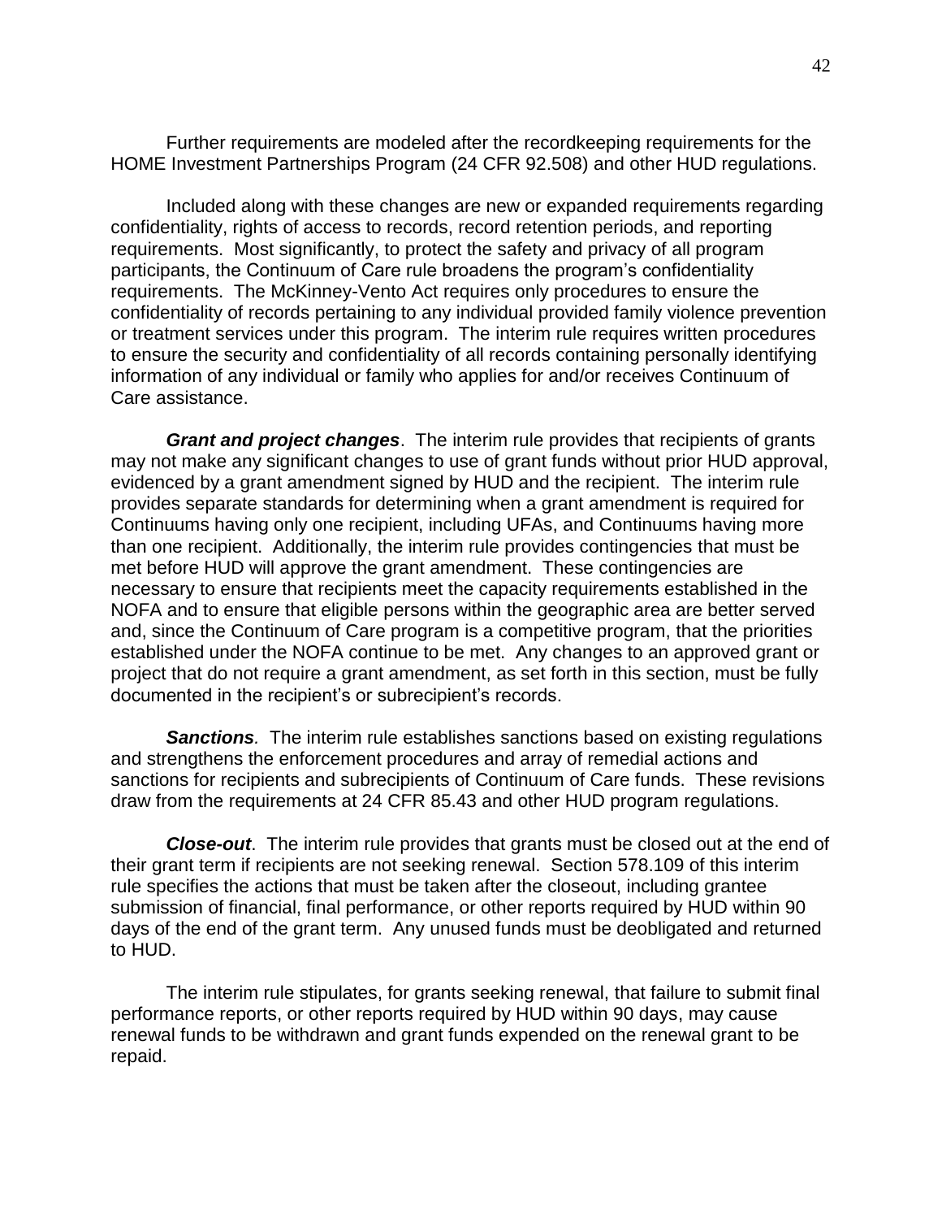Further requirements are modeled after the recordkeeping requirements for the HOME Investment Partnerships Program (24 CFR 92.508) and other HUD regulations.

Included along with these changes are new or expanded requirements regarding confidentiality, rights of access to records, record retention periods, and reporting requirements. Most significantly, to protect the safety and privacy of all program participants, the Continuum of Care rule broadens the program's confidentiality requirements. The McKinney-Vento Act requires only procedures to ensure the confidentiality of records pertaining to any individual provided family violence prevention or treatment services under this program. The interim rule requires written procedures to ensure the security and confidentiality of all records containing personally identifying information of any individual or family who applies for and/or receives Continuum of Care assistance.

***Grant and project changes***. The interim rule provides that recipients of grants may not make any significant changes to use of grant funds without prior HUD approval, evidenced by a grant amendment signed by HUD and the recipient. The interim rule provides separate standards for determining when a grant amendment is required for Continuums having only one recipient, including UFAs, and Continuums having more than one recipient. Additionally, the interim rule provides contingencies that must be met before HUD will approve the grant amendment. These contingencies are necessary to ensure that recipients meet the capacity requirements established in the NOFA and to ensure that eligible persons within the geographic area are better served and, since the Continuum of Care program is a competitive program, that the priorities established under the NOFA continue to be met. Any changes to an approved grant or project that do not require a grant amendment, as set forth in this section, must be fully documented in the recipient's or subrecipient's records.

***Sanctions****.* The interim rule establishes sanctions based on existing regulations and strengthens the enforcement procedures and array of remedial actions and sanctions for recipients and subrecipients of Continuum of Care funds. These revisions draw from the requirements at 24 CFR 85.43 and other HUD program regulations.

***Close-out***. The interim rule provides that grants must be closed out at the end of their grant term if recipients are not seeking renewal. Section 578.109 of this interim rule specifies the actions that must be taken after the closeout, including grantee submission of financial, final performance, or other reports required by HUD within 90 days of the end of the grant term. Any unused funds must be deobligated and returned to HUD.

The interim rule stipulates, for grants seeking renewal, that failure to submit final performance reports, or other reports required by HUD within 90 days, may cause renewal funds to be withdrawn and grant funds expended on the renewal grant to be repaid.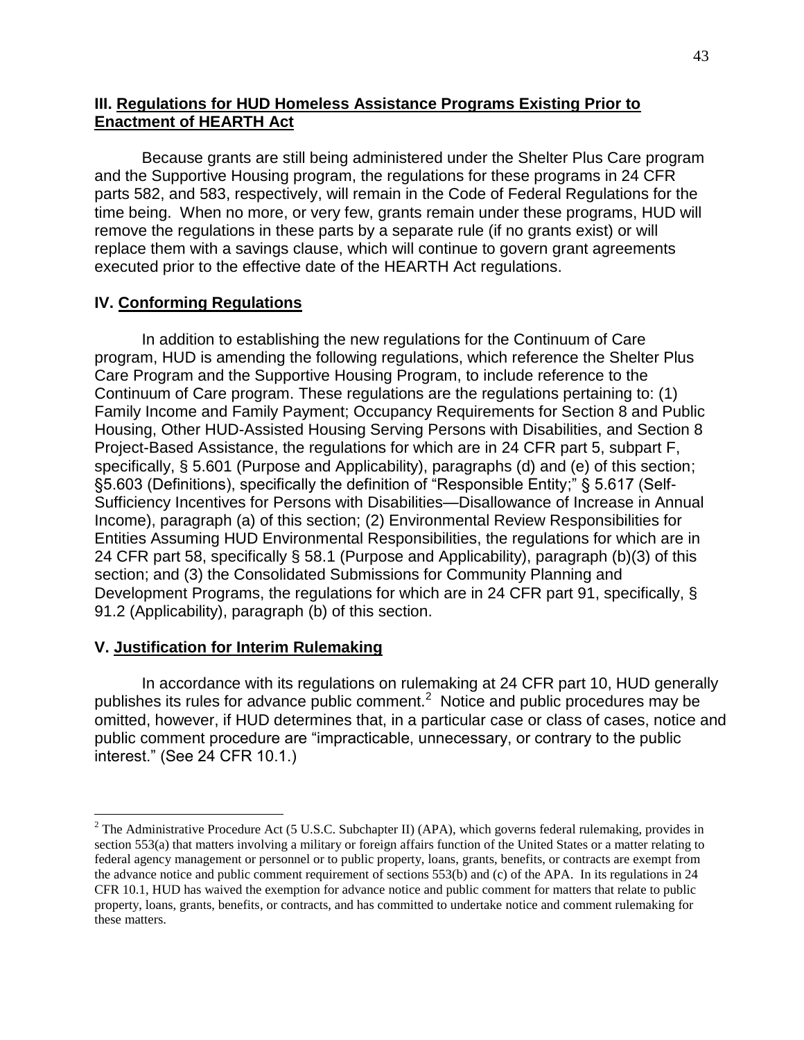## III. Regulations for HUD Homeless Assistance Programs Existing Prior to Enactment of HEARTH Act

Because grants are still being administered under the Shelter Plus Care program and the Supportive Housing program, the regulations for these programs in 24 CFR parts 582, and 583, respectively, will remain in the Code of Federal Regulations for the time being. When no more, or very few, grants remain under these programs, HUD will remove the regulations in these parts by a separate rule (if no grants exist) or will replace them with a savings clause, which will continue to govern grant agreements executed prior to the effective date of the HEARTH Act regulations.

## IV. Conforming Regulations

In addition to establishing the new regulations for the Continuum of Care program, HUD is amending the following regulations, which reference the Shelter Plus Care Program and the Supportive Housing Program, to include reference to the Continuum of Care program. These regulations are the regulations pertaining to: (1) Family Income and Family Payment; Occupancy Requirements for Section 8 and Public Housing, Other HUD-Assisted Housing Serving Persons with Disabilities, and Section 8 Project-Based Assistance, the regulations for which are in 24 CFR part 5, subpart F, specifically, § 5.601 (Purpose and Applicability), paragraphs (d) and (e) of this section; §5.603 (Definitions), specifically the definition of "Responsible Entity;" § 5.617 (Self-Sufficiency Incentives for Persons with Disabilities—Disallowance of Increase in Annual Income), paragraph (a) of this section; (2) Environmental Review Responsibilities for Entities Assuming HUD Environmental Responsibilities, the regulations for which are in 24 CFR part 58, specifically § 58.1 (Purpose and Applicability), paragraph (b)(3) of this section; and (3) the Consolidated Submissions for Community Planning and Development Programs, the regulations for which are in 24 CFR part 91, specifically, § 91.2 (Applicability), paragraph (b) of this section.

## V. Justification for Interim Rulemaking

In accordance with its regulations on rulemaking at 24 CFR part 10, HUD generally publishes its rules for advance public comment.[2] Notice and public procedures may be omitted, however, if HUD determines that, in a particular case or class of cases, notice and public comment procedure are "impracticable, unnecessary, or contrary to the public interest." (See 24 CFR 10.1.)

---

[2] The Administrative Procedure Act (5 U.S.C. Subchapter II) (APA), which governs federal rulemaking, provides in section 553(a) that matters involving a military or foreign affairs function of the United States or a matter relating to federal agency management or personnel or to public property, loans, grants, benefits, or contracts are exempt from the advance notice and public comment requirement of sections 553(b) and (c) of the APA. In its regulations in 24 CFR 10.1, HUD has waived the exemption for advance notice and public comment for matters that relate to public property, loans, grants, benefits, or contracts, and has committed to undertake notice and comment rulemaking for these matters.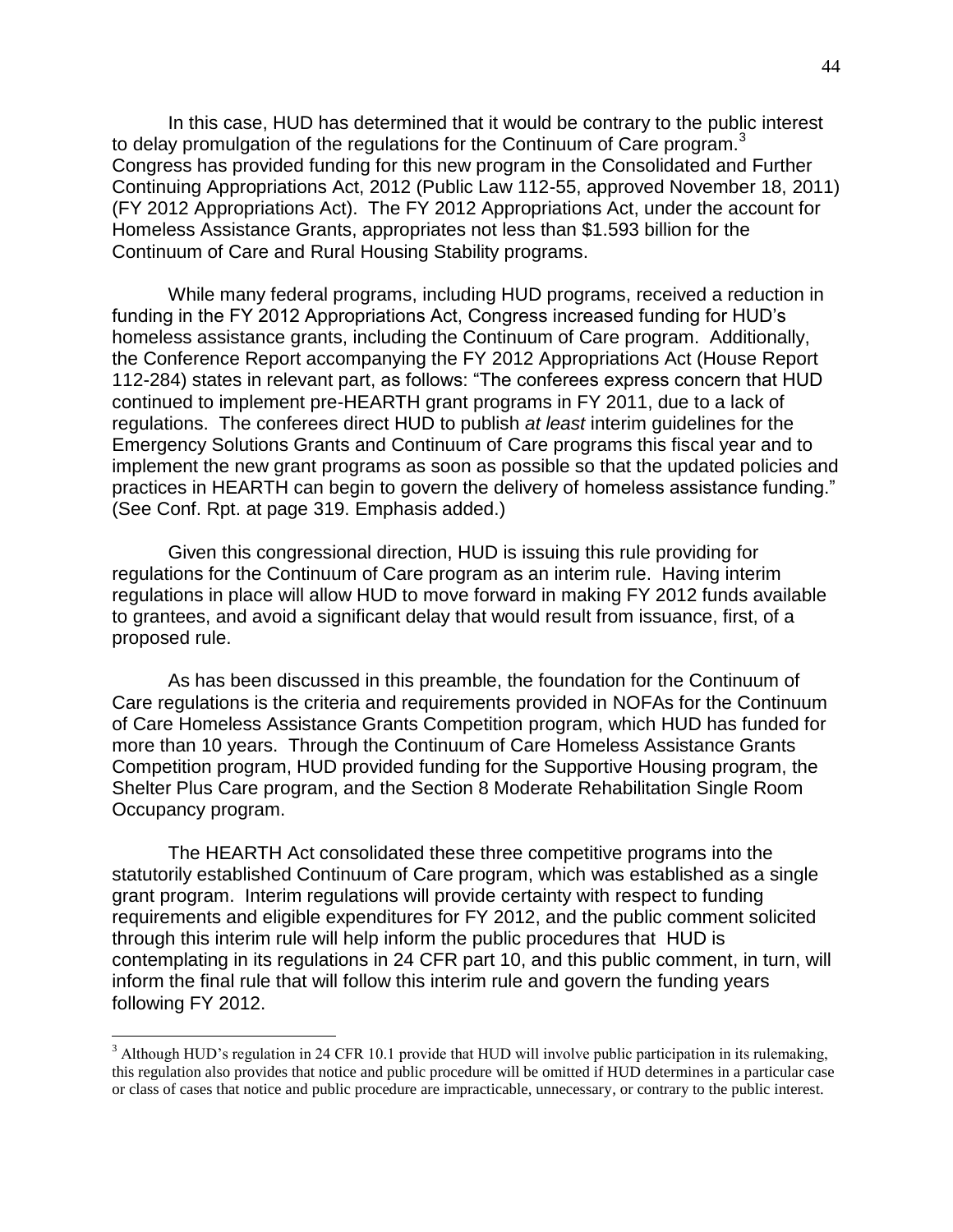In this case, HUD has determined that it would be contrary to the public interest to delay promulgation of the regulations for the Continuum of Care program.[3] Congress has provided funding for this new program in the Consolidated and Further Continuing Appropriations Act, 2012 (Public Law 112-55, approved November 18, 2011) (FY 2012 Appropriations Act). The FY 2012 Appropriations Act, under the account for Homeless Assistance Grants, appropriates not less than $1.593 billion for the Continuum of Care and Rural Housing Stability programs.

While many federal programs, including HUD programs, received a reduction in funding in the FY 2012 Appropriations Act, Congress increased funding for HUD's homeless assistance grants, including the Continuum of Care program. Additionally, the Conference Report accompanying the FY 2012 Appropriations Act (House Report 112-284) states in relevant part, as follows: "The conferees express concern that HUD continued to implement pre-HEARTH grant programs in FY 2011, due to a lack of regulations. The conferees direct HUD to publish *at least* interim guidelines for the Emergency Solutions Grants and Continuum of Care programs this fiscal year and to implement the new grant programs as soon as possible so that the updated policies and practices in HEARTH can begin to govern the delivery of homeless assistance funding." (See Conf. Rpt. at page 319. Emphasis added.)

Given this congressional direction, HUD is issuing this rule providing for regulations for the Continuum of Care program as an interim rule. Having interim regulations in place will allow HUD to move forward in making FY 2012 funds available to grantees, and avoid a significant delay that would result from issuance, first, of a proposed rule.

As has been discussed in this preamble, the foundation for the Continuum of Care regulations is the criteria and requirements provided in NOFAs for the Continuum of Care Homeless Assistance Grants Competition program, which HUD has funded for more than 10 years. Through the Continuum of Care Homeless Assistance Grants Competition program, HUD provided funding for the Supportive Housing program, the Shelter Plus Care program, and the Section 8 Moderate Rehabilitation Single Room Occupancy program.

The HEARTH Act consolidated these three competitive programs into the statutorily established Continuum of Care program, which was established as a single grant program. Interim regulations will provide certainty with respect to funding requirements and eligible expenditures for FY 2012, and the public comment solicited through this interim rule will help inform the public procedures that HUD is contemplating in its regulations in 24 CFR part 10, and this public comment, in turn, will inform the final rule that will follow this interim rule and govern the funding years following FY 2012.

---

[3] Although HUD's regulation in 24 CFR 10.1 provide that HUD will involve public participation in its rulemaking, this regulation also provides that notice and public procedure will be omitted if HUD determines in a particular case or class of cases that notice and public procedure are impracticable, unnecessary, or contrary to the public interest.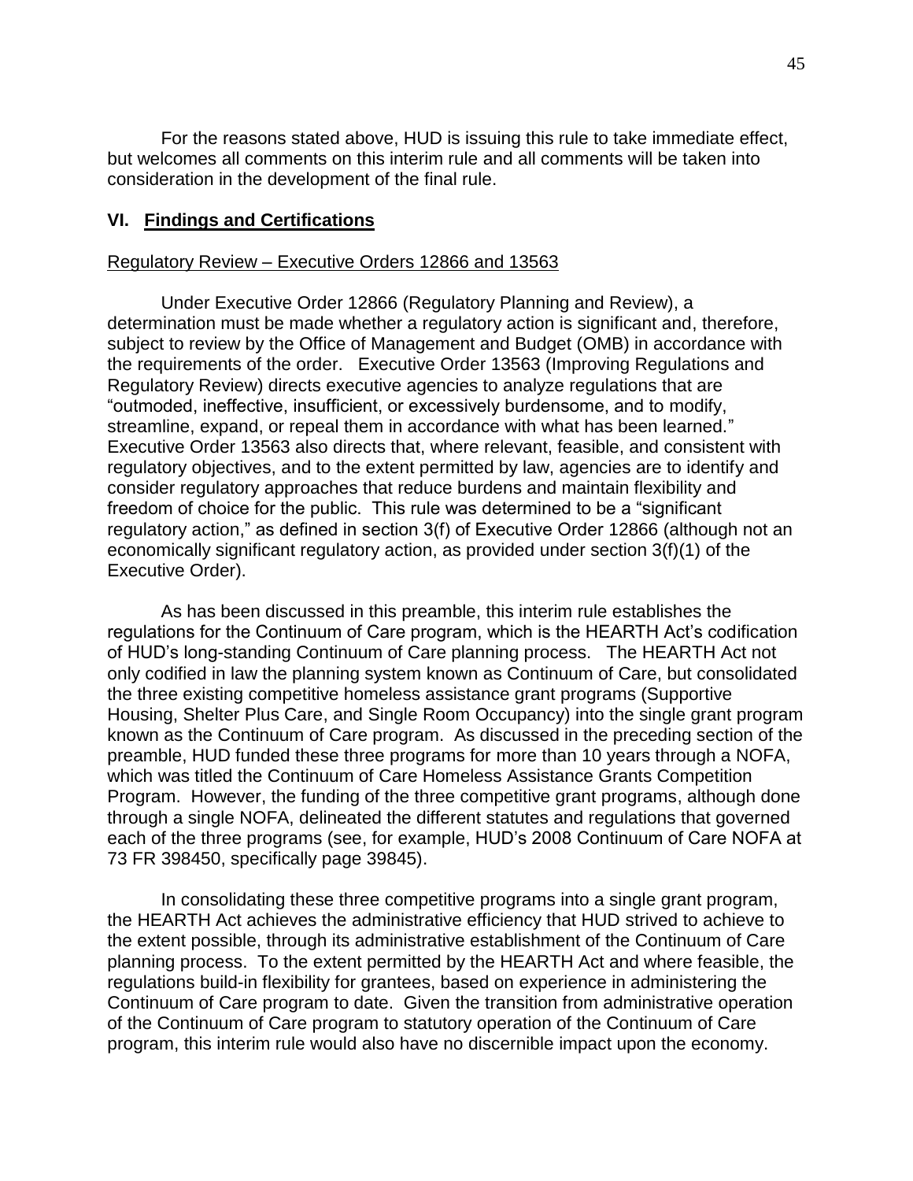For the reasons stated above, HUD is issuing this rule to take immediate effect, but welcomes all comments on this interim rule and all comments will be taken into consideration in the development of the final rule.

## VI. Findings and Certifications

### Regulatory Review – Executive Orders 12866 and 13563

Under Executive Order 12866 (Regulatory Planning and Review), a determination must be made whether a regulatory action is significant and, therefore, subject to review by the Office of Management and Budget (OMB) in accordance with the requirements of the order. Executive Order 13563 (Improving Regulations and Regulatory Review) directs executive agencies to analyze regulations that are "outmoded, ineffective, insufficient, or excessively burdensome, and to modify, streamline, expand, or repeal them in accordance with what has been learned." Executive Order 13563 also directs that, where relevant, feasible, and consistent with regulatory objectives, and to the extent permitted by law, agencies are to identify and consider regulatory approaches that reduce burdens and maintain flexibility and freedom of choice for the public. This rule was determined to be a "significant regulatory action," as defined in section 3(f) of Executive Order 12866 (although not an economically significant regulatory action, as provided under section 3(f)(1) of the Executive Order).

As has been discussed in this preamble, this interim rule establishes the regulations for the Continuum of Care program, which is the HEARTH Act's codification of HUD's long-standing Continuum of Care planning process. The HEARTH Act not only codified in law the planning system known as Continuum of Care, but consolidated the three existing competitive homeless assistance grant programs (Supportive Housing, Shelter Plus Care, and Single Room Occupancy) into the single grant program known as the Continuum of Care program. As discussed in the preceding section of the preamble, HUD funded these three programs for more than 10 years through a NOFA, which was titled the Continuum of Care Homeless Assistance Grants Competition Program. However, the funding of the three competitive grant programs, although done through a single NOFA, delineated the different statutes and regulations that governed each of the three programs (see, for example, HUD's 2008 Continuum of Care NOFA at 73 FR 398450, specifically page 39845).

In consolidating these three competitive programs into a single grant program, the HEARTH Act achieves the administrative efficiency that HUD strived to achieve to the extent possible, through its administrative establishment of the Continuum of Care planning process. To the extent permitted by the HEARTH Act and where feasible, the regulations build-in flexibility for grantees, based on experience in administering the Continuum of Care program to date. Given the transition from administrative operation of the Continuum of Care program to statutory operation of the Continuum of Care program, this interim rule would also have no discernible impact upon the economy.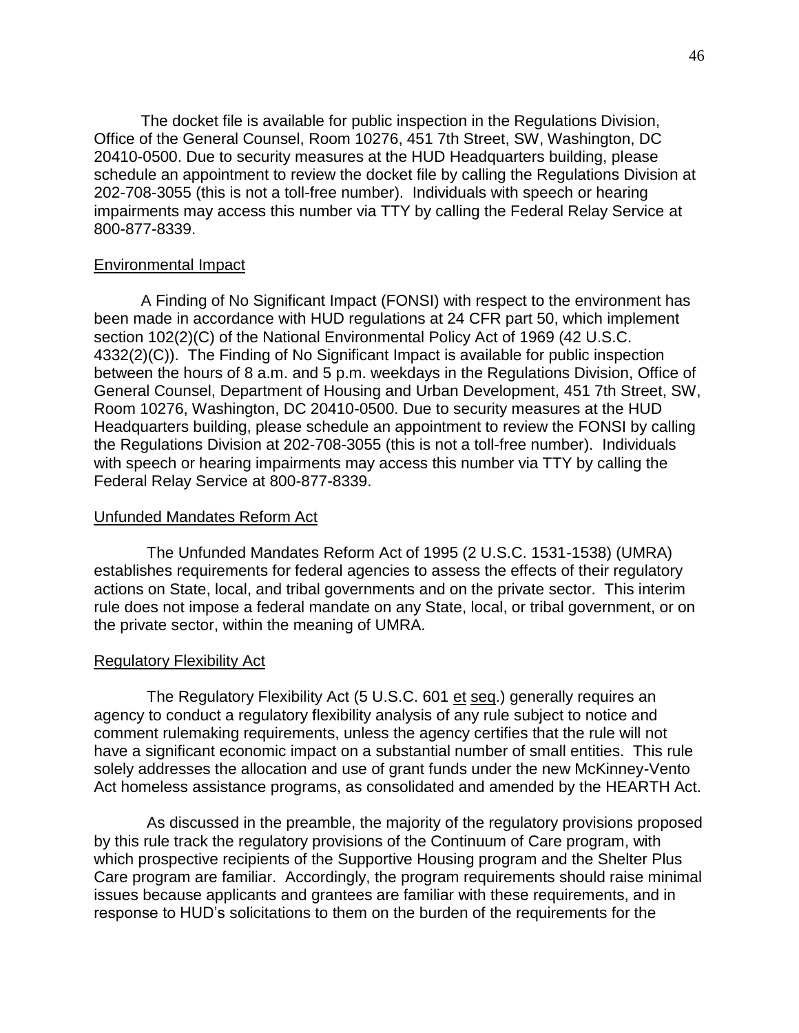The docket file is available for public inspection in the Regulations Division, Office of the General Counsel, Room 10276, 451 7th Street, SW, Washington, DC 20410-0500. Due to security measures at the HUD Headquarters building, please schedule an appointment to review the docket file by calling the Regulations Division at 202-708-3055 (this is not a toll-free number). Individuals with speech or hearing impairments may access this number via TTY by calling the Federal Relay Service at 800-877-8339.

Environmental Impact

A Finding of No Significant Impact (FONSI) with respect to the environment has been made in accordance with HUD regulations at 24 CFR part 50, which implement section 102(2)(C) of the National Environmental Policy Act of 1969 (42 U.S.C. 4332(2)(C)). The Finding of No Significant Impact is available for public inspection between the hours of 8 a.m. and 5 p.m. weekdays in the Regulations Division, Office of General Counsel, Department of Housing and Urban Development, 451 7th Street, SW, Room 10276, Washington, DC 20410-0500. Due to security measures at the HUD Headquarters building, please schedule an appointment to review the FONSI by calling the Regulations Division at 202-708-3055 (this is not a toll-free number). Individuals with speech or hearing impairments may access this number via TTY by calling the Federal Relay Service at 800-877-8339.

Unfunded Mandates Reform Act

The Unfunded Mandates Reform Act of 1995 (2 U.S.C. 1531-1538) (UMRA) establishes requirements for federal agencies to assess the effects of their regulatory actions on State, local, and tribal governments and on the private sector. This interim rule does not impose a federal mandate on any State, local, or tribal government, or on the private sector, within the meaning of UMRA.

Regulatory Flexibility Act

The Regulatory Flexibility Act (5 U.S.C. 601 et seq.) generally requires an agency to conduct a regulatory flexibility analysis of any rule subject to notice and comment rulemaking requirements, unless the agency certifies that the rule will not have a significant economic impact on a substantial number of small entities. This rule solely addresses the allocation and use of grant funds under the new McKinney-Vento Act homeless assistance programs, as consolidated and amended by the HEARTH Act.

As discussed in the preamble, the majority of the regulatory provisions proposed by this rule track the regulatory provisions of the Continuum of Care program, with which prospective recipients of the Supportive Housing program and the Shelter Plus Care program are familiar. Accordingly, the program requirements should raise minimal issues because applicants and grantees are familiar with these requirements, and in response to HUD's solicitations to them on the burden of the requirements for the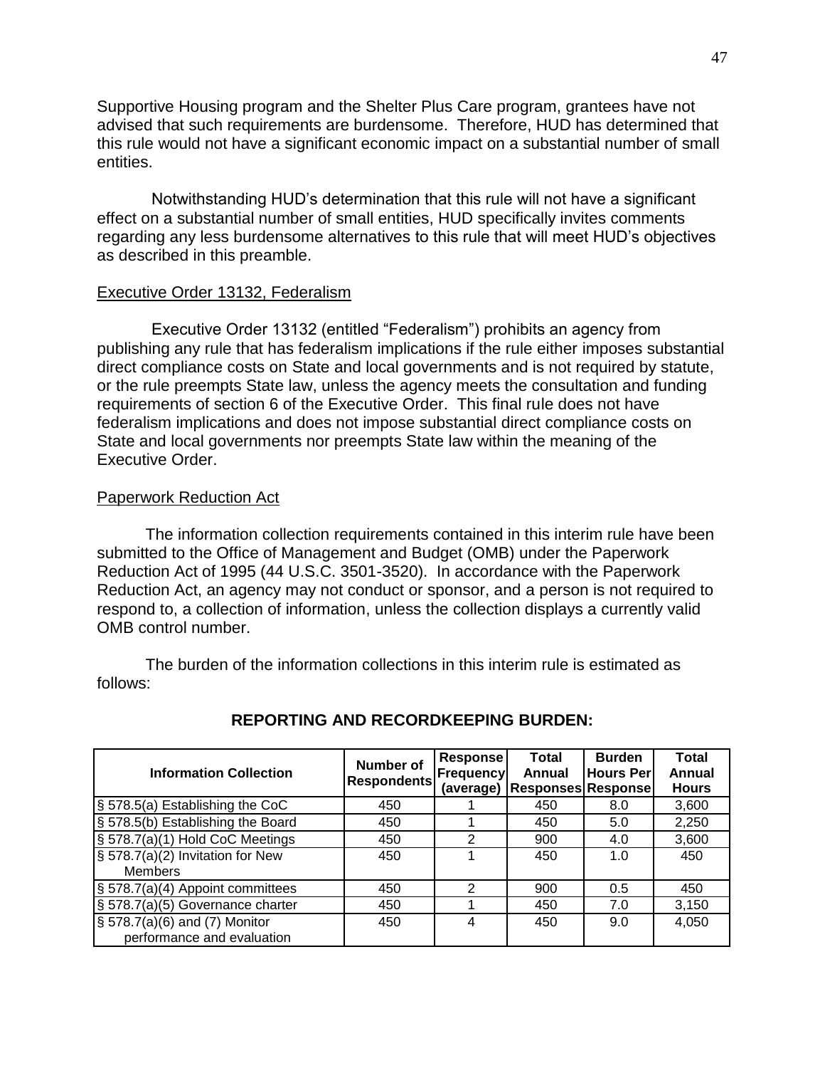Supportive Housing program and the Shelter Plus Care program, grantees have not advised that such requirements are burdensome. Therefore, HUD has determined that this rule would not have a significant economic impact on a substantial number of small entities.

Notwithstanding HUD's determination that this rule will not have a significant effect on a substantial number of small entities, HUD specifically invites comments regarding any less burdensome alternatives to this rule that will meet HUD's objectives as described in this preamble.

## Executive Order 13132, Federalism

Executive Order 13132 (entitled "Federalism") prohibits an agency from publishing any rule that has federalism implications if the rule either imposes substantial direct compliance costs on State and local governments and is not required by statute, or the rule preempts State law, unless the agency meets the consultation and funding requirements of section 6 of the Executive Order. This final rule does not have federalism implications and does not impose substantial direct compliance costs on State and local governments nor preempts State law within the meaning of the Executive Order.

## Paperwork Reduction Act

The information collection requirements contained in this interim rule have been submitted to the Office of Management and Budget (OMB) under the Paperwork Reduction Act of 1995 (44 U.S.C. 3501-3520). In accordance with the Paperwork Reduction Act, an agency may not conduct or sponsor, and a person is not required to respond to, a collection of information, unless the collection displays a currently valid OMB control number.

The burden of the information collections in this interim rule is estimated as follows:

**REPORTING AND RECORDKEEPING BURDEN:**

| Information Collection | Number of Respondents | Response Frequency (average) | Total Annual Responses | Burden Hours Per Response | Total Annual Hours |
|---|---|---|---|---|---|
| § 578.5(a) Establishing the CoC | 450 | 1 | 450 | 8.0 | 3,600 |
| § 578.5(b) Establishing the Board | 450 | 1 | 450 | 5.0 | 2,250 |
| § 578.7(a)(1) Hold CoC Meetings | 450 | 2 | 900 | 4.0 | 3,600 |
| § 578.7(a)(2) Invitation for New Members | 450 | 1 | 450 | 1.0 | 450 |
| § 578.7(a)(4) Appoint committees | 450 | 2 | 900 | 0.5 | 450 |
| § 578.7(a)(5) Governance charter | 450 | 1 | 450 | 7.0 | 3,150 |
| § 578.7(a)(6) and (7) Monitor performance and evaluation | 450 | 4 | 450 | 9.0 | 4,050 |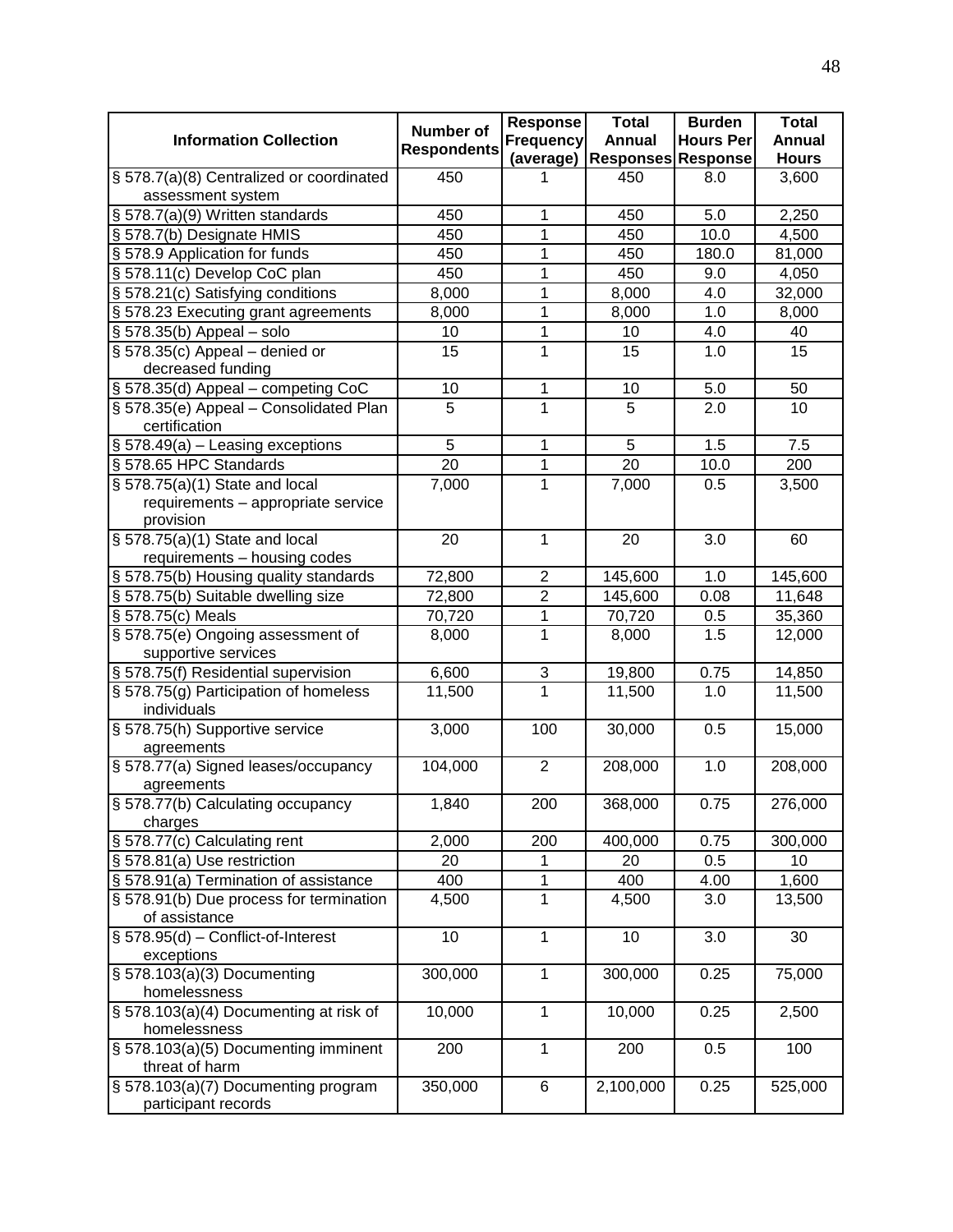| Information Collection | Number of Respondents | Response Frequency (average) | Total Annual Responses | Burden Hours Per Response | Total Annual Hours |
|---|---|---|---|---|---|
| § 578.7(a)(8) Centralized or coordinated assessment system | 450 | 1 | 450 | 8.0 | 3,600 |
| § 578.7(a)(9) Written standards | 450 | 1 | 450 | 5.0 | 2,250 |
| § 578.7(b) Designate HMIS | 450 | 1 | 450 | 10.0 | 4,500 |
| § 578.9 Application for funds | 450 | 1 | 450 | 180.0 | 81,000 |
| § 578.11(c) Develop CoC plan | 450 | 1 | 450 | 9.0 | 4,050 |
| § 578.21(c) Satisfying conditions | 8,000 | 1 | 8,000 | 4.0 | 32,000 |
| § 578.23 Executing grant agreements | 8,000 | 1 | 8,000 | 1.0 | 8,000 |
| § 578.35(b) Appeal – solo | 10 | 1 | 10 | 4.0 | 40 |
| § 578.35(c) Appeal – denied or decreased funding | 15 | 1 | 15 | 1.0 | 15 |
| § 578.35(d) Appeal – competing CoC | 10 | 1 | 10 | 5.0 | 50 |
| § 578.35(e) Appeal – Consolidated Plan certification | 5 | 1 | 5 | 2.0 | 10 |
| § 578.49(a) – Leasing exceptions | 5 | 1 | 5 | 1.5 | 7.5 |
| § 578.65 HPC Standards | 20 | 1 | 20 | 10.0 | 200 |
| § 578.75(a)(1) State and local requirements – appropriate service provision | 7,000 | 1 | 7,000 | 0.5 | 3,500 |
| § 578.75(a)(1) State and local requirements – housing codes | 20 | 1 | 20 | 3.0 | 60 |
| § 578.75(b) Housing quality standards | 72,800 | 2 | 145,600 | 1.0 | 145,600 |
| § 578.75(b) Suitable dwelling size | 72,800 | 2 | 145,600 | 0.08 | 11,648 |
| § 578.75(c) Meals | 70,720 | 1 | 70,720 | 0.5 | 35,360 |
| § 578.75(e) Ongoing assessment of supportive services | 8,000 | 1 | 8,000 | 1.5 | 12,000 |
| § 578.75(f) Residential supervision | 6,600 | 3 | 19,800 | 0.75 | 14,850 |
| § 578.75(g) Participation of homeless individuals | 11,500 | 1 | 11,500 | 1.0 | 11,500 |
| § 578.75(h) Supportive service agreements | 3,000 | 100 | 30,000 | 0.5 | 15,000 |
| § 578.77(a) Signed leases/occupancy agreements | 104,000 | 2 | 208,000 | 1.0 | 208,000 |
| § 578.77(b) Calculating occupancy charges | 1,840 | 200 | 368,000 | 0.75 | 276,000 |
| § 578.77(c) Calculating rent | 2,000 | 200 | 400,000 | 0.75 | 300,000 |
| § 578.81(a) Use restriction | 20 | 1 | 20 | 0.5 | 10 |
| § 578.91(a) Termination of assistance | 400 | 1 | 400 | 4.00 | 1,600 |
| § 578.91(b) Due process for termination of assistance | 4,500 | 1 | 4,500 | 3.0 | 13,500 |
| § 578.95(d) – Conflict-of-Interest exceptions | 10 | 1 | 10 | 3.0 | 30 |
| § 578.103(a)(3) Documenting homelessness | 300,000 | 1 | 300,000 | 0.25 | 75,000 |
| § 578.103(a)(4) Documenting at risk of homelessness | 10,000 | 1 | 10,000 | 0.25 | 2,500 |
| § 578.103(a)(5) Documenting imminent threat of harm | 200 | 1 | 200 | 0.5 | 100 |
| § 578.103(a)(7) Documenting program participant records | 350,000 | 6 | 2,100,000 | 0.25 | 525,000 |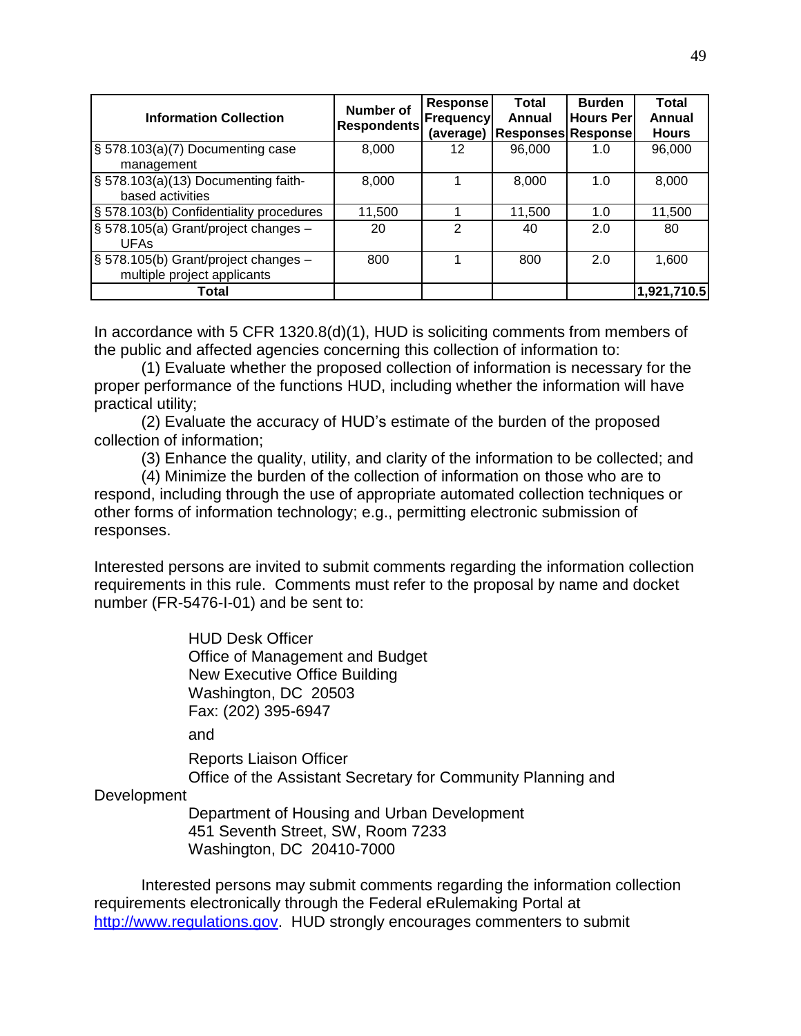| Information Collection | Number of Respondents | Response Frequency (average) | Total Annual Responses | Burden Hours Per Response | Total Annual Hours |
|---|---|---|---|---|---|
| § 578.103(a)(7) Documenting case management | 8,000 | 12 | 96,000 | 1.0 | 96,000 |
| § 578.103(a)(13) Documenting faith-based activities | 8,000 | 1 | 8,000 | 1.0 | 8,000 |
| § 578.103(b) Confidentiality procedures | 11,500 | 1 | 11,500 | 1.0 | 11,500 |
| § 578.105(a) Grant/project changes – UFAs | 20 | 2 | 40 | 2.0 | 80 |
| § 578.105(b) Grant/project changes – multiple project applicants | 800 | 1 | 800 | 2.0 | 1,600 |
| **Total** | | | | | **1,921,710.5** |

In accordance with 5 CFR 1320.8(d)(1), HUD is soliciting comments from members of the public and affected agencies concerning this collection of information to:

(1) Evaluate whether the proposed collection of information is necessary for the proper performance of the functions HUD, including whether the information will have practical utility;

(2) Evaluate the accuracy of HUD's estimate of the burden of the proposed collection of information;

(3) Enhance the quality, utility, and clarity of the information to be collected; and

(4) Minimize the burden of the collection of information on those who are to respond, including through the use of appropriate automated collection techniques or other forms of information technology; e.g., permitting electronic submission of responses.

Interested persons are invited to submit comments regarding the information collection requirements in this rule. Comments must refer to the proposal by name and docket number (FR-5476-I-01) and be sent to:

HUD Desk Officer
Office of Management and Budget
New Executive Office Building
Washington, DC 20503
Fax: (202) 395-6947

and

Reports Liaison Officer
Office of the Assistant Secretary for Community Planning and Development
Department of Housing and Urban Development
451 Seventh Street, SW, Room 7233
Washington, DC 20410-7000

Interested persons may submit comments regarding the information collection requirements electronically through the Federal eRulemaking Portal at http://www.regulations.gov. HUD strongly encourages commenters to submit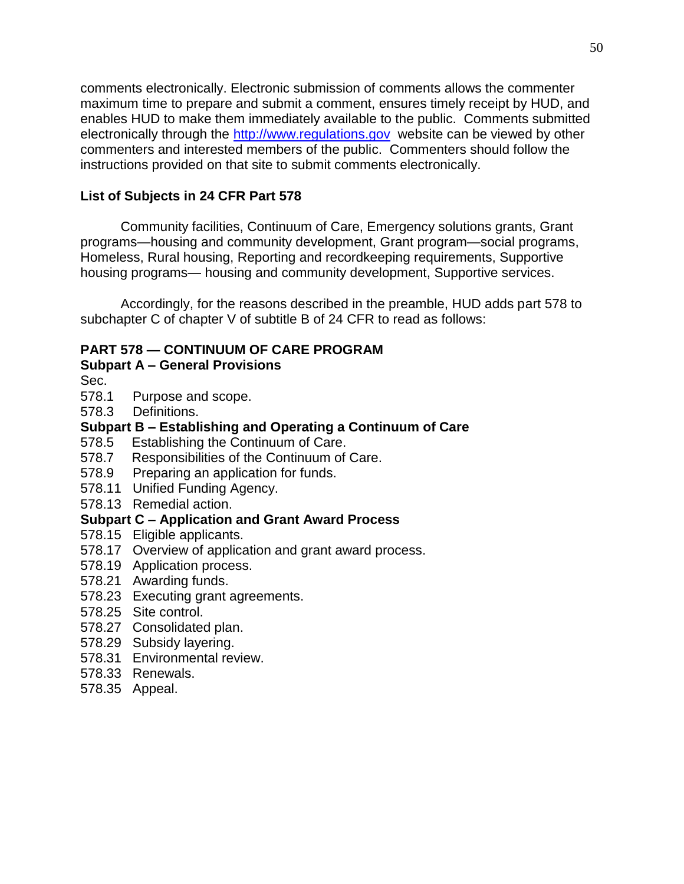comments electronically. Electronic submission of comments allows the commenter maximum time to prepare and submit a comment, ensures timely receipt by HUD, and enables HUD to make them immediately available to the public. Comments submitted electronically through the http://www.regulations.gov website can be viewed by other commenters and interested members of the public. Commenters should follow the instructions provided on that site to submit comments electronically.

**List of Subjects in 24 CFR Part 578**

Community facilities, Continuum of Care, Emergency solutions grants, Grant programs—housing and community development, Grant program—social programs, Homeless, Rural housing, Reporting and recordkeeping requirements, Supportive housing programs— housing and community development, Supportive services.

Accordingly, for the reasons described in the preamble, HUD adds part 578 to subchapter C of chapter V of subtitle B of 24 CFR to read as follows:

**PART 578 — CONTINUUM OF CARE PROGRAM**

**Subpart A – General Provisions**

Sec.

578.1 Purpose and scope.
578.3 Definitions.

**Subpart B – Establishing and Operating a Continuum of Care**

578.5 Establishing the Continuum of Care.
578.7 Responsibilities of the Continuum of Care.
578.9 Preparing an application for funds.
578.11 Unified Funding Agency.
578.13 Remedial action.

**Subpart C – Application and Grant Award Process**

578.15 Eligible applicants.
578.17 Overview of application and grant award process.
578.19 Application process.
578.21 Awarding funds.
578.23 Executing grant agreements.
578.25 Site control.
578.27 Consolidated plan.
578.29 Subsidy layering.
578.31 Environmental review.
578.33 Renewals.
578.35 Appeal.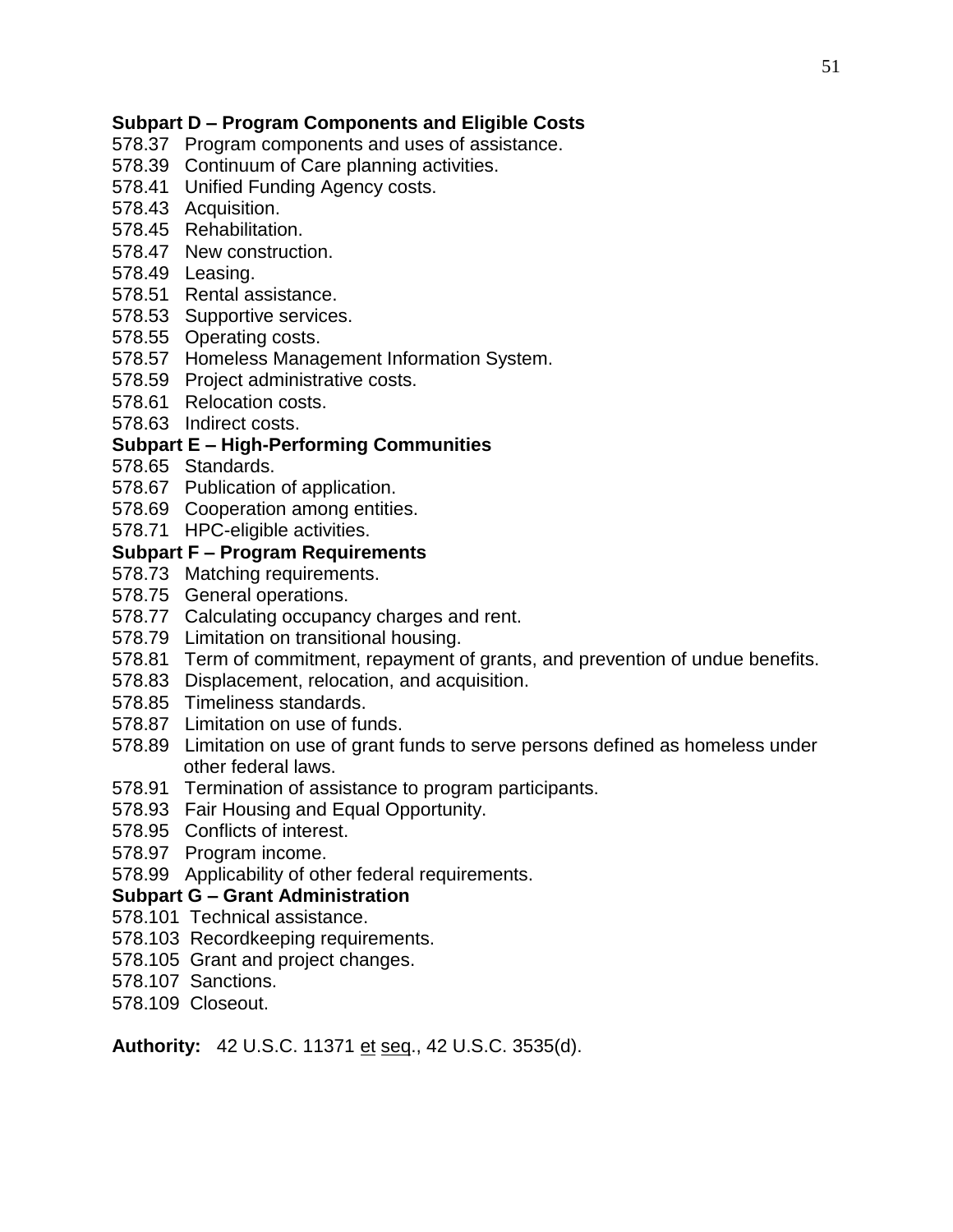**Subpart D – Program Components and Eligible Costs**

578.37 Program components and uses of assistance.
578.39 Continuum of Care planning activities.
578.41 Unified Funding Agency costs.
578.43 Acquisition.
578.45 Rehabilitation.
578.47 New construction.
578.49 Leasing.
578.51 Rental assistance.
578.53 Supportive services.
578.55 Operating costs.
578.57 Homeless Management Information System.
578.59 Project administrative costs.
578.61 Relocation costs.
578.63 Indirect costs.

**Subpart E – High-Performing Communities**

578.65 Standards.
578.67 Publication of application.
578.69 Cooperation among entities.
578.71 HPC-eligible activities.

**Subpart F – Program Requirements**

578.73 Matching requirements.
578.75 General operations.
578.77 Calculating occupancy charges and rent.
578.79 Limitation on transitional housing.
578.81 Term of commitment, repayment of grants, and prevention of undue benefits.
578.83 Displacement, relocation, and acquisition.
578.85 Timeliness standards.
578.87 Limitation on use of funds.
578.89 Limitation on use of grant funds to serve persons defined as homeless under other federal laws.
578.91 Termination of assistance to program participants.
578.93 Fair Housing and Equal Opportunity.
578.95 Conflicts of interest.
578.97 Program income.
578.99 Applicability of other federal requirements.

**Subpart G – Grant Administration**

578.101 Technical assistance.
578.103 Recordkeeping requirements.
578.105 Grant and project changes.
578.107 Sanctions.
578.109 Closeout.

**Authority:** 42 U.S.C. 11371 et seq., 42 U.S.C. 3535(d).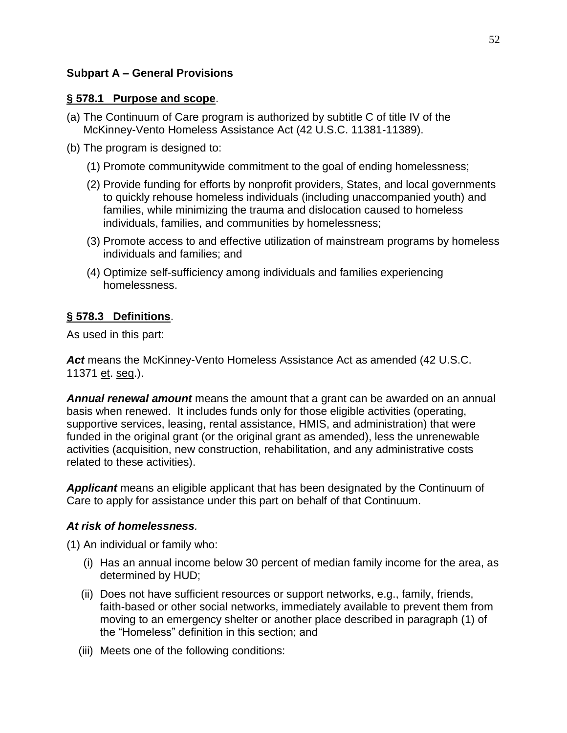## Subpart A – General Provisions

**§ 578.1 Purpose and scope**.

(a) The Continuum of Care program is authorized by subtitle C of title IV of the McKinney-Vento Homeless Assistance Act (42 U.S.C. 11381-11389).

(b) The program is designed to:

(1) Promote communitywide commitment to the goal of ending homelessness;

(2) Provide funding for efforts by nonprofit providers, States, and local governments to quickly rehouse homeless individuals (including unaccompanied youth) and families, while minimizing the trauma and dislocation caused to homeless individuals, families, and communities by homelessness;

(3) Promote access to and effective utilization of mainstream programs by homeless individuals and families; and

(4) Optimize self-sufficiency among individuals and families experiencing homelessness.

**§ 578.3 Definitions**.

As used in this part:

***Act*** means the McKinney-Vento Homeless Assistance Act as amended (42 U.S.C. 11371 et. seq.).

***Annual renewal amount*** means the amount that a grant can be awarded on an annual basis when renewed. It includes funds only for those eligible activities (operating, supportive services, leasing, rental assistance, HMIS, and administration) that were funded in the original grant (or the original grant as amended), less the unrenewable activities (acquisition, new construction, rehabilitation, and any administrative costs related to these activities).

***Applicant*** means an eligible applicant that has been designated by the Continuum of Care to apply for assistance under this part on behalf of that Continuum.

***At risk of homelessness***.

(1) An individual or family who:

(i) Has an annual income below 30 percent of median family income for the area, as determined by HUD;

(ii) Does not have sufficient resources or support networks, e.g., family, friends, faith-based or other social networks, immediately available to prevent them from moving to an emergency shelter or another place described in paragraph (1) of the "Homeless" definition in this section; and

(iii) Meets one of the following conditions: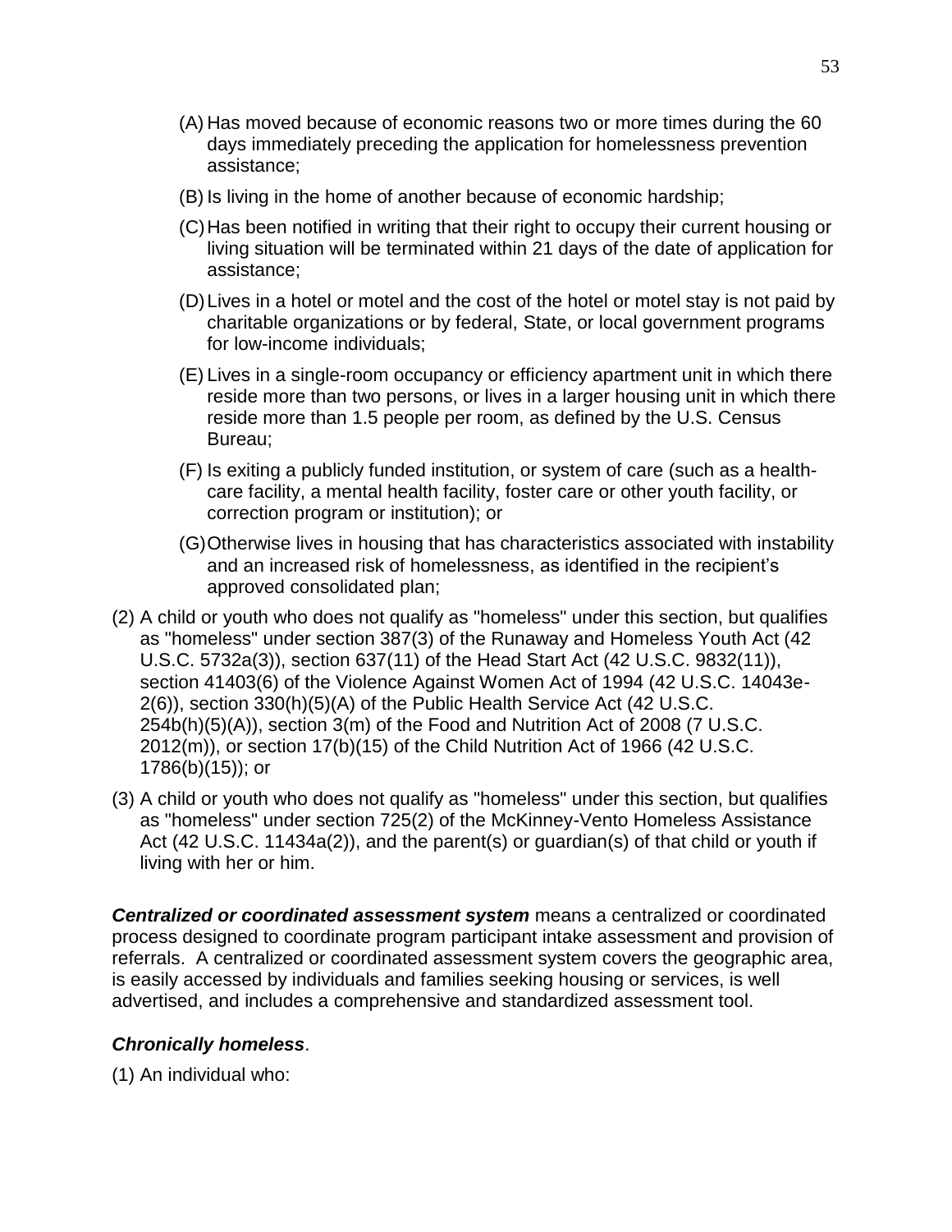(A) Has moved because of economic reasons two or more times during the 60 days immediately preceding the application for homelessness prevention assistance;

(B) Is living in the home of another because of economic hardship;

(C) Has been notified in writing that their right to occupy their current housing or living situation will be terminated within 21 days of the date of application for assistance;

(D) Lives in a hotel or motel and the cost of the hotel or motel stay is not paid by charitable organizations or by federal, State, or local government programs for low-income individuals;

(E) Lives in a single-room occupancy or efficiency apartment unit in which there reside more than two persons, or lives in a larger housing unit in which there reside more than 1.5 people per room, as defined by the U.S. Census Bureau;

(F) Is exiting a publicly funded institution, or system of care (such as a health-care facility, a mental health facility, foster care or other youth facility, or correction program or institution); or

(G) Otherwise lives in housing that has characteristics associated with instability and an increased risk of homelessness, as identified in the recipient's approved consolidated plan;

(2) A child or youth who does not qualify as "homeless" under this section, but qualifies as "homeless" under section 387(3) of the Runaway and Homeless Youth Act (42 U.S.C. 5732a(3)), section 637(11) of the Head Start Act (42 U.S.C. 9832(11)), section 41403(6) of the Violence Against Women Act of 1994 (42 U.S.C. 14043e-2(6)), section 330(h)(5)(A) of the Public Health Service Act (42 U.S.C. 254b(h)(5)(A)), section 3(m) of the Food and Nutrition Act of 2008 (7 U.S.C. 2012(m)), or section 17(b)(15) of the Child Nutrition Act of 1966 (42 U.S.C. 1786(b)(15)); or

(3) A child or youth who does not qualify as "homeless" under this section, but qualifies as "homeless" under section 725(2) of the McKinney-Vento Homeless Assistance Act (42 U.S.C. 11434a(2)), and the parent(s) or guardian(s) of that child or youth if living with her or him.

***Centralized or coordinated assessment system*** means a centralized or coordinated process designed to coordinate program participant intake assessment and provision of referrals. A centralized or coordinated assessment system covers the geographic area, is easily accessed by individuals and families seeking housing or services, is well advertised, and includes a comprehensive and standardized assessment tool.

***Chronically homeless***.

(1) An individual who: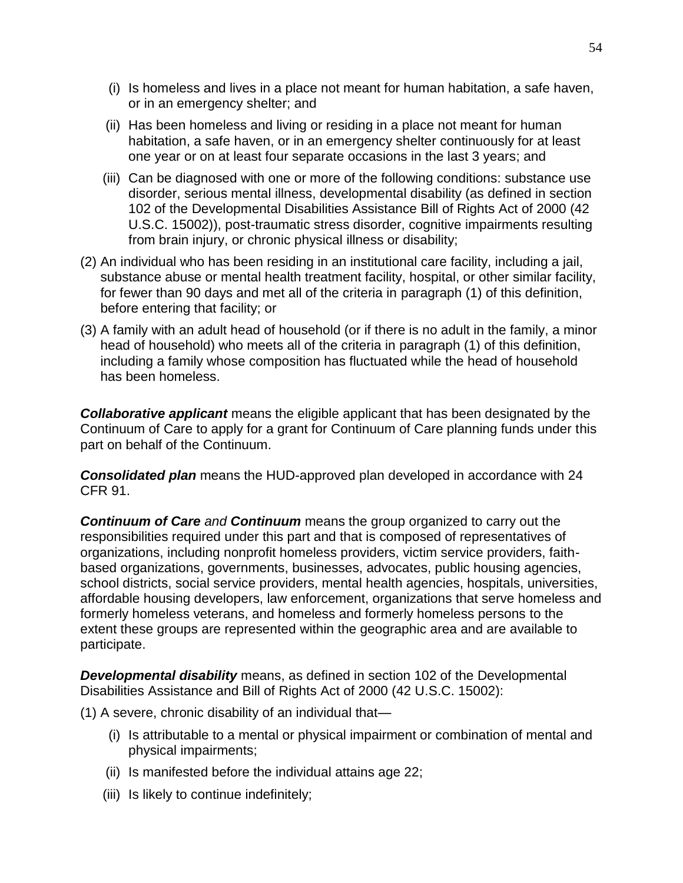(i) Is homeless and lives in a place not meant for human habitation, a safe haven, or in an emergency shelter; and

   (ii) Has been homeless and living or residing in a place not meant for human habitation, a safe haven, or in an emergency shelter continuously for at least one year or on at least four separate occasions in the last 3 years; and

   (iii) Can be diagnosed with one or more of the following conditions: substance use disorder, serious mental illness, developmental disability (as defined in section 102 of the Developmental Disabilities Assistance Bill of Rights Act of 2000 (42 U.S.C. 15002)), post-traumatic stress disorder, cognitive impairments resulting from brain injury, or chronic physical illness or disability;

(2) An individual who has been residing in an institutional care facility, including a jail, substance abuse or mental health treatment facility, hospital, or other similar facility, for fewer than 90 days and met all of the criteria in paragraph (1) of this definition, before entering that facility; or

(3) A family with an adult head of household (or if there is no adult in the family, a minor head of household) who meets all of the criteria in paragraph (1) of this definition, including a family whose composition has fluctuated while the head of household has been homeless.

***Collaborative applicant*** means the eligible applicant that has been designated by the Continuum of Care to apply for a grant for Continuum of Care planning funds under this part on behalf of the Continuum.

***Consolidated plan*** means the HUD-approved plan developed in accordance with 24 CFR 91.

***Continuum of Care*** *and* ***Continuum*** means the group organized to carry out the responsibilities required under this part and that is composed of representatives of organizations, including nonprofit homeless providers, victim service providers, faith-based organizations, governments, businesses, advocates, public housing agencies, school districts, social service providers, mental health agencies, hospitals, universities, affordable housing developers, law enforcement, organizations that serve homeless and formerly homeless veterans, and homeless and formerly homeless persons to the extent these groups are represented within the geographic area and are available to participate.

***Developmental disability*** means, as defined in section 102 of the Developmental Disabilities Assistance and Bill of Rights Act of 2000 (42 U.S.C. 15002):

(1) A severe, chronic disability of an individual that—

   (i) Is attributable to a mental or physical impairment or combination of mental and physical impairments;

   (ii) Is manifested before the individual attains age 22;

   (iii) Is likely to continue indefinitely;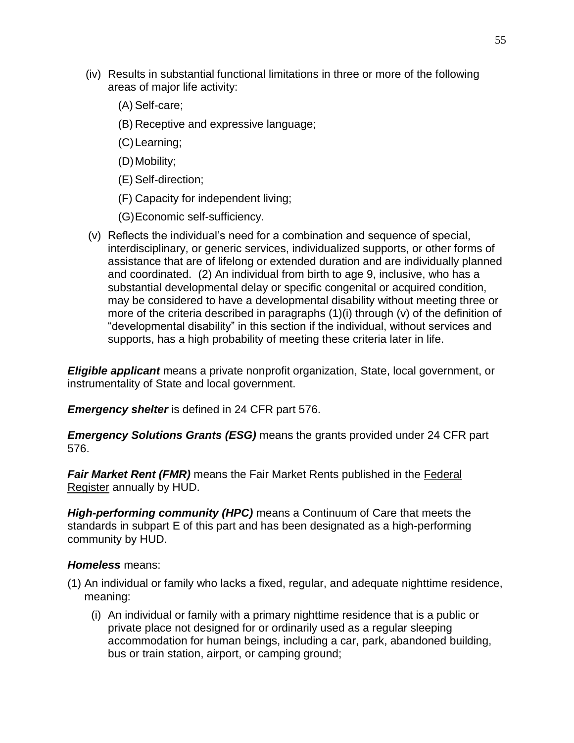(iv) Results in substantial functional limitations in three or more of the following areas of major life activity:

(A) Self-care;

(B) Receptive and expressive language;

(C) Learning;

(D) Mobility;

(E) Self-direction;

(F) Capacity for independent living;

(G) Economic self-sufficiency.

(v) Reflects the individual's need for a combination and sequence of special, interdisciplinary, or generic services, individualized supports, or other forms of assistance that are of lifelong or extended duration and are individually planned and coordinated. (2) An individual from birth to age 9, inclusive, who has a substantial developmental delay or specific congenital or acquired condition, may be considered to have a developmental disability without meeting three or more of the criteria described in paragraphs (1)(i) through (v) of the definition of "developmental disability" in this section if the individual, without services and supports, has a high probability of meeting these criteria later in life.

***Eligible applicant*** means a private nonprofit organization, State, local government, or instrumentality of State and local government.

***Emergency shelter*** is defined in 24 CFR part 576.

***Emergency Solutions Grants (ESG)*** means the grants provided under 24 CFR part 576.

***Fair Market Rent (FMR)*** means the Fair Market Rents published in the Federal Register annually by HUD.

***High-performing community (HPC)*** means a Continuum of Care that meets the standards in subpart E of this part and has been designated as a high-performing community by HUD.

***Homeless*** means:

(1) An individual or family who lacks a fixed, regular, and adequate nighttime residence, meaning:

(i) An individual or family with a primary nighttime residence that is a public or private place not designed for or ordinarily used as a regular sleeping accommodation for human beings, including a car, park, abandoned building, bus or train station, airport, or camping ground;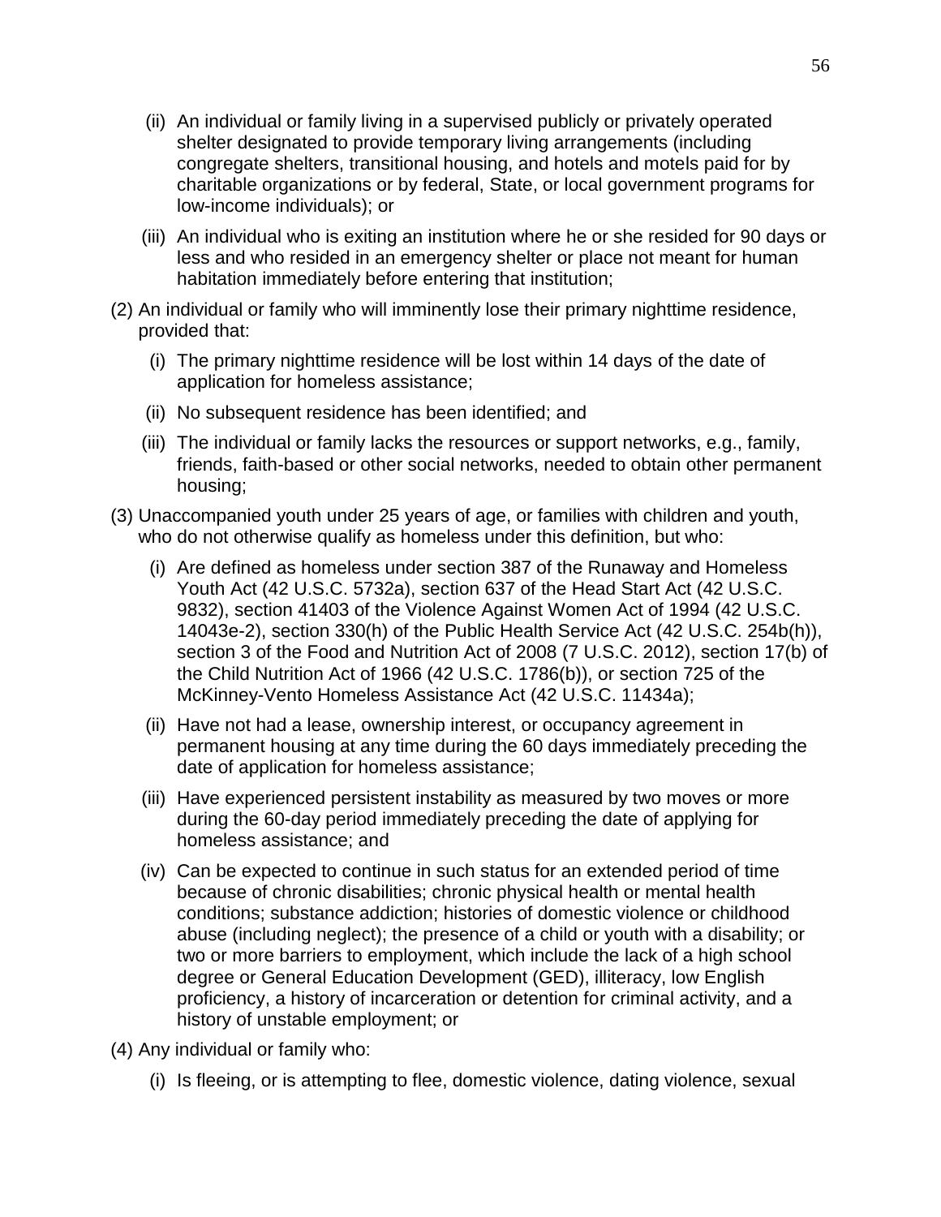(ii) An individual or family living in a supervised publicly or privately operated shelter designated to provide temporary living arrangements (including congregate shelters, transitional housing, and hotels and motels paid for by charitable organizations or by federal, State, or local government programs for low-income individuals); or

(iii) An individual who is exiting an institution where he or she resided for 90 days or less and who resided in an emergency shelter or place not meant for human habitation immediately before entering that institution;

(2) An individual or family who will imminently lose their primary nighttime residence, provided that:

(i) The primary nighttime residence will be lost within 14 days of the date of application for homeless assistance;

(ii) No subsequent residence has been identified; and

(iii) The individual or family lacks the resources or support networks, e.g., family, friends, faith-based or other social networks, needed to obtain other permanent housing;

(3) Unaccompanied youth under 25 years of age, or families with children and youth, who do not otherwise qualify as homeless under this definition, but who:

(i) Are defined as homeless under section 387 of the Runaway and Homeless Youth Act (42 U.S.C. 5732a), section 637 of the Head Start Act (42 U.S.C. 9832), section 41403 of the Violence Against Women Act of 1994 (42 U.S.C. 14043e-2), section 330(h) of the Public Health Service Act (42 U.S.C. 254b(h)), section 3 of the Food and Nutrition Act of 2008 (7 U.S.C. 2012), section 17(b) of the Child Nutrition Act of 1966 (42 U.S.C. 1786(b)), or section 725 of the McKinney-Vento Homeless Assistance Act (42 U.S.C. 11434a);

(ii) Have not had a lease, ownership interest, or occupancy agreement in permanent housing at any time during the 60 days immediately preceding the date of application for homeless assistance;

(iii) Have experienced persistent instability as measured by two moves or more during the 60-day period immediately preceding the date of applying for homeless assistance; and

(iv) Can be expected to continue in such status for an extended period of time because of chronic disabilities; chronic physical health or mental health conditions; substance addiction; histories of domestic violence or childhood abuse (including neglect); the presence of a child or youth with a disability; or two or more barriers to employment, which include the lack of a high school degree or General Education Development (GED), illiteracy, low English proficiency, a history of incarceration or detention for criminal activity, and a history of unstable employment; or

(4) Any individual or family who:

(i) Is fleeing, or is attempting to flee, domestic violence, dating violence, sexual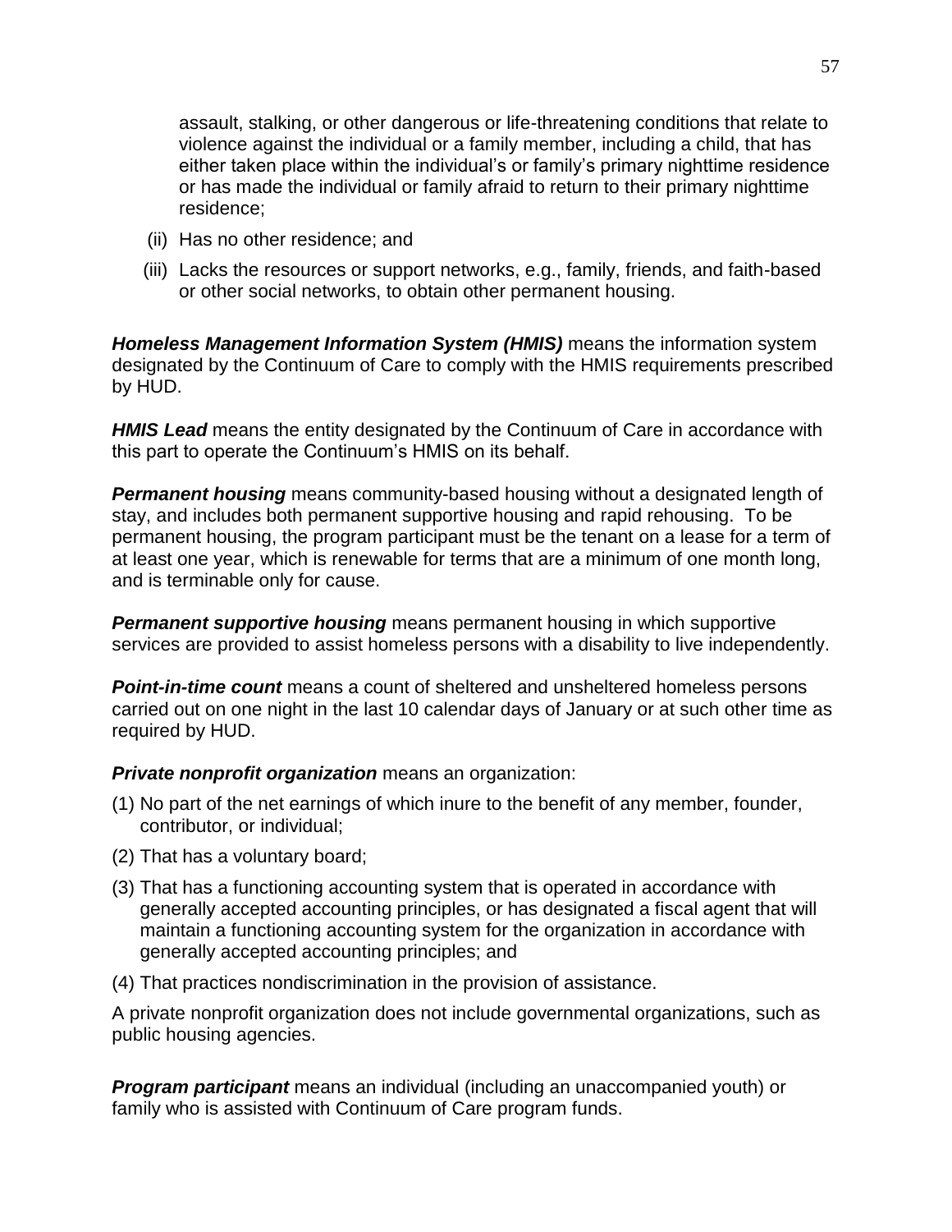assault, stalking, or other dangerous or life-threatening conditions that relate to violence against the individual or a family member, including a child, that has either taken place within the individual's or family's primary nighttime residence or has made the individual or family afraid to return to their primary nighttime residence;

(ii) Has no other residence; and

(iii) Lacks the resources or support networks, e.g., family, friends, and faith-based or other social networks, to obtain other permanent housing.

***Homeless Management Information System (HMIS)*** means the information system designated by the Continuum of Care to comply with the HMIS requirements prescribed by HUD.

***HMIS Lead*** means the entity designated by the Continuum of Care in accordance with this part to operate the Continuum's HMIS on its behalf.

***Permanent housing*** means community-based housing without a designated length of stay, and includes both permanent supportive housing and rapid rehousing. To be permanent housing, the program participant must be the tenant on a lease for a term of at least one year, which is renewable for terms that are a minimum of one month long, and is terminable only for cause.

***Permanent supportive housing*** means permanent housing in which supportive services are provided to assist homeless persons with a disability to live independently.

***Point-in-time count*** means a count of sheltered and unsheltered homeless persons carried out on one night in the last 10 calendar days of January or at such other time as required by HUD.

***Private nonprofit organization*** means an organization:

(1) No part of the net earnings of which inure to the benefit of any member, founder, contributor, or individual;

(2) That has a voluntary board;

(3) That has a functioning accounting system that is operated in accordance with generally accepted accounting principles, or has designated a fiscal agent that will maintain a functioning accounting system for the organization in accordance with generally accepted accounting principles; and

(4) That practices nondiscrimination in the provision of assistance.

A private nonprofit organization does not include governmental organizations, such as public housing agencies.

***Program participant*** means an individual (including an unaccompanied youth) or family who is assisted with Continuum of Care program funds.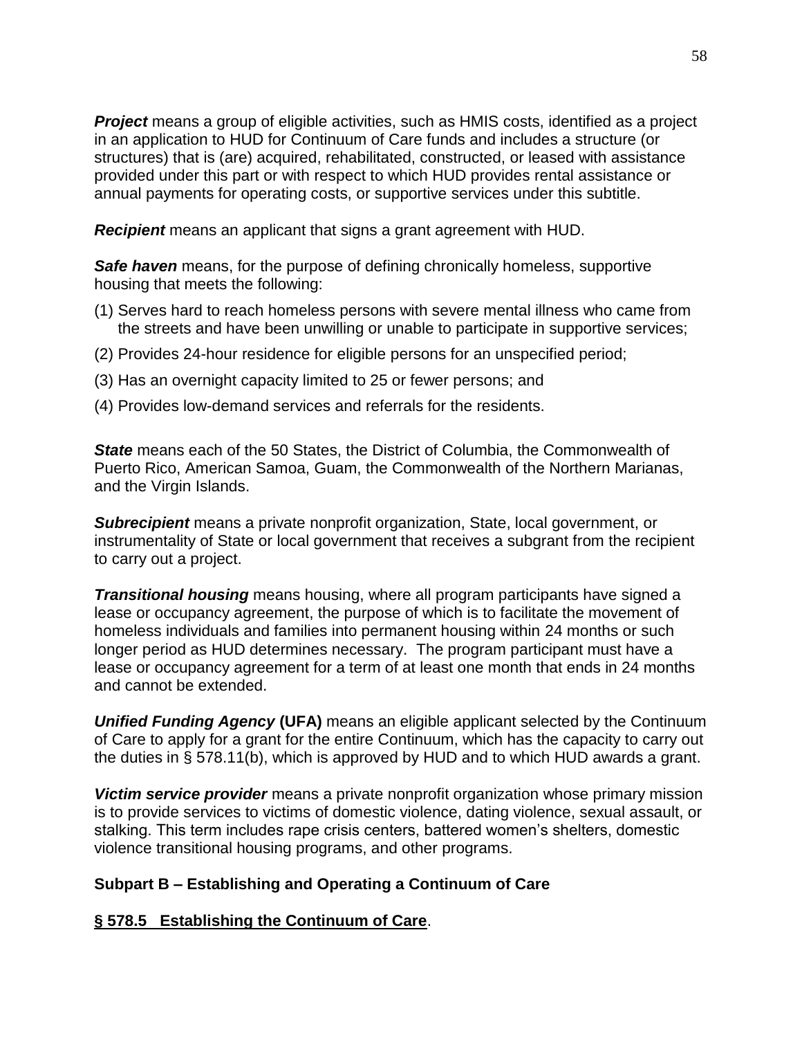***Project*** means a group of eligible activities, such as HMIS costs, identified as a project in an application to HUD for Continuum of Care funds and includes a structure (or structures) that is (are) acquired, rehabilitated, constructed, or leased with assistance provided under this part or with respect to which HUD provides rental assistance or annual payments for operating costs, or supportive services under this subtitle.

***Recipient*** means an applicant that signs a grant agreement with HUD.

***Safe haven*** means, for the purpose of defining chronically homeless, supportive housing that meets the following:

(1) Serves hard to reach homeless persons with severe mental illness who came from the streets and have been unwilling or unable to participate in supportive services;

(2) Provides 24-hour residence for eligible persons for an unspecified period;

(3) Has an overnight capacity limited to 25 or fewer persons; and

(4) Provides low-demand services and referrals for the residents.

***State*** means each of the 50 States, the District of Columbia, the Commonwealth of Puerto Rico, American Samoa, Guam, the Commonwealth of the Northern Marianas, and the Virgin Islands.

***Subrecipient*** means a private nonprofit organization, State, local government, or instrumentality of State or local government that receives a subgrant from the recipient to carry out a project.

***Transitional housing*** means housing, where all program participants have signed a lease or occupancy agreement, the purpose of which is to facilitate the movement of homeless individuals and families into permanent housing within 24 months or such longer period as HUD determines necessary. The program participant must have a lease or occupancy agreement for a term of at least one month that ends in 24 months and cannot be extended.

***Unified Funding Agency*** **(UFA)** means an eligible applicant selected by the Continuum of Care to apply for a grant for the entire Continuum, which has the capacity to carry out the duties in § 578.11(b), which is approved by HUD and to which HUD awards a grant.

***Victim service provider*** means a private nonprofit organization whose primary mission is to provide services to victims of domestic violence, dating violence, sexual assault, or stalking. This term includes rape crisis centers, battered women's shelters, domestic violence transitional housing programs, and other programs.

## Subpart B – Establishing and Operating a Continuum of Care

### <u>§ 578.5 Establishing the Continuum of Care</u>.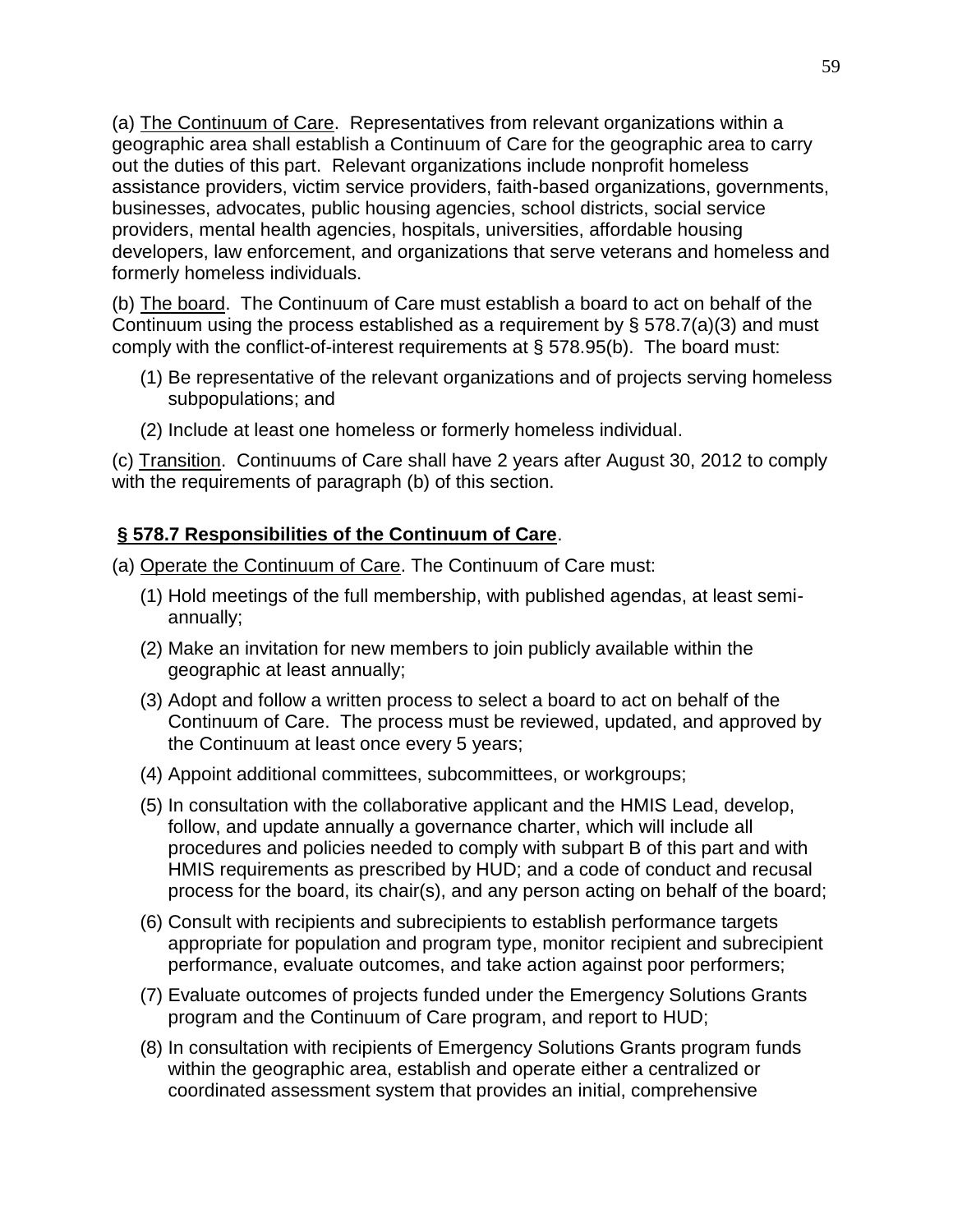(a) The Continuum of Care. Representatives from relevant organizations within a geographic area shall establish a Continuum of Care for the geographic area to carry out the duties of this part. Relevant organizations include nonprofit homeless assistance providers, victim service providers, faith-based organizations, governments, businesses, advocates, public housing agencies, school districts, social service providers, mental health agencies, hospitals, universities, affordable housing developers, law enforcement, and organizations that serve veterans and homeless and formerly homeless individuals.

(b) The board. The Continuum of Care must establish a board to act on behalf of the Continuum using the process established as a requirement by § 578.7(a)(3) and must comply with the conflict-of-interest requirements at § 578.95(b). The board must:

(1) Be representative of the relevant organizations and of projects serving homeless subpopulations; and

(2) Include at least one homeless or formerly homeless individual.

(c) Transition. Continuums of Care shall have 2 years after August 30, 2012 to comply with the requirements of paragraph (b) of this section.

## **§ 578.7 Responsibilities of the Continuum of Care**.

(a) Operate the Continuum of Care. The Continuum of Care must:

(1) Hold meetings of the full membership, with published agendas, at least semi-annually;

(2) Make an invitation for new members to join publicly available within the geographic at least annually;

(3) Adopt and follow a written process to select a board to act on behalf of the Continuum of Care. The process must be reviewed, updated, and approved by the Continuum at least once every 5 years;

(4) Appoint additional committees, subcommittees, or workgroups;

(5) In consultation with the collaborative applicant and the HMIS Lead, develop, follow, and update annually a governance charter, which will include all procedures and policies needed to comply with subpart B of this part and with HMIS requirements as prescribed by HUD; and a code of conduct and recusal process for the board, its chair(s), and any person acting on behalf of the board;

(6) Consult with recipients and subrecipients to establish performance targets appropriate for population and program type, monitor recipient and subrecipient performance, evaluate outcomes, and take action against poor performers;

(7) Evaluate outcomes of projects funded under the Emergency Solutions Grants program and the Continuum of Care program, and report to HUD;

(8) In consultation with recipients of Emergency Solutions Grants program funds within the geographic area, establish and operate either a centralized or coordinated assessment system that provides an initial, comprehensive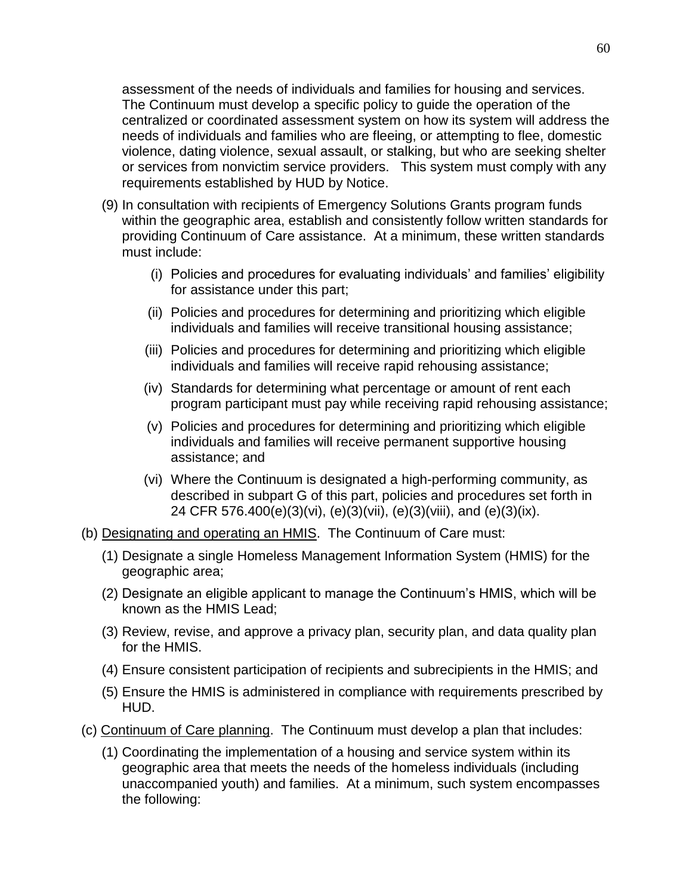assessment of the needs of individuals and families for housing and services. The Continuum must develop a specific policy to guide the operation of the centralized or coordinated assessment system on how its system will address the needs of individuals and families who are fleeing, or attempting to flee, domestic violence, dating violence, sexual assault, or stalking, but who are seeking shelter or services from nonvictim service providers. This system must comply with any requirements established by HUD by Notice.

(9) In consultation with recipients of Emergency Solutions Grants program funds within the geographic area, establish and consistently follow written standards for providing Continuum of Care assistance. At a minimum, these written standards must include:

(i) Policies and procedures for evaluating individuals' and families' eligibility for assistance under this part;

(ii) Policies and procedures for determining and prioritizing which eligible individuals and families will receive transitional housing assistance;

(iii) Policies and procedures for determining and prioritizing which eligible individuals and families will receive rapid rehousing assistance;

(iv) Standards for determining what percentage or amount of rent each program participant must pay while receiving rapid rehousing assistance;

(v) Policies and procedures for determining and prioritizing which eligible individuals and families will receive permanent supportive housing assistance; and

(vi) Where the Continuum is designated a high-performing community, as described in subpart G of this part, policies and procedures set forth in 24 CFR 576.400(e)(3)(vi), (e)(3)(vii), (e)(3)(viii), and (e)(3)(ix).

(b) <u>Designating and operating an HMIS</u>. The Continuum of Care must:

(1) Designate a single Homeless Management Information System (HMIS) for the geographic area;

(2) Designate an eligible applicant to manage the Continuum's HMIS, which will be known as the HMIS Lead;

(3) Review, revise, and approve a privacy plan, security plan, and data quality plan for the HMIS.

(4) Ensure consistent participation of recipients and subrecipients in the HMIS; and

(5) Ensure the HMIS is administered in compliance with requirements prescribed by HUD.

(c) <u>Continuum of Care planning</u>. The Continuum must develop a plan that includes:

(1) Coordinating the implementation of a housing and service system within its geographic area that meets the needs of the homeless individuals (including unaccompanied youth) and families. At a minimum, such system encompasses the following: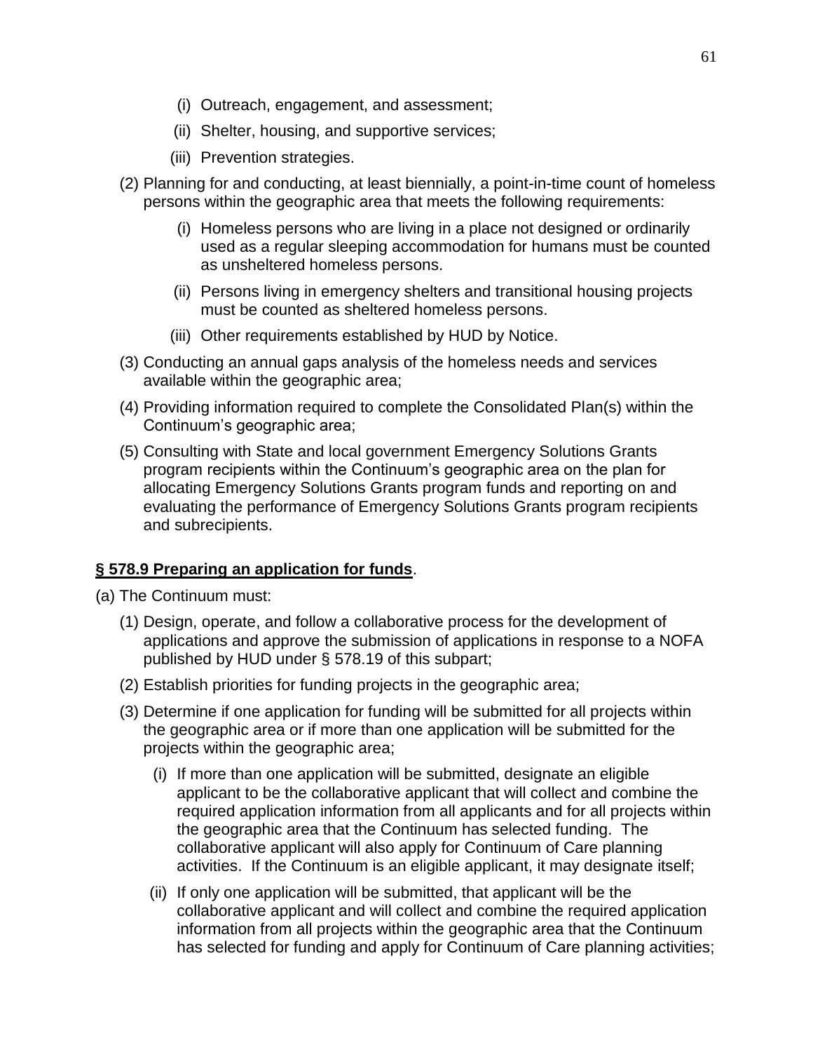(i) Outreach, engagement, and assessment;

(ii) Shelter, housing, and supportive services;

(iii) Prevention strategies.

(2) Planning for and conducting, at least biennially, a point-in-time count of homeless persons within the geographic area that meets the following requirements:

(i) Homeless persons who are living in a place not designed or ordinarily used as a regular sleeping accommodation for humans must be counted as unsheltered homeless persons.

(ii) Persons living in emergency shelters and transitional housing projects must be counted as sheltered homeless persons.

(iii) Other requirements established by HUD by Notice.

(3) Conducting an annual gaps analysis of the homeless needs and services available within the geographic area;

(4) Providing information required to complete the Consolidated Plan(s) within the Continuum's geographic area;

(5) Consulting with State and local government Emergency Solutions Grants program recipients within the Continuum's geographic area on the plan for allocating Emergency Solutions Grants program funds and reporting on and evaluating the performance of Emergency Solutions Grants program recipients and subrecipients.

**§ 578.9 Preparing an application for funds**.

(a) The Continuum must:

(1) Design, operate, and follow a collaborative process for the development of applications and approve the submission of applications in response to a NOFA published by HUD under § 578.19 of this subpart;

(2) Establish priorities for funding projects in the geographic area;

(3) Determine if one application for funding will be submitted for all projects within the geographic area or if more than one application will be submitted for the projects within the geographic area;

(i) If more than one application will be submitted, designate an eligible applicant to be the collaborative applicant that will collect and combine the required application information from all applicants and for all projects within the geographic area that the Continuum has selected funding. The collaborative applicant will also apply for Continuum of Care planning activities. If the Continuum is an eligible applicant, it may designate itself;

(ii) If only one application will be submitted, that applicant will be the collaborative applicant and will collect and combine the required application information from all projects within the geographic area that the Continuum has selected for funding and apply for Continuum of Care planning activities;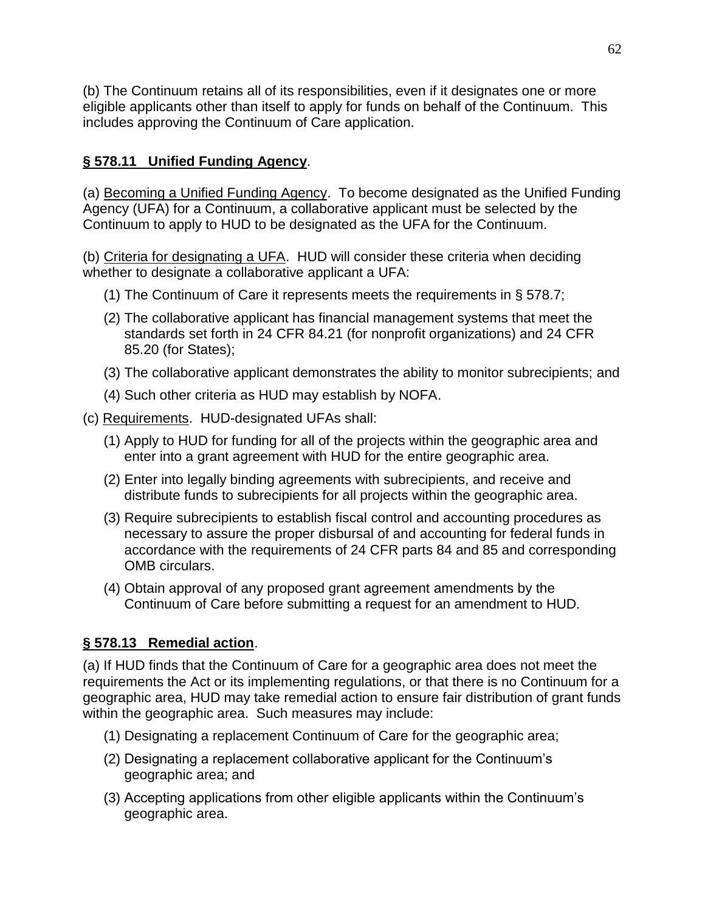(b) The Continuum retains all of its responsibilities, even if it designates one or more eligible applicants other than itself to apply for funds on behalf of the Continuum. This includes approving the Continuum of Care application.

## **§ 578.11 Unified Funding Agency**.

(a) Becoming a Unified Funding Agency. To become designated as the Unified Funding Agency (UFA) for a Continuum, a collaborative applicant must be selected by the Continuum to apply to HUD to be designated as the UFA for the Continuum.

(b) Criteria for designating a UFA. HUD will consider these criteria when deciding whether to designate a collaborative applicant a UFA:

(1) The Continuum of Care it represents meets the requirements in § 578.7;

(2) The collaborative applicant has financial management systems that meet the standards set forth in 24 CFR 84.21 (for nonprofit organizations) and 24 CFR 85.20 (for States);

(3) The collaborative applicant demonstrates the ability to monitor subrecipients; and

(4) Such other criteria as HUD may establish by NOFA.

(c) Requirements. HUD-designated UFAs shall:

(1) Apply to HUD for funding for all of the projects within the geographic area and enter into a grant agreement with HUD for the entire geographic area.

(2) Enter into legally binding agreements with subrecipients, and receive and distribute funds to subrecipients for all projects within the geographic area.

(3) Require subrecipients to establish fiscal control and accounting procedures as necessary to assure the proper disbursal of and accounting for federal funds in accordance with the requirements of 24 CFR parts 84 and 85 and corresponding OMB circulars.

(4) Obtain approval of any proposed grant agreement amendments by the Continuum of Care before submitting a request for an amendment to HUD.

## **§ 578.13 Remedial action**.

(a) If HUD finds that the Continuum of Care for a geographic area does not meet the requirements the Act or its implementing regulations, or that there is no Continuum for a geographic area, HUD may take remedial action to ensure fair distribution of grant funds within the geographic area. Such measures may include:

(1) Designating a replacement Continuum of Care for the geographic area;

(2) Designating a replacement collaborative applicant for the Continuum's geographic area; and

(3) Accepting applications from other eligible applicants within the Continuum's geographic area.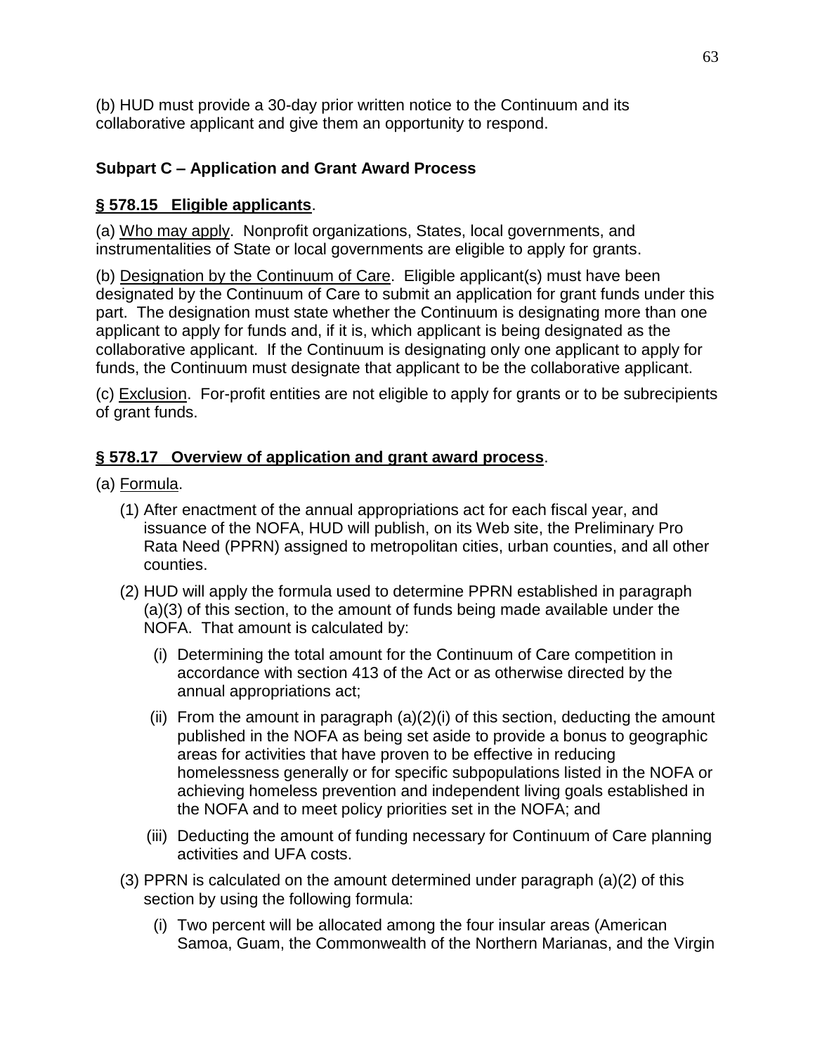(b) HUD must provide a 30-day prior written notice to the Continuum and its collaborative applicant and give them an opportunity to respond.

## Subpart C – Application and Grant Award Process

### § 578.15 Eligible applicants.

(a) Who may apply. Nonprofit organizations, States, local governments, and instrumentalities of State or local governments are eligible to apply for grants.

(b) Designation by the Continuum of Care. Eligible applicant(s) must have been designated by the Continuum of Care to submit an application for grant funds under this part. The designation must state whether the Continuum is designating more than one applicant to apply for funds and, if it is, which applicant is being designated as the collaborative applicant. If the Continuum is designating only one applicant to apply for funds, the Continuum must designate that applicant to be the collaborative applicant.

(c) Exclusion. For-profit entities are not eligible to apply for grants or to be subrecipients of grant funds.

### § 578.17 Overview of application and grant award process.

(a) Formula.

(1) After enactment of the annual appropriations act for each fiscal year, and issuance of the NOFA, HUD will publish, on its Web site, the Preliminary Pro Rata Need (PPRN) assigned to metropolitan cities, urban counties, and all other counties.

(2) HUD will apply the formula used to determine PPRN established in paragraph (a)(3) of this section, to the amount of funds being made available under the NOFA. That amount is calculated by:

(i) Determining the total amount for the Continuum of Care competition in accordance with section 413 of the Act or as otherwise directed by the annual appropriations act;

(ii) From the amount in paragraph (a)(2)(i) of this section, deducting the amount published in the NOFA as being set aside to provide a bonus to geographic areas for activities that have proven to be effective in reducing homelessness generally or for specific subpopulations listed in the NOFA or achieving homeless prevention and independent living goals established in the NOFA and to meet policy priorities set in the NOFA; and

(iii) Deducting the amount of funding necessary for Continuum of Care planning activities and UFA costs.

(3) PPRN is calculated on the amount determined under paragraph (a)(2) of this section by using the following formula:

(i) Two percent will be allocated among the four insular areas (American Samoa, Guam, the Commonwealth of the Northern Marianas, and the Virgin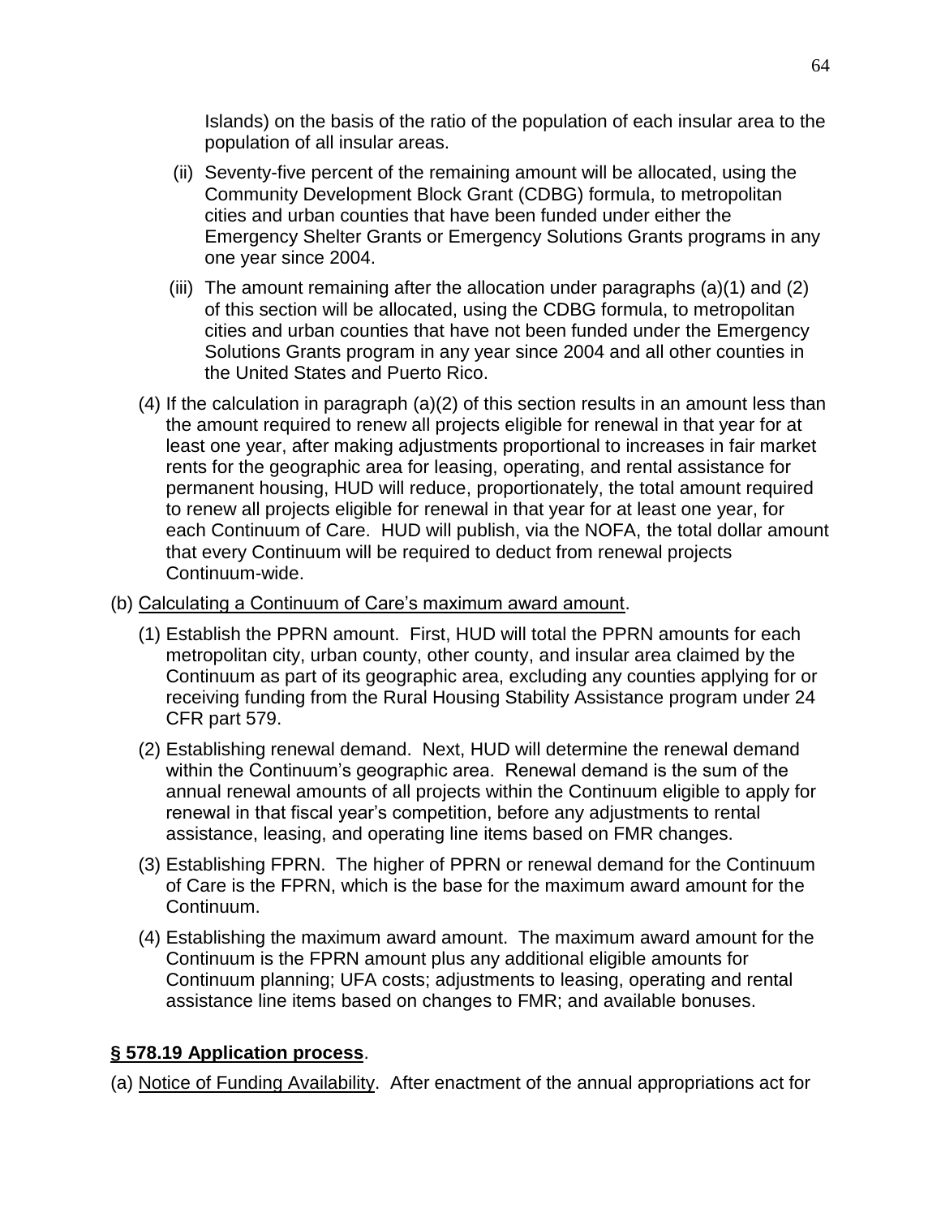Islands) on the basis of the ratio of the population of each insular area to the population of all insular areas.

(ii) Seventy-five percent of the remaining amount will be allocated, using the Community Development Block Grant (CDBG) formula, to metropolitan cities and urban counties that have been funded under either the Emergency Shelter Grants or Emergency Solutions Grants programs in any one year since 2004.

(iii) The amount remaining after the allocation under paragraphs (a)(1) and (2) of this section will be allocated, using the CDBG formula, to metropolitan cities and urban counties that have not been funded under the Emergency Solutions Grants program in any year since 2004 and all other counties in the United States and Puerto Rico.

(4) If the calculation in paragraph (a)(2) of this section results in an amount less than the amount required to renew all projects eligible for renewal in that year for at least one year, after making adjustments proportional to increases in fair market rents for the geographic area for leasing, operating, and rental assistance for permanent housing, HUD will reduce, proportionately, the total amount required to renew all projects eligible for renewal in that year for at least one year, for each Continuum of Care. HUD will publish, via the NOFA, the total dollar amount that every Continuum will be required to deduct from renewal projects Continuum-wide.

(b) <u>Calculating a Continuum of Care's maximum award amount</u>.

(1) Establish the PPRN amount. First, HUD will total the PPRN amounts for each metropolitan city, urban county, other county, and insular area claimed by the Continuum as part of its geographic area, excluding any counties applying for or receiving funding from the Rural Housing Stability Assistance program under 24 CFR part 579.

(2) Establishing renewal demand. Next, HUD will determine the renewal demand within the Continuum's geographic area. Renewal demand is the sum of the annual renewal amounts of all projects within the Continuum eligible to apply for renewal in that fiscal year's competition, before any adjustments to rental assistance, leasing, and operating line items based on FMR changes.

(3) Establishing FPRN. The higher of PPRN or renewal demand for the Continuum of Care is the FPRN, which is the base for the maximum award amount for the Continuum.

(4) Establishing the maximum award amount. The maximum award amount for the Continuum is the FPRN amount plus any additional eligible amounts for Continuum planning; UFA costs; adjustments to leasing, operating and rental assistance line items based on changes to FMR; and available bonuses.

**<u>§ 578.19 Application process</u>**.

(a) <u>Notice of Funding Availability</u>. After enactment of the annual appropriations act for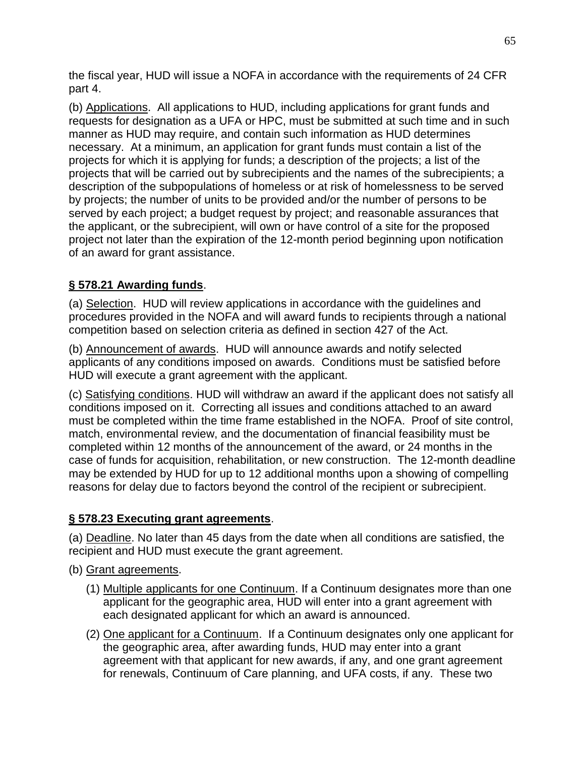the fiscal year, HUD will issue a NOFA in accordance with the requirements of 24 CFR part 4.

(b) Applications. All applications to HUD, including applications for grant funds and requests for designation as a UFA or HPC, must be submitted at such time and in such manner as HUD may require, and contain such information as HUD determines necessary. At a minimum, an application for grant funds must contain a list of the projects for which it is applying for funds; a description of the projects; a list of the projects that will be carried out by subrecipients and the names of the subrecipients; a description of the subpopulations of homeless or at risk of homelessness to be served by projects; the number of units to be provided and/or the number of persons to be served by each project; a budget request by project; and reasonable assurances that the applicant, or the subrecipient, will own or have control of a site for the proposed project not later than the expiration of the 12-month period beginning upon notification of an award for grant assistance.

## § 578.21 Awarding funds.

(a) Selection. HUD will review applications in accordance with the guidelines and procedures provided in the NOFA and will award funds to recipients through a national competition based on selection criteria as defined in section 427 of the Act.

(b) Announcement of awards. HUD will announce awards and notify selected applicants of any conditions imposed on awards. Conditions must be satisfied before HUD will execute a grant agreement with the applicant.

(c) Satisfying conditions. HUD will withdraw an award if the applicant does not satisfy all conditions imposed on it. Correcting all issues and conditions attached to an award must be completed within the time frame established in the NOFA. Proof of site control, match, environmental review, and the documentation of financial feasibility must be completed within 12 months of the announcement of the award, or 24 months in the case of funds for acquisition, rehabilitation, or new construction. The 12-month deadline may be extended by HUD for up to 12 additional months upon a showing of compelling reasons for delay due to factors beyond the control of the recipient or subrecipient.

## § 578.23 Executing grant agreements.

(a) Deadline. No later than 45 days from the date when all conditions are satisfied, the recipient and HUD must execute the grant agreement.

(b) Grant agreements.

(1) Multiple applicants for one Continuum. If a Continuum designates more than one applicant for the geographic area, HUD will enter into a grant agreement with each designated applicant for which an award is announced.

(2) One applicant for a Continuum. If a Continuum designates only one applicant for the geographic area, after awarding funds, HUD may enter into a grant agreement with that applicant for new awards, if any, and one grant agreement for renewals, Continuum of Care planning, and UFA costs, if any. These two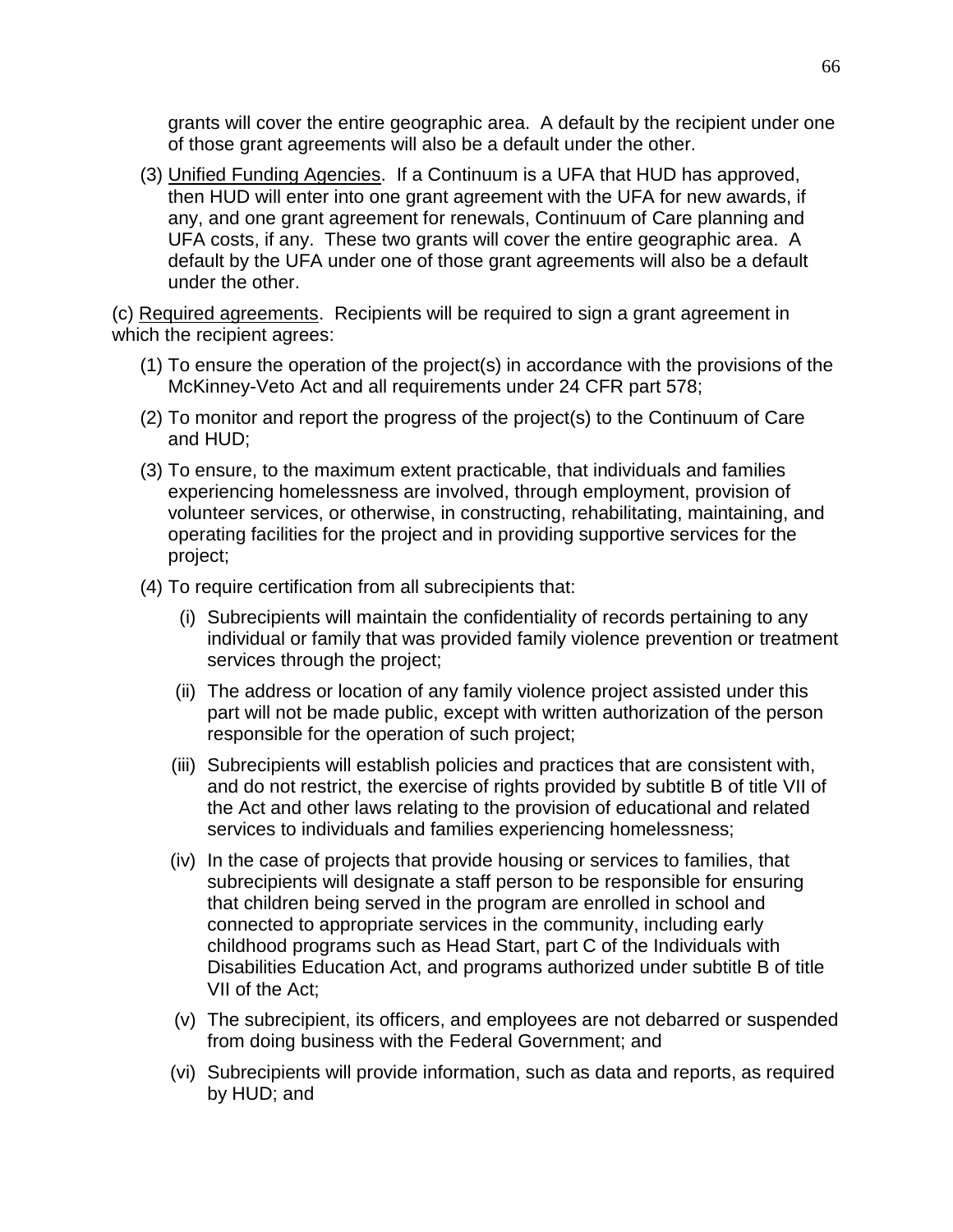grants will cover the entire geographic area. A default by the recipient under one of those grant agreements will also be a default under the other.

(3) Unified Funding Agencies. If a Continuum is a UFA that HUD has approved, then HUD will enter into one grant agreement with the UFA for new awards, if any, and one grant agreement for renewals, Continuum of Care planning and UFA costs, if any. These two grants will cover the entire geographic area. A default by the UFA under one of those grant agreements will also be a default under the other.

(c) Required agreements. Recipients will be required to sign a grant agreement in which the recipient agrees:

(1) To ensure the operation of the project(s) in accordance with the provisions of the McKinney-Veto Act and all requirements under 24 CFR part 578;

(2) To monitor and report the progress of the project(s) to the Continuum of Care and HUD;

(3) To ensure, to the maximum extent practicable, that individuals and families experiencing homelessness are involved, through employment, provision of volunteer services, or otherwise, in constructing, rehabilitating, maintaining, and operating facilities for the project and in providing supportive services for the project;

(4) To require certification from all subrecipients that:

(i) Subrecipients will maintain the confidentiality of records pertaining to any individual or family that was provided family violence prevention or treatment services through the project;

(ii) The address or location of any family violence project assisted under this part will not be made public, except with written authorization of the person responsible for the operation of such project;

(iii) Subrecipients will establish policies and practices that are consistent with, and do not restrict, the exercise of rights provided by subtitle B of title VII of the Act and other laws relating to the provision of educational and related services to individuals and families experiencing homelessness;

(iv) In the case of projects that provide housing or services to families, that subrecipients will designate a staff person to be responsible for ensuring that children being served in the program are enrolled in school and connected to appropriate services in the community, including early childhood programs such as Head Start, part C of the Individuals with Disabilities Education Act, and programs authorized under subtitle B of title VII of the Act;

(v) The subrecipient, its officers, and employees are not debarred or suspended from doing business with the Federal Government; and

(vi) Subrecipients will provide information, such as data and reports, as required by HUD; and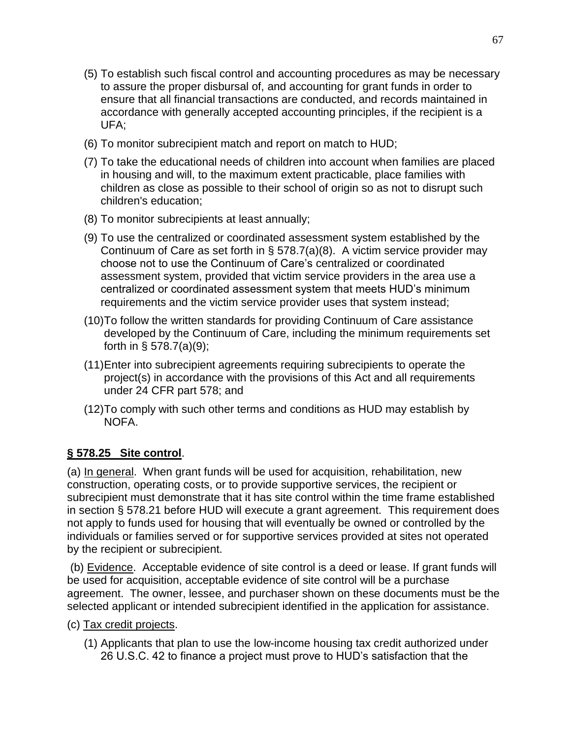(5) To establish such fiscal control and accounting procedures as may be necessary to assure the proper disbursal of, and accounting for grant funds in order to ensure that all financial transactions are conducted, and records maintained in accordance with generally accepted accounting principles, if the recipient is a UFA;

(6) To monitor subrecipient match and report on match to HUD;

(7) To take the educational needs of children into account when families are placed in housing and will, to the maximum extent practicable, place families with children as close as possible to their school of origin so as not to disrupt such children's education;

(8) To monitor subrecipients at least annually;

(9) To use the centralized or coordinated assessment system established by the Continuum of Care as set forth in § 578.7(a)(8). A victim service provider may choose not to use the Continuum of Care's centralized or coordinated assessment system, provided that victim service providers in the area use a centralized or coordinated assessment system that meets HUD's minimum requirements and the victim service provider uses that system instead;

(10) To follow the written standards for providing Continuum of Care assistance developed by the Continuum of Care, including the minimum requirements set forth in § 578.7(a)(9);

(11) Enter into subrecipient agreements requiring subrecipients to operate the project(s) in accordance with the provisions of this Act and all requirements under 24 CFR part 578; and

(12) To comply with such other terms and conditions as HUD may establish by NOFA.

**§ 578.25 Site control**.

(a) In general. When grant funds will be used for acquisition, rehabilitation, new construction, operating costs, or to provide supportive services, the recipient or subrecipient must demonstrate that it has site control within the time frame established in section § 578.21 before HUD will execute a grant agreement. This requirement does not apply to funds used for housing that will eventually be owned or controlled by the individuals or families served or for supportive services provided at sites not operated by the recipient or subrecipient.

(b) Evidence. Acceptable evidence of site control is a deed or lease. If grant funds will be used for acquisition, acceptable evidence of site control will be a purchase agreement. The owner, lessee, and purchaser shown on these documents must be the selected applicant or intended subrecipient identified in the application for assistance.

(c) Tax credit projects.

(1) Applicants that plan to use the low-income housing tax credit authorized under 26 U.S.C. 42 to finance a project must prove to HUD's satisfaction that the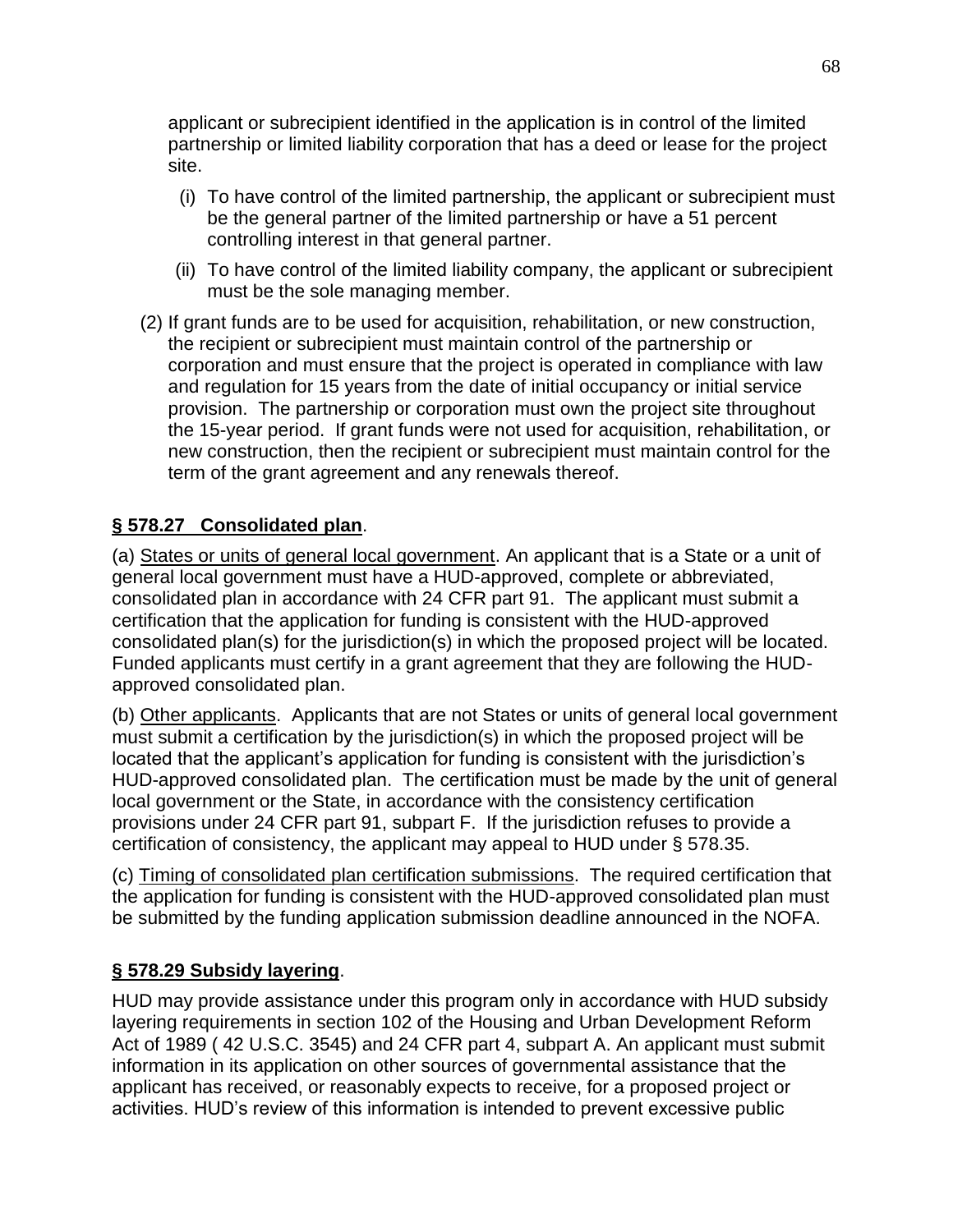applicant or subrecipient identified in the application is in control of the limited partnership or limited liability corporation that has a deed or lease for the project site.

(i) To have control of the limited partnership, the applicant or subrecipient must be the general partner of the limited partnership or have a 51 percent controlling interest in that general partner.

(ii) To have control of the limited liability company, the applicant or subrecipient must be the sole managing member.

(2) If grant funds are to be used for acquisition, rehabilitation, or new construction, the recipient or subrecipient must maintain control of the partnership or corporation and must ensure that the project is operated in compliance with law and regulation for 15 years from the date of initial occupancy or initial service provision. The partnership or corporation must own the project site throughout the 15-year period. If grant funds were not used for acquisition, rehabilitation, or new construction, then the recipient or subrecipient must maintain control for the term of the grant agreement and any renewals thereof.

**§ 578.27 Consolidated plan**.

(a) States or units of general local government. An applicant that is a State or a unit of general local government must have a HUD-approved, complete or abbreviated, consolidated plan in accordance with 24 CFR part 91. The applicant must submit a certification that the application for funding is consistent with the HUD-approved consolidated plan(s) for the jurisdiction(s) in which the proposed project will be located. Funded applicants must certify in a grant agreement that they are following the HUD-approved consolidated plan.

(b) Other applicants. Applicants that are not States or units of general local government must submit a certification by the jurisdiction(s) in which the proposed project will be located that the applicant's application for funding is consistent with the jurisdiction's HUD-approved consolidated plan. The certification must be made by the unit of general local government or the State, in accordance with the consistency certification provisions under 24 CFR part 91, subpart F. If the jurisdiction refuses to provide a certification of consistency, the applicant may appeal to HUD under § 578.35.

(c) Timing of consolidated plan certification submissions. The required certification that the application for funding is consistent with the HUD-approved consolidated plan must be submitted by the funding application submission deadline announced in the NOFA.

**§ 578.29 Subsidy layering**.

HUD may provide assistance under this program only in accordance with HUD subsidy layering requirements in section 102 of the Housing and Urban Development Reform Act of 1989 ( 42 U.S.C. 3545) and 24 CFR part 4, subpart A. An applicant must submit information in its application on other sources of governmental assistance that the applicant has received, or reasonably expects to receive, for a proposed project or activities. HUD's review of this information is intended to prevent excessive public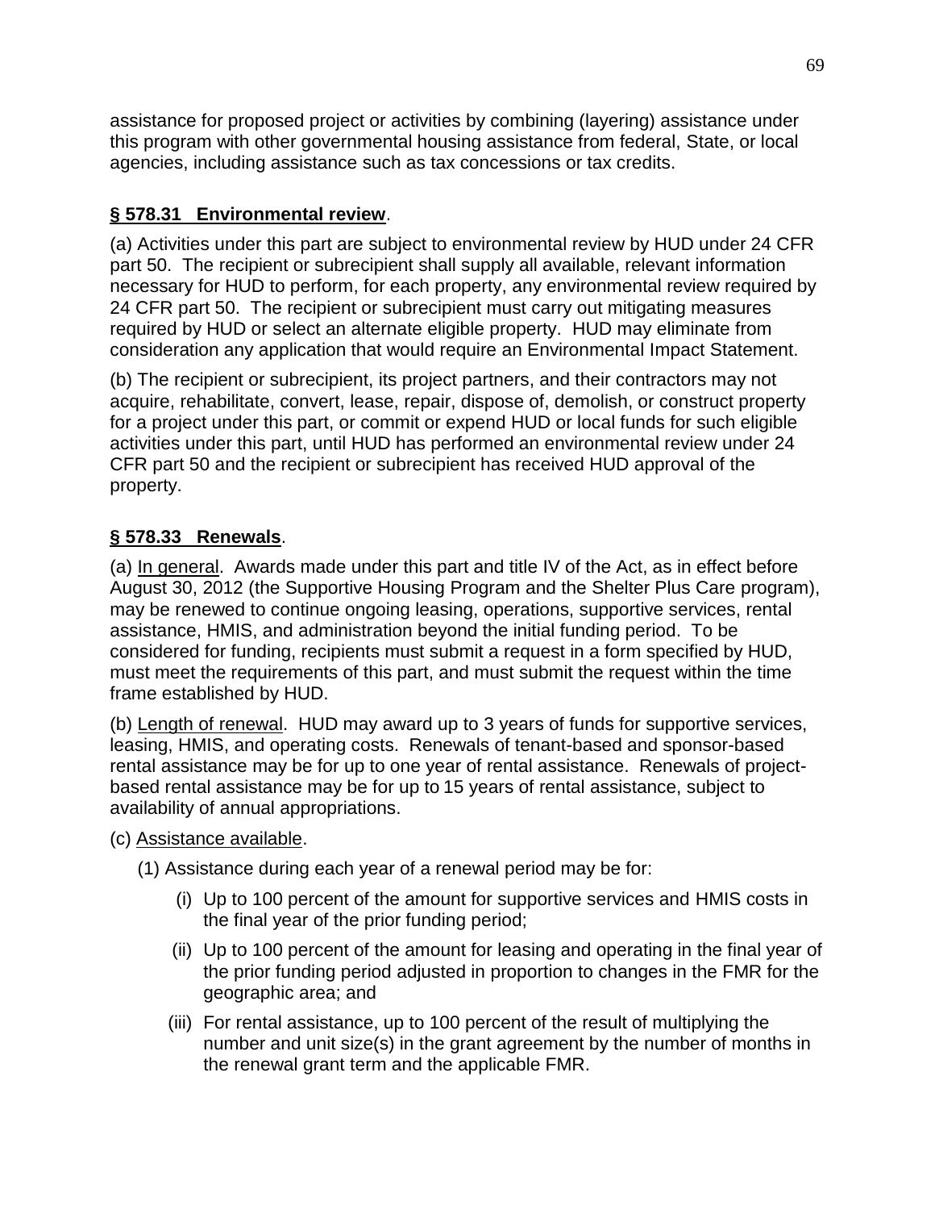assistance for proposed project or activities by combining (layering) assistance under this program with other governmental housing assistance from federal, State, or local agencies, including assistance such as tax concessions or tax credits.

### **§ 578.31 Environmental review**.

(a) Activities under this part are subject to environmental review by HUD under 24 CFR part 50. The recipient or subrecipient shall supply all available, relevant information necessary for HUD to perform, for each property, any environmental review required by 24 CFR part 50. The recipient or subrecipient must carry out mitigating measures required by HUD or select an alternate eligible property. HUD may eliminate from consideration any application that would require an Environmental Impact Statement.

(b) The recipient or subrecipient, its project partners, and their contractors may not acquire, rehabilitate, convert, lease, repair, dispose of, demolish, or construct property for a project under this part, or commit or expend HUD or local funds for such eligible activities under this part, until HUD has performed an environmental review under 24 CFR part 50 and the recipient or subrecipient has received HUD approval of the property.

### **§ 578.33 Renewals**.

(a) In general. Awards made under this part and title IV of the Act, as in effect before August 30, 2012 (the Supportive Housing Program and the Shelter Plus Care program), may be renewed to continue ongoing leasing, operations, supportive services, rental assistance, HMIS, and administration beyond the initial funding period. To be considered for funding, recipients must submit a request in a form specified by HUD, must meet the requirements of this part, and must submit the request within the time frame established by HUD.

(b) Length of renewal. HUD may award up to 3 years of funds for supportive services, leasing, HMIS, and operating costs. Renewals of tenant-based and sponsor-based rental assistance may be for up to one year of rental assistance. Renewals of project-based rental assistance may be for up to 15 years of rental assistance, subject to availability of annual appropriations.

(c) Assistance available.

(1) Assistance during each year of a renewal period may be for:

(i) Up to 100 percent of the amount for supportive services and HMIS costs in the final year of the prior funding period;

(ii) Up to 100 percent of the amount for leasing and operating in the final year of the prior funding period adjusted in proportion to changes in the FMR for the geographic area; and

(iii) For rental assistance, up to 100 percent of the result of multiplying the number and unit size(s) in the grant agreement by the number of months in the renewal grant term and the applicable FMR.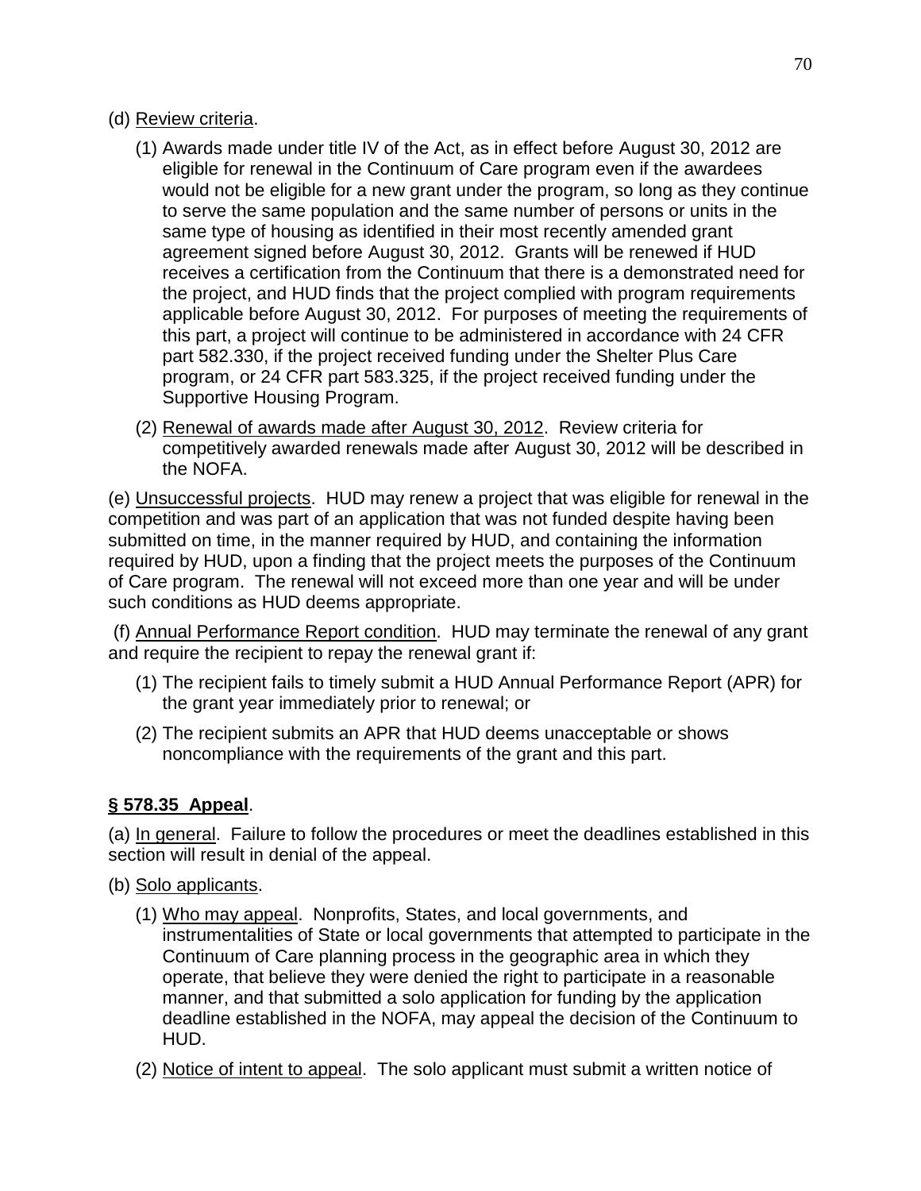(d) Review criteria.

(1) Awards made under title IV of the Act, as in effect before August 30, 2012 are eligible for renewal in the Continuum of Care program even if the awardees would not be eligible for a new grant under the program, so long as they continue to serve the same population and the same number of persons or units in the same type of housing as identified in their most recently amended grant agreement signed before August 30, 2012. Grants will be renewed if HUD receives a certification from the Continuum that there is a demonstrated need for the project, and HUD finds that the project complied with program requirements applicable before August 30, 2012. For purposes of meeting the requirements of this part, a project will continue to be administered in accordance with 24 CFR part 582.330, if the project received funding under the Shelter Plus Care program, or 24 CFR part 583.325, if the project received funding under the Supportive Housing Program.

(2) Renewal of awards made after August 30, 2012. Review criteria for competitively awarded renewals made after August 30, 2012 will be described in the NOFA.

(e) Unsuccessful projects. HUD may renew a project that was eligible for renewal in the competition and was part of an application that was not funded despite having been submitted on time, in the manner required by HUD, and containing the information required by HUD, upon a finding that the project meets the purposes of the Continuum of Care program. The renewal will not exceed more than one year and will be under such conditions as HUD deems appropriate.

(f) Annual Performance Report condition. HUD may terminate the renewal of any grant and require the recipient to repay the renewal grant if:

(1) The recipient fails to timely submit a HUD Annual Performance Report (APR) for the grant year immediately prior to renewal; or

(2) The recipient submits an APR that HUD deems unacceptable or shows noncompliance with the requirements of the grant and this part.

**§ 578.35 Appeal**.

(a) In general. Failure to follow the procedures or meet the deadlines established in this section will result in denial of the appeal.

(b) Solo applicants.

(1) Who may appeal. Nonprofits, States, and local governments, and instrumentalities of State or local governments that attempted to participate in the Continuum of Care planning process in the geographic area in which they operate, that believe they were denied the right to participate in a reasonable manner, and that submitted a solo application for funding by the application deadline established in the NOFA, may appeal the decision of the Continuum to HUD.

(2) Notice of intent to appeal. The solo applicant must submit a written notice of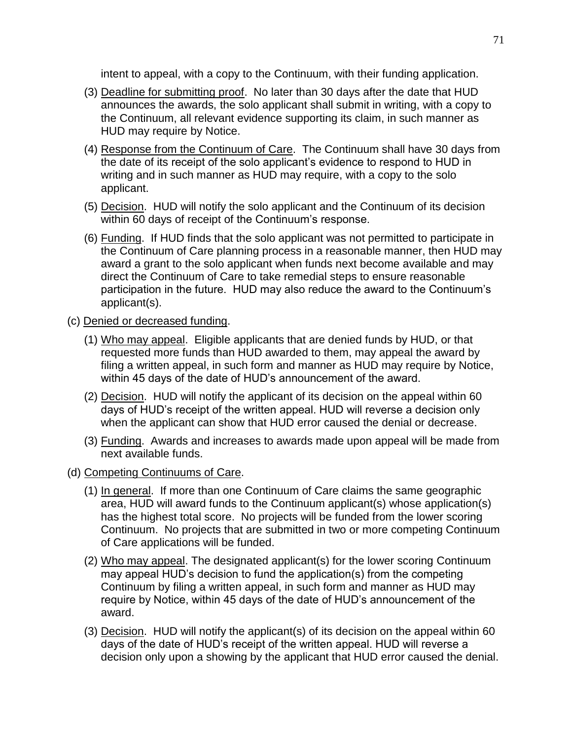intent to appeal, with a copy to the Continuum, with their funding application.

(3) Deadline for submitting proof. No later than 30 days after the date that HUD announces the awards, the solo applicant shall submit in writing, with a copy to the Continuum, all relevant evidence supporting its claim, in such manner as HUD may require by Notice.

(4) Response from the Continuum of Care. The Continuum shall have 30 days from the date of its receipt of the solo applicant's evidence to respond to HUD in writing and in such manner as HUD may require, with a copy to the solo applicant.

(5) Decision. HUD will notify the solo applicant and the Continuum of its decision within 60 days of receipt of the Continuum's response.

(6) Funding. If HUD finds that the solo applicant was not permitted to participate in the Continuum of Care planning process in a reasonable manner, then HUD may award a grant to the solo applicant when funds next become available and may direct the Continuum of Care to take remedial steps to ensure reasonable participation in the future. HUD may also reduce the award to the Continuum's applicant(s).

(c) Denied or decreased funding.

(1) Who may appeal. Eligible applicants that are denied funds by HUD, or that requested more funds than HUD awarded to them, may appeal the award by filing a written appeal, in such form and manner as HUD may require by Notice, within 45 days of the date of HUD's announcement of the award.

(2) Decision. HUD will notify the applicant of its decision on the appeal within 60 days of HUD's receipt of the written appeal. HUD will reverse a decision only when the applicant can show that HUD error caused the denial or decrease.

(3) Funding. Awards and increases to awards made upon appeal will be made from next available funds.

(d) Competing Continuums of Care.

(1) In general. If more than one Continuum of Care claims the same geographic area, HUD will award funds to the Continuum applicant(s) whose application(s) has the highest total score. No projects will be funded from the lower scoring Continuum. No projects that are submitted in two or more competing Continuum of Care applications will be funded.

(2) Who may appeal. The designated applicant(s) for the lower scoring Continuum may appeal HUD's decision to fund the application(s) from the competing Continuum by filing a written appeal, in such form and manner as HUD may require by Notice, within 45 days of the date of HUD's announcement of the award.

(3) Decision. HUD will notify the applicant(s) of its decision on the appeal within 60 days of the date of HUD's receipt of the written appeal. HUD will reverse a decision only upon a showing by the applicant that HUD error caused the denial.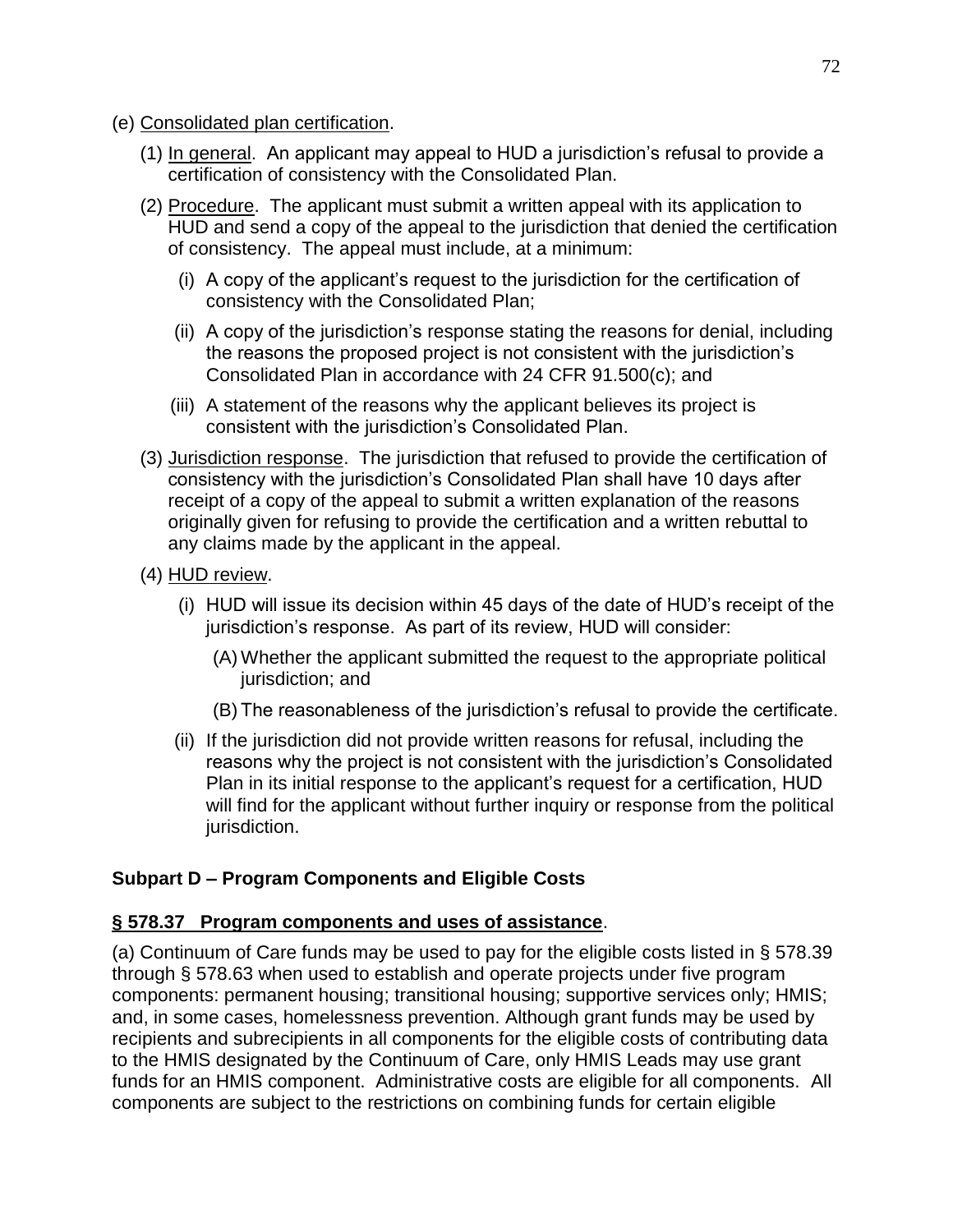(e) Consolidated plan certification.

(1) In general. An applicant may appeal to HUD a jurisdiction's refusal to provide a certification of consistency with the Consolidated Plan.

(2) Procedure. The applicant must submit a written appeal with its application to HUD and send a copy of the appeal to the jurisdiction that denied the certification of consistency. The appeal must include, at a minimum:

(i) A copy of the applicant's request to the jurisdiction for the certification of consistency with the Consolidated Plan;

(ii) A copy of the jurisdiction's response stating the reasons for denial, including the reasons the proposed project is not consistent with the jurisdiction's Consolidated Plan in accordance with 24 CFR 91.500(c); and

(iii) A statement of the reasons why the applicant believes its project is consistent with the jurisdiction's Consolidated Plan.

(3) Jurisdiction response. The jurisdiction that refused to provide the certification of consistency with the jurisdiction's Consolidated Plan shall have 10 days after receipt of a copy of the appeal to submit a written explanation of the reasons originally given for refusing to provide the certification and a written rebuttal to any claims made by the applicant in the appeal.

(4) HUD review.

(i) HUD will issue its decision within 45 days of the date of HUD's receipt of the jurisdiction's response. As part of its review, HUD will consider:

(A) Whether the applicant submitted the request to the appropriate political jurisdiction; and

(B) The reasonableness of the jurisdiction's refusal to provide the certificate.

(ii) If the jurisdiction did not provide written reasons for refusal, including the reasons why the project is not consistent with the jurisdiction's Consolidated Plan in its initial response to the applicant's request for a certification, HUD will find for the applicant without further inquiry or response from the political jurisdiction.

## Subpart D – Program Components and Eligible Costs

### § 578.37 Program components and uses of assistance.

(a) Continuum of Care funds may be used to pay for the eligible costs listed in § 578.39 through § 578.63 when used to establish and operate projects under five program components: permanent housing; transitional housing; supportive services only; HMIS; and, in some cases, homelessness prevention. Although grant funds may be used by recipients and subrecipients in all components for the eligible costs of contributing data to the HMIS designated by the Continuum of Care, only HMIS Leads may use grant funds for an HMIS component. Administrative costs are eligible for all components. All components are subject to the restrictions on combining funds for certain eligible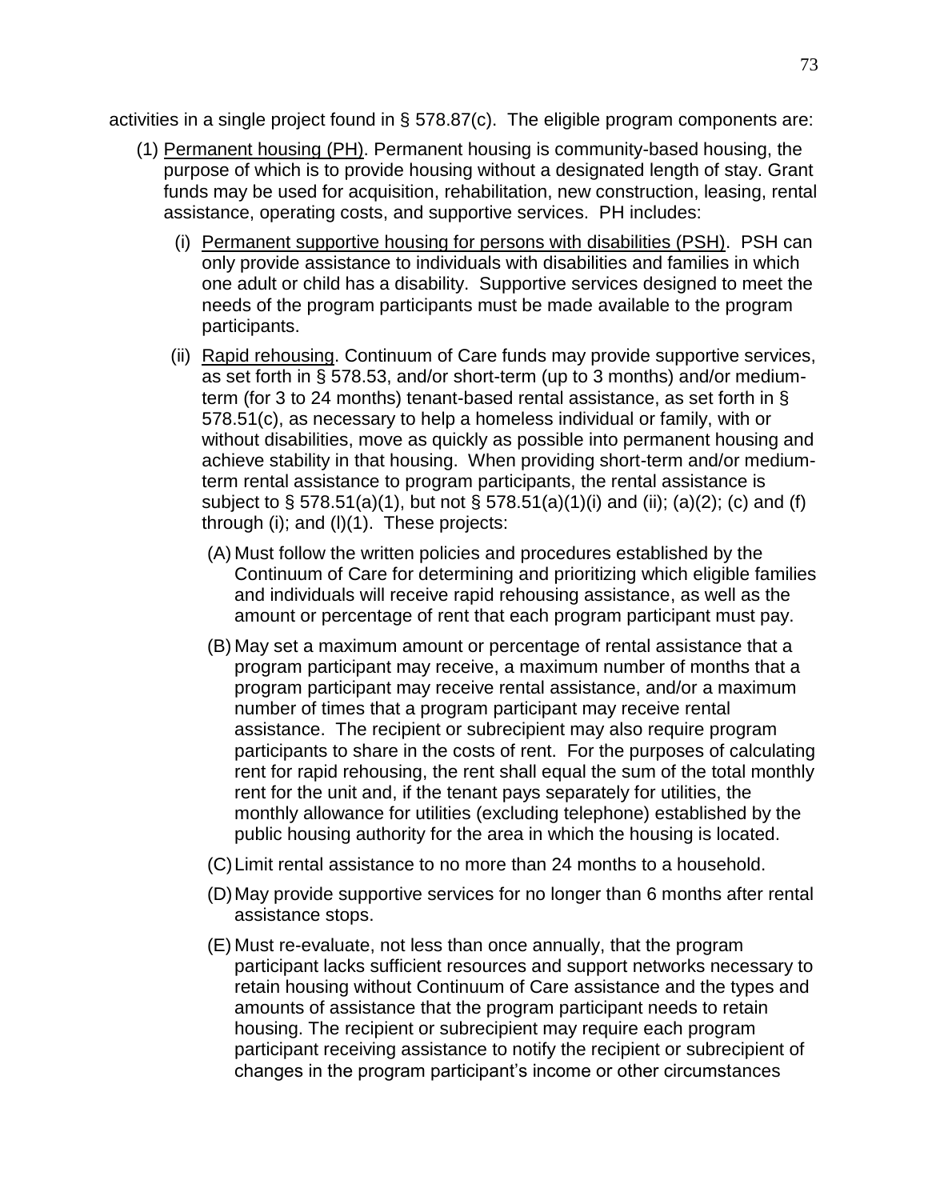activities in a single project found in § 578.87(c). The eligible program components are:

(1) Permanent housing (PH). Permanent housing is community-based housing, the purpose of which is to provide housing without a designated length of stay. Grant funds may be used for acquisition, rehabilitation, new construction, leasing, rental assistance, operating costs, and supportive services. PH includes:

  (i) Permanent supportive housing for persons with disabilities (PSH). PSH can only provide assistance to individuals with disabilities and families in which one adult or child has a disability. Supportive services designed to meet the needs of the program participants must be made available to the program participants.

  (ii) Rapid rehousing. Continuum of Care funds may provide supportive services, as set forth in § 578.53, and/or short-term (up to 3 months) and/or medium-term (for 3 to 24 months) tenant-based rental assistance, as set forth in § 578.51(c), as necessary to help a homeless individual or family, with or without disabilities, move as quickly as possible into permanent housing and achieve stability in that housing. When providing short-term and/or medium-term rental assistance to program participants, the rental assistance is subject to § 578.51(a)(1), but not § 578.51(a)(1)(i) and (ii); (a)(2); (c) and (f) through (i); and (l)(1). These projects:

    (A) Must follow the written policies and procedures established by the Continuum of Care for determining and prioritizing which eligible families and individuals will receive rapid rehousing assistance, as well as the amount or percentage of rent that each program participant must pay.

    (B) May set a maximum amount or percentage of rental assistance that a program participant may receive, a maximum number of months that a program participant may receive rental assistance, and/or a maximum number of times that a program participant may receive rental assistance. The recipient or subrecipient may also require program participants to share in the costs of rent. For the purposes of calculating rent for rapid rehousing, the rent shall equal the sum of the total monthly rent for the unit and, if the tenant pays separately for utilities, the monthly allowance for utilities (excluding telephone) established by the public housing authority for the area in which the housing is located.

    (C) Limit rental assistance to no more than 24 months to a household.

    (D) May provide supportive services for no longer than 6 months after rental assistance stops.

    (E) Must re-evaluate, not less than once annually, that the program participant lacks sufficient resources and support networks necessary to retain housing without Continuum of Care assistance and the types and amounts of assistance that the program participant needs to retain housing. The recipient or subrecipient may require each program participant receiving assistance to notify the recipient or subrecipient of changes in the program participant's income or other circumstances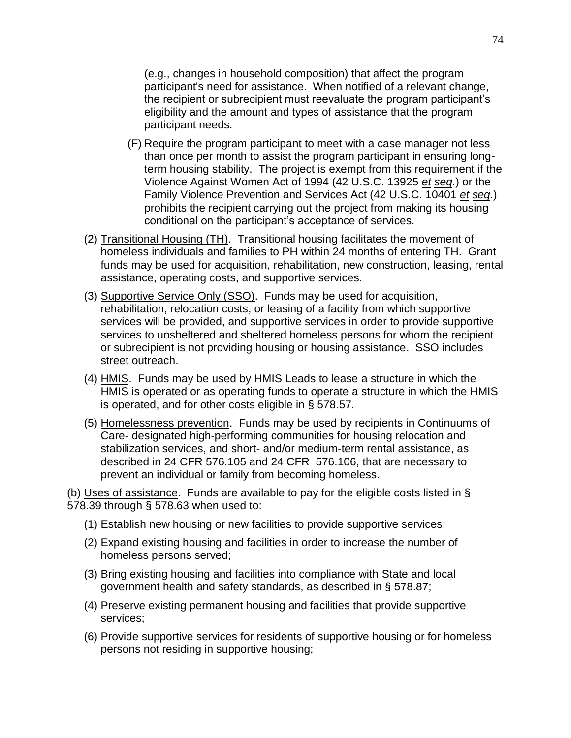(e.g., changes in household composition) that affect the program participant's need for assistance. When notified of a relevant change, the recipient or subrecipient must reevaluate the program participant's eligibility and the amount and types of assistance that the program participant needs.

(F) Require the program participant to meet with a case manager not less than once per month to assist the program participant in ensuring long-term housing stability. The project is exempt from this requirement if the Violence Against Women Act of 1994 (42 U.S.C. 13925 *et seq.*) or the Family Violence Prevention and Services Act (42 U.S.C. 10401 *et seq.*) prohibits the recipient carrying out the project from making its housing conditional on the participant's acceptance of services.

(2) Transitional Housing (TH). Transitional housing facilitates the movement of homeless individuals and families to PH within 24 months of entering TH. Grant funds may be used for acquisition, rehabilitation, new construction, leasing, rental assistance, operating costs, and supportive services.

(3) Supportive Service Only (SSO). Funds may be used for acquisition, rehabilitation, relocation costs, or leasing of a facility from which supportive services will be provided, and supportive services in order to provide supportive services to unsheltered and sheltered homeless persons for whom the recipient or subrecipient is not providing housing or housing assistance. SSO includes street outreach.

(4) HMIS. Funds may be used by HMIS Leads to lease a structure in which the HMIS is operated or as operating funds to operate a structure in which the HMIS is operated, and for other costs eligible in § 578.57.

(5) Homelessness prevention. Funds may be used by recipients in Continuums of Care- designated high-performing communities for housing relocation and stabilization services, and short- and/or medium-term rental assistance, as described in 24 CFR 576.105 and 24 CFR 576.106, that are necessary to prevent an individual or family from becoming homeless.

(b) Uses of assistance. Funds are available to pay for the eligible costs listed in § 578.39 through § 578.63 when used to:

(1) Establish new housing or new facilities to provide supportive services;

(2) Expand existing housing and facilities in order to increase the number of homeless persons served;

(3) Bring existing housing and facilities into compliance with State and local government health and safety standards, as described in § 578.87;

(4) Preserve existing permanent housing and facilities that provide supportive services;

(6) Provide supportive services for residents of supportive housing or for homeless persons not residing in supportive housing;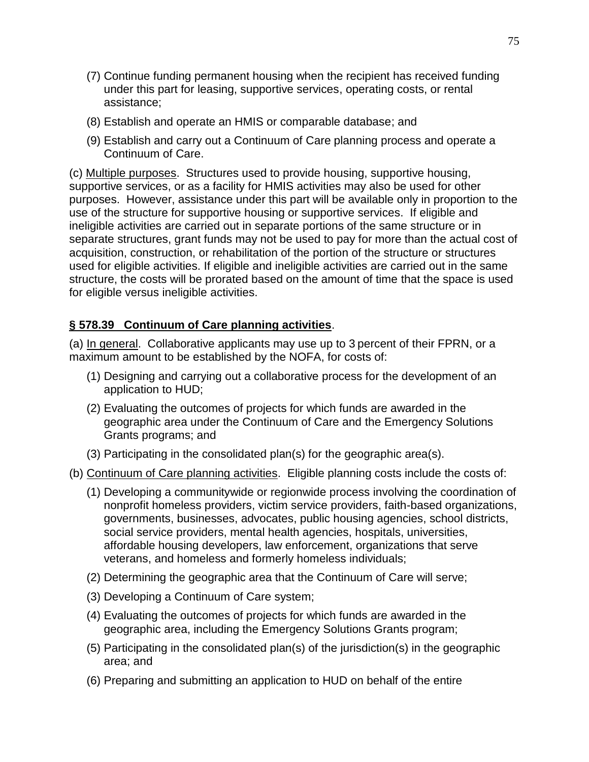(7) Continue funding permanent housing when the recipient has received funding under this part for leasing, supportive services, operating costs, or rental assistance;

(8) Establish and operate an HMIS or comparable database; and

(9) Establish and carry out a Continuum of Care planning process and operate a Continuum of Care.

(c) Multiple purposes. Structures used to provide housing, supportive housing, supportive services, or as a facility for HMIS activities may also be used for other purposes. However, assistance under this part will be available only in proportion to the use of the structure for supportive housing or supportive services. If eligible and ineligible activities are carried out in separate portions of the same structure or in separate structures, grant funds may not be used to pay for more than the actual cost of acquisition, construction, or rehabilitation of the portion of the structure or structures used for eligible activities. If eligible and ineligible activities are carried out in the same structure, the costs will be prorated based on the amount of time that the space is used for eligible versus ineligible activities.

## § 578.39 Continuum of Care planning activities.

(a) In general. Collaborative applicants may use up to 3 percent of their FPRN, or a maximum amount to be established by the NOFA, for costs of:

(1) Designing and carrying out a collaborative process for the development of an application to HUD;

(2) Evaluating the outcomes of projects for which funds are awarded in the geographic area under the Continuum of Care and the Emergency Solutions Grants programs; and

(3) Participating in the consolidated plan(s) for the geographic area(s).

(b) Continuum of Care planning activities. Eligible planning costs include the costs of:

(1) Developing a communitywide or regionwide process involving the coordination of nonprofit homeless providers, victim service providers, faith-based organizations, governments, businesses, advocates, public housing agencies, school districts, social service providers, mental health agencies, hospitals, universities, affordable housing developers, law enforcement, organizations that serve veterans, and homeless and formerly homeless individuals;

(2) Determining the geographic area that the Continuum of Care will serve;

(3) Developing a Continuum of Care system;

(4) Evaluating the outcomes of projects for which funds are awarded in the geographic area, including the Emergency Solutions Grants program;

(5) Participating in the consolidated plan(s) of the jurisdiction(s) in the geographic area; and

(6) Preparing and submitting an application to HUD on behalf of the entire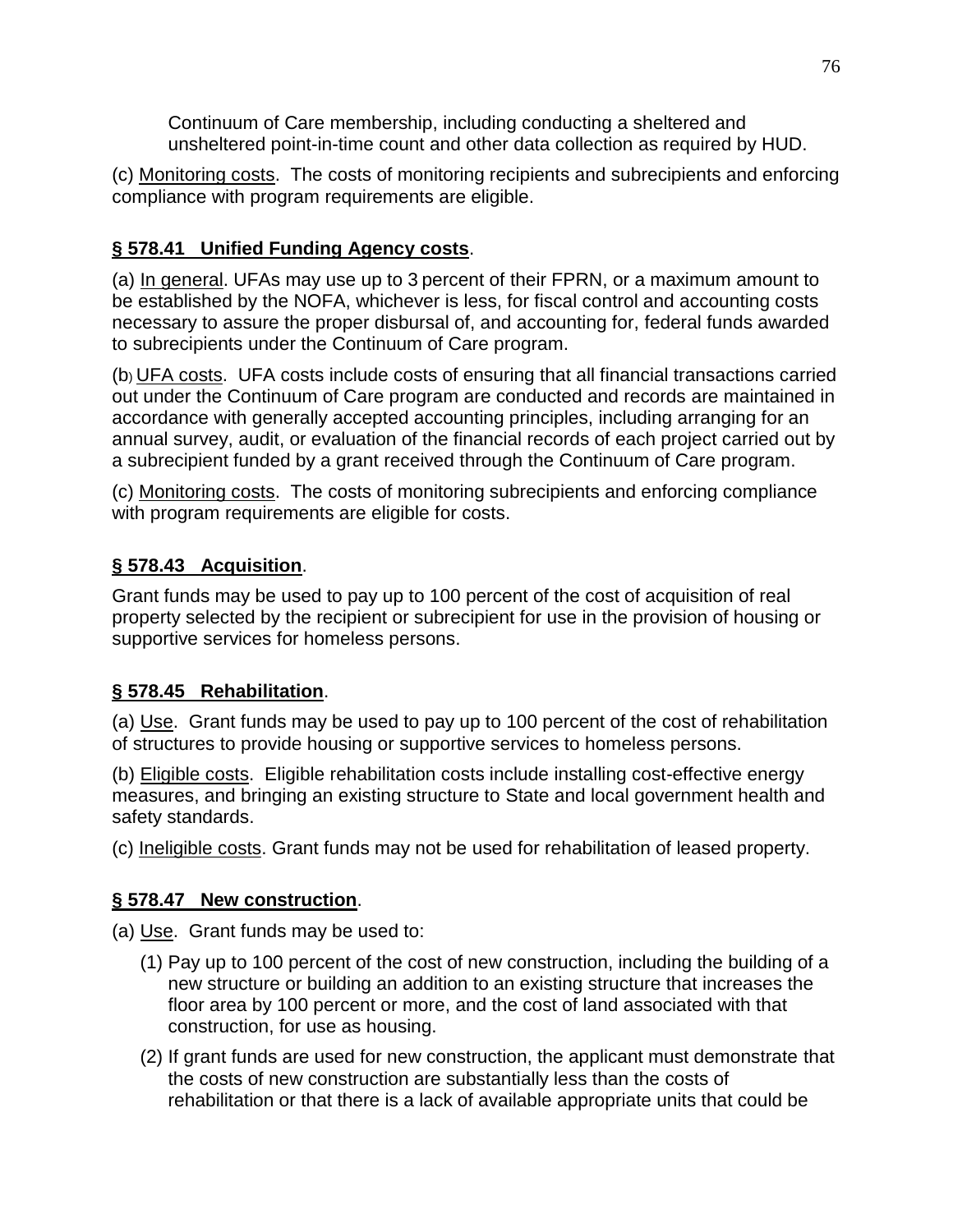Continuum of Care membership, including conducting a sheltered and unsheltered point-in-time count and other data collection as required by HUD.

(c) Monitoring costs. The costs of monitoring recipients and subrecipients and enforcing compliance with program requirements are eligible.

### **§ 578.41 Unified Funding Agency costs**.

(a) In general. UFAs may use up to 3 percent of their FPRN, or a maximum amount to be established by the NOFA, whichever is less, for fiscal control and accounting costs necessary to assure the proper disbursal of, and accounting for, federal funds awarded to subrecipients under the Continuum of Care program.

(b) UFA costs. UFA costs include costs of ensuring that all financial transactions carried out under the Continuum of Care program are conducted and records are maintained in accordance with generally accepted accounting principles, including arranging for an annual survey, audit, or evaluation of the financial records of each project carried out by a subrecipient funded by a grant received through the Continuum of Care program.

(c) Monitoring costs. The costs of monitoring subrecipients and enforcing compliance with program requirements are eligible for costs.

### **§ 578.43 Acquisition**.

Grant funds may be used to pay up to 100 percent of the cost of acquisition of real property selected by the recipient or subrecipient for use in the provision of housing or supportive services for homeless persons.

### **§ 578.45 Rehabilitation**.

(a) Use. Grant funds may be used to pay up to 100 percent of the cost of rehabilitation of structures to provide housing or supportive services to homeless persons.

(b) Eligible costs. Eligible rehabilitation costs include installing cost-effective energy measures, and bringing an existing structure to State and local government health and safety standards.

(c) Ineligible costs. Grant funds may not be used for rehabilitation of leased property.

### **§ 578.47 New construction**.

(a) Use. Grant funds may be used to:

(1) Pay up to 100 percent of the cost of new construction, including the building of a new structure or building an addition to an existing structure that increases the floor area by 100 percent or more, and the cost of land associated with that construction, for use as housing.

(2) If grant funds are used for new construction, the applicant must demonstrate that the costs of new construction are substantially less than the costs of rehabilitation or that there is a lack of available appropriate units that could be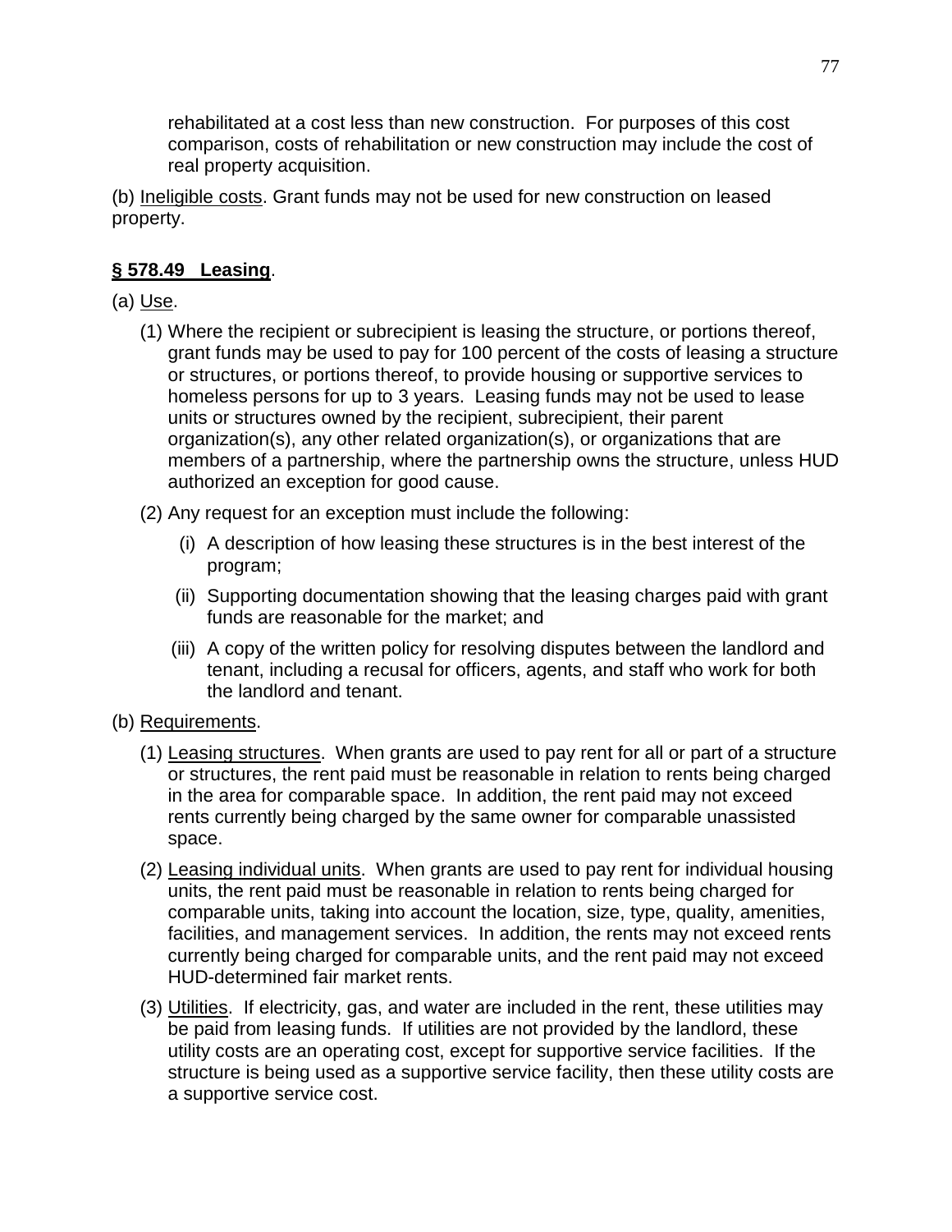rehabilitated at a cost less than new construction. For purposes of this cost comparison, costs of rehabilitation or new construction may include the cost of real property acquisition.

(b) Ineligible costs. Grant funds may not be used for new construction on leased property.

**§ 578.49 Leasing**.

(a) Use.

(1) Where the recipient or subrecipient is leasing the structure, or portions thereof, grant funds may be used to pay for 100 percent of the costs of leasing a structure or structures, or portions thereof, to provide housing or supportive services to homeless persons for up to 3 years. Leasing funds may not be used to lease units or structures owned by the recipient, subrecipient, their parent organization(s), any other related organization(s), or organizations that are members of a partnership, where the partnership owns the structure, unless HUD authorized an exception for good cause.

(2) Any request for an exception must include the following:

(i) A description of how leasing these structures is in the best interest of the program;

(ii) Supporting documentation showing that the leasing charges paid with grant funds are reasonable for the market; and

(iii) A copy of the written policy for resolving disputes between the landlord and tenant, including a recusal for officers, agents, and staff who work for both the landlord and tenant.

(b) Requirements.

(1) Leasing structures. When grants are used to pay rent for all or part of a structure or structures, the rent paid must be reasonable in relation to rents being charged in the area for comparable space. In addition, the rent paid may not exceed rents currently being charged by the same owner for comparable unassisted space.

(2) Leasing individual units. When grants are used to pay rent for individual housing units, the rent paid must be reasonable in relation to rents being charged for comparable units, taking into account the location, size, type, quality, amenities, facilities, and management services. In addition, the rents may not exceed rents currently being charged for comparable units, and the rent paid may not exceed HUD-determined fair market rents.

(3) Utilities. If electricity, gas, and water are included in the rent, these utilities may be paid from leasing funds. If utilities are not provided by the landlord, these utility costs are an operating cost, except for supportive service facilities. If the structure is being used as a supportive service facility, then these utility costs are a supportive service cost.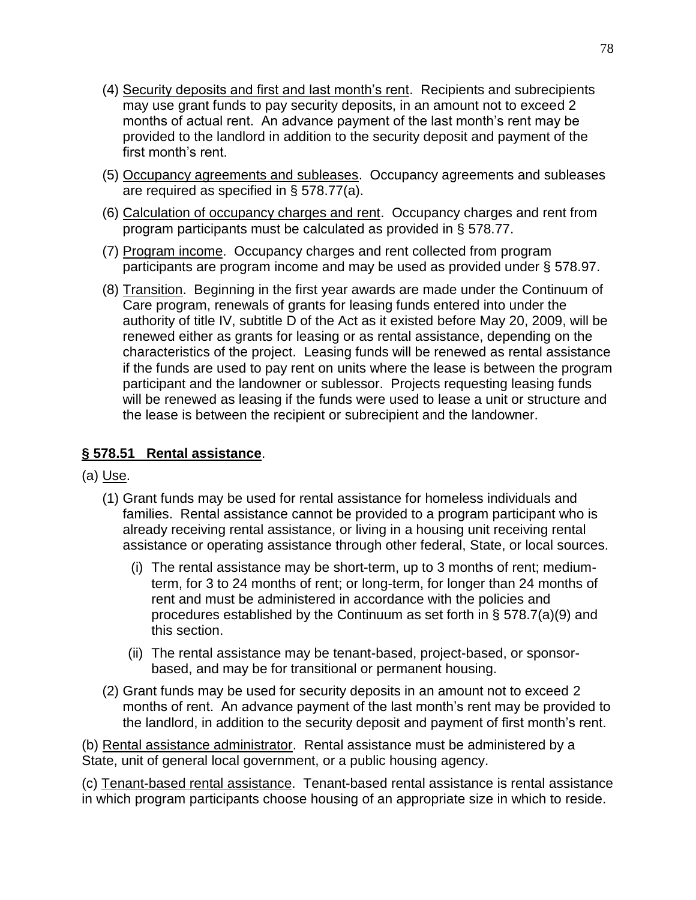(4) Security deposits and first and last month's rent. Recipients and subrecipients may use grant funds to pay security deposits, in an amount not to exceed 2 months of actual rent. An advance payment of the last month's rent may be provided to the landlord in addition to the security deposit and payment of the first month's rent.

(5) Occupancy agreements and subleases. Occupancy agreements and subleases are required as specified in § 578.77(a).

(6) Calculation of occupancy charges and rent. Occupancy charges and rent from program participants must be calculated as provided in § 578.77.

(7) Program income. Occupancy charges and rent collected from program participants are program income and may be used as provided under § 578.97.

(8) Transition. Beginning in the first year awards are made under the Continuum of Care program, renewals of grants for leasing funds entered into under the authority of title IV, subtitle D of the Act as it existed before May 20, 2009, will be renewed either as grants for leasing or as rental assistance, depending on the characteristics of the project. Leasing funds will be renewed as rental assistance if the funds are used to pay rent on units where the lease is between the program participant and the landowner or sublessor. Projects requesting leasing funds will be renewed as leasing if the funds were used to lease a unit or structure and the lease is between the recipient or subrecipient and the landowner.

**§ 578.51 Rental assistance**.

(a) Use.

(1) Grant funds may be used for rental assistance for homeless individuals and families. Rental assistance cannot be provided to a program participant who is already receiving rental assistance, or living in a housing unit receiving rental assistance or operating assistance through other federal, State, or local sources.

(i) The rental assistance may be short-term, up to 3 months of rent; medium-term, for 3 to 24 months of rent; or long-term, for longer than 24 months of rent and must be administered in accordance with the policies and procedures established by the Continuum as set forth in § 578.7(a)(9) and this section.

(ii) The rental assistance may be tenant-based, project-based, or sponsor-based, and may be for transitional or permanent housing.

(2) Grant funds may be used for security deposits in an amount not to exceed 2 months of rent. An advance payment of the last month's rent may be provided to the landlord, in addition to the security deposit and payment of first month's rent.

(b) Rental assistance administrator. Rental assistance must be administered by a State, unit of general local government, or a public housing agency.

(c) Tenant-based rental assistance. Tenant-based rental assistance is rental assistance in which program participants choose housing of an appropriate size in which to reside.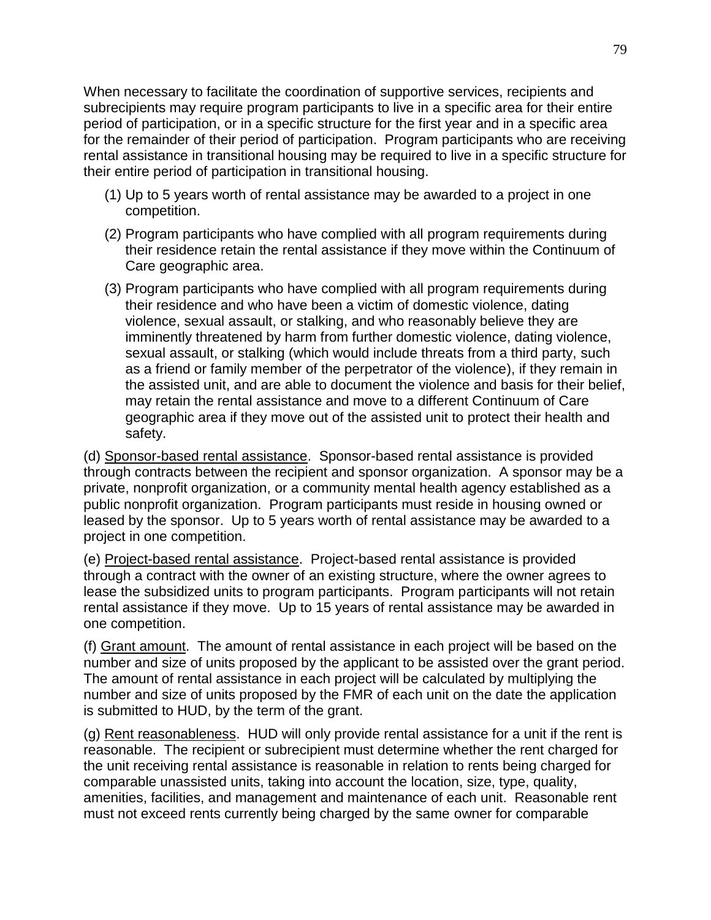When necessary to facilitate the coordination of supportive services, recipients and subrecipients may require program participants to live in a specific area for their entire period of participation, or in a specific structure for the first year and in a specific area for the remainder of their period of participation. Program participants who are receiving rental assistance in transitional housing may be required to live in a specific structure for their entire period of participation in transitional housing.

(1) Up to 5 years worth of rental assistance may be awarded to a project in one competition.

(2) Program participants who have complied with all program requirements during their residence retain the rental assistance if they move within the Continuum of Care geographic area.

(3) Program participants who have complied with all program requirements during their residence and who have been a victim of domestic violence, dating violence, sexual assault, or stalking, and who reasonably believe they are imminently threatened by harm from further domestic violence, dating violence, sexual assault, or stalking (which would include threats from a third party, such as a friend or family member of the perpetrator of the violence), if they remain in the assisted unit, and are able to document the violence and basis for their belief, may retain the rental assistance and move to a different Continuum of Care geographic area if they move out of the assisted unit to protect their health and safety.

(d) Sponsor-based rental assistance. Sponsor-based rental assistance is provided through contracts between the recipient and sponsor organization. A sponsor may be a private, nonprofit organization, or a community mental health agency established as a public nonprofit organization. Program participants must reside in housing owned or leased by the sponsor. Up to 5 years worth of rental assistance may be awarded to a project in one competition.

(e) Project-based rental assistance. Project-based rental assistance is provided through a contract with the owner of an existing structure, where the owner agrees to lease the subsidized units to program participants. Program participants will not retain rental assistance if they move. Up to 15 years of rental assistance may be awarded in one competition.

(f) Grant amount. The amount of rental assistance in each project will be based on the number and size of units proposed by the applicant to be assisted over the grant period. The amount of rental assistance in each project will be calculated by multiplying the number and size of units proposed by the FMR of each unit on the date the application is submitted to HUD, by the term of the grant.

(g) Rent reasonableness. HUD will only provide rental assistance for a unit if the rent is reasonable. The recipient or subrecipient must determine whether the rent charged for the unit receiving rental assistance is reasonable in relation to rents being charged for comparable unassisted units, taking into account the location, size, type, quality, amenities, facilities, and management and maintenance of each unit. Reasonable rent must not exceed rents currently being charged by the same owner for comparable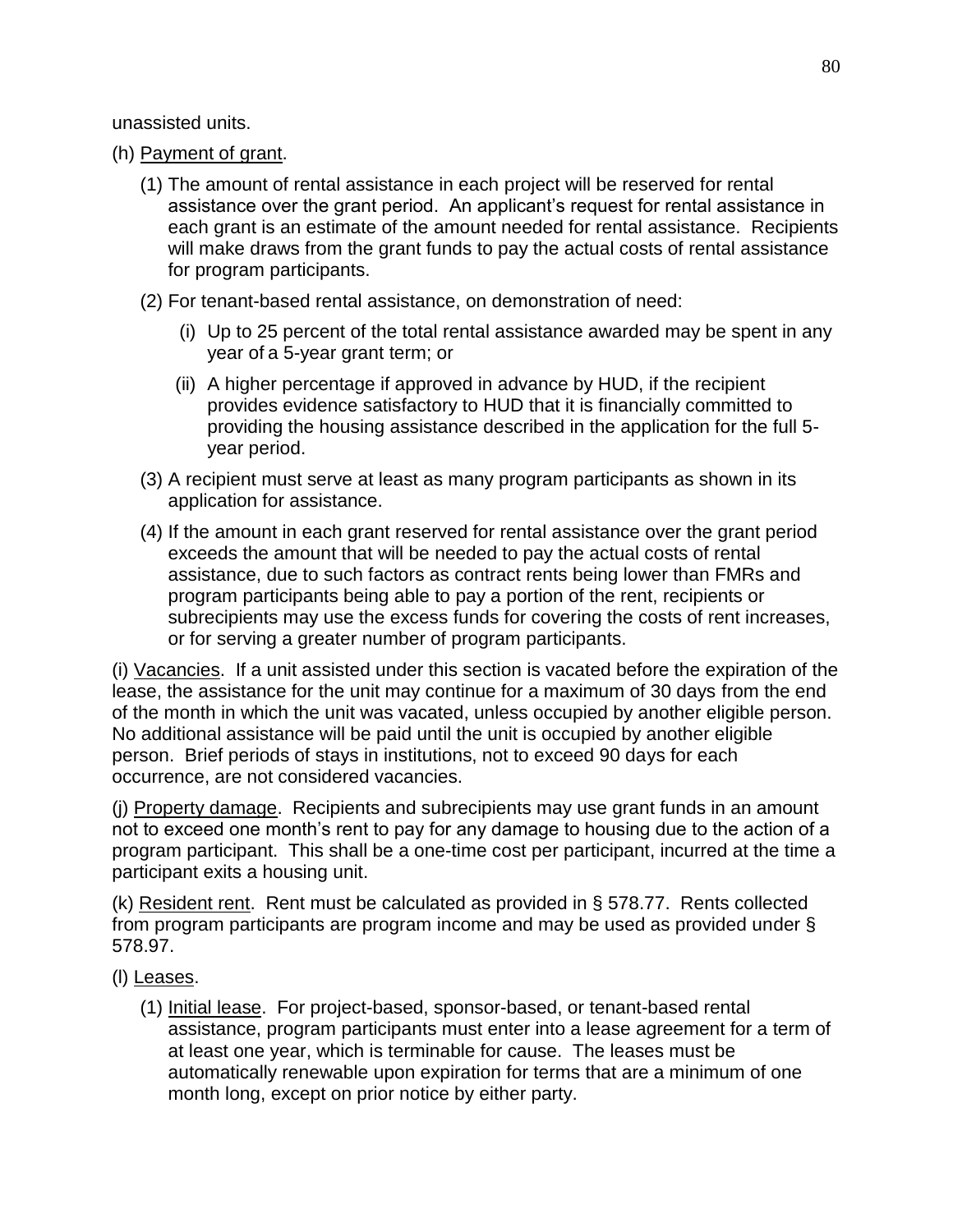unassisted units.

(h) Payment of grant.

(1) The amount of rental assistance in each project will be reserved for rental assistance over the grant period. An applicant's request for rental assistance in each grant is an estimate of the amount needed for rental assistance. Recipients will make draws from the grant funds to pay the actual costs of rental assistance for program participants.

(2) For tenant-based rental assistance, on demonstration of need:

(i) Up to 25 percent of the total rental assistance awarded may be spent in any year of a 5-year grant term; or

(ii) A higher percentage if approved in advance by HUD, if the recipient provides evidence satisfactory to HUD that it is financially committed to providing the housing assistance described in the application for the full 5-year period.

(3) A recipient must serve at least as many program participants as shown in its application for assistance.

(4) If the amount in each grant reserved for rental assistance over the grant period exceeds the amount that will be needed to pay the actual costs of rental assistance, due to such factors as contract rents being lower than FMRs and program participants being able to pay a portion of the rent, recipients or subrecipients may use the excess funds for covering the costs of rent increases, or for serving a greater number of program participants.

(i) Vacancies. If a unit assisted under this section is vacated before the expiration of the lease, the assistance for the unit may continue for a maximum of 30 days from the end of the month in which the unit was vacated, unless occupied by another eligible person. No additional assistance will be paid until the unit is occupied by another eligible person. Brief periods of stays in institutions, not to exceed 90 days for each occurrence, are not considered vacancies.

(j) Property damage. Recipients and subrecipients may use grant funds in an amount not to exceed one month's rent to pay for any damage to housing due to the action of a program participant. This shall be a one-time cost per participant, incurred at the time a participant exits a housing unit.

(k) Resident rent. Rent must be calculated as provided in § 578.77. Rents collected from program participants are program income and may be used as provided under § 578.97.

(l) Leases.

(1) Initial lease. For project-based, sponsor-based, or tenant-based rental assistance, program participants must enter into a lease agreement for a term of at least one year, which is terminable for cause. The leases must be automatically renewable upon expiration for terms that are a minimum of one month long, except on prior notice by either party.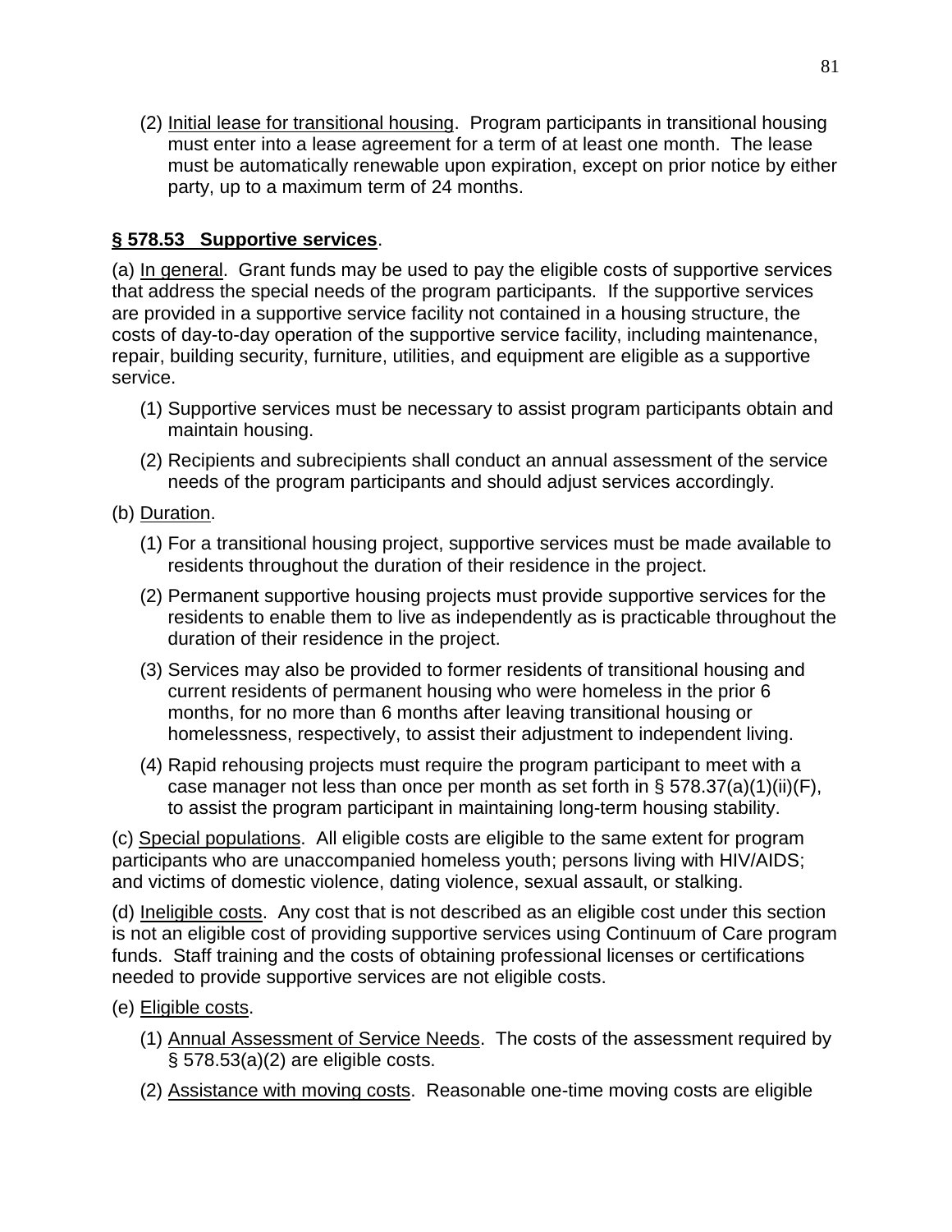(2) Initial lease for transitional housing. Program participants in transitional housing must enter into a lease agreement for a term of at least one month. The lease must be automatically renewable upon expiration, except on prior notice by either party, up to a maximum term of 24 months.

## § 578.53 Supportive services.

(a) In general. Grant funds may be used to pay the eligible costs of supportive services that address the special needs of the program participants. If the supportive services are provided in a supportive service facility not contained in a housing structure, the costs of day-to-day operation of the supportive service facility, including maintenance, repair, building security, furniture, utilities, and equipment are eligible as a supportive service.

(1) Supportive services must be necessary to assist program participants obtain and maintain housing.

(2) Recipients and subrecipients shall conduct an annual assessment of the service needs of the program participants and should adjust services accordingly.

(b) Duration.

(1) For a transitional housing project, supportive services must be made available to residents throughout the duration of their residence in the project.

(2) Permanent supportive housing projects must provide supportive services for the residents to enable them to live as independently as is practicable throughout the duration of their residence in the project.

(3) Services may also be provided to former residents of transitional housing and current residents of permanent housing who were homeless in the prior 6 months, for no more than 6 months after leaving transitional housing or homelessness, respectively, to assist their adjustment to independent living.

(4) Rapid rehousing projects must require the program participant to meet with a case manager not less than once per month as set forth in § 578.37(a)(1)(ii)(F), to assist the program participant in maintaining long-term housing stability.

(c) Special populations. All eligible costs are eligible to the same extent for program participants who are unaccompanied homeless youth; persons living with HIV/AIDS; and victims of domestic violence, dating violence, sexual assault, or stalking.

(d) Ineligible costs. Any cost that is not described as an eligible cost under this section is not an eligible cost of providing supportive services using Continuum of Care program funds. Staff training and the costs of obtaining professional licenses or certifications needed to provide supportive services are not eligible costs.

(e) Eligible costs.

(1) Annual Assessment of Service Needs. The costs of the assessment required by § 578.53(a)(2) are eligible costs.

(2) Assistance with moving costs. Reasonable one-time moving costs are eligible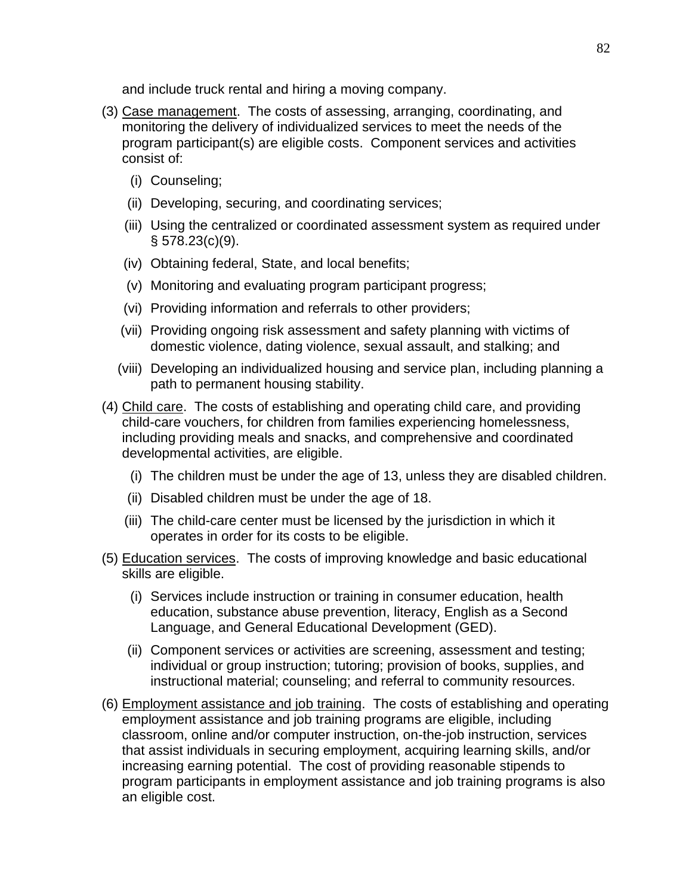and include truck rental and hiring a moving company.

(3) Case management. The costs of assessing, arranging, coordinating, and monitoring the delivery of individualized services to meet the needs of the program participant(s) are eligible costs. Component services and activities consist of:

- (i) Counseling;
- (ii) Developing, securing, and coordinating services;
- (iii) Using the centralized or coordinated assessment system as required under § 578.23(c)(9).
- (iv) Obtaining federal, State, and local benefits;
- (v) Monitoring and evaluating program participant progress;
- (vi) Providing information and referrals to other providers;
- (vii) Providing ongoing risk assessment and safety planning with victims of domestic violence, dating violence, sexual assault, and stalking; and
- (viii) Developing an individualized housing and service plan, including planning a path to permanent housing stability.

(4) Child care. The costs of establishing and operating child care, and providing child-care vouchers, for children from families experiencing homelessness, including providing meals and snacks, and comprehensive and coordinated developmental activities, are eligible.

- (i) The children must be under the age of 13, unless they are disabled children.
- (ii) Disabled children must be under the age of 18.
- (iii) The child-care center must be licensed by the jurisdiction in which it operates in order for its costs to be eligible.

(5) Education services. The costs of improving knowledge and basic educational skills are eligible.

- (i) Services include instruction or training in consumer education, health education, substance abuse prevention, literacy, English as a Second Language, and General Educational Development (GED).
- (ii) Component services or activities are screening, assessment and testing; individual or group instruction; tutoring; provision of books, supplies, and instructional material; counseling; and referral to community resources.

(6) Employment assistance and job training. The costs of establishing and operating employment assistance and job training programs are eligible, including classroom, online and/or computer instruction, on-the-job instruction, services that assist individuals in securing employment, acquiring learning skills, and/or increasing earning potential. The cost of providing reasonable stipends to program participants in employment assistance and job training programs is also an eligible cost.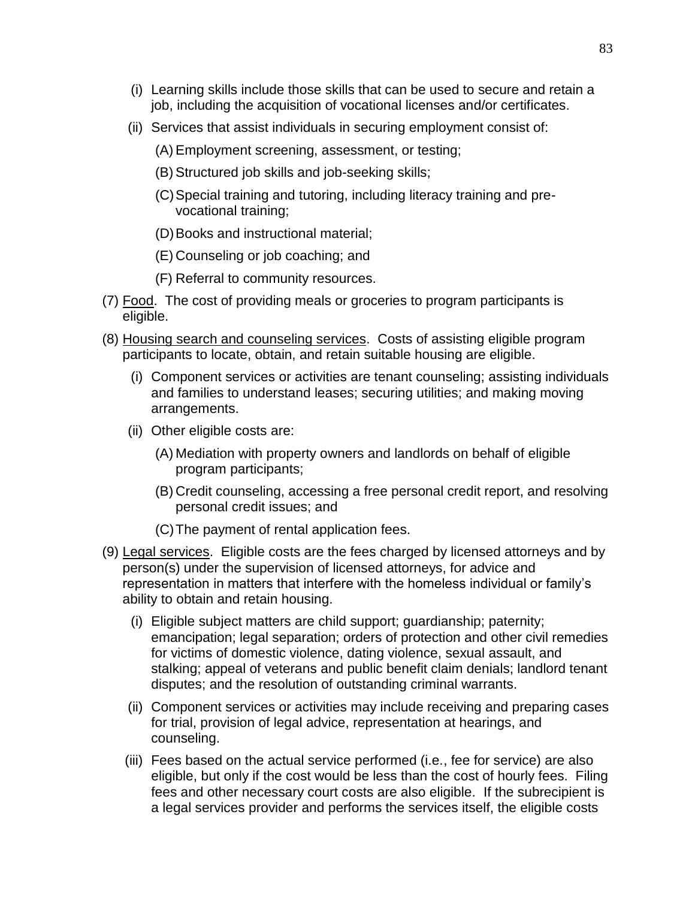(i) Learning skills include those skills that can be used to secure and retain a job, including the acquisition of vocational licenses and/or certificates.

(ii) Services that assist individuals in securing employment consist of:

(A) Employment screening, assessment, or testing;

(B) Structured job skills and job-seeking skills;

(C) Special training and tutoring, including literacy training and pre-vocational training;

(D) Books and instructional material;

(E) Counseling or job coaching; and

(F) Referral to community resources.

(7) Food. The cost of providing meals or groceries to program participants is eligible.

(8) Housing search and counseling services. Costs of assisting eligible program participants to locate, obtain, and retain suitable housing are eligible.

(i) Component services or activities are tenant counseling; assisting individuals and families to understand leases; securing utilities; and making moving arrangements.

(ii) Other eligible costs are:

(A) Mediation with property owners and landlords on behalf of eligible program participants;

(B) Credit counseling, accessing a free personal credit report, and resolving personal credit issues; and

(C) The payment of rental application fees.

(9) Legal services. Eligible costs are the fees charged by licensed attorneys and by person(s) under the supervision of licensed attorneys, for advice and representation in matters that interfere with the homeless individual or family's ability to obtain and retain housing.

(i) Eligible subject matters are child support; guardianship; paternity; emancipation; legal separation; orders of protection and other civil remedies for victims of domestic violence, dating violence, sexual assault, and stalking; appeal of veterans and public benefit claim denials; landlord tenant disputes; and the resolution of outstanding criminal warrants.

(ii) Component services or activities may include receiving and preparing cases for trial, provision of legal advice, representation at hearings, and counseling.

(iii) Fees based on the actual service performed (i.e., fee for service) are also eligible, but only if the cost would be less than the cost of hourly fees. Filing fees and other necessary court costs are also eligible. If the subrecipient is a legal services provider and performs the services itself, the eligible costs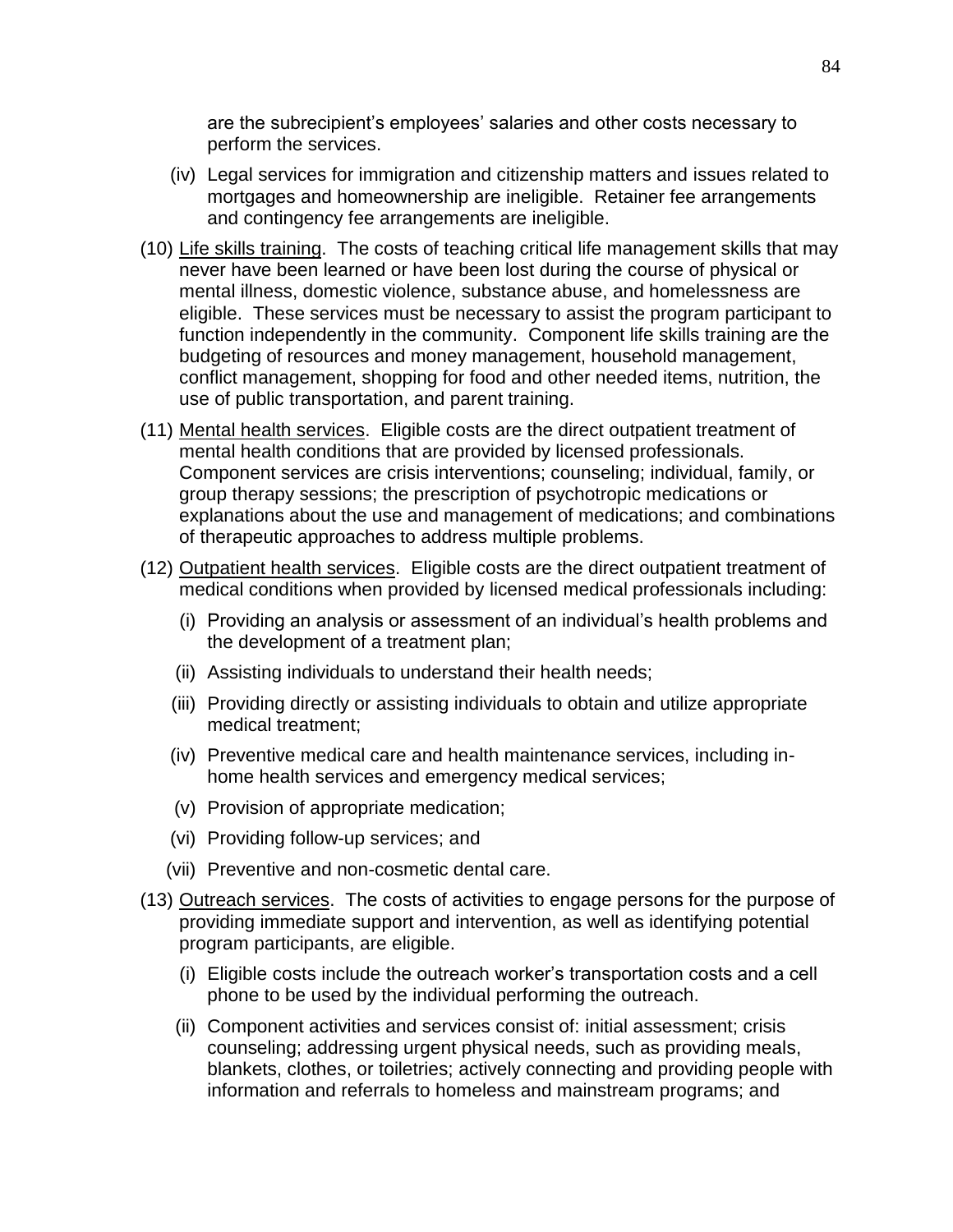are the subrecipient's employees' salaries and other costs necessary to perform the services.

(iv) Legal services for immigration and citizenship matters and issues related to mortgages and homeownership are ineligible. Retainer fee arrangements and contingency fee arrangements are ineligible.

(10) <u>Life skills training</u>. The costs of teaching critical life management skills that may never have been learned or have been lost during the course of physical or mental illness, domestic violence, substance abuse, and homelessness are eligible. These services must be necessary to assist the program participant to function independently in the community. Component life skills training are the budgeting of resources and money management, household management, conflict management, shopping for food and other needed items, nutrition, the use of public transportation, and parent training.

(11) <u>Mental health services</u>. Eligible costs are the direct outpatient treatment of mental health conditions that are provided by licensed professionals. Component services are crisis interventions; counseling; individual, family, or group therapy sessions; the prescription of psychotropic medications or explanations about the use and management of medications; and combinations of therapeutic approaches to address multiple problems.

(12) <u>Outpatient health services</u>. Eligible costs are the direct outpatient treatment of medical conditions when provided by licensed medical professionals including:

(i) Providing an analysis or assessment of an individual's health problems and the development of a treatment plan;

(ii) Assisting individuals to understand their health needs;

(iii) Providing directly or assisting individuals to obtain and utilize appropriate medical treatment;

(iv) Preventive medical care and health maintenance services, including in-home health services and emergency medical services;

(v) Provision of appropriate medication;

(vi) Providing follow-up services; and

(vii) Preventive and non-cosmetic dental care.

(13) <u>Outreach services</u>. The costs of activities to engage persons for the purpose of providing immediate support and intervention, as well as identifying potential program participants, are eligible.

(i) Eligible costs include the outreach worker's transportation costs and a cell phone to be used by the individual performing the outreach.

(ii) Component activities and services consist of: initial assessment; crisis counseling; addressing urgent physical needs, such as providing meals, blankets, clothes, or toiletries; actively connecting and providing people with information and referrals to homeless and mainstream programs; and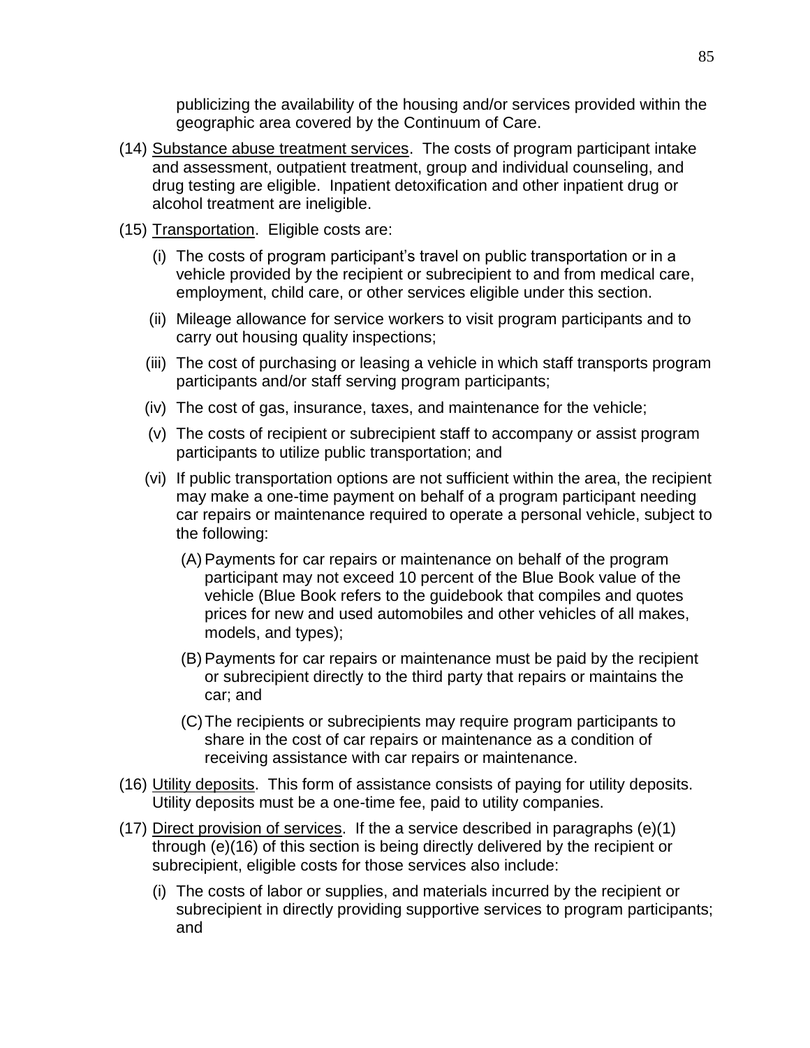publicizing the availability of the housing and/or services provided within the geographic area covered by the Continuum of Care.

(14) Substance abuse treatment services. The costs of program participant intake and assessment, outpatient treatment, group and individual counseling, and drug testing are eligible. Inpatient detoxification and other inpatient drug or alcohol treatment are ineligible.

(15) Transportation. Eligible costs are:

  (i) The costs of program participant's travel on public transportation or in a vehicle provided by the recipient or subrecipient to and from medical care, employment, child care, or other services eligible under this section.

  (ii) Mileage allowance for service workers to visit program participants and to carry out housing quality inspections;

  (iii) The cost of purchasing or leasing a vehicle in which staff transports program participants and/or staff serving program participants;

  (iv) The cost of gas, insurance, taxes, and maintenance for the vehicle;

  (v) The costs of recipient or subrecipient staff to accompany or assist program participants to utilize public transportation; and

  (vi) If public transportation options are not sufficient within the area, the recipient may make a one-time payment on behalf of a program participant needing car repairs or maintenance required to operate a personal vehicle, subject to the following:

    (A) Payments for car repairs or maintenance on behalf of the program participant may not exceed 10 percent of the Blue Book value of the vehicle (Blue Book refers to the guidebook that compiles and quotes prices for new and used automobiles and other vehicles of all makes, models, and types);

    (B) Payments for car repairs or maintenance must be paid by the recipient or subrecipient directly to the third party that repairs or maintains the car; and

    (C) The recipients or subrecipients may require program participants to share in the cost of car repairs or maintenance as a condition of receiving assistance with car repairs or maintenance.

(16) Utility deposits. This form of assistance consists of paying for utility deposits. Utility deposits must be a one-time fee, paid to utility companies.

(17) Direct provision of services. If the a service described in paragraphs (e)(1) through (e)(16) of this section is being directly delivered by the recipient or subrecipient, eligible costs for those services also include:

  (i) The costs of labor or supplies, and materials incurred by the recipient or subrecipient in directly providing supportive services to program participants; and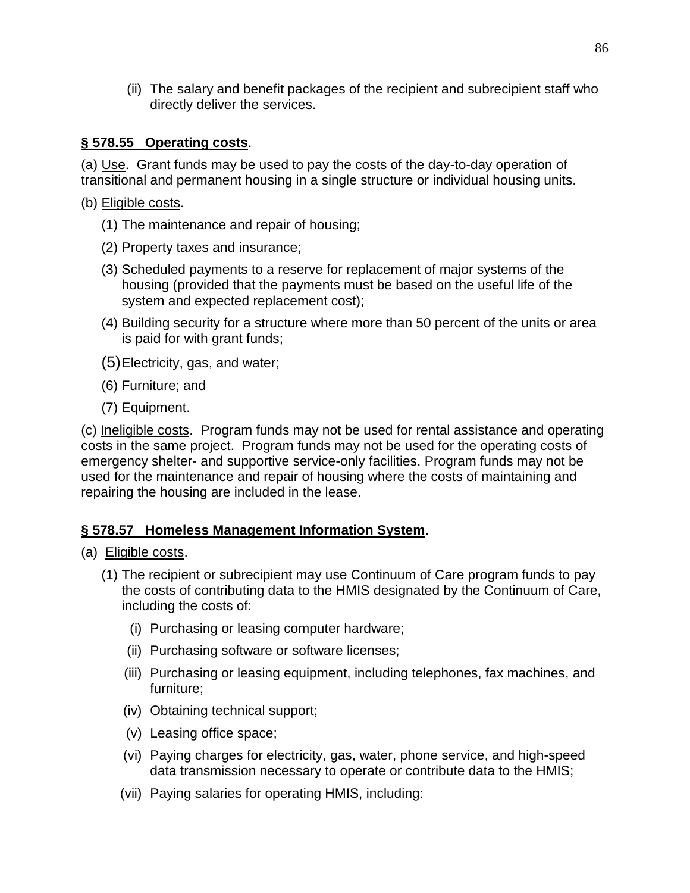(ii) The salary and benefit packages of the recipient and subrecipient staff who directly deliver the services.

**<u>§ 578.55 Operating costs</u>**.

(a) <u>Use</u>. Grant funds may be used to pay the costs of the day-to-day operation of transitional and permanent housing in a single structure or individual housing units.

(b) <u>Eligible costs</u>.

(1) The maintenance and repair of housing;

(2) Property taxes and insurance;

(3) Scheduled payments to a reserve for replacement of major systems of the housing (provided that the payments must be based on the useful life of the system and expected replacement cost);

(4) Building security for a structure where more than 50 percent of the units or area is paid for with grant funds;

(5) Electricity, gas, and water;

(6) Furniture; and

(7) Equipment.

(c) <u>Ineligible costs</u>. Program funds may not be used for rental assistance and operating costs in the same project. Program funds may not be used for the operating costs of emergency shelter- and supportive service-only facilities. Program funds may not be used for the maintenance and repair of housing where the costs of maintaining and repairing the housing are included in the lease.

**<u>§ 578.57 Homeless Management Information System</u>**.

(a) <u>Eligible costs</u>.

(1) The recipient or subrecipient may use Continuum of Care program funds to pay the costs of contributing data to the HMIS designated by the Continuum of Care, including the costs of:

(i) Purchasing or leasing computer hardware;

(ii) Purchasing software or software licenses;

(iii) Purchasing or leasing equipment, including telephones, fax machines, and furniture;

(iv) Obtaining technical support;

(v) Leasing office space;

(vi) Paying charges for electricity, gas, water, phone service, and high-speed data transmission necessary to operate or contribute data to the HMIS;

(vii) Paying salaries for operating HMIS, including: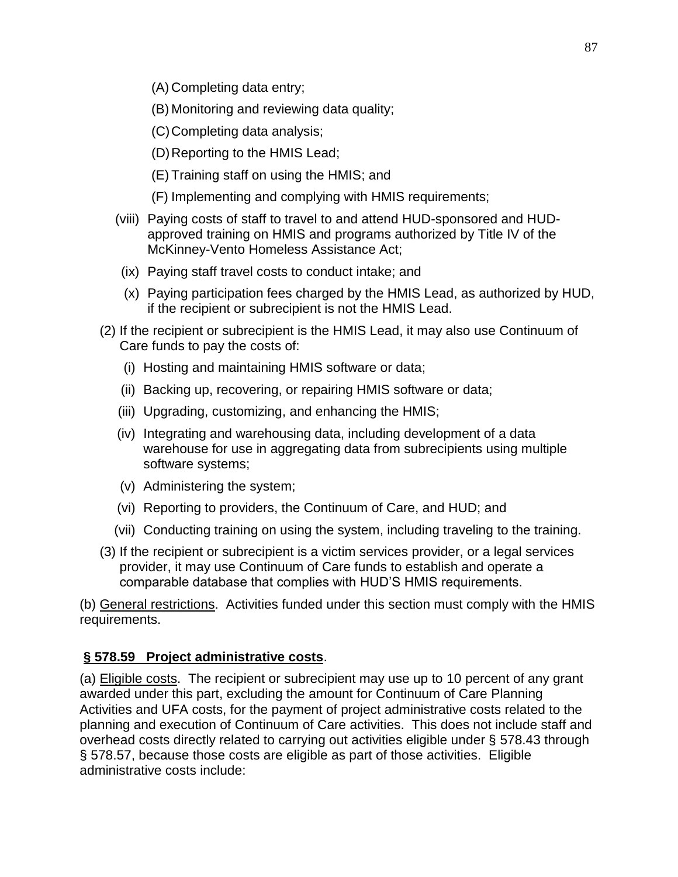(A) Completing data entry;

(B) Monitoring and reviewing data quality;

(C) Completing data analysis;

(D) Reporting to the HMIS Lead;

(E) Training staff on using the HMIS; and

(F) Implementing and complying with HMIS requirements;

(viii) Paying costs of staff to travel to and attend HUD-sponsored and HUD-approved training on HMIS and programs authorized by Title IV of the McKinney-Vento Homeless Assistance Act;

(ix) Paying staff travel costs to conduct intake; and

(x) Paying participation fees charged by the HMIS Lead, as authorized by HUD, if the recipient or subrecipient is not the HMIS Lead.

(2) If the recipient or subrecipient is the HMIS Lead, it may also use Continuum of Care funds to pay the costs of:

(i) Hosting and maintaining HMIS software or data;

(ii) Backing up, recovering, or repairing HMIS software or data;

(iii) Upgrading, customizing, and enhancing the HMIS;

(iv) Integrating and warehousing data, including development of a data warehouse for use in aggregating data from subrecipients using multiple software systems;

(v) Administering the system;

(vi) Reporting to providers, the Continuum of Care, and HUD; and

(vii) Conducting training on using the system, including traveling to the training.

(3) If the recipient or subrecipient is a victim services provider, or a legal services provider, it may use Continuum of Care funds to establish and operate a comparable database that complies with HUD'S HMIS requirements.

(b) General restrictions. Activities funded under this section must comply with the HMIS requirements.

**§ 578.59 Project administrative costs**.

(a) Eligible costs. The recipient or subrecipient may use up to 10 percent of any grant awarded under this part, excluding the amount for Continuum of Care Planning Activities and UFA costs, for the payment of project administrative costs related to the planning and execution of Continuum of Care activities. This does not include staff and overhead costs directly related to carrying out activities eligible under § 578.43 through § 578.57, because those costs are eligible as part of those activities. Eligible administrative costs include: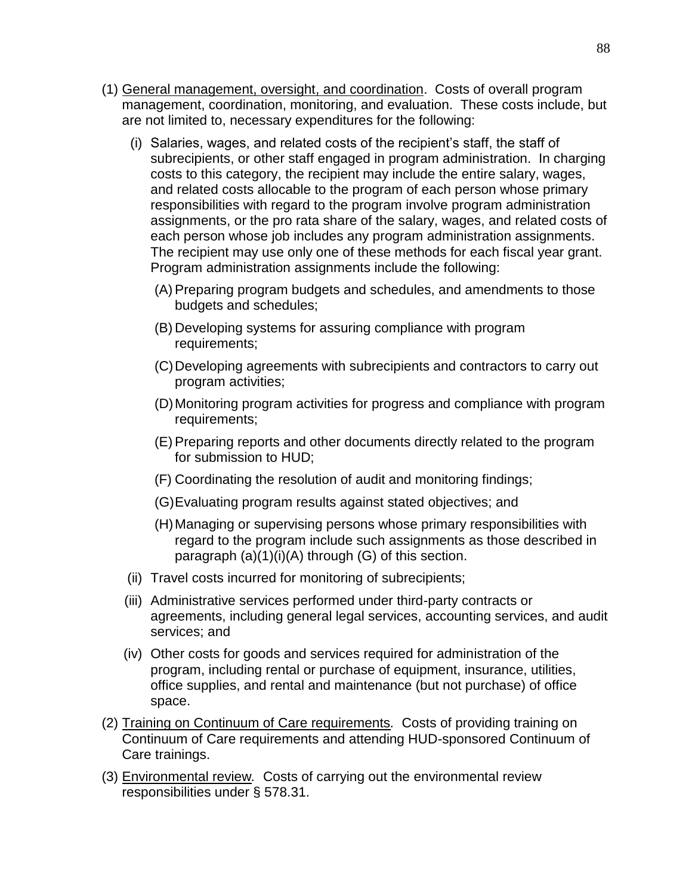(1) General management, oversight, and coordination. Costs of overall program management, coordination, monitoring, and evaluation. These costs include, but are not limited to, necessary expenditures for the following:

(i) Salaries, wages, and related costs of the recipient's staff, the staff of subrecipients, or other staff engaged in program administration. In charging costs to this category, the recipient may include the entire salary, wages, and related costs allocable to the program of each person whose primary responsibilities with regard to the program involve program administration assignments, or the pro rata share of the salary, wages, and related costs of each person whose job includes any program administration assignments. The recipient may use only one of these methods for each fiscal year grant. Program administration assignments include the following:

(A) Preparing program budgets and schedules, and amendments to those budgets and schedules;

(B) Developing systems for assuring compliance with program requirements;

(C) Developing agreements with subrecipients and contractors to carry out program activities;

(D) Monitoring program activities for progress and compliance with program requirements;

(E) Preparing reports and other documents directly related to the program for submission to HUD;

(F) Coordinating the resolution of audit and monitoring findings;

(G) Evaluating program results against stated objectives; and

(H) Managing or supervising persons whose primary responsibilities with regard to the program include such assignments as those described in paragraph (a)(1)(i)(A) through (G) of this section.

(ii) Travel costs incurred for monitoring of subrecipients;

(iii) Administrative services performed under third-party contracts or agreements, including general legal services, accounting services, and audit services; and

(iv) Other costs for goods and services required for administration of the program, including rental or purchase of equipment, insurance, utilities, office supplies, and rental and maintenance (but not purchase) of office space.

(2) Training on Continuum of Care requirements. Costs of providing training on Continuum of Care requirements and attending HUD-sponsored Continuum of Care trainings.

(3) Environmental review. Costs of carrying out the environmental review responsibilities under § 578.31.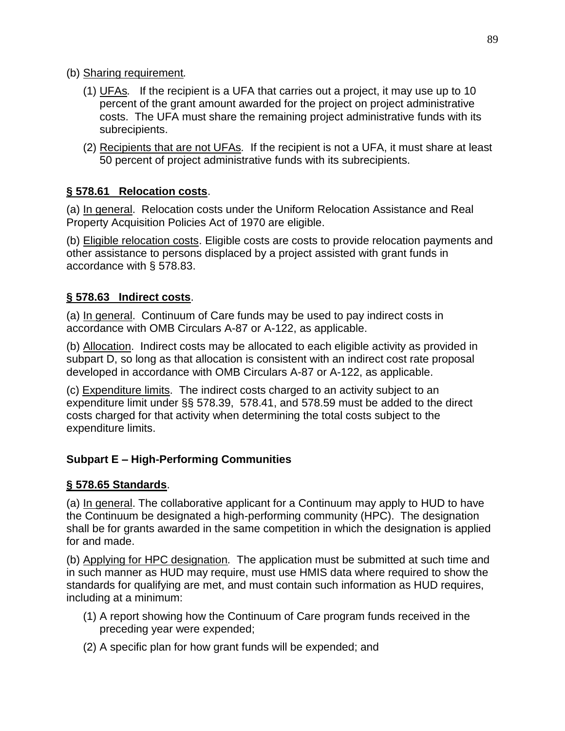(b) Sharing requirement.

(1) UFAs. If the recipient is a UFA that carries out a project, it may use up to 10 percent of the grant amount awarded for the project on project administrative costs. The UFA must share the remaining project administrative funds with its subrecipients.

(2) Recipients that are not UFAs. If the recipient is not a UFA, it must share at least 50 percent of project administrative funds with its subrecipients.

**§ 578.61 Relocation costs.**

(a) In general. Relocation costs under the Uniform Relocation Assistance and Real Property Acquisition Policies Act of 1970 are eligible.

(b) Eligible relocation costs. Eligible costs are costs to provide relocation payments and other assistance to persons displaced by a project assisted with grant funds in accordance with § 578.83.

**§ 578.63 Indirect costs.**

(a) In general. Continuum of Care funds may be used to pay indirect costs in accordance with OMB Circulars A-87 or A-122, as applicable.

(b) Allocation. Indirect costs may be allocated to each eligible activity as provided in subpart D, so long as that allocation is consistent with an indirect cost rate proposal developed in accordance with OMB Circulars A-87 or A-122, as applicable.

(c) Expenditure limits. The indirect costs charged to an activity subject to an expenditure limit under §§ 578.39, 578.41, and 578.59 must be added to the direct costs charged for that activity when determining the total costs subject to the expenditure limits.

## Subpart E – High-Performing Communities

**§ 578.65 Standards.**

(a) In general. The collaborative applicant for a Continuum may apply to HUD to have the Continuum be designated a high-performing community (HPC). The designation shall be for grants awarded in the same competition in which the designation is applied for and made.

(b) Applying for HPC designation. The application must be submitted at such time and in such manner as HUD may require, must use HMIS data where required to show the standards for qualifying are met, and must contain such information as HUD requires, including at a minimum:

(1) A report showing how the Continuum of Care program funds received in the preceding year were expended;

(2) A specific plan for how grant funds will be expended; and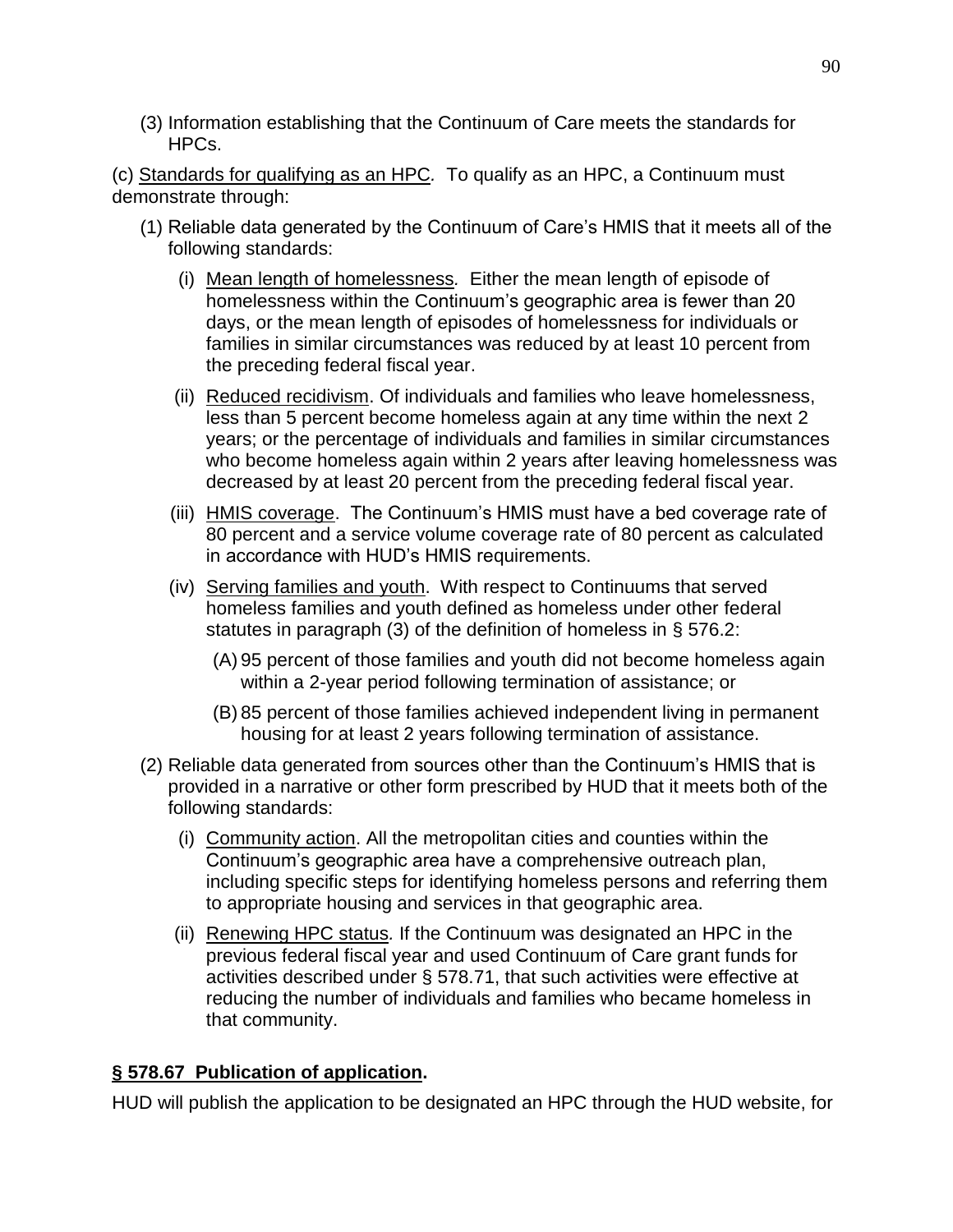(3) Information establishing that the Continuum of Care meets the standards for HPCs.

(c) Standards for qualifying as an HPC. To qualify as an HPC, a Continuum must demonstrate through:

(1) Reliable data generated by the Continuum of Care's HMIS that it meets all of the following standards:

(i) Mean length of homelessness. Either the mean length of episode of homelessness within the Continuum's geographic area is fewer than 20 days, or the mean length of episodes of homelessness for individuals or families in similar circumstances was reduced by at least 10 percent from the preceding federal fiscal year.

(ii) Reduced recidivism. Of individuals and families who leave homelessness, less than 5 percent become homeless again at any time within the next 2 years; or the percentage of individuals and families in similar circumstances who become homeless again within 2 years after leaving homelessness was decreased by at least 20 percent from the preceding federal fiscal year.

(iii) HMIS coverage. The Continuum's HMIS must have a bed coverage rate of 80 percent and a service volume coverage rate of 80 percent as calculated in accordance with HUD's HMIS requirements.

(iv) Serving families and youth. With respect to Continuums that served homeless families and youth defined as homeless under other federal statutes in paragraph (3) of the definition of homeless in § 576.2:

(A) 95 percent of those families and youth did not become homeless again within a 2-year period following termination of assistance; or

(B) 85 percent of those families achieved independent living in permanent housing for at least 2 years following termination of assistance.

(2) Reliable data generated from sources other than the Continuum's HMIS that is provided in a narrative or other form prescribed by HUD that it meets both of the following standards:

(i) Community action. All the metropolitan cities and counties within the Continuum's geographic area have a comprehensive outreach plan, including specific steps for identifying homeless persons and referring them to appropriate housing and services in that geographic area.

(ii) Renewing HPC status. If the Continuum was designated an HPC in the previous federal fiscal year and used Continuum of Care grant funds for activities described under § 578.71, that such activities were effective at reducing the number of individuals and families who became homeless in that community.

## § 578.67 Publication of application.

HUD will publish the application to be designated an HPC through the HUD website, for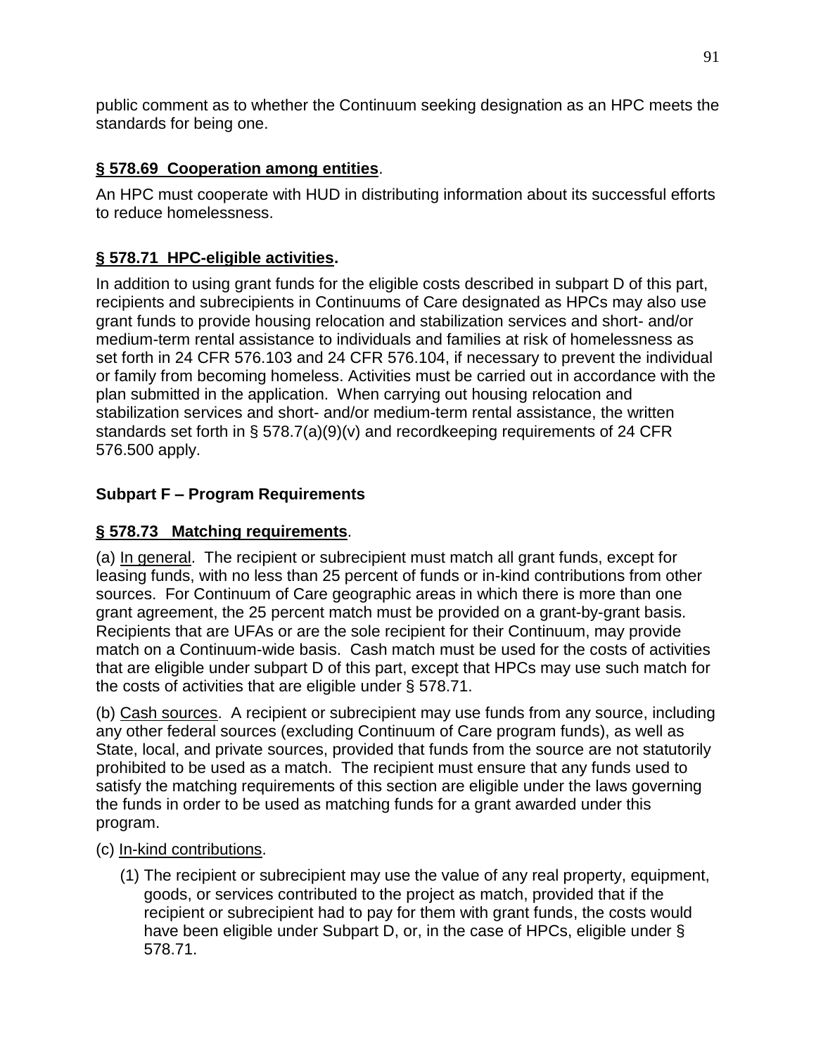public comment as to whether the Continuum seeking designation as an HPC meets the standards for being one.

**<u>§ 578.69 Cooperation among entities</u>**.

An HPC must cooperate with HUD in distributing information about its successful efforts to reduce homelessness.

**<u>§ 578.71 HPC-eligible activities</u>.**

In addition to using grant funds for the eligible costs described in subpart D of this part, recipients and subrecipients in Continuums of Care designated as HPCs may also use grant funds to provide housing relocation and stabilization services and short- and/or medium-term rental assistance to individuals and families at risk of homelessness as set forth in 24 CFR 576.103 and 24 CFR 576.104, if necessary to prevent the individual or family from becoming homeless. Activities must be carried out in accordance with the plan submitted in the application. When carrying out housing relocation and stabilization services and short- and/or medium-term rental assistance, the written standards set forth in § 578.7(a)(9)(v) and recordkeeping requirements of 24 CFR 576.500 apply.

**Subpart F – Program Requirements**

**<u>§ 578.73 Matching requirements</u>**.

(a) <u>In general</u>. The recipient or subrecipient must match all grant funds, except for leasing funds, with no less than 25 percent of funds or in-kind contributions from other sources. For Continuum of Care geographic areas in which there is more than one grant agreement, the 25 percent match must be provided on a grant-by-grant basis. Recipients that are UFAs or are the sole recipient for their Continuum, may provide match on a Continuum-wide basis. Cash match must be used for the costs of activities that are eligible under subpart D of this part, except that HPCs may use such match for the costs of activities that are eligible under § 578.71.

(b) <u>Cash sources</u>. A recipient or subrecipient may use funds from any source, including any other federal sources (excluding Continuum of Care program funds), as well as State, local, and private sources, provided that funds from the source are not statutorily prohibited to be used as a match. The recipient must ensure that any funds used to satisfy the matching requirements of this section are eligible under the laws governing the funds in order to be used as matching funds for a grant awarded under this program.

(c) <u>In-kind contributions</u>.

(1) The recipient or subrecipient may use the value of any real property, equipment, goods, or services contributed to the project as match, provided that if the recipient or subrecipient had to pay for them with grant funds, the costs would have been eligible under Subpart D, or, in the case of HPCs, eligible under § 578.71.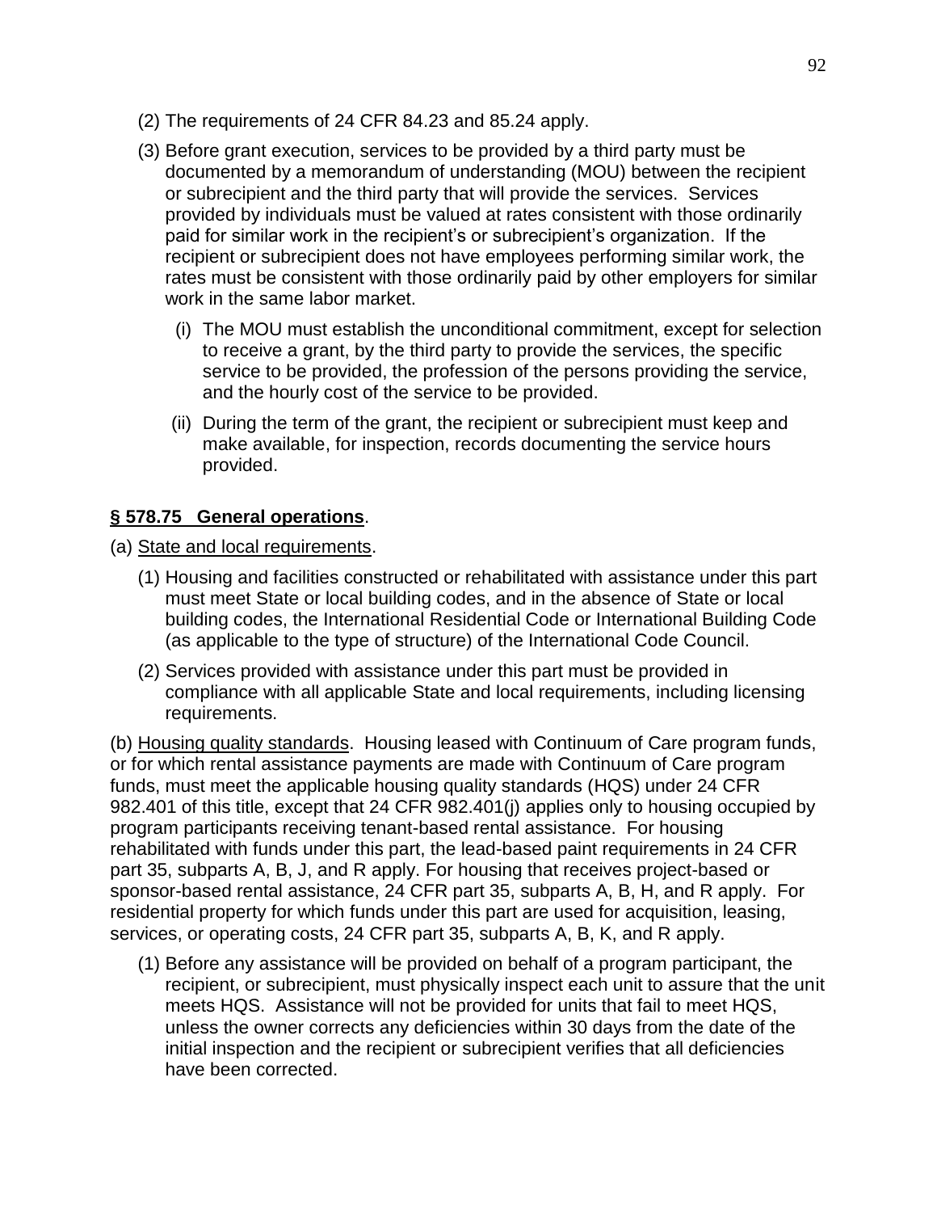(2) The requirements of 24 CFR 84.23 and 85.24 apply.

(3) Before grant execution, services to be provided by a third party must be documented by a memorandum of understanding (MOU) between the recipient or subrecipient and the third party that will provide the services. Services provided by individuals must be valued at rates consistent with those ordinarily paid for similar work in the recipient's or subrecipient's organization. If the recipient or subrecipient does not have employees performing similar work, the rates must be consistent with those ordinarily paid by other employers for similar work in the same labor market.

(i) The MOU must establish the unconditional commitment, except for selection to receive a grant, by the third party to provide the services, the specific service to be provided, the profession of the persons providing the service, and the hourly cost of the service to be provided.

(ii) During the term of the grant, the recipient or subrecipient must keep and make available, for inspection, records documenting the service hours provided.

**§ 578.75 General operations**.

(a) State and local requirements.

(1) Housing and facilities constructed or rehabilitated with assistance under this part must meet State or local building codes, and in the absence of State or local building codes, the International Residential Code or International Building Code (as applicable to the type of structure) of the International Code Council.

(2) Services provided with assistance under this part must be provided in compliance with all applicable State and local requirements, including licensing requirements.

(b) Housing quality standards. Housing leased with Continuum of Care program funds, or for which rental assistance payments are made with Continuum of Care program funds, must meet the applicable housing quality standards (HQS) under 24 CFR 982.401 of this title, except that 24 CFR 982.401(j) applies only to housing occupied by program participants receiving tenant-based rental assistance. For housing rehabilitated with funds under this part, the lead-based paint requirements in 24 CFR part 35, subparts A, B, J, and R apply. For housing that receives project-based or sponsor-based rental assistance, 24 CFR part 35, subparts A, B, H, and R apply. For residential property for which funds under this part are used for acquisition, leasing, services, or operating costs, 24 CFR part 35, subparts A, B, K, and R apply.

(1) Before any assistance will be provided on behalf of a program participant, the recipient, or subrecipient, must physically inspect each unit to assure that the unit meets HQS. Assistance will not be provided for units that fail to meet HQS, unless the owner corrects any deficiencies within 30 days from the date of the initial inspection and the recipient or subrecipient verifies that all deficiencies have been corrected.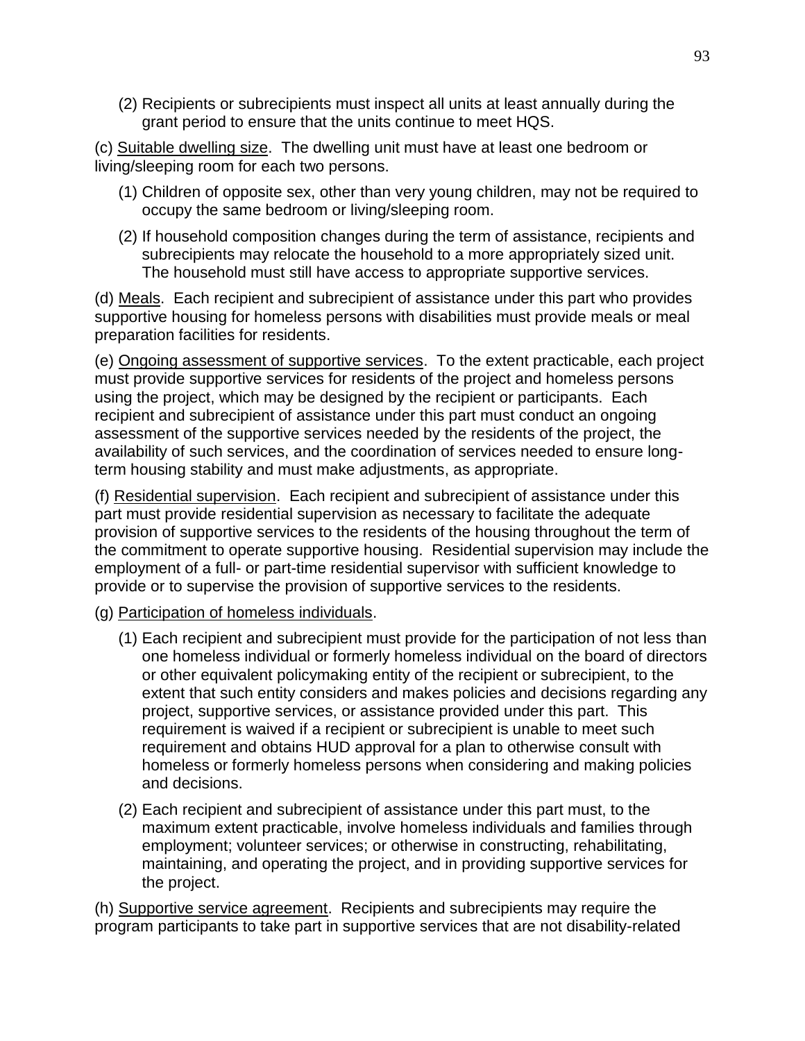(2) Recipients or subrecipients must inspect all units at least annually during the grant period to ensure that the units continue to meet HQS.

(c) Suitable dwelling size. The dwelling unit must have at least one bedroom or living/sleeping room for each two persons.

(1) Children of opposite sex, other than very young children, may not be required to occupy the same bedroom or living/sleeping room.

(2) If household composition changes during the term of assistance, recipients and subrecipients may relocate the household to a more appropriately sized unit. The household must still have access to appropriate supportive services.

(d) Meals. Each recipient and subrecipient of assistance under this part who provides supportive housing for homeless persons with disabilities must provide meals or meal preparation facilities for residents.

(e) Ongoing assessment of supportive services. To the extent practicable, each project must provide supportive services for residents of the project and homeless persons using the project, which may be designed by the recipient or participants. Each recipient and subrecipient of assistance under this part must conduct an ongoing assessment of the supportive services needed by the residents of the project, the availability of such services, and the coordination of services needed to ensure long-term housing stability and must make adjustments, as appropriate.

(f) Residential supervision. Each recipient and subrecipient of assistance under this part must provide residential supervision as necessary to facilitate the adequate provision of supportive services to the residents of the housing throughout the term of the commitment to operate supportive housing. Residential supervision may include the employment of a full- or part-time residential supervisor with sufficient knowledge to provide or to supervise the provision of supportive services to the residents.

(g) Participation of homeless individuals.

(1) Each recipient and subrecipient must provide for the participation of not less than one homeless individual or formerly homeless individual on the board of directors or other equivalent policymaking entity of the recipient or subrecipient, to the extent that such entity considers and makes policies and decisions regarding any project, supportive services, or assistance provided under this part. This requirement is waived if a recipient or subrecipient is unable to meet such requirement and obtains HUD approval for a plan to otherwise consult with homeless or formerly homeless persons when considering and making policies and decisions.

(2) Each recipient and subrecipient of assistance under this part must, to the maximum extent practicable, involve homeless individuals and families through employment; volunteer services; or otherwise in constructing, rehabilitating, maintaining, and operating the project, and in providing supportive services for the project.

(h) Supportive service agreement. Recipients and subrecipients may require the program participants to take part in supportive services that are not disability-related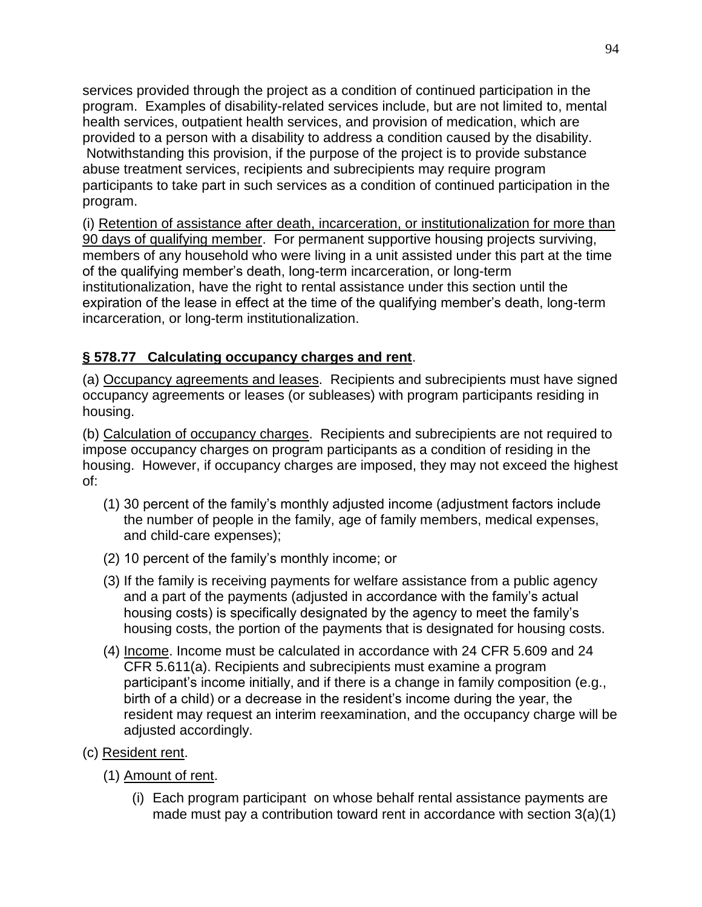services provided through the project as a condition of continued participation in the program. Examples of disability-related services include, but are not limited to, mental health services, outpatient health services, and provision of medication, which are provided to a person with a disability to address a condition caused by the disability. Notwithstanding this provision, if the purpose of the project is to provide substance abuse treatment services, recipients and subrecipients may require program participants to take part in such services as a condition of continued participation in the program.

(i) <u>Retention of assistance after death, incarceration, or institutionalization for more than 90 days of qualifying member</u>. For permanent supportive housing projects surviving, members of any household who were living in a unit assisted under this part at the time of the qualifying member's death, long-term incarceration, or long-term institutionalization, have the right to rental assistance under this section until the expiration of the lease in effect at the time of the qualifying member's death, long-term incarceration, or long-term institutionalization.

## **<u>§ 578.77 Calculating occupancy charges and rent</u>**.

(a) <u>Occupancy agreements and leases</u>. Recipients and subrecipients must have signed occupancy agreements or leases (or subleases) with program participants residing in housing.

(b) <u>Calculation of occupancy charges</u>. Recipients and subrecipients are not required to impose occupancy charges on program participants as a condition of residing in the housing. However, if occupancy charges are imposed, they may not exceed the highest of:

(1) 30 percent of the family's monthly adjusted income (adjustment factors include the number of people in the family, age of family members, medical expenses, and child-care expenses);

(2) 10 percent of the family's monthly income; or

(3) If the family is receiving payments for welfare assistance from a public agency and a part of the payments (adjusted in accordance with the family's actual housing costs) is specifically designated by the agency to meet the family's housing costs, the portion of the payments that is designated for housing costs.

(4) <u>Income</u>. Income must be calculated in accordance with 24 CFR 5.609 and 24 CFR 5.611(a). Recipients and subrecipients must examine a program participant's income initially, and if there is a change in family composition (e.g., birth of a child) or a decrease in the resident's income during the year, the resident may request an interim reexamination, and the occupancy charge will be adjusted accordingly.

(c) <u>Resident rent</u>.

(1) <u>Amount of rent</u>.

(i) Each program participant on whose behalf rental assistance payments are made must pay a contribution toward rent in accordance with section 3(a)(1)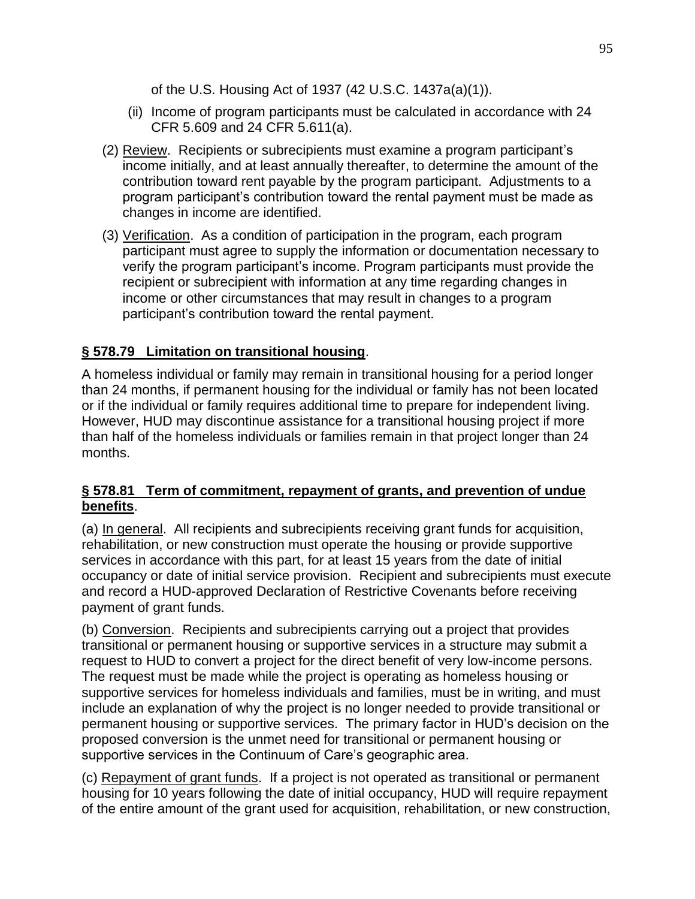of the U.S. Housing Act of 1937 (42 U.S.C. 1437a(a)(1)).

(ii) Income of program participants must be calculated in accordance with 24 CFR 5.609 and 24 CFR 5.611(a).

(2) Review. Recipients or subrecipients must examine a program participant's income initially, and at least annually thereafter, to determine the amount of the contribution toward rent payable by the program participant. Adjustments to a program participant's contribution toward the rental payment must be made as changes in income are identified.

(3) Verification. As a condition of participation in the program, each program participant must agree to supply the information or documentation necessary to verify the program participant's income. Program participants must provide the recipient or subrecipient with information at any time regarding changes in income or other circumstances that may result in changes to a program participant's contribution toward the rental payment.

**§ 578.79 Limitation on transitional housing**.

A homeless individual or family may remain in transitional housing for a period longer than 24 months, if permanent housing for the individual or family has not been located or if the individual or family requires additional time to prepare for independent living. However, HUD may discontinue assistance for a transitional housing project if more than half of the homeless individuals or families remain in that project longer than 24 months.

**§ 578.81 Term of commitment, repayment of grants, and prevention of undue benefits**.

(a) In general. All recipients and subrecipients receiving grant funds for acquisition, rehabilitation, or new construction must operate the housing or provide supportive services in accordance with this part, for at least 15 years from the date of initial occupancy or date of initial service provision. Recipient and subrecipients must execute and record a HUD-approved Declaration of Restrictive Covenants before receiving payment of grant funds.

(b) Conversion. Recipients and subrecipients carrying out a project that provides transitional or permanent housing or supportive services in a structure may submit a request to HUD to convert a project for the direct benefit of very low-income persons. The request must be made while the project is operating as homeless housing or supportive services for homeless individuals and families, must be in writing, and must include an explanation of why the project is no longer needed to provide transitional or permanent housing or supportive services. The primary factor in HUD's decision on the proposed conversion is the unmet need for transitional or permanent housing or supportive services in the Continuum of Care's geographic area.

(c) Repayment of grant funds. If a project is not operated as transitional or permanent housing for 10 years following the date of initial occupancy, HUD will require repayment of the entire amount of the grant used for acquisition, rehabilitation, or new construction,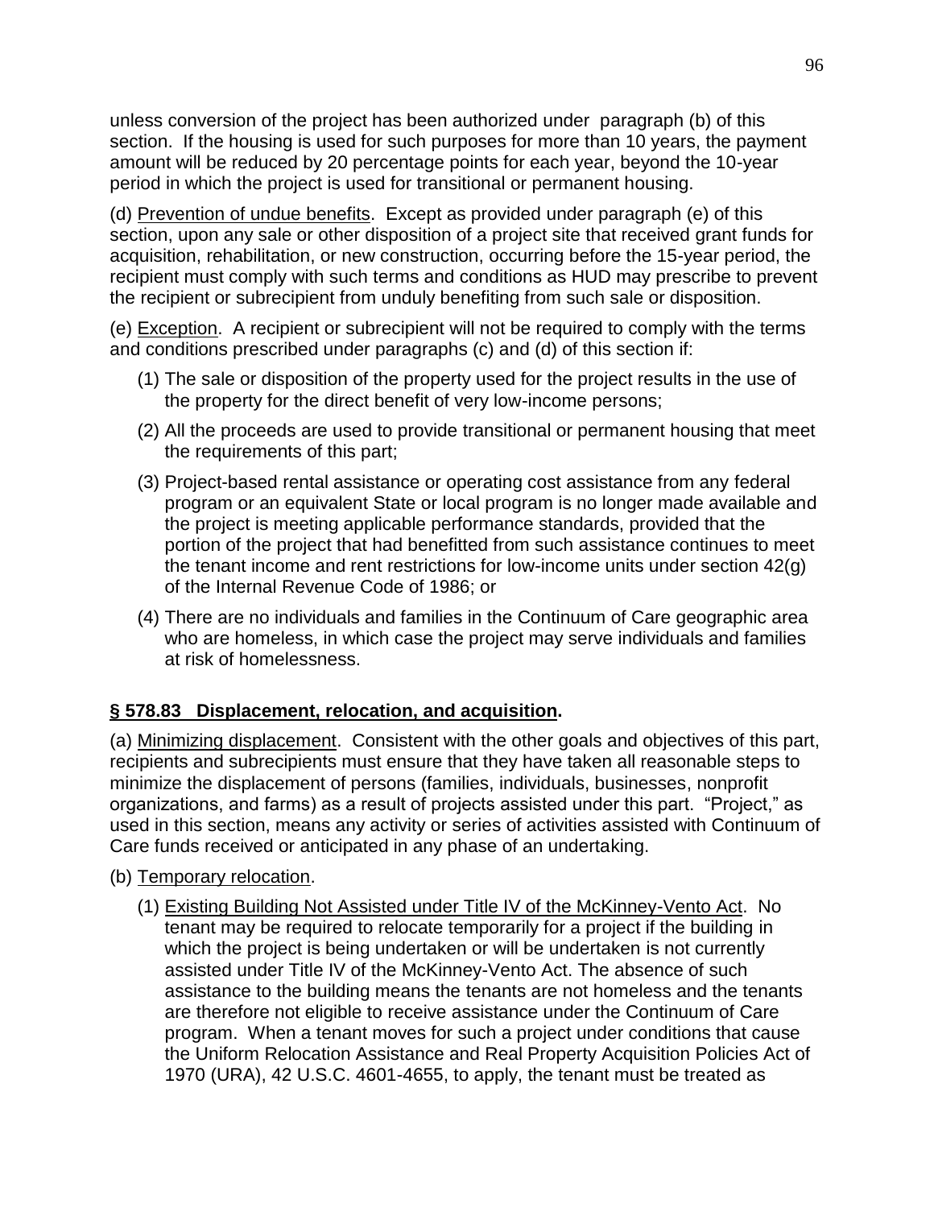unless conversion of the project has been authorized under paragraph (b) of this section. If the housing is used for such purposes for more than 10 years, the payment amount will be reduced by 20 percentage points for each year, beyond the 10-year period in which the project is used for transitional or permanent housing.

(d) Prevention of undue benefits. Except as provided under paragraph (e) of this section, upon any sale or other disposition of a project site that received grant funds for acquisition, rehabilitation, or new construction, occurring before the 15-year period, the recipient must comply with such terms and conditions as HUD may prescribe to prevent the recipient or subrecipient from unduly benefiting from such sale or disposition.

(e) Exception. A recipient or subrecipient will not be required to comply with the terms and conditions prescribed under paragraphs (c) and (d) of this section if:

(1) The sale or disposition of the property used for the project results in the use of the property for the direct benefit of very low-income persons;

(2) All the proceeds are used to provide transitional or permanent housing that meet the requirements of this part;

(3) Project-based rental assistance or operating cost assistance from any federal program or an equivalent State or local program is no longer made available and the project is meeting applicable performance standards, provided that the portion of the project that had benefitted from such assistance continues to meet the tenant income and rent restrictions for low-income units under section 42(g) of the Internal Revenue Code of 1986; or

(4) There are no individuals and families in the Continuum of Care geographic area who are homeless, in which case the project may serve individuals and families at risk of homelessness.

## § 578.83 Displacement, relocation, and acquisition.

(a) Minimizing displacement. Consistent with the other goals and objectives of this part, recipients and subrecipients must ensure that they have taken all reasonable steps to minimize the displacement of persons (families, individuals, businesses, nonprofit organizations, and farms) as a result of projects assisted under this part. "Project," as used in this section, means any activity or series of activities assisted with Continuum of Care funds received or anticipated in any phase of an undertaking.

(b) Temporary relocation.

(1) Existing Building Not Assisted under Title IV of the McKinney-Vento Act. No tenant may be required to relocate temporarily for a project if the building in which the project is being undertaken or will be undertaken is not currently assisted under Title IV of the McKinney-Vento Act. The absence of such assistance to the building means the tenants are not homeless and the tenants are therefore not eligible to receive assistance under the Continuum of Care program. When a tenant moves for such a project under conditions that cause the Uniform Relocation Assistance and Real Property Acquisition Policies Act of 1970 (URA), 42 U.S.C. 4601-4655, to apply, the tenant must be treated as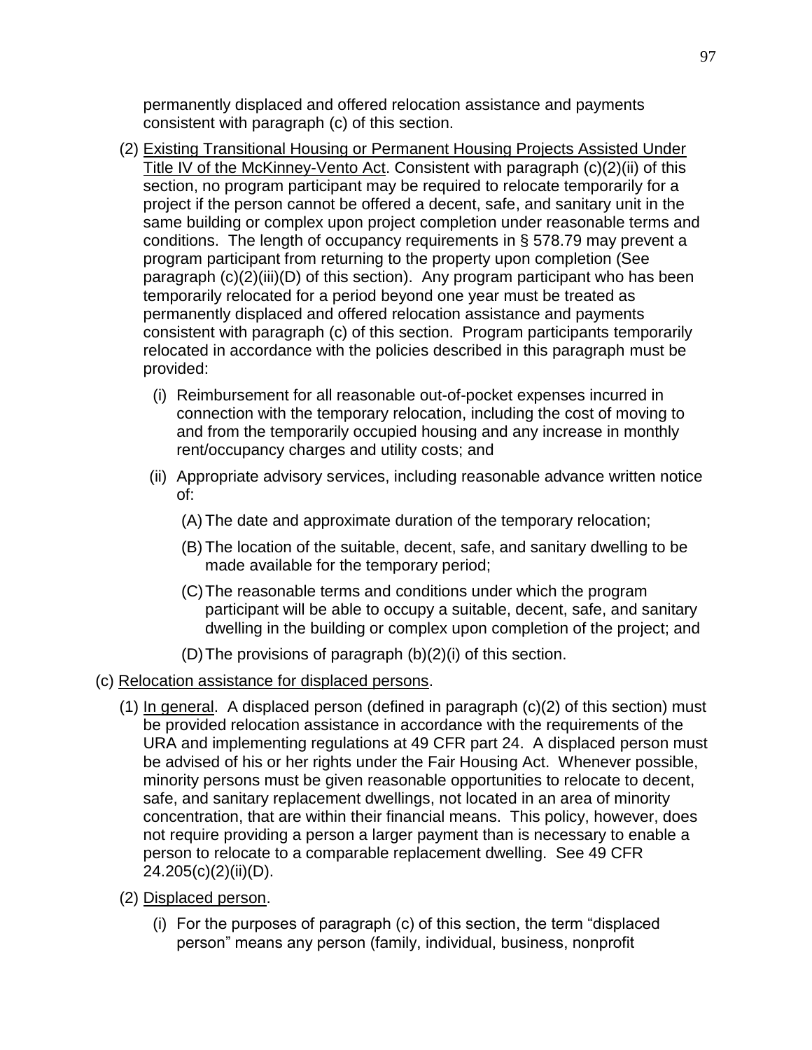permanently displaced and offered relocation assistance and payments consistent with paragraph (c) of this section.

(2) Existing Transitional Housing or Permanent Housing Projects Assisted Under Title IV of the McKinney-Vento Act. Consistent with paragraph (c)(2)(ii) of this section, no program participant may be required to relocate temporarily for a project if the person cannot be offered a decent, safe, and sanitary unit in the same building or complex upon project completion under reasonable terms and conditions. The length of occupancy requirements in § 578.79 may prevent a program participant from returning to the property upon completion (See paragraph (c)(2)(iii)(D) of this section). Any program participant who has been temporarily relocated for a period beyond one year must be treated as permanently displaced and offered relocation assistance and payments consistent with paragraph (c) of this section. Program participants temporarily relocated in accordance with the policies described in this paragraph must be provided:

(i) Reimbursement for all reasonable out-of-pocket expenses incurred in connection with the temporary relocation, including the cost of moving to and from the temporarily occupied housing and any increase in monthly rent/occupancy charges and utility costs; and

(ii) Appropriate advisory services, including reasonable advance written notice of:

(A) The date and approximate duration of the temporary relocation;

(B) The location of the suitable, decent, safe, and sanitary dwelling to be made available for the temporary period;

(C) The reasonable terms and conditions under which the program participant will be able to occupy a suitable, decent, safe, and sanitary dwelling in the building or complex upon completion of the project; and

(D) The provisions of paragraph (b)(2)(i) of this section.

(c) Relocation assistance for displaced persons.

(1) In general. A displaced person (defined in paragraph (c)(2) of this section) must be provided relocation assistance in accordance with the requirements of the URA and implementing regulations at 49 CFR part 24. A displaced person must be advised of his or her rights under the Fair Housing Act. Whenever possible, minority persons must be given reasonable opportunities to relocate to decent, safe, and sanitary replacement dwellings, not located in an area of minority concentration, that are within their financial means. This policy, however, does not require providing a person a larger payment than is necessary to enable a person to relocate to a comparable replacement dwelling. See 49 CFR 24.205(c)(2)(ii)(D).

(2) Displaced person.

(i) For the purposes of paragraph (c) of this section, the term "displaced person" means any person (family, individual, business, nonprofit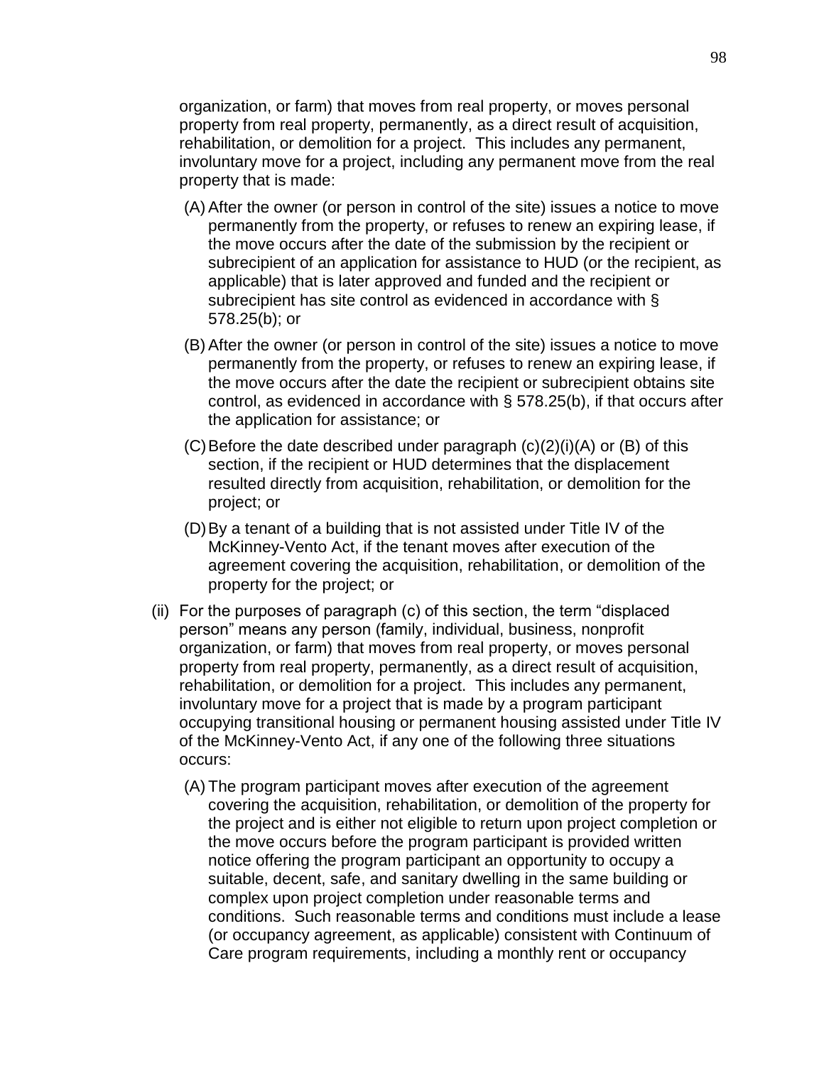organization, or farm) that moves from real property, or moves personal property from real property, permanently, as a direct result of acquisition, rehabilitation, or demolition for a project. This includes any permanent, involuntary move for a project, including any permanent move from the real property that is made:

(A) After the owner (or person in control of the site) issues a notice to move permanently from the property, or refuses to renew an expiring lease, if the move occurs after the date of the submission by the recipient or subrecipient of an application for assistance to HUD (or the recipient, as applicable) that is later approved and funded and the recipient or subrecipient has site control as evidenced in accordance with § 578.25(b); or

(B) After the owner (or person in control of the site) issues a notice to move permanently from the property, or refuses to renew an expiring lease, if the move occurs after the date the recipient or subrecipient obtains site control, as evidenced in accordance with § 578.25(b), if that occurs after the application for assistance; or

(C) Before the date described under paragraph (c)(2)(i)(A) or (B) of this section, if the recipient or HUD determines that the displacement resulted directly from acquisition, rehabilitation, or demolition for the project; or

(D) By a tenant of a building that is not assisted under Title IV of the McKinney-Vento Act, if the tenant moves after execution of the agreement covering the acquisition, rehabilitation, or demolition of the property for the project; or

(ii) For the purposes of paragraph (c) of this section, the term "displaced person" means any person (family, individual, business, nonprofit organization, or farm) that moves from real property, or moves personal property from real property, permanently, as a direct result of acquisition, rehabilitation, or demolition for a project. This includes any permanent, involuntary move for a project that is made by a program participant occupying transitional housing or permanent housing assisted under Title IV of the McKinney-Vento Act, if any one of the following three situations occurs:

(A) The program participant moves after execution of the agreement covering the acquisition, rehabilitation, or demolition of the property for the project and is either not eligible to return upon project completion or the move occurs before the program participant is provided written notice offering the program participant an opportunity to occupy a suitable, decent, safe, and sanitary dwelling in the same building or complex upon project completion under reasonable terms and conditions. Such reasonable terms and conditions must include a lease (or occupancy agreement, as applicable) consistent with Continuum of Care program requirements, including a monthly rent or occupancy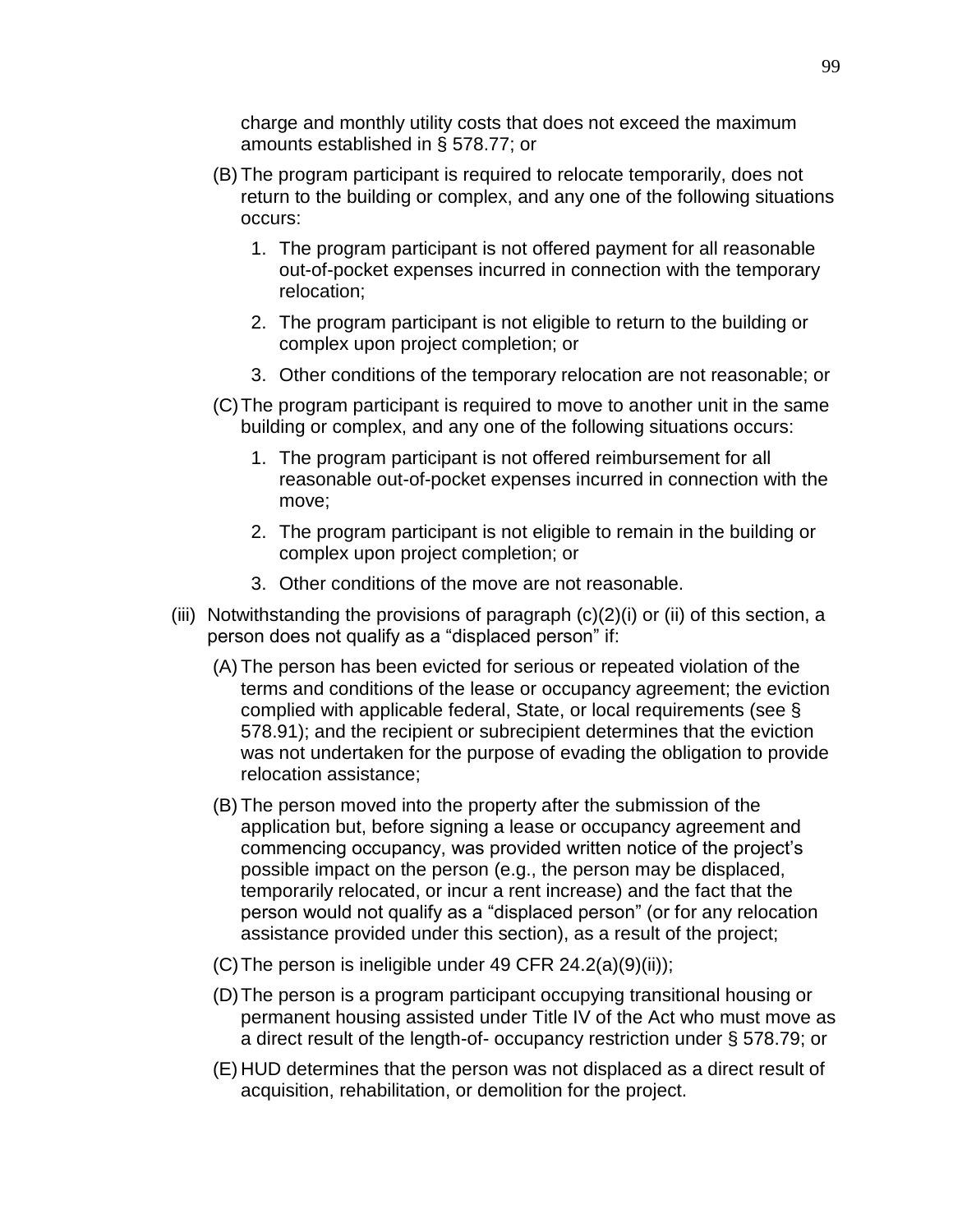charge and monthly utility costs that does not exceed the maximum amounts established in § 578.77; or

(B) The program participant is required to relocate temporarily, does not return to the building or complex, and any one of the following situations occurs:

1. The program participant is not offered payment for all reasonable out-of-pocket expenses incurred in connection with the temporary relocation;
2. The program participant is not eligible to return to the building or complex upon project completion; or
3. Other conditions of the temporary relocation are not reasonable; or

(C) The program participant is required to move to another unit in the same building or complex, and any one of the following situations occurs:

1. The program participant is not offered reimbursement for all reasonable out-of-pocket expenses incurred in connection with the move;
2. The program participant is not eligible to remain in the building or complex upon project completion; or
3. Other conditions of the move are not reasonable.

(iii) Notwithstanding the provisions of paragraph (c)(2)(i) or (ii) of this section, a person does not qualify as a "displaced person" if:

(A) The person has been evicted for serious or repeated violation of the terms and conditions of the lease or occupancy agreement; the eviction complied with applicable federal, State, or local requirements (see § 578.91); and the recipient or subrecipient determines that the eviction was not undertaken for the purpose of evading the obligation to provide relocation assistance;

(B) The person moved into the property after the submission of the application but, before signing a lease or occupancy agreement and commencing occupancy, was provided written notice of the project's possible impact on the person (e.g., the person may be displaced, temporarily relocated, or incur a rent increase) and the fact that the person would not qualify as a "displaced person" (or for any relocation assistance provided under this section), as a result of the project;

(C) The person is ineligible under 49 CFR 24.2(a)(9)(ii));

(D) The person is a program participant occupying transitional housing or permanent housing assisted under Title IV of the Act who must move as a direct result of the length-of- occupancy restriction under § 578.79; or

(E) HUD determines that the person was not displaced as a direct result of acquisition, rehabilitation, or demolition for the project.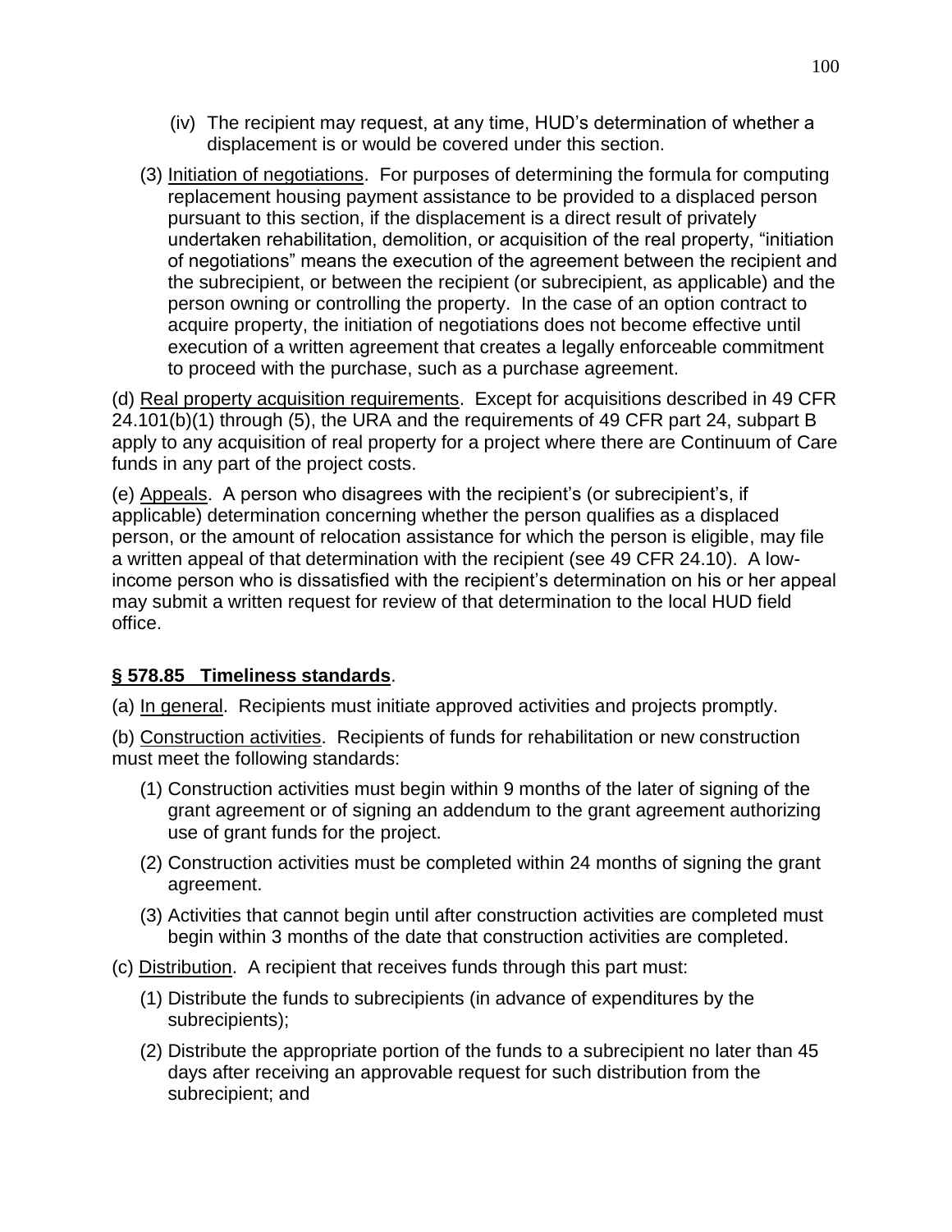(iv) The recipient may request, at any time, HUD's determination of whether a displacement is or would be covered under this section.

(3) Initiation of negotiations. For purposes of determining the formula for computing replacement housing payment assistance to be provided to a displaced person pursuant to this section, if the displacement is a direct result of privately undertaken rehabilitation, demolition, or acquisition of the real property, "initiation of negotiations" means the execution of the agreement between the recipient and the subrecipient, or between the recipient (or subrecipient, as applicable) and the person owning or controlling the property. In the case of an option contract to acquire property, the initiation of negotiations does not become effective until execution of a written agreement that creates a legally enforceable commitment to proceed with the purchase, such as a purchase agreement.

(d) Real property acquisition requirements. Except for acquisitions described in 49 CFR 24.101(b)(1) through (5), the URA and the requirements of 49 CFR part 24, subpart B apply to any acquisition of real property for a project where there are Continuum of Care funds in any part of the project costs.

(e) Appeals. A person who disagrees with the recipient's (or subrecipient's, if applicable) determination concerning whether the person qualifies as a displaced person, or the amount of relocation assistance for which the person is eligible, may file a written appeal of that determination with the recipient (see 49 CFR 24.10). A low-income person who is dissatisfied with the recipient's determination on his or her appeal may submit a written request for review of that determination to the local HUD field office.

**§ 578.85 Timeliness standards**.

(a) In general. Recipients must initiate approved activities and projects promptly.

(b) Construction activities. Recipients of funds for rehabilitation or new construction must meet the following standards:

(1) Construction activities must begin within 9 months of the later of signing of the grant agreement or of signing an addendum to the grant agreement authorizing use of grant funds for the project.

(2) Construction activities must be completed within 24 months of signing the grant agreement.

(3) Activities that cannot begin until after construction activities are completed must begin within 3 months of the date that construction activities are completed.

(c) Distribution. A recipient that receives funds through this part must:

(1) Distribute the funds to subrecipients (in advance of expenditures by the subrecipients);

(2) Distribute the appropriate portion of the funds to a subrecipient no later than 45 days after receiving an approvable request for such distribution from the subrecipient; and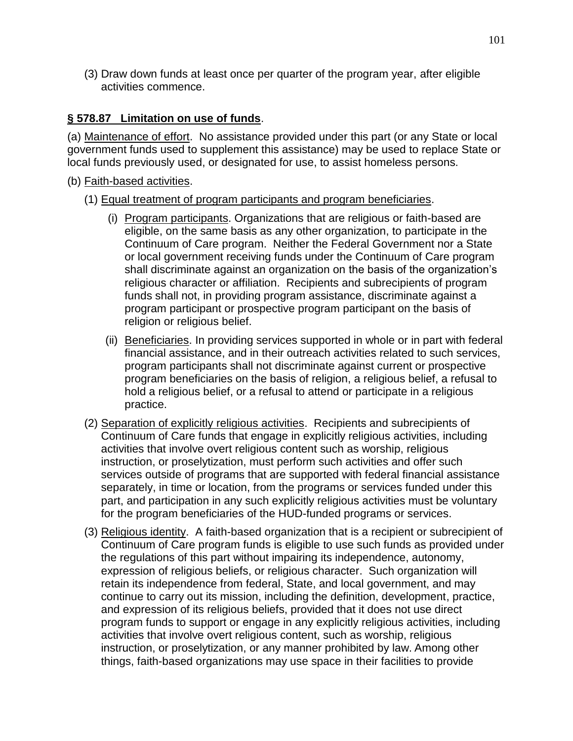(3) Draw down funds at least once per quarter of the program year, after eligible activities commence.

**§ 578.87 Limitation on use of funds**.

(a) Maintenance of effort. No assistance provided under this part (or any State or local government funds used to supplement this assistance) may be used to replace State or local funds previously used, or designated for use, to assist homeless persons.

(b) Faith-based activities.

(1) Equal treatment of program participants and program beneficiaries.

(i) Program participants. Organizations that are religious or faith-based are eligible, on the same basis as any other organization, to participate in the Continuum of Care program. Neither the Federal Government nor a State or local government receiving funds under the Continuum of Care program shall discriminate against an organization on the basis of the organization's religious character or affiliation. Recipients and subrecipients of program funds shall not, in providing program assistance, discriminate against a program participant or prospective program participant on the basis of religion or religious belief.

(ii) Beneficiaries. In providing services supported in whole or in part with federal financial assistance, and in their outreach activities related to such services, program participants shall not discriminate against current or prospective program beneficiaries on the basis of religion, a religious belief, a refusal to hold a religious belief, or a refusal to attend or participate in a religious practice.

(2) Separation of explicitly religious activities. Recipients and subrecipients of Continuum of Care funds that engage in explicitly religious activities, including activities that involve overt religious content such as worship, religious instruction, or proselytization, must perform such activities and offer such services outside of programs that are supported with federal financial assistance separately, in time or location, from the programs or services funded under this part, and participation in any such explicitly religious activities must be voluntary for the program beneficiaries of the HUD-funded programs or services.

(3) Religious identity. A faith-based organization that is a recipient or subrecipient of Continuum of Care program funds is eligible to use such funds as provided under the regulations of this part without impairing its independence, autonomy, expression of religious beliefs, or religious character. Such organization will retain its independence from federal, State, and local government, and may continue to carry out its mission, including the definition, development, practice, and expression of its religious beliefs, provided that it does not use direct program funds to support or engage in any explicitly religious activities, including activities that involve overt religious content, such as worship, religious instruction, or proselytization, or any manner prohibited by law. Among other things, faith-based organizations may use space in their facilities to provide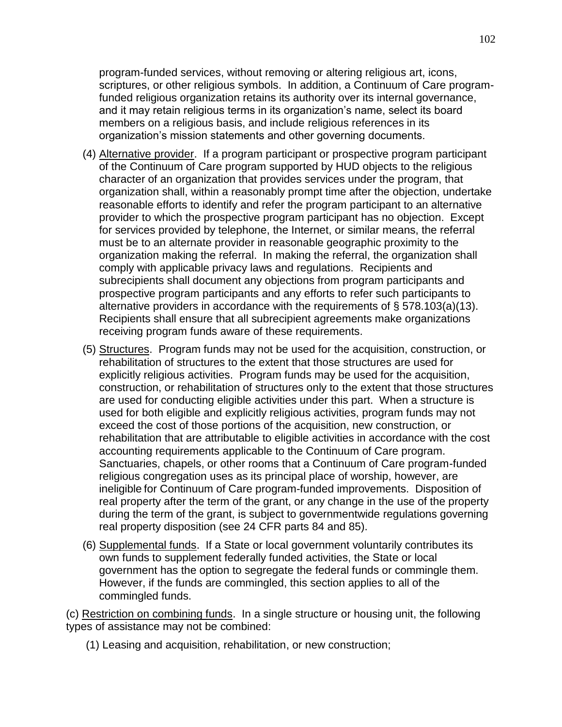program-funded services, without removing or altering religious art, icons, scriptures, or other religious symbols. In addition, a Continuum of Care program-funded religious organization retains its authority over its internal governance, and it may retain religious terms in its organization's name, select its board members on a religious basis, and include religious references in its organization's mission statements and other governing documents.

(4) Alternative provider. If a program participant or prospective program participant of the Continuum of Care program supported by HUD objects to the religious character of an organization that provides services under the program, that organization shall, within a reasonably prompt time after the objection, undertake reasonable efforts to identify and refer the program participant to an alternative provider to which the prospective program participant has no objection. Except for services provided by telephone, the Internet, or similar means, the referral must be to an alternate provider in reasonable geographic proximity to the organization making the referral. In making the referral, the organization shall comply with applicable privacy laws and regulations. Recipients and subrecipients shall document any objections from program participants and prospective program participants and any efforts to refer such participants to alternative providers in accordance with the requirements of § 578.103(a)(13). Recipients shall ensure that all subrecipient agreements make organizations receiving program funds aware of these requirements.

(5) Structures. Program funds may not be used for the acquisition, construction, or rehabilitation of structures to the extent that those structures are used for explicitly religious activities. Program funds may be used for the acquisition, construction, or rehabilitation of structures only to the extent that those structures are used for conducting eligible activities under this part. When a structure is used for both eligible and explicitly religious activities, program funds may not exceed the cost of those portions of the acquisition, new construction, or rehabilitation that are attributable to eligible activities in accordance with the cost accounting requirements applicable to the Continuum of Care program. Sanctuaries, chapels, or other rooms that a Continuum of Care program-funded religious congregation uses as its principal place of worship, however, are ineligible for Continuum of Care program-funded improvements. Disposition of real property after the term of the grant, or any change in the use of the property during the term of the grant, is subject to governmentwide regulations governing real property disposition (see 24 CFR parts 84 and 85).

(6) Supplemental funds. If a State or local government voluntarily contributes its own funds to supplement federally funded activities, the State or local government has the option to segregate the federal funds or commingle them. However, if the funds are commingled, this section applies to all of the commingled funds.

(c) Restriction on combining funds. In a single structure or housing unit, the following types of assistance may not be combined:

(1) Leasing and acquisition, rehabilitation, or new construction;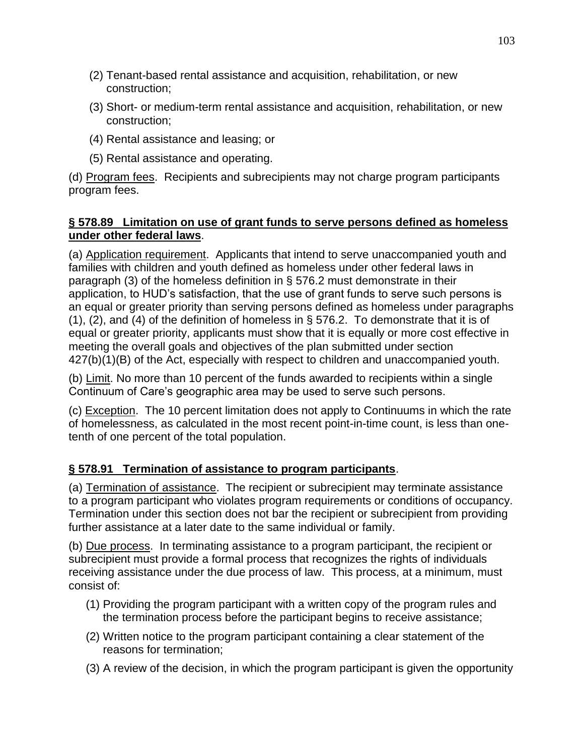(2) Tenant-based rental assistance and acquisition, rehabilitation, or new construction;

(3) Short- or medium-term rental assistance and acquisition, rehabilitation, or new construction;

(4) Rental assistance and leasing; or

(5) Rental assistance and operating.

(d) Program fees. Recipients and subrecipients may not charge program participants program fees.

**§ 578.89 Limitation on use of grant funds to serve persons defined as homeless under other federal laws**.

(a) Application requirement. Applicants that intend to serve unaccompanied youth and families with children and youth defined as homeless under other federal laws in paragraph (3) of the homeless definition in § 576.2 must demonstrate in their application, to HUD's satisfaction, that the use of grant funds to serve such persons is an equal or greater priority than serving persons defined as homeless under paragraphs (1), (2), and (4) of the definition of homeless in § 576.2. To demonstrate that it is of equal or greater priority, applicants must show that it is equally or more cost effective in meeting the overall goals and objectives of the plan submitted under section 427(b)(1)(B) of the Act, especially with respect to children and unaccompanied youth.

(b) Limit. No more than 10 percent of the funds awarded to recipients within a single Continuum of Care's geographic area may be used to serve such persons.

(c) Exception. The 10 percent limitation does not apply to Continuums in which the rate of homelessness, as calculated in the most recent point-in-time count, is less than one-tenth of one percent of the total population.

**§ 578.91 Termination of assistance to program participants**.

(a) Termination of assistance. The recipient or subrecipient may terminate assistance to a program participant who violates program requirements or conditions of occupancy. Termination under this section does not bar the recipient or subrecipient from providing further assistance at a later date to the same individual or family.

(b) Due process. In terminating assistance to a program participant, the recipient or subrecipient must provide a formal process that recognizes the rights of individuals receiving assistance under the due process of law. This process, at a minimum, must consist of:

(1) Providing the program participant with a written copy of the program rules and the termination process before the participant begins to receive assistance;

(2) Written notice to the program participant containing a clear statement of the reasons for termination;

(3) A review of the decision, in which the program participant is given the opportunity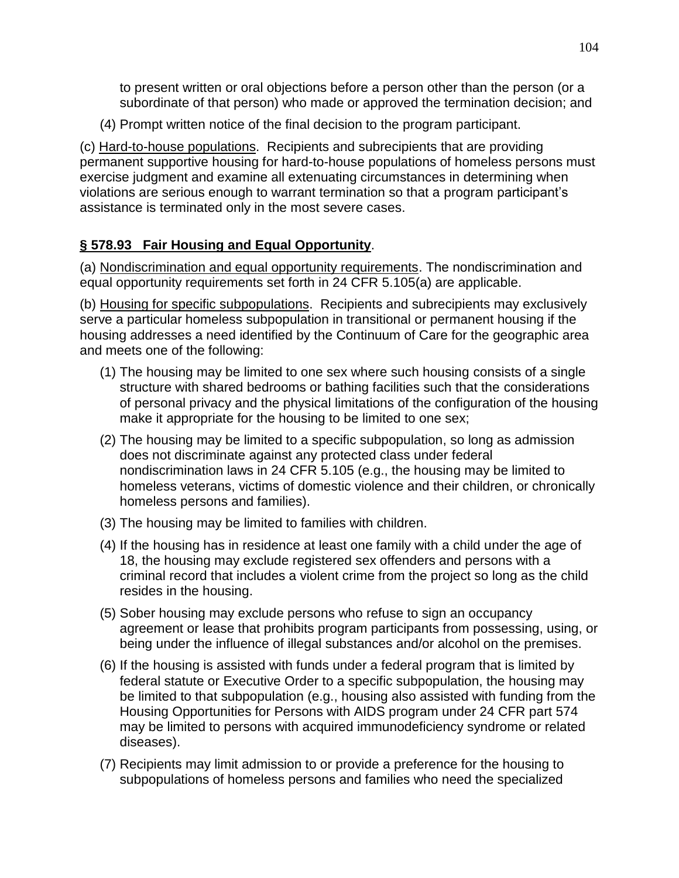to present written or oral objections before a person other than the person (or a subordinate of that person) who made or approved the termination decision; and

(4) Prompt written notice of the final decision to the program participant.

(c) Hard-to-house populations. Recipients and subrecipients that are providing permanent supportive housing for hard-to-house populations of homeless persons must exercise judgment and examine all extenuating circumstances in determining when violations are serious enough to warrant termination so that a program participant's assistance is terminated only in the most severe cases.

**§ 578.93 Fair Housing and Equal Opportunity**.

(a) Nondiscrimination and equal opportunity requirements. The nondiscrimination and equal opportunity requirements set forth in 24 CFR 5.105(a) are applicable.

(b) Housing for specific subpopulations. Recipients and subrecipients may exclusively serve a particular homeless subpopulation in transitional or permanent housing if the housing addresses a need identified by the Continuum of Care for the geographic area and meets one of the following:

(1) The housing may be limited to one sex where such housing consists of a single structure with shared bedrooms or bathing facilities such that the considerations of personal privacy and the physical limitations of the configuration of the housing make it appropriate for the housing to be limited to one sex;

(2) The housing may be limited to a specific subpopulation, so long as admission does not discriminate against any protected class under federal nondiscrimination laws in 24 CFR 5.105 (e.g., the housing may be limited to homeless veterans, victims of domestic violence and their children, or chronically homeless persons and families).

(3) The housing may be limited to families with children.

(4) If the housing has in residence at least one family with a child under the age of 18, the housing may exclude registered sex offenders and persons with a criminal record that includes a violent crime from the project so long as the child resides in the housing.

(5) Sober housing may exclude persons who refuse to sign an occupancy agreement or lease that prohibits program participants from possessing, using, or being under the influence of illegal substances and/or alcohol on the premises.

(6) If the housing is assisted with funds under a federal program that is limited by federal statute or Executive Order to a specific subpopulation, the housing may be limited to that subpopulation (e.g., housing also assisted with funding from the Housing Opportunities for Persons with AIDS program under 24 CFR part 574 may be limited to persons with acquired immunodeficiency syndrome or related diseases).

(7) Recipients may limit admission to or provide a preference for the housing to subpopulations of homeless persons and families who need the specialized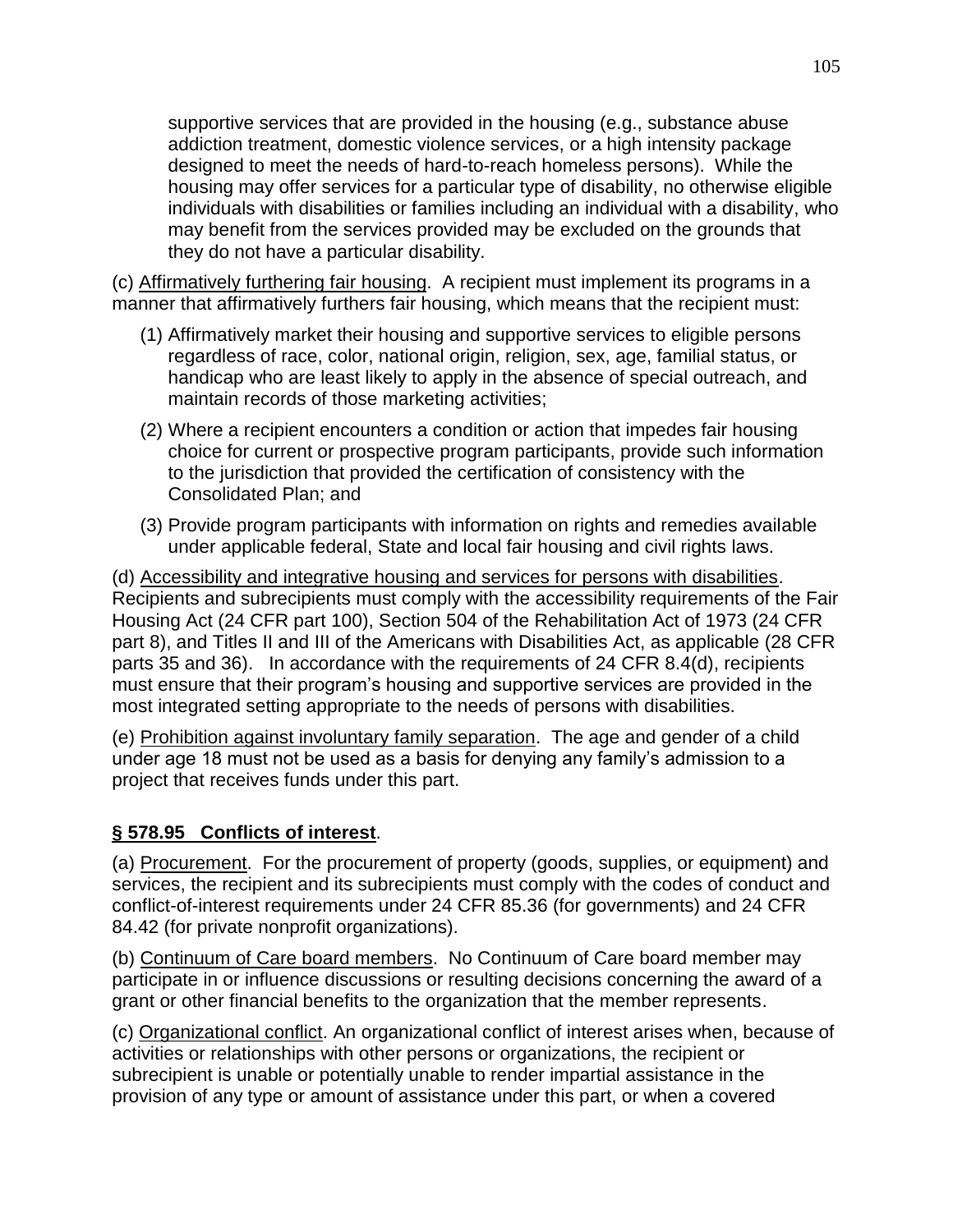supportive services that are provided in the housing (e.g., substance abuse addiction treatment, domestic violence services, or a high intensity package designed to meet the needs of hard-to-reach homeless persons). While the housing may offer services for a particular type of disability, no otherwise eligible individuals with disabilities or families including an individual with a disability, who may benefit from the services provided may be excluded on the grounds that they do not have a particular disability.

(c) Affirmatively furthering fair housing. A recipient must implement its programs in a manner that affirmatively furthers fair housing, which means that the recipient must:

(1) Affirmatively market their housing and supportive services to eligible persons regardless of race, color, national origin, religion, sex, age, familial status, or handicap who are least likely to apply in the absence of special outreach, and maintain records of those marketing activities;

(2) Where a recipient encounters a condition or action that impedes fair housing choice for current or prospective program participants, provide such information to the jurisdiction that provided the certification of consistency with the Consolidated Plan; and

(3) Provide program participants with information on rights and remedies available under applicable federal, State and local fair housing and civil rights laws.

(d) Accessibility and integrative housing and services for persons with disabilities. Recipients and subrecipients must comply with the accessibility requirements of the Fair Housing Act (24 CFR part 100), Section 504 of the Rehabilitation Act of 1973 (24 CFR part 8), and Titles II and III of the Americans with Disabilities Act, as applicable (28 CFR parts 35 and 36). In accordance with the requirements of 24 CFR 8.4(d), recipients must ensure that their program's housing and supportive services are provided in the most integrated setting appropriate to the needs of persons with disabilities.

(e) Prohibition against involuntary family separation. The age and gender of a child under age 18 must not be used as a basis for denying any family's admission to a project that receives funds under this part.

## § 578.95 Conflicts of interest.

(a) Procurement. For the procurement of property (goods, supplies, or equipment) and services, the recipient and its subrecipients must comply with the codes of conduct and conflict-of-interest requirements under 24 CFR 85.36 (for governments) and 24 CFR 84.42 (for private nonprofit organizations).

(b) Continuum of Care board members. No Continuum of Care board member may participate in or influence discussions or resulting decisions concerning the award of a grant or other financial benefits to the organization that the member represents.

(c) Organizational conflict. An organizational conflict of interest arises when, because of activities or relationships with other persons or organizations, the recipient or subrecipient is unable or potentially unable to render impartial assistance in the provision of any type or amount of assistance under this part, or when a covered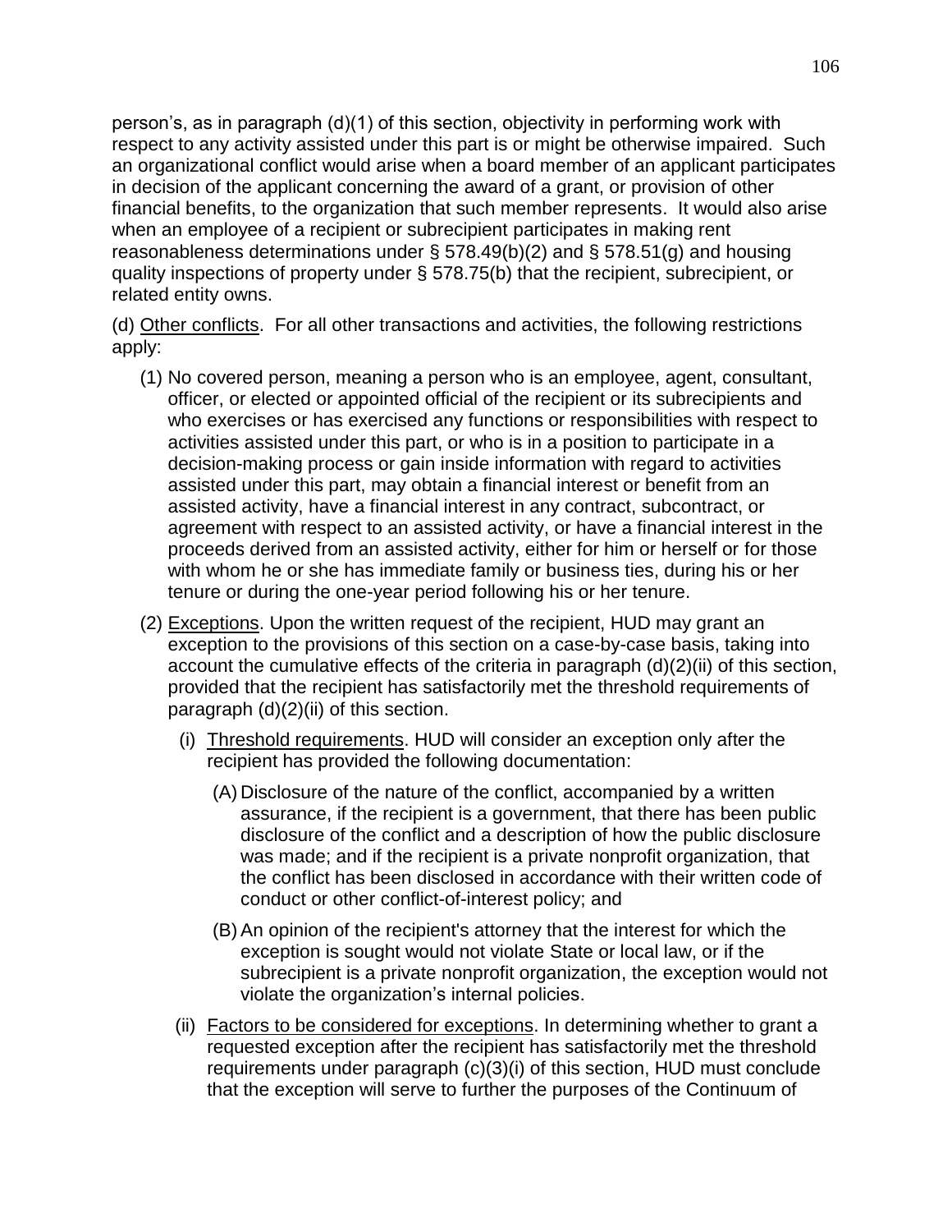person's, as in paragraph (d)(1) of this section, objectivity in performing work with respect to any activity assisted under this part is or might be otherwise impaired. Such an organizational conflict would arise when a board member of an applicant participates in decision of the applicant concerning the award of a grant, or provision of other financial benefits, to the organization that such member represents. It would also arise when an employee of a recipient or subrecipient participates in making rent reasonableness determinations under § 578.49(b)(2) and § 578.51(g) and housing quality inspections of property under § 578.75(b) that the recipient, subrecipient, or related entity owns.

(d) <u>Other conflicts</u>. For all other transactions and activities, the following restrictions apply:

(1) No covered person, meaning a person who is an employee, agent, consultant, officer, or elected or appointed official of the recipient or its subrecipients and who exercises or has exercised any functions or responsibilities with respect to activities assisted under this part, or who is in a position to participate in a decision-making process or gain inside information with regard to activities assisted under this part, may obtain a financial interest or benefit from an assisted activity, have a financial interest in any contract, subcontract, or agreement with respect to an assisted activity, or have a financial interest in the proceeds derived from an assisted activity, either for him or herself or for those with whom he or she has immediate family or business ties, during his or her tenure or during the one-year period following his or her tenure.

(2) <u>Exceptions</u>. Upon the written request of the recipient, HUD may grant an exception to the provisions of this section on a case-by-case basis, taking into account the cumulative effects of the criteria in paragraph (d)(2)(ii) of this section, provided that the recipient has satisfactorily met the threshold requirements of paragraph (d)(2)(ii) of this section.

   (i) <u>Threshold requirements</u>. HUD will consider an exception only after the recipient has provided the following documentation:

      (A) Disclosure of the nature of the conflict, accompanied by a written assurance, if the recipient is a government, that there has been public disclosure of the conflict and a description of how the public disclosure was made; and if the recipient is a private nonprofit organization, that the conflict has been disclosed in accordance with their written code of conduct or other conflict-of-interest policy; and

      (B) An opinion of the recipient's attorney that the interest for which the exception is sought would not violate State or local law, or if the subrecipient is a private nonprofit organization, the exception would not violate the organization's internal policies.

   (ii) <u>Factors to be considered for exceptions</u>. In determining whether to grant a requested exception after the recipient has satisfactorily met the threshold requirements under paragraph (c)(3)(i) of this section, HUD must conclude that the exception will serve to further the purposes of the Continuum of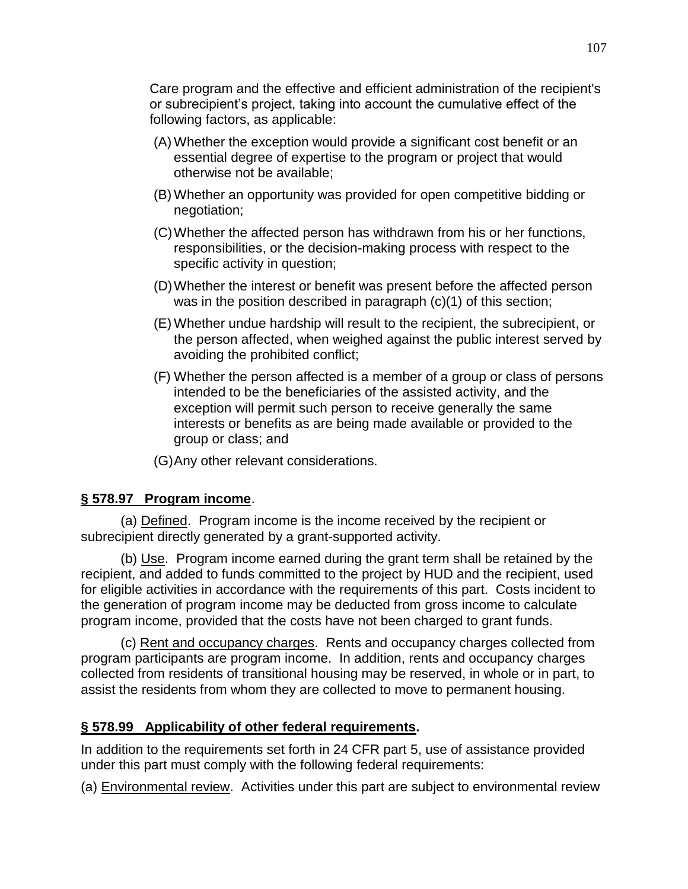Care program and the effective and efficient administration of the recipient's or subrecipient's project, taking into account the cumulative effect of the following factors, as applicable:

(A) Whether the exception would provide a significant cost benefit or an essential degree of expertise to the program or project that would otherwise not be available;

(B) Whether an opportunity was provided for open competitive bidding or negotiation;

(C) Whether the affected person has withdrawn from his or her functions, responsibilities, or the decision-making process with respect to the specific activity in question;

(D) Whether the interest or benefit was present before the affected person was in the position described in paragraph (c)(1) of this section;

(E) Whether undue hardship will result to the recipient, the subrecipient, or the person affected, when weighed against the public interest served by avoiding the prohibited conflict;

(F) Whether the person affected is a member of a group or class of persons intended to be the beneficiaries of the assisted activity, and the exception will permit such person to receive generally the same interests or benefits as are being made available or provided to the group or class; and

(G) Any other relevant considerations.

## **§ 578.97 Program income**.

(a) Defined. Program income is the income received by the recipient or subrecipient directly generated by a grant-supported activity.

(b) Use. Program income earned during the grant term shall be retained by the recipient, and added to funds committed to the project by HUD and the recipient, used for eligible activities in accordance with the requirements of this part. Costs incident to the generation of program income may be deducted from gross income to calculate program income, provided that the costs have not been charged to grant funds.

(c) Rent and occupancy charges. Rents and occupancy charges collected from program participants are program income. In addition, rents and occupancy charges collected from residents of transitional housing may be reserved, in whole or in part, to assist the residents from whom they are collected to move to permanent housing.

## **§ 578.99 Applicability of other federal requirements.**

In addition to the requirements set forth in 24 CFR part 5, use of assistance provided under this part must comply with the following federal requirements:

(a) Environmental review. Activities under this part are subject to environmental review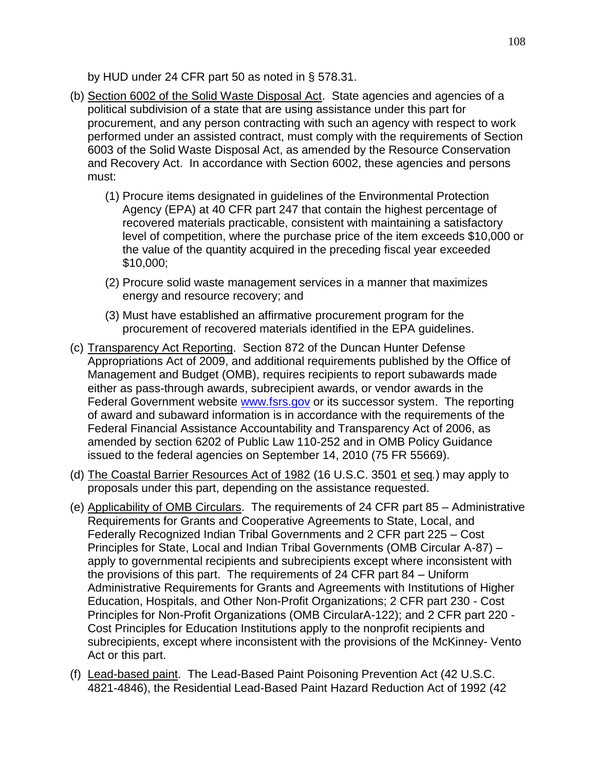by HUD under 24 CFR part 50 as noted in § 578.31.

(b) Section 6002 of the Solid Waste Disposal Act. State agencies and agencies of a political subdivision of a state that are using assistance under this part for procurement, and any person contracting with such an agency with respect to work performed under an assisted contract, must comply with the requirements of Section 6003 of the Solid Waste Disposal Act, as amended by the Resource Conservation and Recovery Act. In accordance with Section 6002, these agencies and persons must:

   (1) Procure items designated in guidelines of the Environmental Protection Agency (EPA) at 40 CFR part 247 that contain the highest percentage of recovered materials practicable, consistent with maintaining a satisfactory level of competition, where the purchase price of the item exceeds $10,000 or the value of the quantity acquired in the preceding fiscal year exceeded $10,000;

   (2) Procure solid waste management services in a manner that maximizes energy and resource recovery; and

   (3) Must have established an affirmative procurement program for the procurement of recovered materials identified in the EPA guidelines.

(c) Transparency Act Reporting. Section 872 of the Duncan Hunter Defense Appropriations Act of 2009, and additional requirements published by the Office of Management and Budget (OMB), requires recipients to report subawards made either as pass-through awards, subrecipient awards, or vendor awards in the Federal Government website www.fsrs.gov or its successor system. The reporting of award and subaward information is in accordance with the requirements of the Federal Financial Assistance Accountability and Transparency Act of 2006, as amended by section 6202 of Public Law 110-252 and in OMB Policy Guidance issued to the federal agencies on September 14, 2010 (75 FR 55669).

(d) The Coastal Barrier Resources Act of 1982 (16 U.S.C. 3501 et seq.) may apply to proposals under this part, depending on the assistance requested.

(e) Applicability of OMB Circulars. The requirements of 24 CFR part 85 – Administrative Requirements for Grants and Cooperative Agreements to State, Local, and Federally Recognized Indian Tribal Governments and 2 CFR part 225 – Cost Principles for State, Local and Indian Tribal Governments (OMB Circular A-87) – apply to governmental recipients and subrecipients except where inconsistent with the provisions of this part. The requirements of 24 CFR part 84 – Uniform Administrative Requirements for Grants and Agreements with Institutions of Higher Education, Hospitals, and Other Non-Profit Organizations; 2 CFR part 230 - Cost Principles for Non-Profit Organizations (OMB CircularA-122); and 2 CFR part 220 - Cost Principles for Education Institutions apply to the nonprofit recipients and subrecipients, except where inconsistent with the provisions of the McKinney- Vento Act or this part.

(f) Lead-based paint. The Lead-Based Paint Poisoning Prevention Act (42 U.S.C. 4821-4846), the Residential Lead-Based Paint Hazard Reduction Act of 1992 (42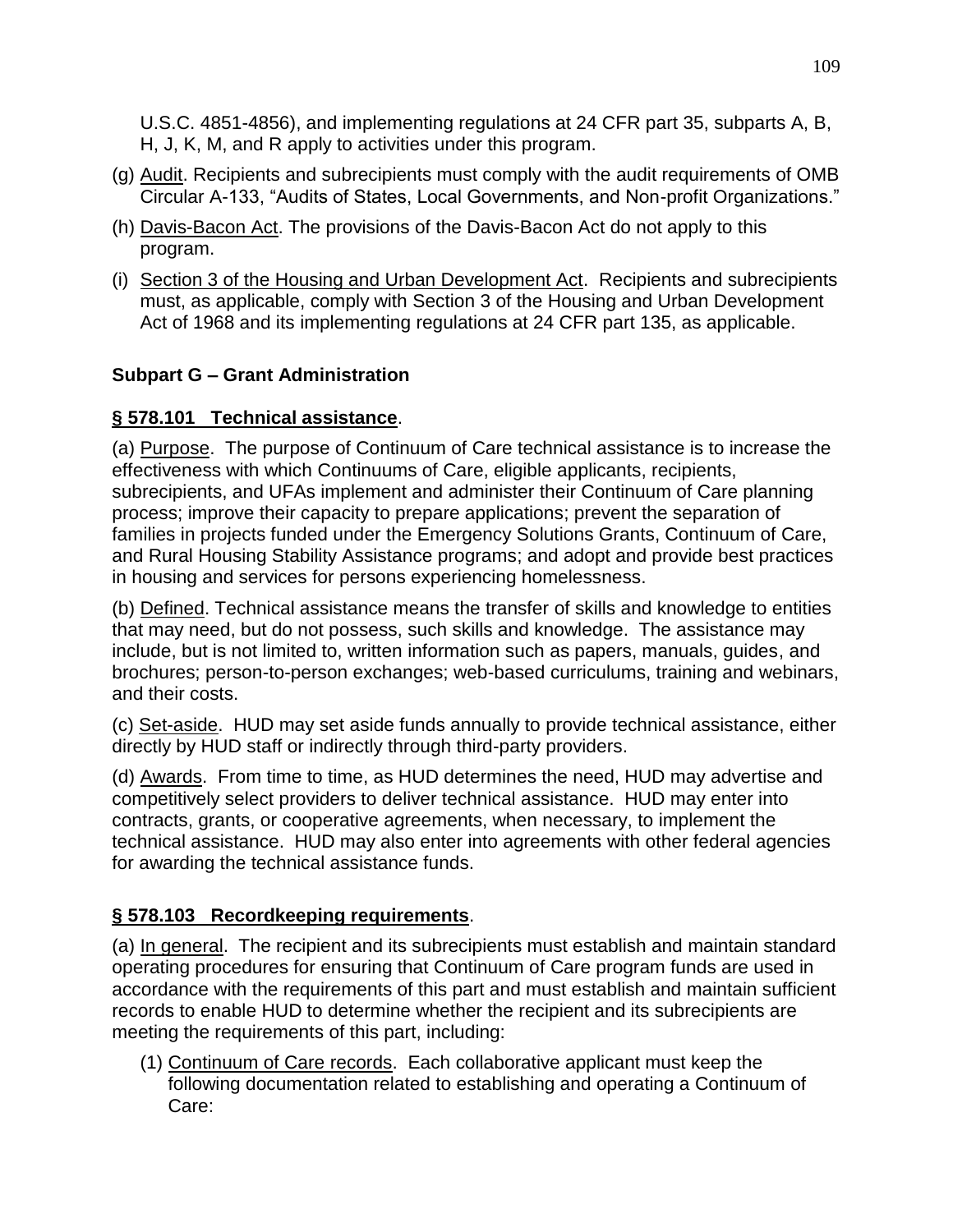U.S.C. 4851-4856), and implementing regulations at 24 CFR part 35, subparts A, B, H, J, K, M, and R apply to activities under this program.

(g) Audit. Recipients and subrecipients must comply with the audit requirements of OMB Circular A-133, "Audits of States, Local Governments, and Non-profit Organizations."

(h) Davis-Bacon Act. The provisions of the Davis-Bacon Act do not apply to this program.

(i) Section 3 of the Housing and Urban Development Act. Recipients and subrecipients must, as applicable, comply with Section 3 of the Housing and Urban Development Act of 1968 and its implementing regulations at 24 CFR part 135, as applicable.

## Subpart G – Grant Administration

### § 578.101 Technical assistance.

(a) Purpose. The purpose of Continuum of Care technical assistance is to increase the effectiveness with which Continuums of Care, eligible applicants, recipients, subrecipients, and UFAs implement and administer their Continuum of Care planning process; improve their capacity to prepare applications; prevent the separation of families in projects funded under the Emergency Solutions Grants, Continuum of Care, and Rural Housing Stability Assistance programs; and adopt and provide best practices in housing and services for persons experiencing homelessness.

(b) Defined. Technical assistance means the transfer of skills and knowledge to entities that may need, but do not possess, such skills and knowledge. The assistance may include, but is not limited to, written information such as papers, manuals, guides, and brochures; person-to-person exchanges; web-based curriculums, training and webinars, and their costs.

(c) Set-aside. HUD may set aside funds annually to provide technical assistance, either directly by HUD staff or indirectly through third-party providers.

(d) Awards. From time to time, as HUD determines the need, HUD may advertise and competitively select providers to deliver technical assistance. HUD may enter into contracts, grants, or cooperative agreements, when necessary, to implement the technical assistance. HUD may also enter into agreements with other federal agencies for awarding the technical assistance funds.

### § 578.103 Recordkeeping requirements.

(a) In general. The recipient and its subrecipients must establish and maintain standard operating procedures for ensuring that Continuum of Care program funds are used in accordance with the requirements of this part and must establish and maintain sufficient records to enable HUD to determine whether the recipient and its subrecipients are meeting the requirements of this part, including:

(1) Continuum of Care records. Each collaborative applicant must keep the following documentation related to establishing and operating a Continuum of Care: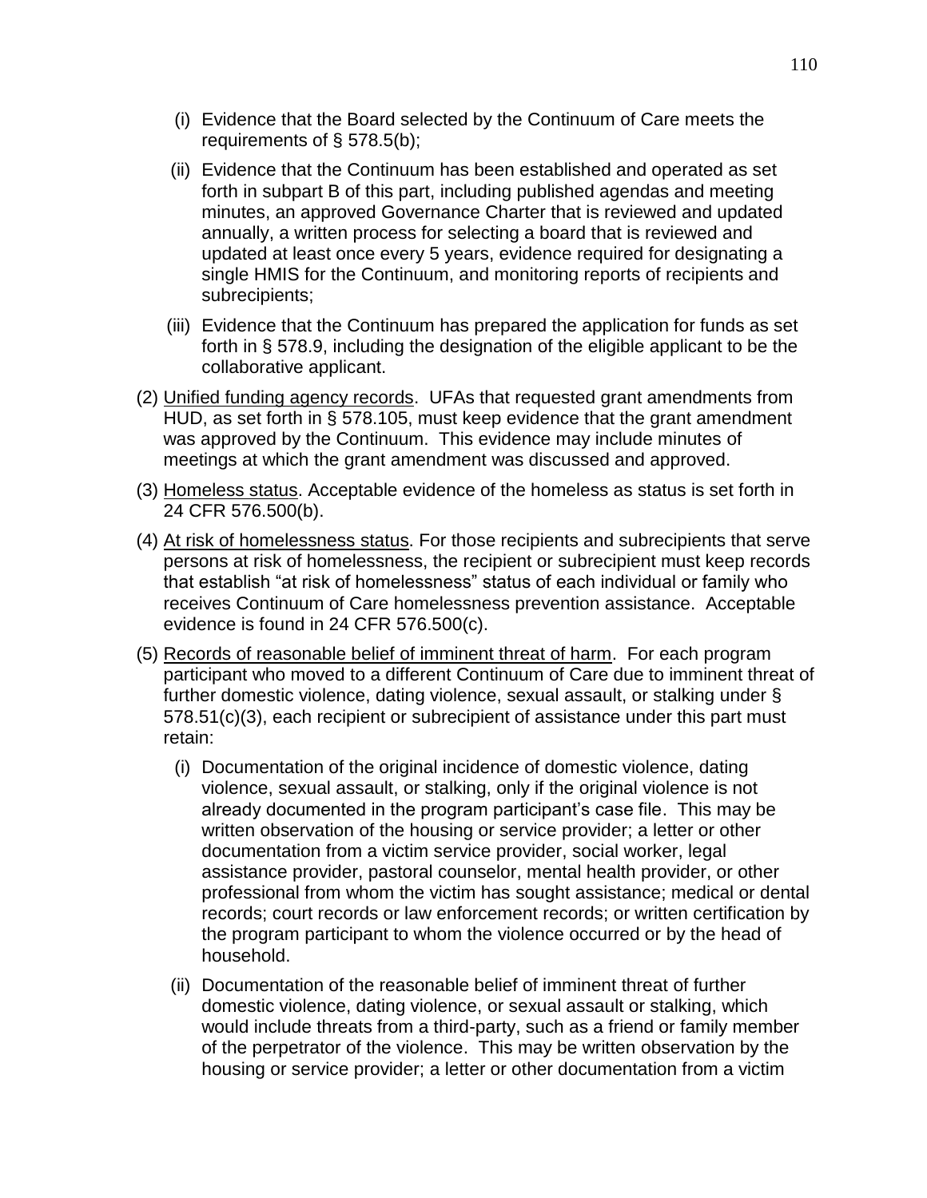(i) Evidence that the Board selected by the Continuum of Care meets the requirements of § 578.5(b);

(ii) Evidence that the Continuum has been established and operated as set forth in subpart B of this part, including published agendas and meeting minutes, an approved Governance Charter that is reviewed and updated annually, a written process for selecting a board that is reviewed and updated at least once every 5 years, evidence required for designating a single HMIS for the Continuum, and monitoring reports of recipients and subrecipients;

(iii) Evidence that the Continuum has prepared the application for funds as set forth in § 578.9, including the designation of the eligible applicant to be the collaborative applicant.

(2) Unified funding agency records. UFAs that requested grant amendments from HUD, as set forth in § 578.105, must keep evidence that the grant amendment was approved by the Continuum. This evidence may include minutes of meetings at which the grant amendment was discussed and approved.

(3) Homeless status. Acceptable evidence of the homeless as status is set forth in 24 CFR 576.500(b).

(4) At risk of homelessness status. For those recipients and subrecipients that serve persons at risk of homelessness, the recipient or subrecipient must keep records that establish "at risk of homelessness" status of each individual or family who receives Continuum of Care homelessness prevention assistance. Acceptable evidence is found in 24 CFR 576.500(c).

(5) Records of reasonable belief of imminent threat of harm. For each program participant who moved to a different Continuum of Care due to imminent threat of further domestic violence, dating violence, sexual assault, or stalking under § 578.51(c)(3), each recipient or subrecipient of assistance under this part must retain:

(i) Documentation of the original incidence of domestic violence, dating violence, sexual assault, or stalking, only if the original violence is not already documented in the program participant's case file. This may be written observation of the housing or service provider; a letter or other documentation from a victim service provider, social worker, legal assistance provider, pastoral counselor, mental health provider, or other professional from whom the victim has sought assistance; medical or dental records; court records or law enforcement records; or written certification by the program participant to whom the violence occurred or by the head of household.

(ii) Documentation of the reasonable belief of imminent threat of further domestic violence, dating violence, or sexual assault or stalking, which would include threats from a third-party, such as a friend or family member of the perpetrator of the violence. This may be written observation by the housing or service provider; a letter or other documentation from a victim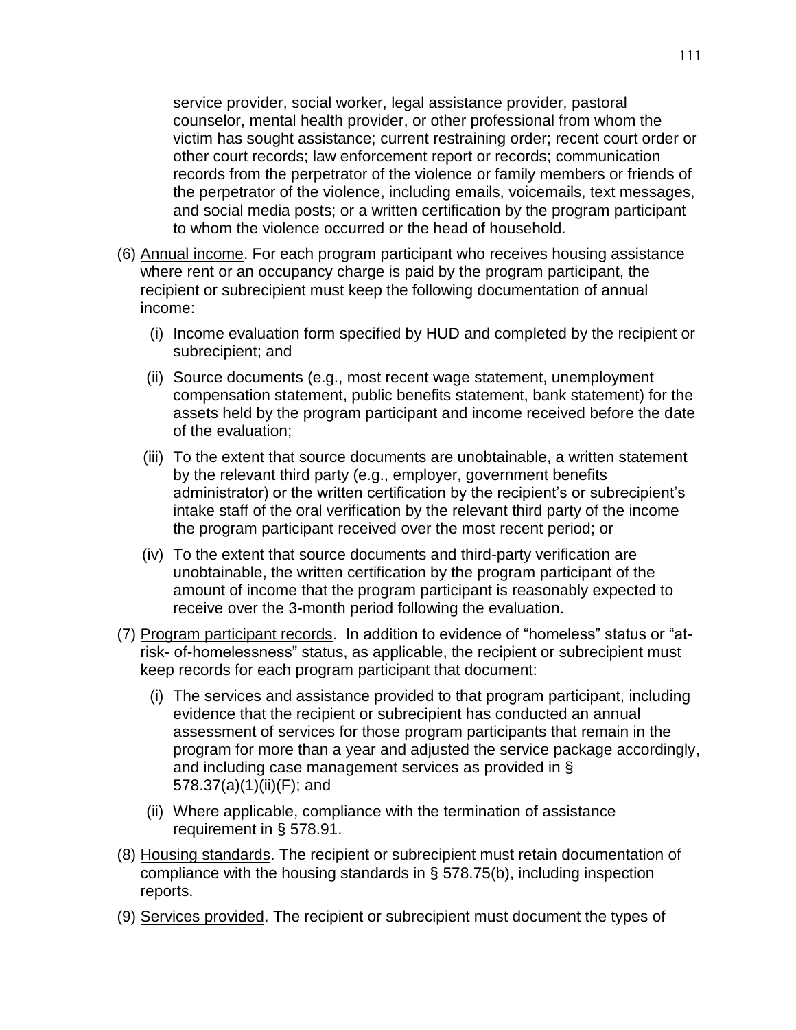service provider, social worker, legal assistance provider, pastoral counselor, mental health provider, or other professional from whom the victim has sought assistance; current restraining order; recent court order or other court records; law enforcement report or records; communication records from the perpetrator of the violence or family members or friends of the perpetrator of the violence, including emails, voicemails, text messages, and social media posts; or a written certification by the program participant to whom the violence occurred or the head of household.

(6) <u>Annual income</u>. For each program participant who receives housing assistance where rent or an occupancy charge is paid by the program participant, the recipient or subrecipient must keep the following documentation of annual income:

  (i) Income evaluation form specified by HUD and completed by the recipient or subrecipient; and

  (ii) Source documents (e.g., most recent wage statement, unemployment compensation statement, public benefits statement, bank statement) for the assets held by the program participant and income received before the date of the evaluation;

  (iii) To the extent that source documents are unobtainable, a written statement by the relevant third party (e.g., employer, government benefits administrator) or the written certification by the recipient's or subrecipient's intake staff of the oral verification by the relevant third party of the income the program participant received over the most recent period; or

  (iv) To the extent that source documents and third-party verification are unobtainable, the written certification by the program participant of the amount of income that the program participant is reasonably expected to receive over the 3-month period following the evaluation.

(7) <u>Program participant records</u>. In addition to evidence of "homeless" status or "at-risk- of-homelessness" status, as applicable, the recipient or subrecipient must keep records for each program participant that document:

  (i) The services and assistance provided to that program participant, including evidence that the recipient or subrecipient has conducted an annual assessment of services for those program participants that remain in the program for more than a year and adjusted the service package accordingly, and including case management services as provided in § 578.37(a)(1)(ii)(F); and

  (ii) Where applicable, compliance with the termination of assistance requirement in § 578.91.

(8) <u>Housing standards</u>. The recipient or subrecipient must retain documentation of compliance with the housing standards in § 578.75(b), including inspection reports.

(9) <u>Services provided</u>. The recipient or subrecipient must document the types of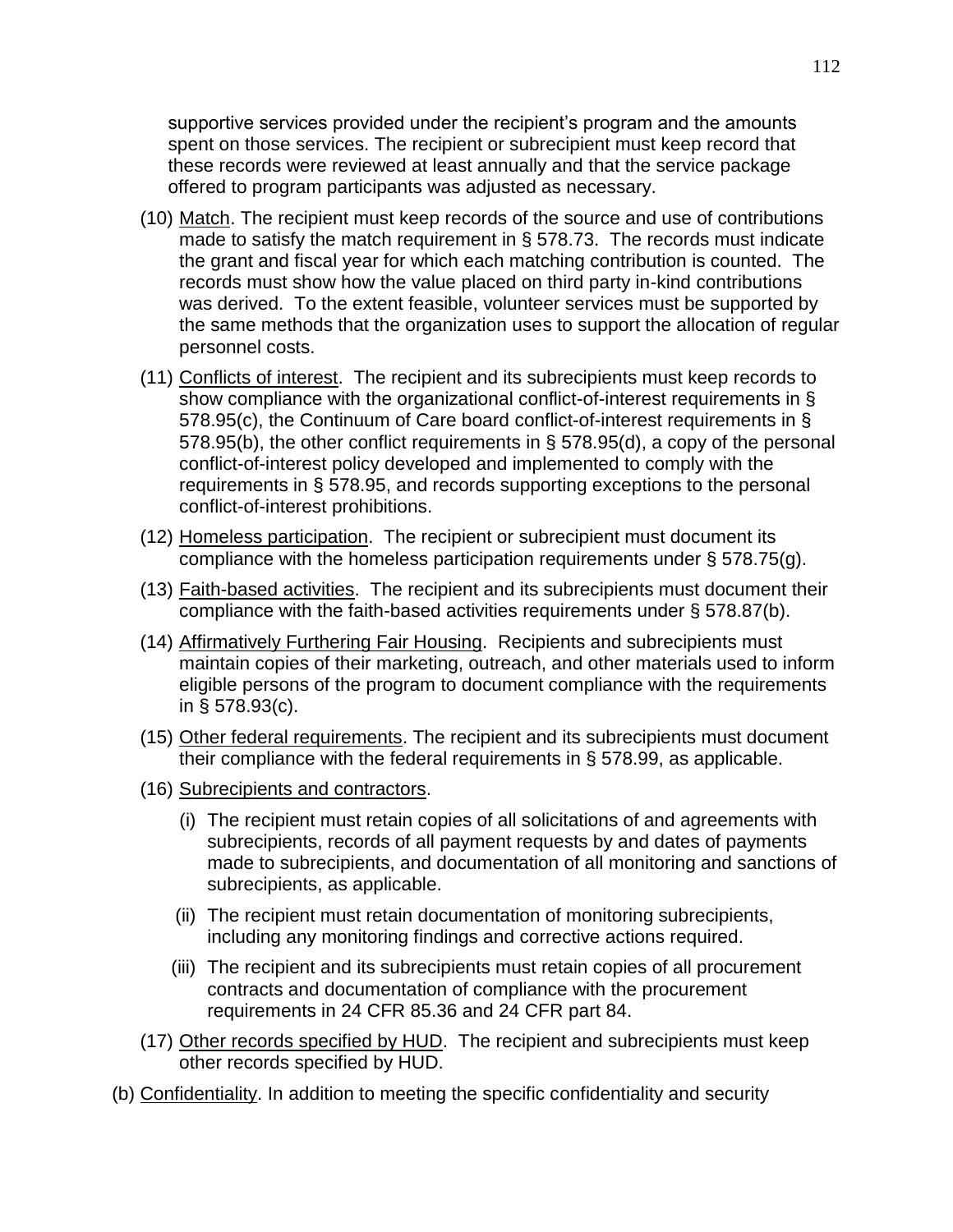supportive services provided under the recipient's program and the amounts spent on those services. The recipient or subrecipient must keep record that these records were reviewed at least annually and that the service package offered to program participants was adjusted as necessary.

(10) Match. The recipient must keep records of the source and use of contributions made to satisfy the match requirement in § 578.73. The records must indicate the grant and fiscal year for which each matching contribution is counted. The records must show how the value placed on third party in-kind contributions was derived. To the extent feasible, volunteer services must be supported by the same methods that the organization uses to support the allocation of regular personnel costs.

(11) Conflicts of interest. The recipient and its subrecipients must keep records to show compliance with the organizational conflict-of-interest requirements in § 578.95(c), the Continuum of Care board conflict-of-interest requirements in § 578.95(b), the other conflict requirements in § 578.95(d), a copy of the personal conflict-of-interest policy developed and implemented to comply with the requirements in § 578.95, and records supporting exceptions to the personal conflict-of-interest prohibitions.

(12) Homeless participation. The recipient or subrecipient must document its compliance with the homeless participation requirements under § 578.75(g).

(13) Faith-based activities. The recipient and its subrecipients must document their compliance with the faith-based activities requirements under § 578.87(b).

(14) Affirmatively Furthering Fair Housing. Recipients and subrecipients must maintain copies of their marketing, outreach, and other materials used to inform eligible persons of the program to document compliance with the requirements in § 578.93(c).

(15) Other federal requirements. The recipient and its subrecipients must document their compliance with the federal requirements in § 578.99, as applicable.

(16) Subrecipients and contractors.

(i) The recipient must retain copies of all solicitations of and agreements with subrecipients, records of all payment requests by and dates of payments made to subrecipients, and documentation of all monitoring and sanctions of subrecipients, as applicable.

(ii) The recipient must retain documentation of monitoring subrecipients, including any monitoring findings and corrective actions required.

(iii) The recipient and its subrecipients must retain copies of all procurement contracts and documentation of compliance with the procurement requirements in 24 CFR 85.36 and 24 CFR part 84.

(17) Other records specified by HUD. The recipient and subrecipients must keep other records specified by HUD.

(b) Confidentiality. In addition to meeting the specific confidentiality and security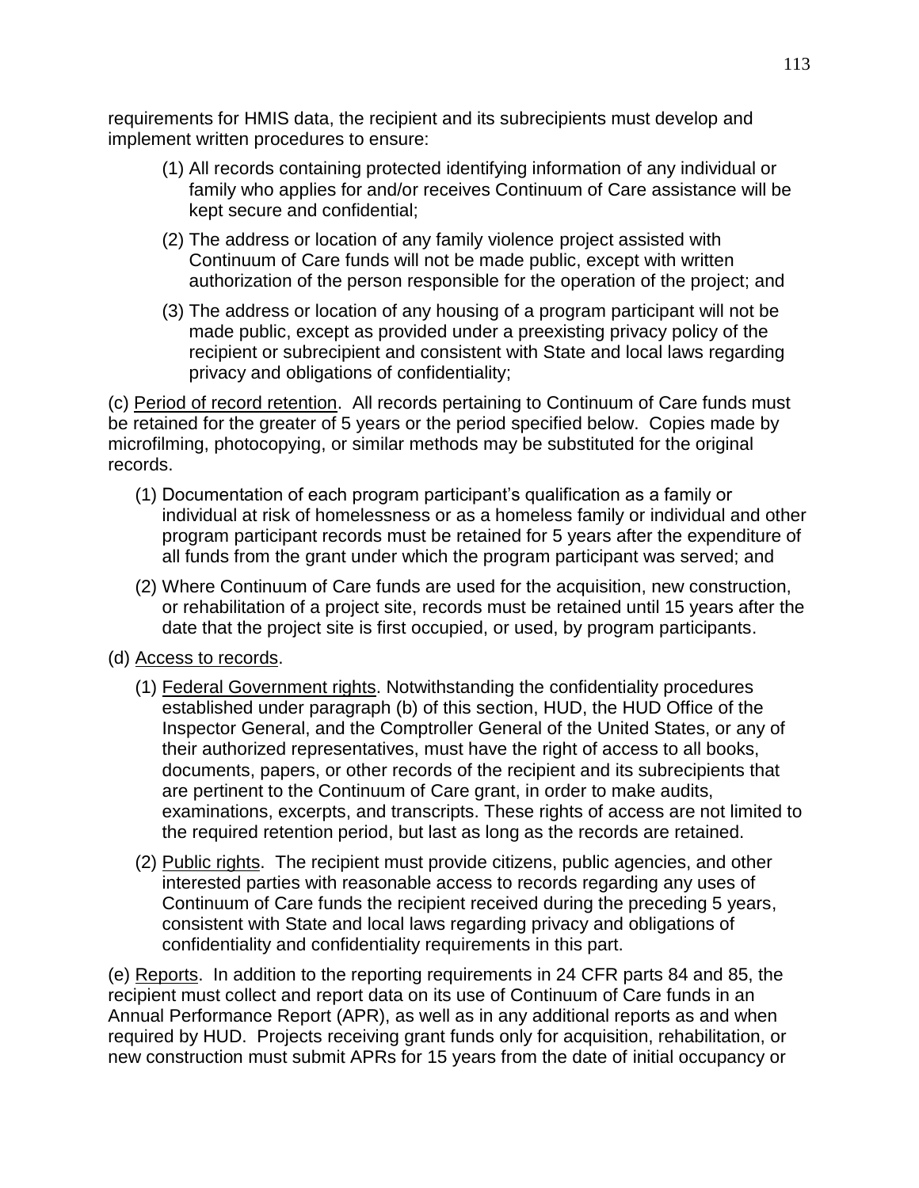requirements for HMIS data, the recipient and its subrecipients must develop and implement written procedures to ensure:

(1) All records containing protected identifying information of any individual or family who applies for and/or receives Continuum of Care assistance will be kept secure and confidential;

(2) The address or location of any family violence project assisted with Continuum of Care funds will not be made public, except with written authorization of the person responsible for the operation of the project; and

(3) The address or location of any housing of a program participant will not be made public, except as provided under a preexisting privacy policy of the recipient or subrecipient and consistent with State and local laws regarding privacy and obligations of confidentiality;

(c) Period of record retention. All records pertaining to Continuum of Care funds must be retained for the greater of 5 years or the period specified below. Copies made by microfilming, photocopying, or similar methods may be substituted for the original records.

(1) Documentation of each program participant's qualification as a family or individual at risk of homelessness or as a homeless family or individual and other program participant records must be retained for 5 years after the expenditure of all funds from the grant under which the program participant was served; and

(2) Where Continuum of Care funds are used for the acquisition, new construction, or rehabilitation of a project site, records must be retained until 15 years after the date that the project site is first occupied, or used, by program participants.

(d) Access to records.

(1) Federal Government rights. Notwithstanding the confidentiality procedures established under paragraph (b) of this section, HUD, the HUD Office of the Inspector General, and the Comptroller General of the United States, or any of their authorized representatives, must have the right of access to all books, documents, papers, or other records of the recipient and its subrecipients that are pertinent to the Continuum of Care grant, in order to make audits, examinations, excerpts, and transcripts. These rights of access are not limited to the required retention period, but last as long as the records are retained.

(2) Public rights. The recipient must provide citizens, public agencies, and other interested parties with reasonable access to records regarding any uses of Continuum of Care funds the recipient received during the preceding 5 years, consistent with State and local laws regarding privacy and obligations of confidentiality and confidentiality requirements in this part.

(e) Reports. In addition to the reporting requirements in 24 CFR parts 84 and 85, the recipient must collect and report data on its use of Continuum of Care funds in an Annual Performance Report (APR), as well as in any additional reports as and when required by HUD. Projects receiving grant funds only for acquisition, rehabilitation, or new construction must submit APRs for 15 years from the date of initial occupancy or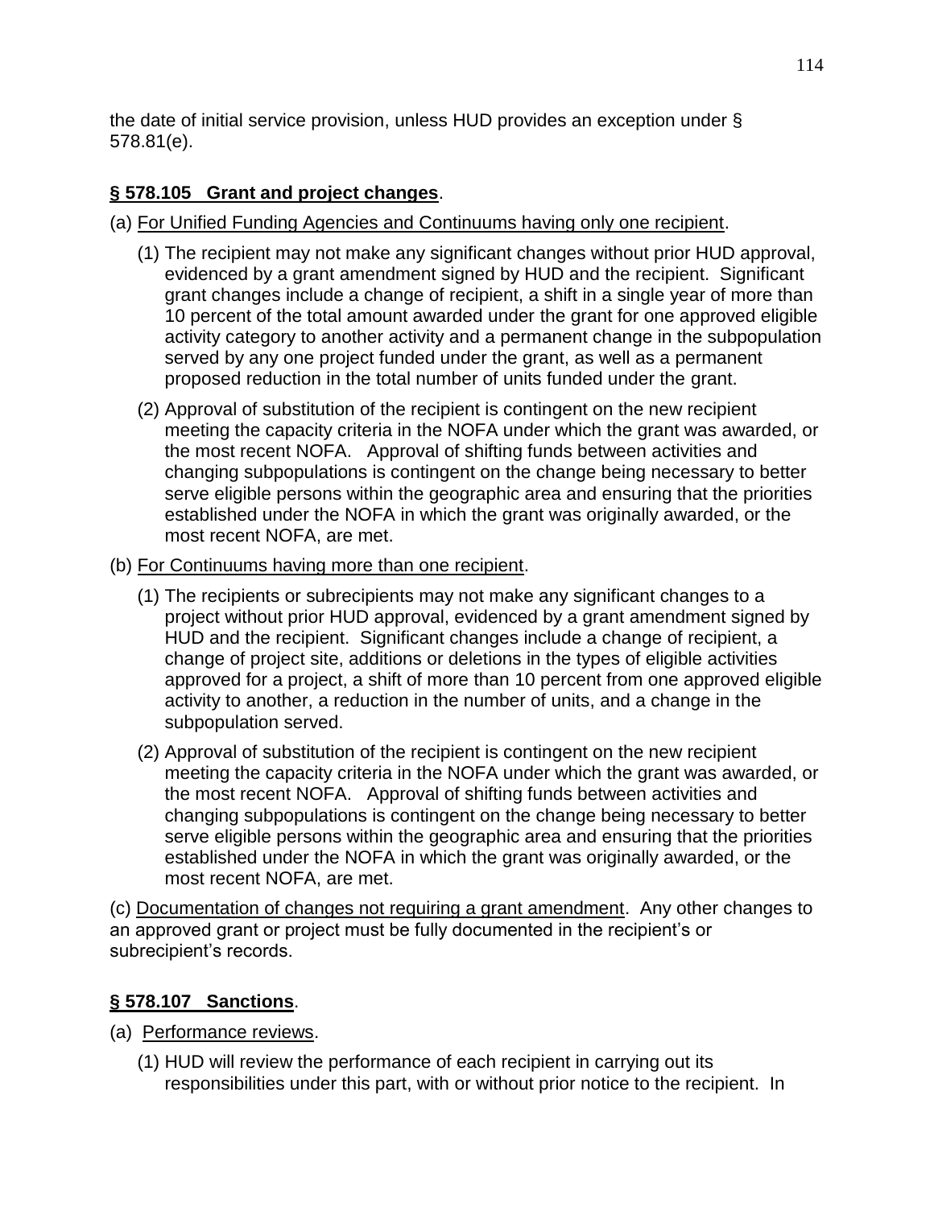the date of initial service provision, unless HUD provides an exception under § 578.81(e).

## § 578.105 Grant and project changes.

(a) For Unified Funding Agencies and Continuums having only one recipient.

(1) The recipient may not make any significant changes without prior HUD approval, evidenced by a grant amendment signed by HUD and the recipient. Significant grant changes include a change of recipient, a shift in a single year of more than 10 percent of the total amount awarded under the grant for one approved eligible activity category to another activity and a permanent change in the subpopulation served by any one project funded under the grant, as well as a permanent proposed reduction in the total number of units funded under the grant.

(2) Approval of substitution of the recipient is contingent on the new recipient meeting the capacity criteria in the NOFA under which the grant was awarded, or the most recent NOFA. Approval of shifting funds between activities and changing subpopulations is contingent on the change being necessary to better serve eligible persons within the geographic area and ensuring that the priorities established under the NOFA in which the grant was originally awarded, or the most recent NOFA, are met.

(b) For Continuums having more than one recipient.

(1) The recipients or subrecipients may not make any significant changes to a project without prior HUD approval, evidenced by a grant amendment signed by HUD and the recipient. Significant changes include a change of recipient, a change of project site, additions or deletions in the types of eligible activities approved for a project, a shift of more than 10 percent from one approved eligible activity to another, a reduction in the number of units, and a change in the subpopulation served.

(2) Approval of substitution of the recipient is contingent on the new recipient meeting the capacity criteria in the NOFA under which the grant was awarded, or the most recent NOFA. Approval of shifting funds between activities and changing subpopulations is contingent on the change being necessary to better serve eligible persons within the geographic area and ensuring that the priorities established under the NOFA in which the grant was originally awarded, or the most recent NOFA, are met.

(c) Documentation of changes not requiring a grant amendment. Any other changes to an approved grant or project must be fully documented in the recipient's or subrecipient's records.

## § 578.107 Sanctions.

(a) Performance reviews.

(1) HUD will review the performance of each recipient in carrying out its responsibilities under this part, with or without prior notice to the recipient. In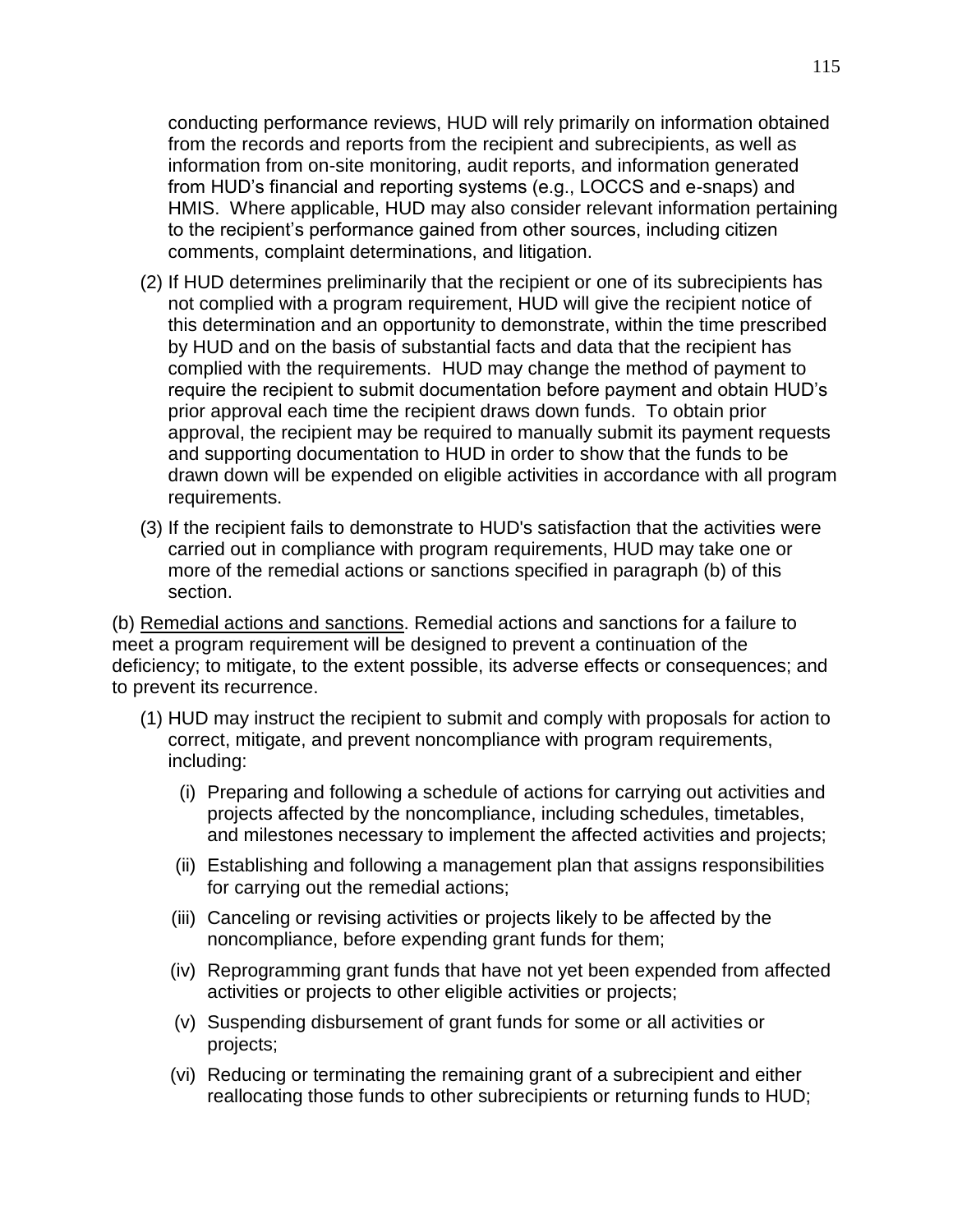conducting performance reviews, HUD will rely primarily on information obtained from the records and reports from the recipient and subrecipients, as well as information from on-site monitoring, audit reports, and information generated from HUD's financial and reporting systems (e.g., LOCCS and e-snaps) and HMIS. Where applicable, HUD may also consider relevant information pertaining to the recipient's performance gained from other sources, including citizen comments, complaint determinations, and litigation.

(2) If HUD determines preliminarily that the recipient or one of its subrecipients has not complied with a program requirement, HUD will give the recipient notice of this determination and an opportunity to demonstrate, within the time prescribed by HUD and on the basis of substantial facts and data that the recipient has complied with the requirements. HUD may change the method of payment to require the recipient to submit documentation before payment and obtain HUD's prior approval each time the recipient draws down funds. To obtain prior approval, the recipient may be required to manually submit its payment requests and supporting documentation to HUD in order to show that the funds to be drawn down will be expended on eligible activities in accordance with all program requirements.

(3) If the recipient fails to demonstrate to HUD's satisfaction that the activities were carried out in compliance with program requirements, HUD may take one or more of the remedial actions or sanctions specified in paragraph (b) of this section.

(b) <u>Remedial actions and sanctions</u>. Remedial actions and sanctions for a failure to meet a program requirement will be designed to prevent a continuation of the deficiency; to mitigate, to the extent possible, its adverse effects or consequences; and to prevent its recurrence.

(1) HUD may instruct the recipient to submit and comply with proposals for action to correct, mitigate, and prevent noncompliance with program requirements, including:

(i) Preparing and following a schedule of actions for carrying out activities and projects affected by the noncompliance, including schedules, timetables, and milestones necessary to implement the affected activities and projects;

(ii) Establishing and following a management plan that assigns responsibilities for carrying out the remedial actions;

(iii) Canceling or revising activities or projects likely to be affected by the noncompliance, before expending grant funds for them;

(iv) Reprogramming grant funds that have not yet been expended from affected activities or projects to other eligible activities or projects;

(v) Suspending disbursement of grant funds for some or all activities or projects;

(vi) Reducing or terminating the remaining grant of a subrecipient and either reallocating those funds to other subrecipients or returning funds to HUD;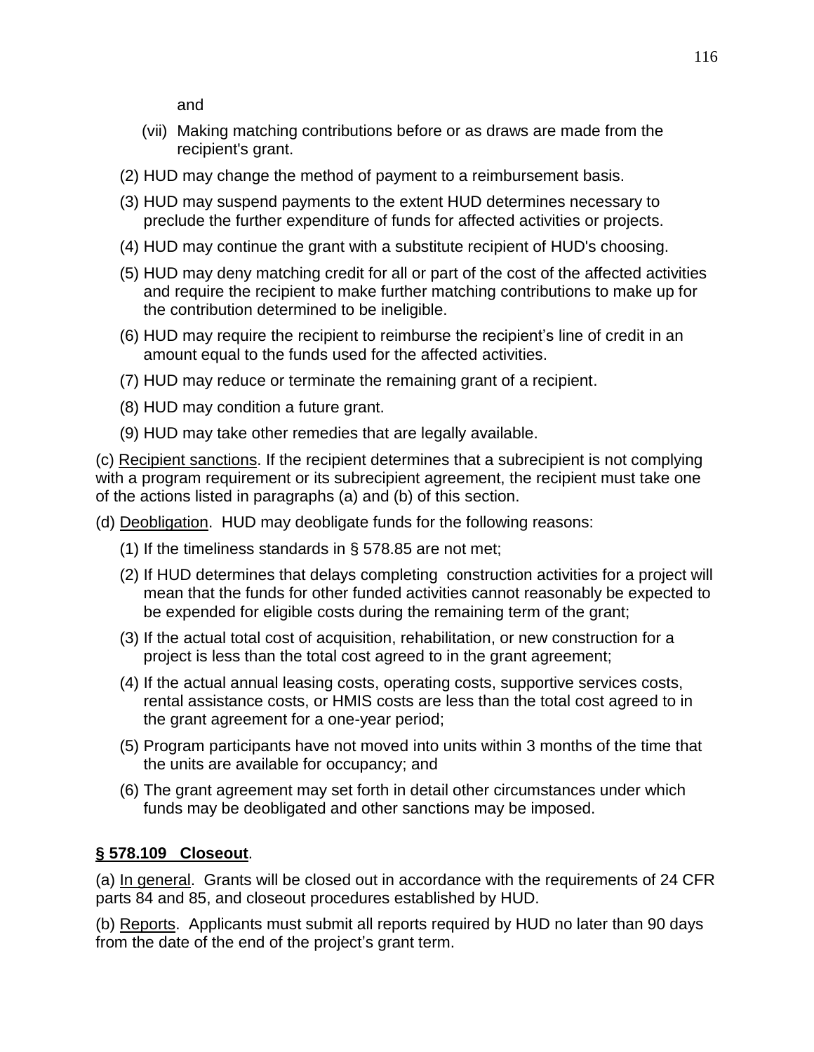and

(vii) Making matching contributions before or as draws are made from the recipient's grant.

(2) HUD may change the method of payment to a reimbursement basis.

(3) HUD may suspend payments to the extent HUD determines necessary to preclude the further expenditure of funds for affected activities or projects.

(4) HUD may continue the grant with a substitute recipient of HUD's choosing.

(5) HUD may deny matching credit for all or part of the cost of the affected activities and require the recipient to make further matching contributions to make up for the contribution determined to be ineligible.

(6) HUD may require the recipient to reimburse the recipient's line of credit in an amount equal to the funds used for the affected activities.

(7) HUD may reduce or terminate the remaining grant of a recipient.

(8) HUD may condition a future grant.

(9) HUD may take other remedies that are legally available.

(c) Recipient sanctions. If the recipient determines that a subrecipient is not complying with a program requirement or its subrecipient agreement, the recipient must take one of the actions listed in paragraphs (a) and (b) of this section.

(d) Deobligation. HUD may deobligate funds for the following reasons:

(1) If the timeliness standards in § 578.85 are not met;

(2) If HUD determines that delays completing construction activities for a project will mean that the funds for other funded activities cannot reasonably be expected to be expended for eligible costs during the remaining term of the grant;

(3) If the actual total cost of acquisition, rehabilitation, or new construction for a project is less than the total cost agreed to in the grant agreement;

(4) If the actual annual leasing costs, operating costs, supportive services costs, rental assistance costs, or HMIS costs are less than the total cost agreed to in the grant agreement for a one-year period;

(5) Program participants have not moved into units within 3 months of the time that the units are available for occupancy; and

(6) The grant agreement may set forth in detail other circumstances under which funds may be deobligated and other sanctions may be imposed.

## **§ 578.109 Closeout**.

(a) In general. Grants will be closed out in accordance with the requirements of 24 CFR parts 84 and 85, and closeout procedures established by HUD.

(b) Reports. Applicants must submit all reports required by HUD no later than 90 days from the date of the end of the project's grant term.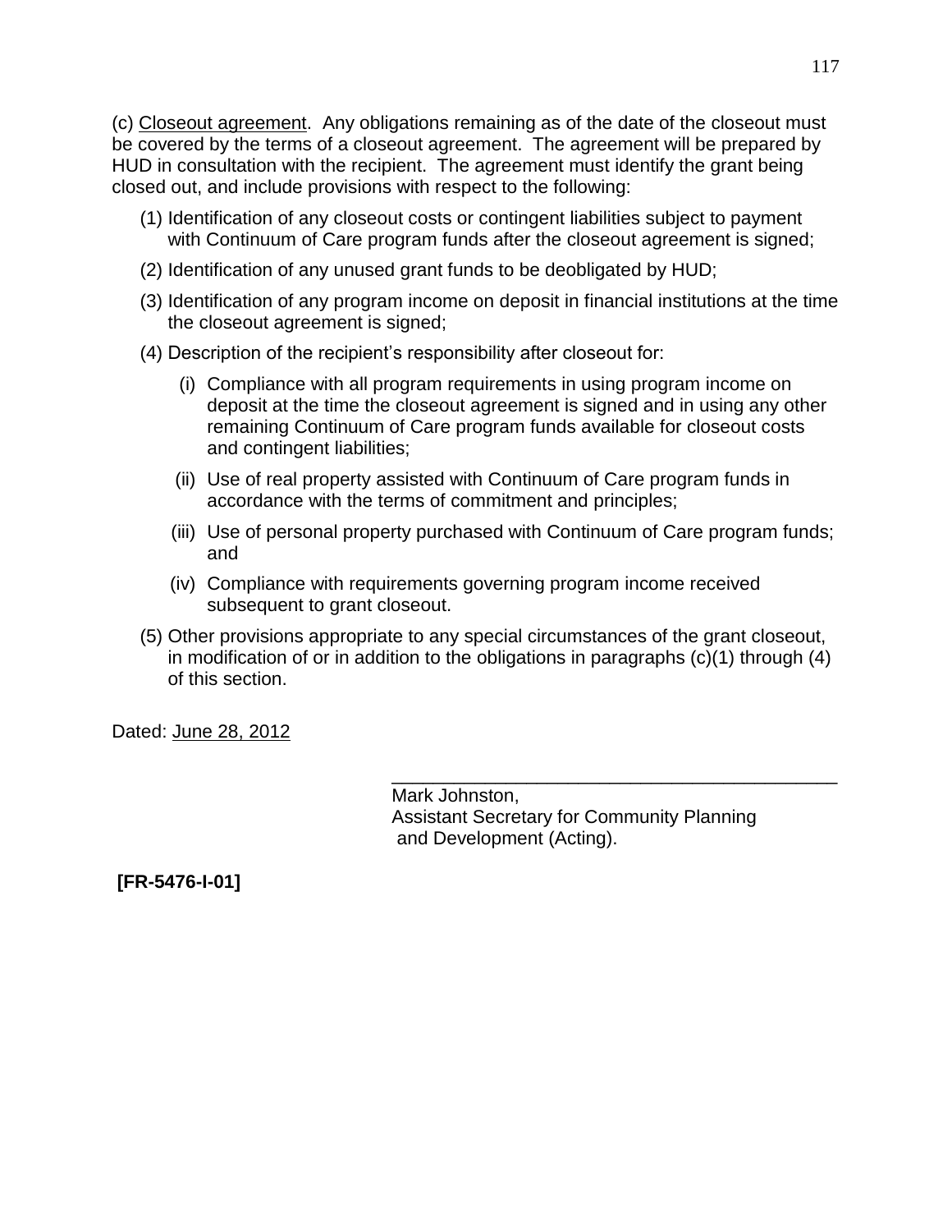(c) Closeout agreement. Any obligations remaining as of the date of the closeout must be covered by the terms of a closeout agreement. The agreement will be prepared by HUD in consultation with the recipient. The agreement must identify the grant being closed out, and include provisions with respect to the following:

(1) Identification of any closeout costs or contingent liabilities subject to payment with Continuum of Care program funds after the closeout agreement is signed;

(2) Identification of any unused grant funds to be deobligated by HUD;

(3) Identification of any program income on deposit in financial institutions at the time the closeout agreement is signed;

(4) Description of the recipient's responsibility after closeout for:

(i) Compliance with all program requirements in using program income on deposit at the time the closeout agreement is signed and in using any other remaining Continuum of Care program funds available for closeout costs and contingent liabilities;

(ii) Use of real property assisted with Continuum of Care program funds in accordance with the terms of commitment and principles;

(iii) Use of personal property purchased with Continuum of Care program funds; and

(iv) Compliance with requirements governing program income received subsequent to grant closeout.

(5) Other provisions appropriate to any special circumstances of the grant closeout, in modification of or in addition to the obligations in paragraphs (c)(1) through (4) of this section.

Dated: June 28, 2012

\_\_\_\_\_\_\_\_\_\_\_\_\_\_\_\_\_\_\_\_\_\_\_\_\_\_\_\_\_\_\_\_\_\_\_\_\_\_\_\_\_\_

Mark Johnston,
Assistant Secretary for Community Planning
and Development (Acting).

**[FR-5476-I-01]**